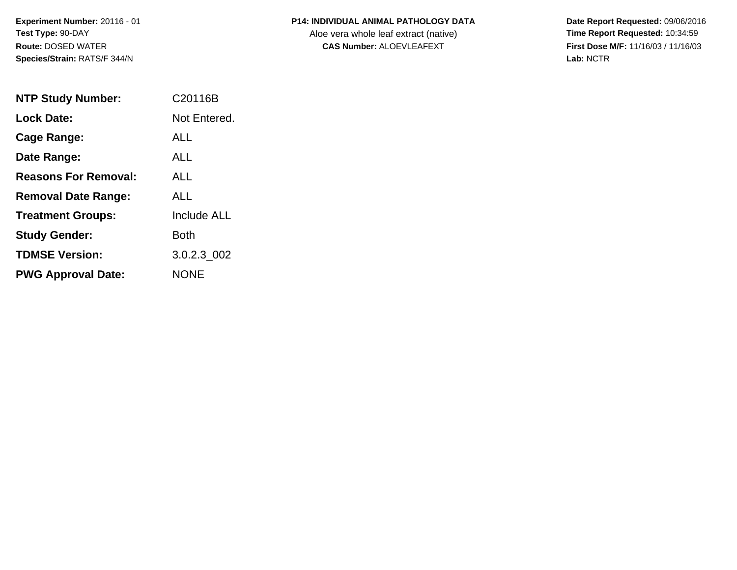**Experiment Number:** 20116 - 01
**Test Type:** 90-DAY
**Route:** DOSED WATER
**Species/Strain:** RATS/F 344/N

**P14: INDIVIDUAL ANIMAL PATHOLOGY DATA**
Aloe vera whole leaf extract (native)
**CAS Number:** ALOEVLEAFEXT

**Date Report Requested:** 09/06/2016
**Time Report Requested:** 10:34:59
**First Dose M/F:** 11/16/03 / 11/16/03
**Lab:** NCTR

| | |
|---|---|
| **NTP Study Number:** | C20116B |
| **Lock Date:** | Not Entered. |
| **Cage Range:** | ALL |
| **Date Range:** | ALL |
| **Reasons For Removal:** | ALL |
| **Removal Date Range:** | ALL |
| **Treatment Groups:** | Include ALL |
| **Study Gender:** | Both |
| **TDMSE Version:** | 3.0.2.3_002 |
| **PWG Approval Date:** | NONE |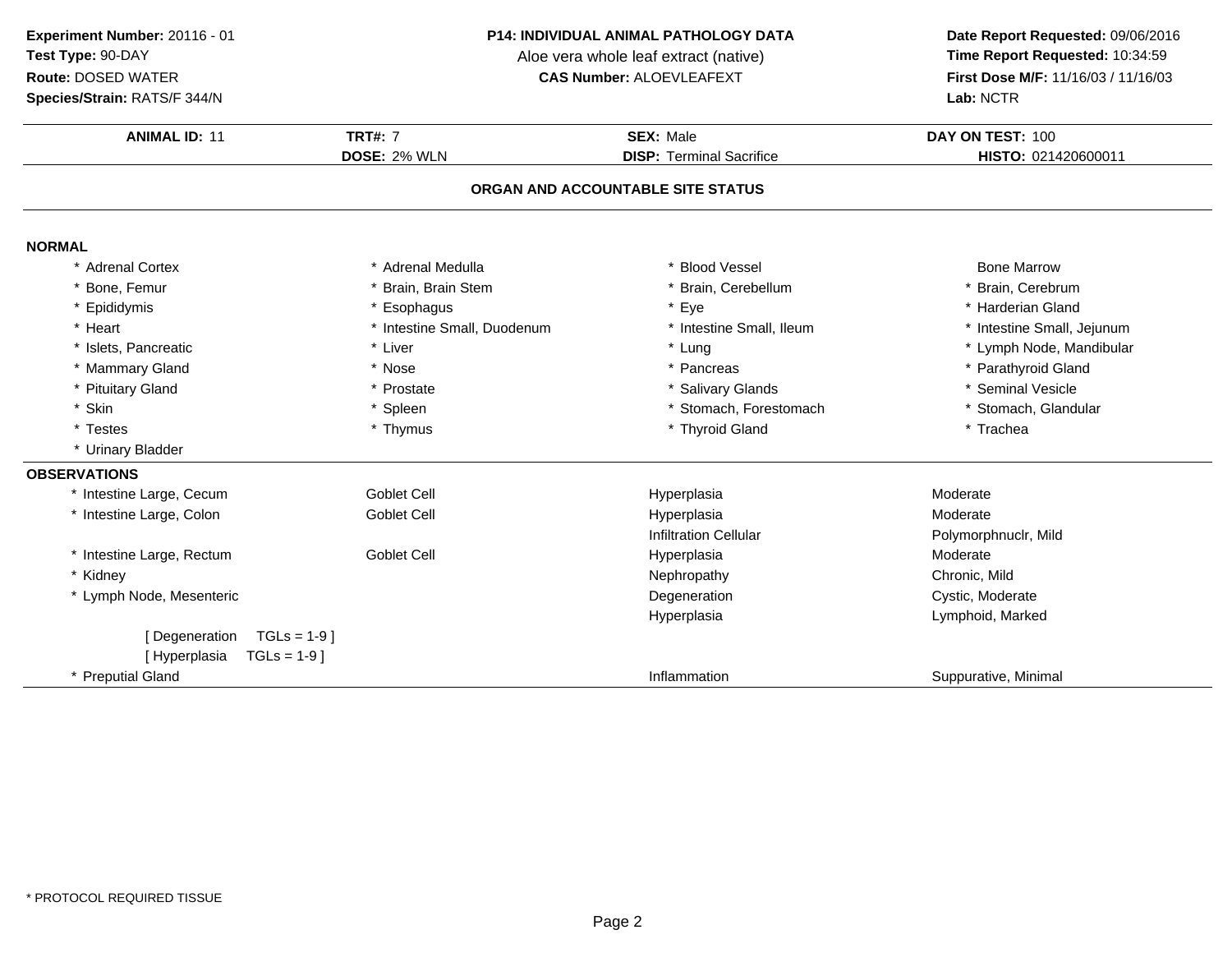**Experiment Number:** 20116 - 01
**Test Type:** 90-DAY
**Route:** DOSED WATER
**Species/Strain:** RATS/F 344/N

**P14: INDIVIDUAL ANIMAL PATHOLOGY DATA**
Aloe vera whole leaf extract (native)
**CAS Number:** ALOEVLEAFEXT

**Date Report Requested:** 09/06/2016
**Time Report Requested:** 10:34:59
**First Dose M/F:** 11/16/03 / 11/16/03
**Lab:** NCTR

| **ANIMAL ID:** 11 | **TRT#:** 7 | **SEX:** Male | **DAY ON TEST:** 100 |
|---|---|---|---|
| | **DOSE:** 2% WLN | **DISP:** Terminal Sacrifice | **HISTO:** 021420600011 |

## ORGAN AND ACCOUNTABLE SITE STATUS

**NORMAL**

| | | | |
|---|---|---|---|
| * Adrenal Cortex | * Adrenal Medulla | * Blood Vessel | Bone Marrow |
| * Bone, Femur | * Brain, Brain Stem | * Brain, Cerebellum | * Brain, Cerebrum |
| * Epididymis | * Esophagus | * Eye | * Harderian Gland |
| * Heart | * Intestine Small, Duodenum | * Intestine Small, Ileum | * Intestine Small, Jejunum |
| * Islets, Pancreatic | * Liver | * Lung | * Lymph Node, Mandibular |
| * Mammary Gland | * Nose | * Pancreas | * Parathyroid Gland |
| * Pituitary Gland | * Prostate | * Salivary Glands | * Seminal Vesicle |
| * Skin | * Spleen | * Stomach, Forestomach | * Stomach, Glandular |
| * Testes | * Thymus | * Thyroid Gland | * Trachea |
| * Urinary Bladder | | | |

**OBSERVATIONS**

| | | | |
|---|---|---|---|
| * Intestine Large, Cecum | Goblet Cell | Hyperplasia | Moderate |
| * Intestine Large, Colon | Goblet Cell | Hyperplasia | Moderate |
| | | Infiltration Cellular | Polymorphnuclr, Mild |
| * Intestine Large, Rectum | Goblet Cell | Hyperplasia | Moderate |
| * Kidney | | Nephropathy | Chronic, Mild |
| * Lymph Node, Mesenteric | | Degeneration | Cystic, Moderate |
| | | Hyperplasia | Lymphoid, Marked |
| [ Degeneration TGLs = 1-9 ] | | | |
| [ Hyperplasia TGLs = 1-9 ] | | | |
| * Preputial Gland | | Inflammation | Suppurative, Minimal |

* PROTOCOL REQUIRED TISSUE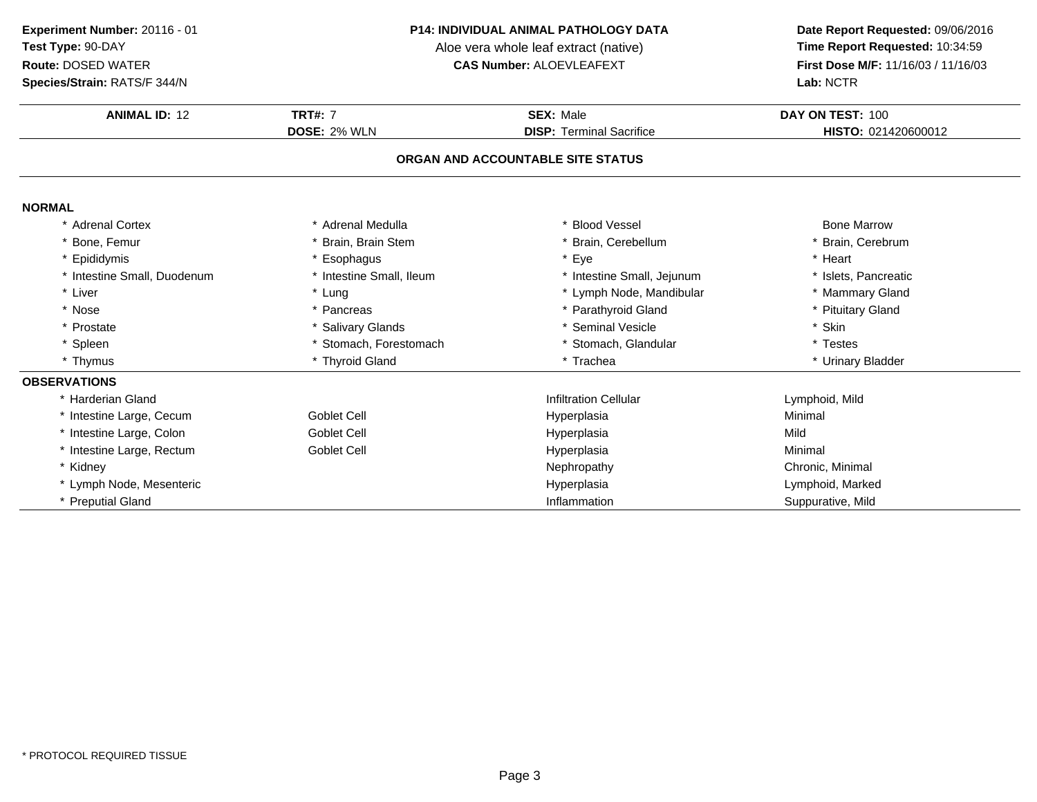**Experiment Number:** 20116 - 01
**Test Type:** 90-DAY
**Route:** DOSED WATER
**Species/Strain:** RATS/F 344/N

**P14: INDIVIDUAL ANIMAL PATHOLOGY DATA**
Aloe vera whole leaf extract (native)
**CAS Number:** ALOEVLEAFEXT

**Date Report Requested:** 09/06/2016
**Time Report Requested:** 10:34:59
**First Dose M/F:** 11/16/03 / 11/16/03
**Lab:** NCTR

| **ANIMAL ID:** 12 | **TRT#:** 7 | **SEX:** Male | **DAY ON TEST:** 100 |
|---|---|---|---|
| | **DOSE:** 2% WLN | **DISP:** Terminal Sacrifice | **HISTO:** 021420600012 |

## ORGAN AND ACCOUNTABLE SITE STATUS

### NORMAL

| | | | |
|---|---|---|---|
| * Adrenal Cortex | * Adrenal Medulla | * Blood Vessel | Bone Marrow |
| * Bone, Femur | * Brain, Brain Stem | * Brain, Cerebellum | * Brain, Cerebrum |
| * Epididymis | * Esophagus | * Eye | * Heart |
| * Intestine Small, Duodenum | * Intestine Small, Ileum | * Intestine Small, Jejunum | * Islets, Pancreatic |
| * Liver | * Lung | * Lymph Node, Mandibular | * Mammary Gland |
| * Nose | * Pancreas | * Parathyroid Gland | * Pituitary Gland |
| * Prostate | * Salivary Glands | * Seminal Vesicle | * Skin |
| * Spleen | * Stomach, Forestomach | * Stomach, Glandular | * Testes |
| * Thymus | * Thyroid Gland | * Trachea | * Urinary Bladder |

### OBSERVATIONS

| | | | |
|---|---|---|---|
| * Harderian Gland | | Infiltration Cellular | Lymphoid, Mild |
| * Intestine Large, Cecum | Goblet Cell | Hyperplasia | Minimal |
| * Intestine Large, Colon | Goblet Cell | Hyperplasia | Mild |
| * Intestine Large, Rectum | Goblet Cell | Hyperplasia | Minimal |
| * Kidney | | Nephropathy | Chronic, Minimal |
| * Lymph Node, Mesenteric | | Hyperplasia | Lymphoid, Marked |
| * Preputial Gland | | Inflammation | Suppurative, Mild |

* PROTOCOL REQUIRED TISSUE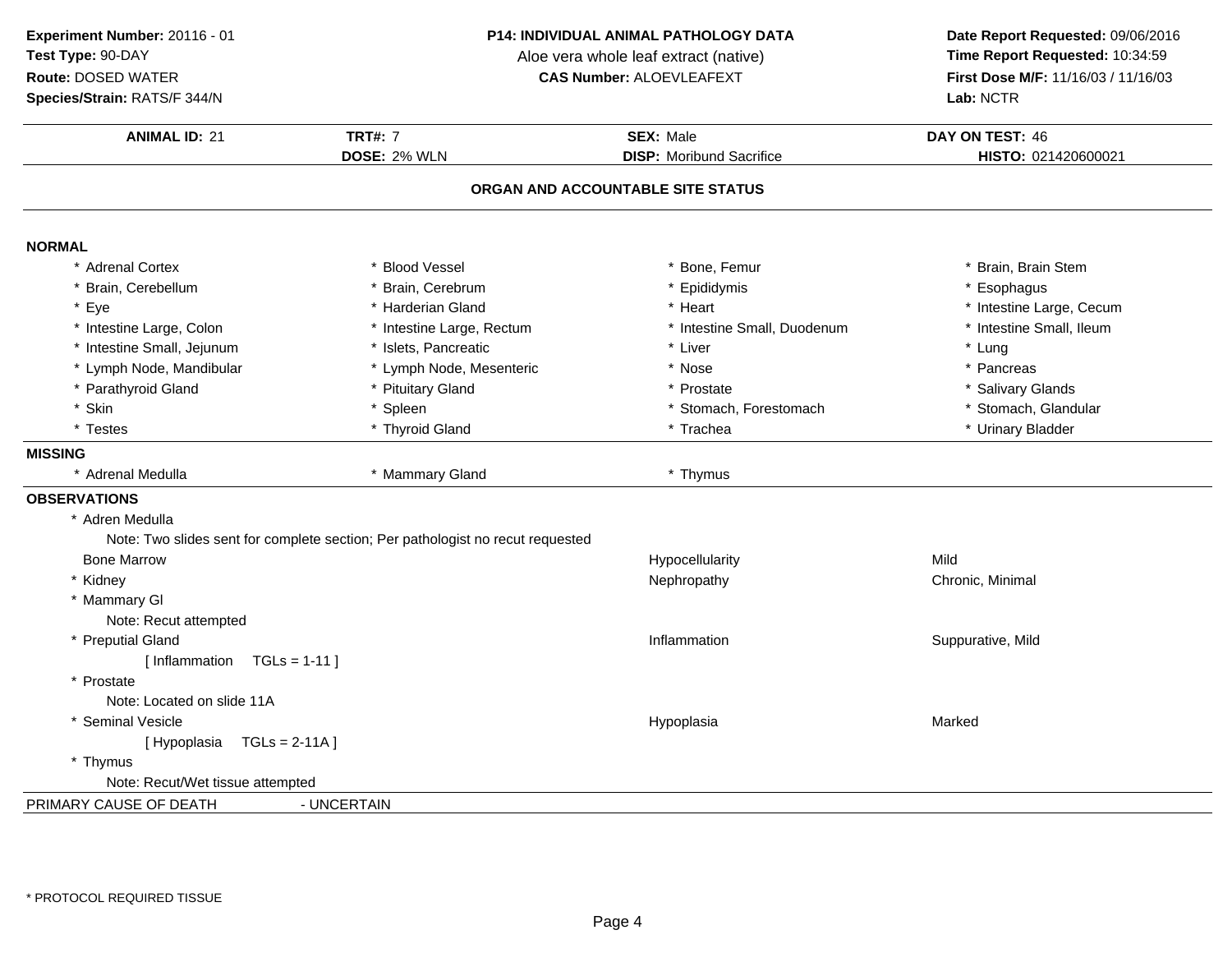**Experiment Number:** 20116 - 01
**Test Type:** 90-DAY
**Route:** DOSED WATER
**Species/Strain:** RATS/F 344/N

**P14: INDIVIDUAL ANIMAL PATHOLOGY DATA**
Aloe vera whole leaf extract (native)
**CAS Number:** ALOEVLEAFEXT

**Date Report Requested:** 09/06/2016
**Time Report Requested:** 10:34:59
**First Dose M/F:** 11/16/03 / 11/16/03
**Lab:** NCTR

| **ANIMAL ID:** 21 | **TRT#:** 7 | **SEX:** Male | **DAY ON TEST:** 46 |
|---|---|---|---|
| | **DOSE:** 2% WLN | **DISP:** Moribund Sacrifice | **HISTO:** 021420600021 |

## ORGAN AND ACCOUNTABLE SITE STATUS

### NORMAL

| | | | |
|---|---|---|---|
| * Adrenal Cortex | * Blood Vessel | * Bone, Femur | * Brain, Brain Stem |
| * Brain, Cerebellum | * Brain, Cerebrum | * Epididymis | * Esophagus |
| * Eye | * Harderian Gland | * Heart | * Intestine Large, Cecum |
| * Intestine Large, Colon | * Intestine Large, Rectum | * Intestine Small, Duodenum | * Intestine Small, Ileum |
| * Intestine Small, Jejunum | * Islets, Pancreatic | * Liver | * Lung |
| * Lymph Node, Mandibular | * Lymph Node, Mesenteric | * Nose | * Pancreas |
| * Parathyroid Gland | * Pituitary Gland | * Prostate | * Salivary Glands |
| * Skin | * Spleen | * Stomach, Forestomach | * Stomach, Glandular |
| * Testes | * Thyroid Gland | * Trachea | * Urinary Bladder |

### MISSING

| | | |
|---|---|---|
| * Adrenal Medulla | * Mammary Gland | * Thymus |

### OBSERVATIONS

| Organ | Observation | Severity |
|---|---|---|
| * Adren Medulla | | |
| Note: Two slides sent for complete section; Per pathologist no recut requested | | |
| Bone Marrow | Hypocellularity | Mild |
| * Kidney | Nephropathy | Chronic, Minimal |
| * Mammary Gl | | |
| Note: Recut attempted | | |
| * Preputial Gland | Inflammation | Suppurative, Mild |
| [ Inflammation TGLs = 1-11 ] | | |
| * Prostate | | |
| Note: Located on slide 11A | | |
| * Seminal Vesicle | Hypoplasia | Marked |
| [ Hypoplasia TGLs = 2-11A ] | | |
| * Thymus | | |
| Note: Recut/Wet tissue attempted | | |

PRIMARY CAUSE OF DEATH - UNCERTAIN

* PROTOCOL REQUIRED TISSUE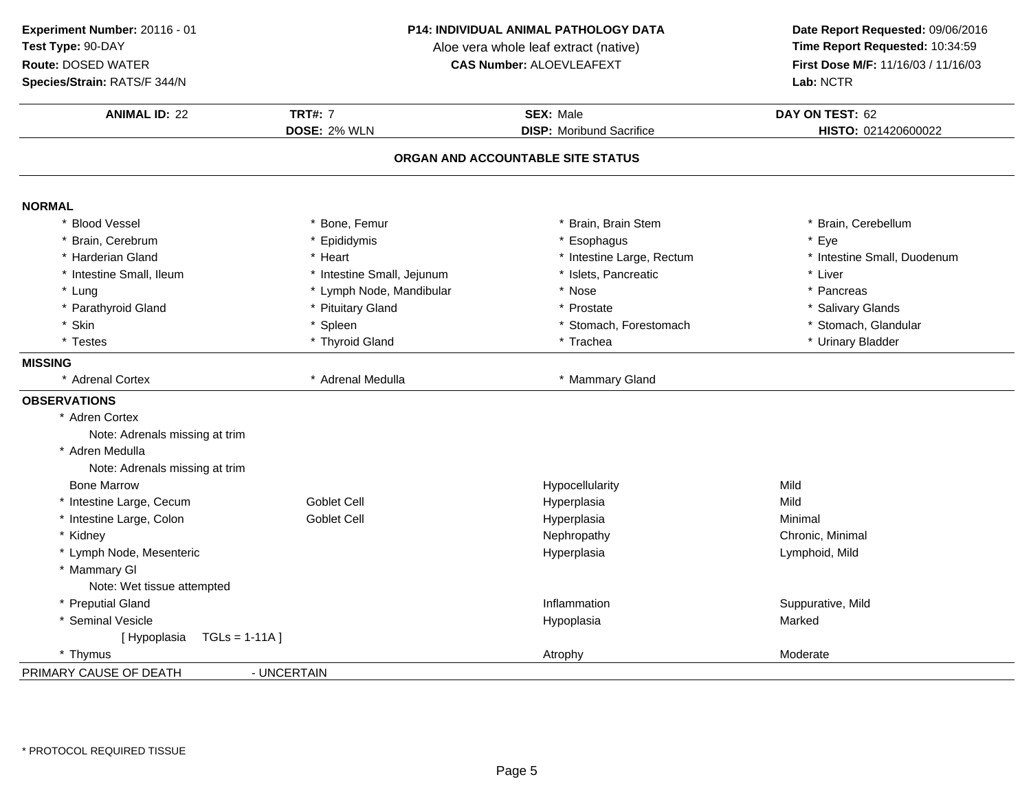**Experiment Number:** 20116 - 01
**Test Type:** 90-DAY
**Route:** DOSED WATER
**Species/Strain:** RATS/F 344/N

**P14: INDIVIDUAL ANIMAL PATHOLOGY DATA**
Aloe vera whole leaf extract (native)
**CAS Number:** ALOEVLEAFEXT

**Date Report Requested:** 09/06/2016
**Time Report Requested:** 10:34:59
**First Dose M/F:** 11/16/03 / 11/16/03
**Lab:** NCTR

| **ANIMAL ID:** 22 | **TRT#:** 7 | **SEX:** Male | **DAY ON TEST:** 62 |
|---|---|---|---|
| | **DOSE:** 2% WLN | **DISP:** Moribund Sacrifice | **HISTO:** 021420600022 |

## ORGAN AND ACCOUNTABLE SITE STATUS

### NORMAL

| | | | |
|---|---|---|---|
| * Blood Vessel | * Bone, Femur | * Brain, Brain Stem | * Brain, Cerebellum |
| * Brain, Cerebrum | * Epididymis | * Esophagus | * Eye |
| * Harderian Gland | * Heart | * Intestine Large, Rectum | * Intestine Small, Duodenum |
| * Intestine Small, Ileum | * Intestine Small, Jejunum | * Islets, Pancreatic | * Liver |
| * Lung | * Lymph Node, Mandibular | * Nose | * Pancreas |
| * Parathyroid Gland | * Pituitary Gland | * Prostate | * Salivary Glands |
| * Skin | * Spleen | * Stomach, Forestomach | * Stomach, Glandular |
| * Testes | * Thyroid Gland | * Trachea | * Urinary Bladder |

### MISSING

| | | |
|---|---|---|
| * Adrenal Cortex | * Adrenal Medulla | * Mammary Gland |

### OBSERVATIONS

| | | | |
|---|---|---|---|
| * Adren Cortex | | | |
| Note: Adrenals missing at trim | | | |
| * Adren Medulla | | | |
| Note: Adrenals missing at trim | | | |
| Bone Marrow | | Hypocellularity | Mild |
| * Intestine Large, Cecum | Goblet Cell | Hyperplasia | Mild |
| * Intestine Large, Colon | Goblet Cell | Hyperplasia | Minimal |
| * Kidney | | Nephropathy | Chronic, Minimal |
| * Lymph Node, Mesenteric | | Hyperplasia | Lymphoid, Mild |
| * Mammary Gl | | | |
| Note: Wet tissue attempted | | | |
| * Preputial Gland | | Inflammation | Suppurative, Mild |
| * Seminal Vesicle | | Hypoplasia | Marked |
| [ Hypoplasia TGLs = 1-11A ] | | | |
| * Thymus | | Atrophy | Moderate |

PRIMARY CAUSE OF DEATH - UNCERTAIN

* PROTOCOL REQUIRED TISSUE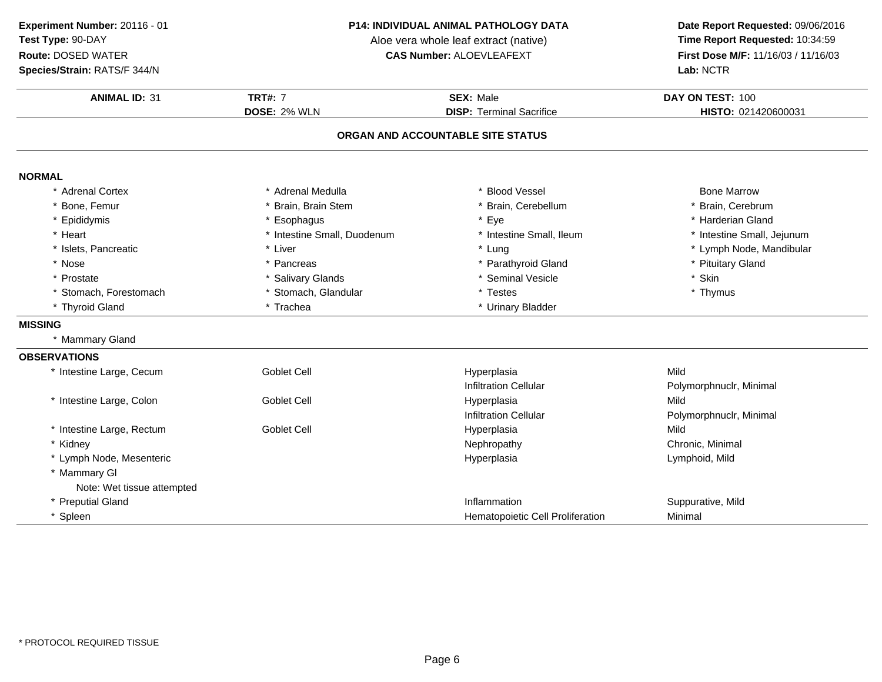**Experiment Number:** 20116 - 01
**Test Type:** 90-DAY
**Route:** DOSED WATER
**Species/Strain:** RATS/F 344/N

**P14: INDIVIDUAL ANIMAL PATHOLOGY DATA**
Aloe vera whole leaf extract (native)
**CAS Number:** ALOEVLEAFEXT

**Date Report Requested:** 09/06/2016
**Time Report Requested:** 10:34:59
**First Dose M/F:** 11/16/03 / 11/16/03
**Lab:** NCTR

| **ANIMAL ID:** 31 | **TRT#:** 7 | **SEX:** Male | **DAY ON TEST:** 100 |
|---|---|---|---|
| | **DOSE:** 2% WLN | **DISP:** Terminal Sacrifice | **HISTO:** 021420600031 |

## ORGAN AND ACCOUNTABLE SITE STATUS

**NORMAL**

| | | | |
|---|---|---|---|
| * Adrenal Cortex | * Adrenal Medulla | * Blood Vessel | Bone Marrow |
| * Bone, Femur | * Brain, Brain Stem | * Brain, Cerebellum | * Brain, Cerebrum |
| * Epididymis | * Esophagus | * Eye | * Harderian Gland |
| * Heart | * Intestine Small, Duodenum | * Intestine Small, Ileum | * Intestine Small, Jejunum |
| * Islets, Pancreatic | * Liver | * Lung | * Lymph Node, Mandibular |
| * Nose | * Pancreas | * Parathyroid Gland | * Pituitary Gland |
| * Prostate | * Salivary Glands | * Seminal Vesicle | * Skin |
| * Stomach, Forestomach | * Stomach, Glandular | * Testes | * Thymus |
| * Thyroid Gland | * Trachea | * Urinary Bladder | |

**MISSING**

* Mammary Gland

**OBSERVATIONS**

| | | | |
|---|---|---|---|
| * Intestine Large, Cecum | Goblet Cell | Hyperplasia | Mild |
| | | Infiltration Cellular | Polymorphnuclr, Minimal |
| * Intestine Large, Colon | Goblet Cell | Hyperplasia | Mild |
| | | Infiltration Cellular | Polymorphnuclr, Minimal |
| * Intestine Large, Rectum | Goblet Cell | Hyperplasia | Mild |
| * Kidney | | Nephropathy | Chronic, Minimal |
| * Lymph Node, Mesenteric | | Hyperplasia | Lymphoid, Mild |
| * Mammary Gl<br>Note: Wet tissue attempted | | | |
| * Preputial Gland | | Inflammation | Suppurative, Mild |
| * Spleen | | Hematopoietic Cell Proliferation | Minimal |

* PROTOCOL REQUIRED TISSUE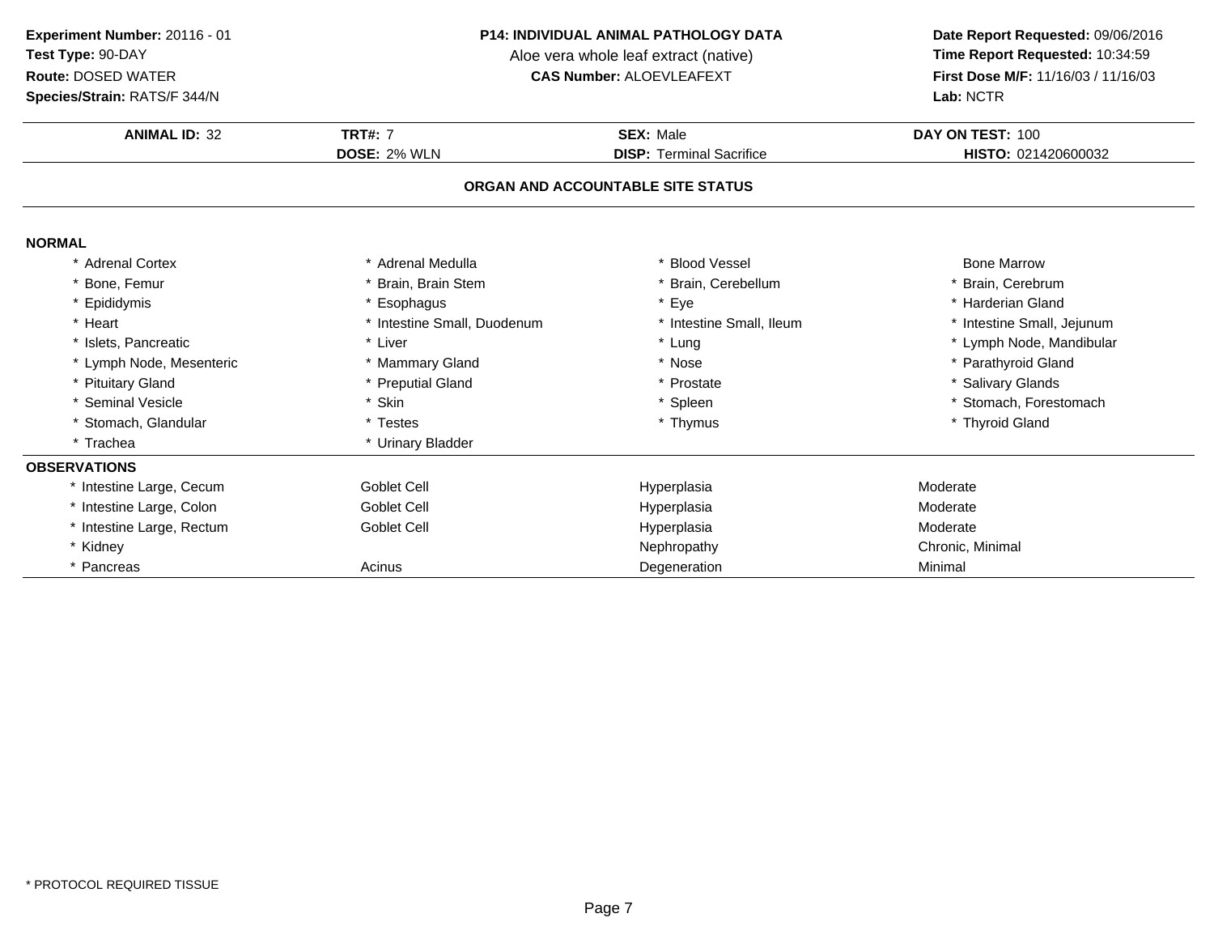**Experiment Number:** 20116 - 01
**Test Type:** 90-DAY
**Route:** DOSED WATER
**Species/Strain:** RATS/F 344/N

**P14: INDIVIDUAL ANIMAL PATHOLOGY DATA**
Aloe vera whole leaf extract (native)
**CAS Number:** ALOEVLEAFEXT

**Date Report Requested:** 09/06/2016
**Time Report Requested:** 10:34:59
**First Dose M/F:** 11/16/03 / 11/16/03
**Lab:** NCTR

| **ANIMAL ID:** 32 | **TRT#:** 7 | **SEX:** Male | **DAY ON TEST:** 100 |
|---|---|---|---|
| | **DOSE:** 2% WLN | **DISP:** Terminal Sacrifice | **HISTO:** 021420600032 |

## ORGAN AND ACCOUNTABLE SITE STATUS

### NORMAL

| | | | |
|---|---|---|---|
| * Adrenal Cortex | * Adrenal Medulla | * Blood Vessel | Bone Marrow |
| * Bone, Femur | * Brain, Brain Stem | * Brain, Cerebellum | * Brain, Cerebrum |
| * Epididymis | * Esophagus | * Eye | * Harderian Gland |
| * Heart | * Intestine Small, Duodenum | * Intestine Small, Ileum | * Intestine Small, Jejunum |
| * Islets, Pancreatic | * Liver | * Lung | * Lymph Node, Mandibular |
| * Lymph Node, Mesenteric | * Mammary Gland | * Nose | * Parathyroid Gland |
| * Pituitary Gland | * Preputial Gland | * Prostate | * Salivary Glands |
| * Seminal Vesicle | * Skin | * Spleen | * Stomach, Forestomach |
| * Stomach, Glandular | * Testes | * Thymus | * Thyroid Gland |
| * Trachea | * Urinary Bladder | | |

### OBSERVATIONS

| | | | |
|---|---|---|---|
| * Intestine Large, Cecum | Goblet Cell | Hyperplasia | Moderate |
| * Intestine Large, Colon | Goblet Cell | Hyperplasia | Moderate |
| * Intestine Large, Rectum | Goblet Cell | Hyperplasia | Moderate |
| * Kidney | | Nephropathy | Chronic, Minimal |
| * Pancreas | Acinus | Degeneration | Minimal |

* PROTOCOL REQUIRED TISSUE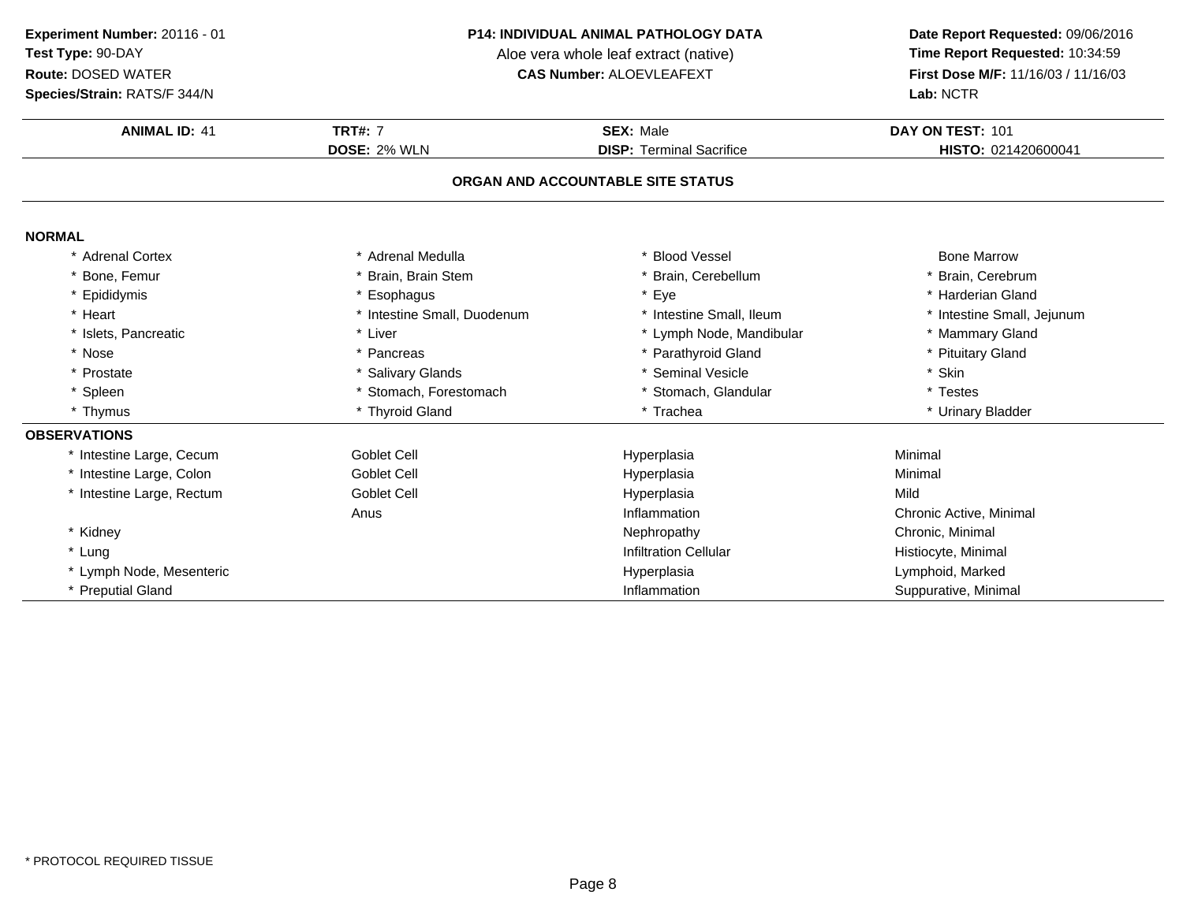**Experiment Number:** 20116 - 01
**Test Type:** 90-DAY
**Route:** DOSED WATER
**Species/Strain:** RATS/F 344/N

**P14: INDIVIDUAL ANIMAL PATHOLOGY DATA**
Aloe vera whole leaf extract (native)
**CAS Number:** ALOEVLEAFEXT

**Date Report Requested:** 09/06/2016
**Time Report Requested:** 10:34:59
**First Dose M/F:** 11/16/03 / 11/16/03
**Lab:** NCTR

| **ANIMAL ID:** 41 | **TRT#:** 7 | **SEX:** Male | **DAY ON TEST:** 101 |
|---|---|---|---|
| | **DOSE:** 2% WLN | **DISP:** Terminal Sacrifice | **HISTO:** 021420600041 |

## ORGAN AND ACCOUNTABLE SITE STATUS

### NORMAL

| | | | |
|---|---|---|---|
| * Adrenal Cortex | * Adrenal Medulla | * Blood Vessel | Bone Marrow |
| * Bone, Femur | * Brain, Brain Stem | * Brain, Cerebellum | * Brain, Cerebrum |
| * Epididymis | * Esophagus | * Eye | * Harderian Gland |
| * Heart | * Intestine Small, Duodenum | * Intestine Small, Ileum | * Intestine Small, Jejunum |
| * Islets, Pancreatic | * Liver | * Lymph Node, Mandibular | * Mammary Gland |
| * Nose | * Pancreas | * Parathyroid Gland | * Pituitary Gland |
| * Prostate | * Salivary Glands | * Seminal Vesicle | * Skin |
| * Spleen | * Stomach, Forestomach | * Stomach, Glandular | * Testes |
| * Thymus | * Thyroid Gland | * Trachea | * Urinary Bladder |

### OBSERVATIONS

| | | | |
|---|---|---|---|
| * Intestine Large, Cecum | Goblet Cell | Hyperplasia | Minimal |
| * Intestine Large, Colon | Goblet Cell | Hyperplasia | Minimal |
| * Intestine Large, Rectum | Goblet Cell | Hyperplasia | Mild |
| | Anus | Inflammation | Chronic Active, Minimal |
| * Kidney | | Nephropathy | Chronic, Minimal |
| * Lung | | Infiltration Cellular | Histiocyte, Minimal |
| * Lymph Node, Mesenteric | | Hyperplasia | Lymphoid, Marked |
| * Preputial Gland | | Inflammation | Suppurative, Minimal |

* PROTOCOL REQUIRED TISSUE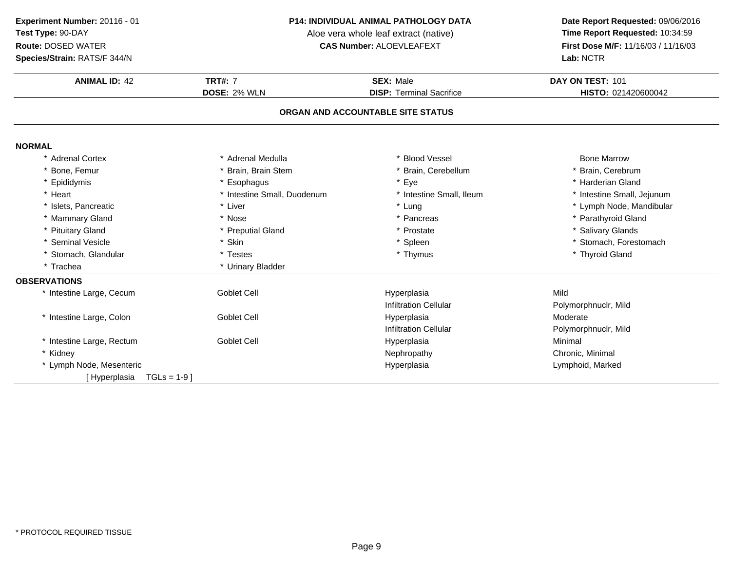**Experiment Number:** 20116 - 01
**Test Type:** 90-DAY
**Route:** DOSED WATER
**Species/Strain:** RATS/F 344/N

**P14: INDIVIDUAL ANIMAL PATHOLOGY DATA**
Aloe vera whole leaf extract (native)
**CAS Number:** ALOEVLEAFEXT

**Date Report Requested:** 09/06/2016
**Time Report Requested:** 10:34:59
**First Dose M/F:** 11/16/03 / 11/16/03
**Lab:** NCTR

| **ANIMAL ID:** 42 | **TRT#:** 7 | **SEX:** Male | **DAY ON TEST:** 101 |
|---|---|---|---|
| | **DOSE:** 2% WLN | **DISP:** Terminal Sacrifice | **HISTO:** 021420600042 |

## ORGAN AND ACCOUNTABLE SITE STATUS

### NORMAL

| | | | |
|---|---|---|---|
| * Adrenal Cortex | * Adrenal Medulla | * Blood Vessel | Bone Marrow |
| * Bone, Femur | * Brain, Brain Stem | * Brain, Cerebellum | * Brain, Cerebrum |
| * Epididymis | * Esophagus | * Eye | * Harderian Gland |
| * Heart | * Intestine Small, Duodenum | * Intestine Small, Ileum | * Intestine Small, Jejunum |
| * Islets, Pancreatic | * Liver | * Lung | * Lymph Node, Mandibular |
| * Mammary Gland | * Nose | * Pancreas | * Parathyroid Gland |
| * Pituitary Gland | * Preputial Gland | * Prostate | * Salivary Glands |
| * Seminal Vesicle | * Skin | * Spleen | * Stomach, Forestomach |
| * Stomach, Glandular | * Testes | * Thymus | * Thyroid Gland |
| * Trachea | * Urinary Bladder | | |

### OBSERVATIONS

| | | | |
|---|---|---|---|
| * Intestine Large, Cecum | Goblet Cell | Hyperplasia | Mild |
| | | Infiltration Cellular | Polymorphnuclr, Mild |
| * Intestine Large, Colon | Goblet Cell | Hyperplasia | Moderate |
| | | Infiltration Cellular | Polymorphnuclr, Mild |
| * Intestine Large, Rectum | Goblet Cell | Hyperplasia | Minimal |
| * Kidney | | Nephropathy | Chronic, Minimal |
| * Lymph Node, Mesenteric | | Hyperplasia | Lymphoid, Marked |
| [ Hyperplasia TGLs = 1-9 ] | | | |

* PROTOCOL REQUIRED TISSUE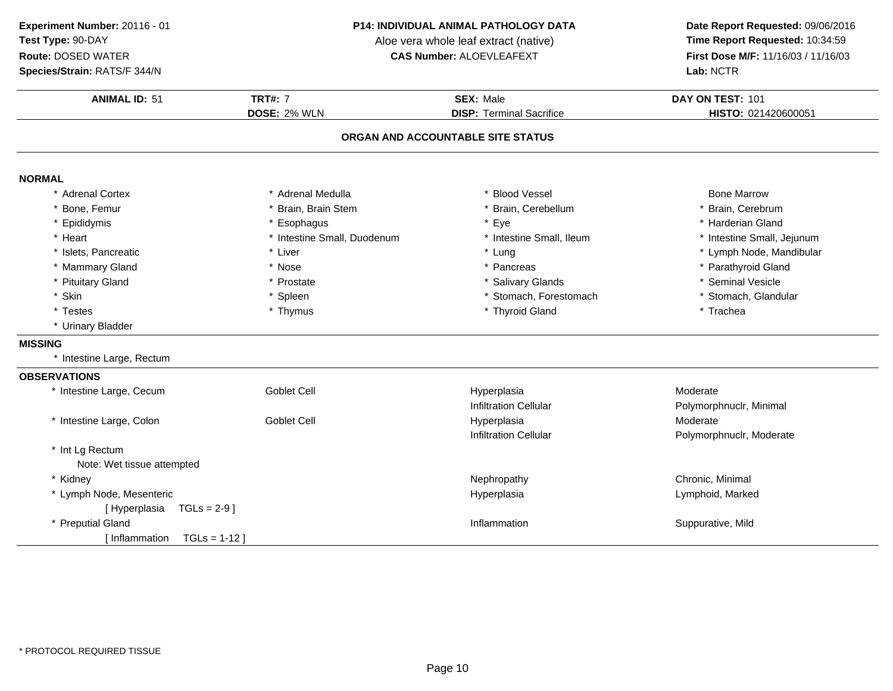**Experiment Number:** 20116 - 01
**Test Type:** 90-DAY
**Route:** DOSED WATER
**Species/Strain:** RATS/F 344/N

**P14: INDIVIDUAL ANIMAL PATHOLOGY DATA**
Aloe vera whole leaf extract (native)
**CAS Number:** ALOEVLEAFEXT

**Date Report Requested:** 09/06/2016
**Time Report Requested:** 10:34:59
**First Dose M/F:** 11/16/03 / 11/16/03
**Lab:** NCTR

| **ANIMAL ID:** 51 | **TRT#:** 7 | **SEX:** Male | **DAY ON TEST:** 101 |
|---|---|---|---|
| | **DOSE:** 2% WLN | **DISP:** Terminal Sacrifice | **HISTO:** 021420600051 |

**ORGAN AND ACCOUNTABLE SITE STATUS**

**NORMAL**

| | | | |
|---|---|---|---|
| * Adrenal Cortex | * Adrenal Medulla | * Blood Vessel | Bone Marrow |
| * Bone, Femur | * Brain, Brain Stem | * Brain, Cerebellum | * Brain, Cerebrum |
| * Epididymis | * Esophagus | * Eye | * Harderian Gland |
| * Heart | * Intestine Small, Duodenum | * Intestine Small, Ileum | * Intestine Small, Jejunum |
| * Islets, Pancreatic | * Liver | * Lung | * Lymph Node, Mandibular |
| * Mammary Gland | * Nose | * Pancreas | * Parathyroid Gland |
| * Pituitary Gland | * Prostate | * Salivary Glands | * Seminal Vesicle |
| * Skin | * Spleen | * Stomach, Forestomach | * Stomach, Glandular |
| * Testes | * Thymus | * Thyroid Gland | * Trachea |
| * Urinary Bladder | | | |

**MISSING**

* Intestine Large, Rectum

**OBSERVATIONS**

| | | | |
|---|---|---|---|
| * Intestine Large, Cecum | Goblet Cell | Hyperplasia | Moderate |
| | | Infiltration Cellular | Polymorphnuclr, Minimal |
| * Intestine Large, Colon | Goblet Cell | Hyperplasia | Moderate |
| | | Infiltration Cellular | Polymorphnuclr, Moderate |
| * Int Lg Rectum<br>Note: Wet tissue attempted | | | |
| * Kidney | | Nephropathy | Chronic, Minimal |
| * Lymph Node, Mesenteric<br>[ Hyperplasia TGLs = 2-9 ] | | Hyperplasia | Lymphoid, Marked |
| * Preputial Gland<br>[ Inflammation TGLs = 1-12 ] | | Inflammation | Suppurative, Mild |

* PROTOCOL REQUIRED TISSUE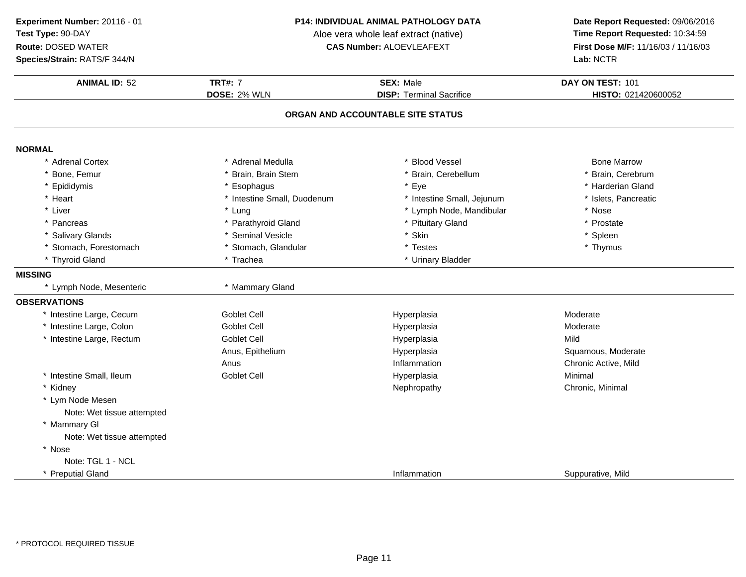**Experiment Number:** 20116 - 01
**Test Type:** 90-DAY
**Route:** DOSED WATER
**Species/Strain:** RATS/F 344/N

**P14: INDIVIDUAL ANIMAL PATHOLOGY DATA**
Aloe vera whole leaf extract (native)
**CAS Number:** ALOEVLEAFEXT

**Date Report Requested:** 09/06/2016
**Time Report Requested:** 10:34:59
**First Dose M/F:** 11/16/03 / 11/16/03
**Lab:** NCTR

| **ANIMAL ID:** 52 | **TRT#:** 7 | **SEX:** Male | **DAY ON TEST:** 101 |
|---|---|---|---|
| | **DOSE:** 2% WLN | **DISP:** Terminal Sacrifice | **HISTO:** 021420600052 |

## ORGAN AND ACCOUNTABLE SITE STATUS

### NORMAL

| | | | |
|---|---|---|---|
| * Adrenal Cortex | * Adrenal Medulla | * Blood Vessel | Bone Marrow |
| * Bone, Femur | * Brain, Brain Stem | * Brain, Cerebellum | * Brain, Cerebrum |
| * Epididymis | * Esophagus | * Eye | * Harderian Gland |
| * Heart | * Intestine Small, Duodenum | * Intestine Small, Jejunum | * Islets, Pancreatic |
| * Liver | * Lung | * Lymph Node, Mandibular | * Nose |
| * Pancreas | * Parathyroid Gland | * Pituitary Gland | * Prostate |
| * Salivary Glands | * Seminal Vesicle | * Skin | * Spleen |
| * Stomach, Forestomach | * Stomach, Glandular | * Testes | * Thymus |
| * Thyroid Gland | * Trachea | * Urinary Bladder | |

### MISSING

| | |
|---|---|
| * Lymph Node, Mesenteric | * Mammary Gland |

### OBSERVATIONS

| | | | |
|---|---|---|---|
| * Intestine Large, Cecum | Goblet Cell | Hyperplasia | Moderate |
| * Intestine Large, Colon | Goblet Cell | Hyperplasia | Moderate |
| * Intestine Large, Rectum | Goblet Cell | Hyperplasia | Mild |
| | Anus, Epithelium | Hyperplasia | Squamous, Moderate |
| | Anus | Inflammation | Chronic Active, Mild |
| * Intestine Small, Ileum | Goblet Cell | Hyperplasia | Minimal |
| * Kidney | | Nephropathy | Chronic, Minimal |
| * Lym Node Mesen | | | |
| Note: Wet tissue attempted | | | |
| * Mammary Gl | | | |
| Note: Wet tissue attempted | | | |
| * Nose | | | |
| Note: TGL 1 - NCL | | | |
| * Preputial Gland | | Inflammation | Suppurative, Mild |

* PROTOCOL REQUIRED TISSUE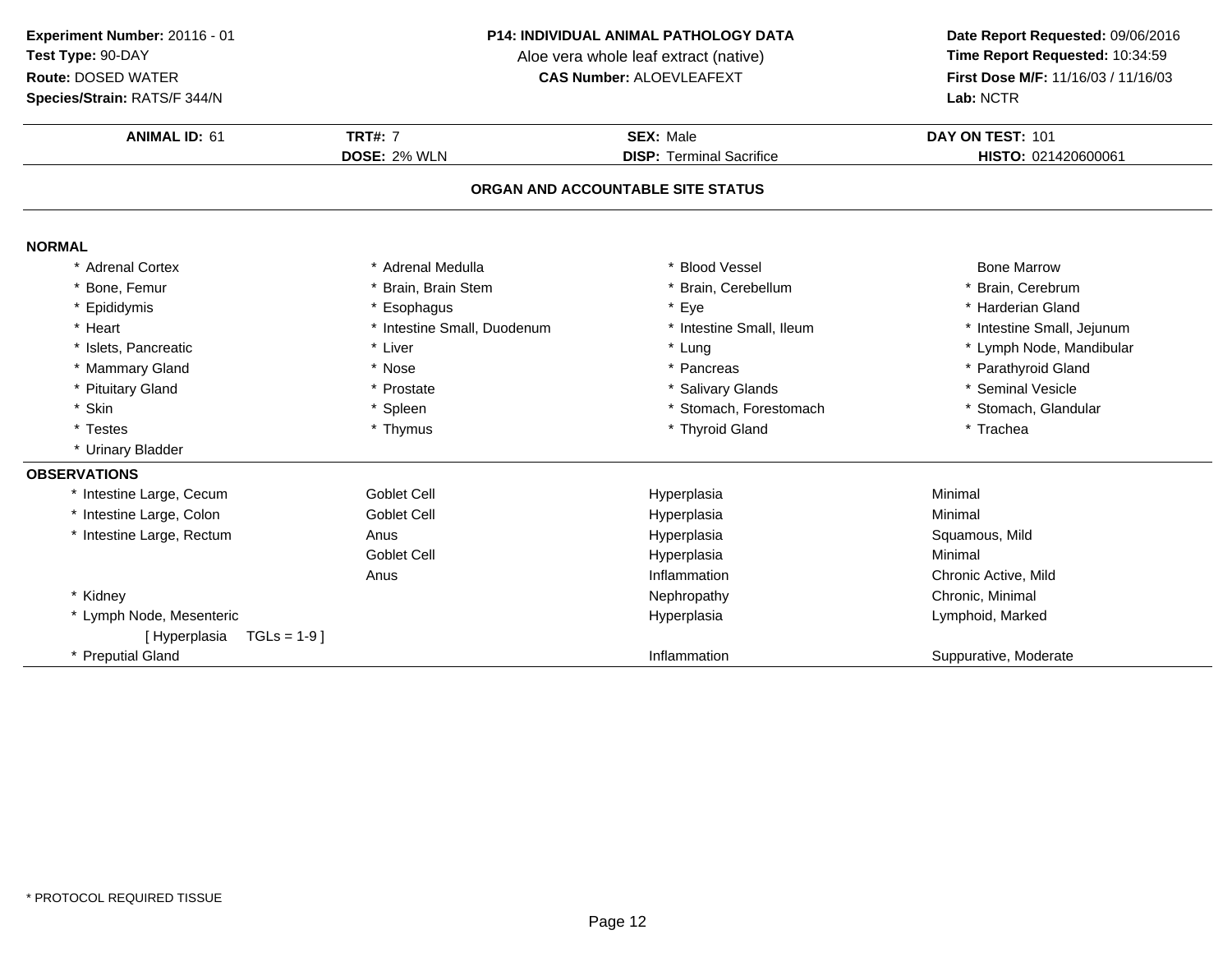**Experiment Number:** 20116 - 01
**Test Type:** 90-DAY
**Route:** DOSED WATER
**Species/Strain:** RATS/F 344/N

**P14: INDIVIDUAL ANIMAL PATHOLOGY DATA**
Aloe vera whole leaf extract (native)
**CAS Number:** ALOEVLEAFEXT

**Date Report Requested:** 09/06/2016
**Time Report Requested:** 10:34:59
**First Dose M/F:** 11/16/03 / 11/16/03
**Lab:** NCTR

| **ANIMAL ID:** 61 | **TRT#:** 7 | **SEX:** Male | **DAY ON TEST:** 101 |
|---|---|---|---|
| | **DOSE:** 2% WLN | **DISP:** Terminal Sacrifice | **HISTO:** 021420600061 |

## ORGAN AND ACCOUNTABLE SITE STATUS

### NORMAL

| | | | |
|---|---|---|---|
| * Adrenal Cortex | * Adrenal Medulla | * Blood Vessel | Bone Marrow |
| * Bone, Femur | * Brain, Brain Stem | * Brain, Cerebellum | * Brain, Cerebrum |
| * Epididymis | * Esophagus | * Eye | * Harderian Gland |
| * Heart | * Intestine Small, Duodenum | * Intestine Small, Ileum | * Intestine Small, Jejunum |
| * Islets, Pancreatic | * Liver | * Lung | * Lymph Node, Mandibular |
| * Mammary Gland | * Nose | * Pancreas | * Parathyroid Gland |
| * Pituitary Gland | * Prostate | * Salivary Glands | * Seminal Vesicle |
| * Skin | * Spleen | * Stomach, Forestomach | * Stomach, Glandular |
| * Testes | * Thymus | * Thyroid Gland | * Trachea |
| * Urinary Bladder | | | |

### OBSERVATIONS

| | | | |
|---|---|---|---|
| * Intestine Large, Cecum | Goblet Cell | Hyperplasia | Minimal |
| * Intestine Large, Colon | Goblet Cell | Hyperplasia | Minimal |
| * Intestine Large, Rectum | Anus | Hyperplasia | Squamous, Mild |
| | Goblet Cell | Hyperplasia | Minimal |
| | Anus | Inflammation | Chronic Active, Mild |
| * Kidney | | Nephropathy | Chronic, Minimal |
| * Lymph Node, Mesenteric | | Hyperplasia | Lymphoid, Marked |
| [ Hyperplasia TGLs = 1-9 ] | | | |
| * Preputial Gland | | Inflammation | Suppurative, Moderate |

* PROTOCOL REQUIRED TISSUE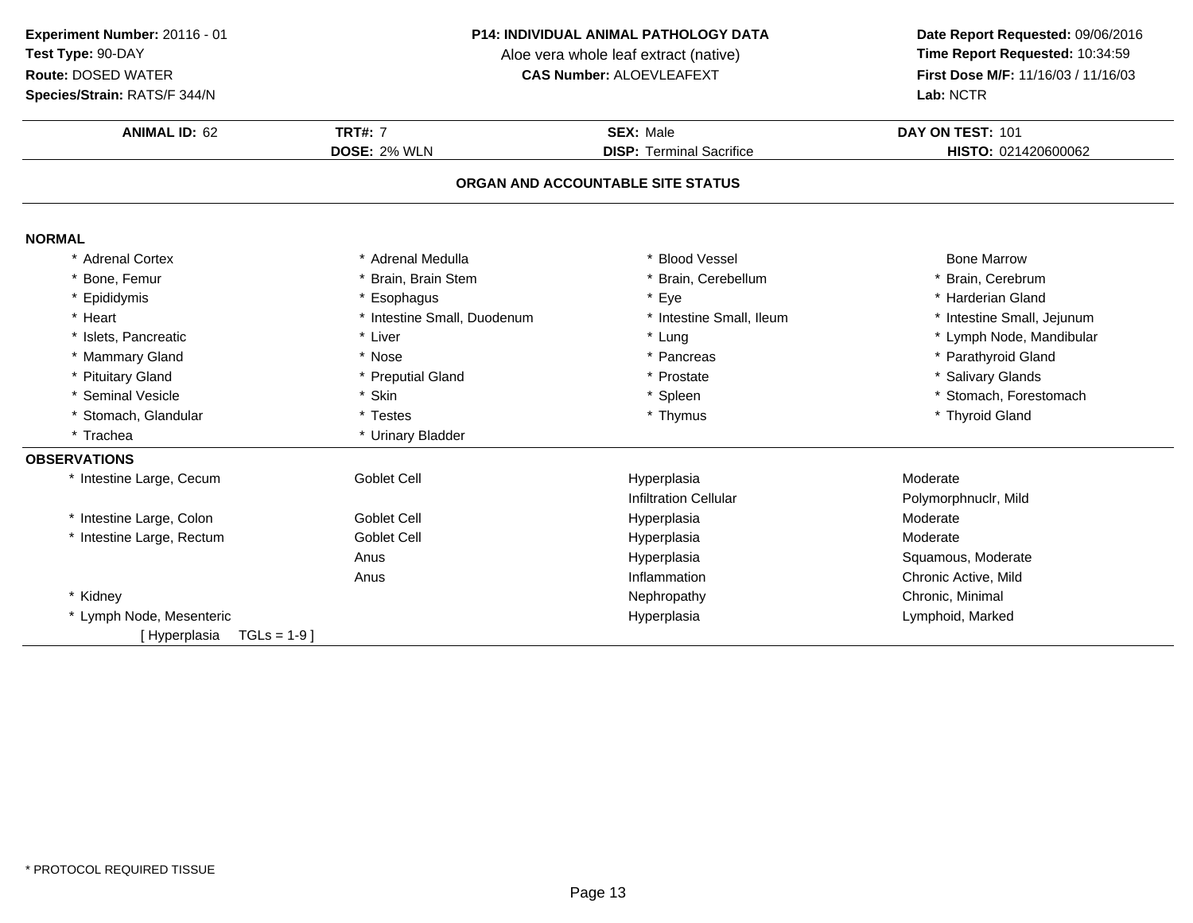**Experiment Number:** 20116 - 01
**Test Type:** 90-DAY
**Route:** DOSED WATER
**Species/Strain:** RATS/F 344/N

**P14: INDIVIDUAL ANIMAL PATHOLOGY DATA**
Aloe vera whole leaf extract (native)
**CAS Number:** ALOEVLEAFEXT

**Date Report Requested:** 09/06/2016
**Time Report Requested:** 10:34:59
**First Dose M/F:** 11/16/03 / 11/16/03
**Lab:** NCTR

| **ANIMAL ID:** 62 | **TRT#:** 7 | **SEX:** Male | **DAY ON TEST:** 101 |
|---|---|---|---|
| | **DOSE:** 2% WLN | **DISP:** Terminal Sacrifice | **HISTO:** 021420600062 |

## ORGAN AND ACCOUNTABLE SITE STATUS

### NORMAL

| | | | |
|---|---|---|---|
| * Adrenal Cortex | * Adrenal Medulla | * Blood Vessel | Bone Marrow |
| * Bone, Femur | * Brain, Brain Stem | * Brain, Cerebellum | * Brain, Cerebrum |
| * Epididymis | * Esophagus | * Eye | * Harderian Gland |
| * Heart | * Intestine Small, Duodenum | * Intestine Small, Ileum | * Intestine Small, Jejunum |
| * Islets, Pancreatic | * Liver | * Lung | * Lymph Node, Mandibular |
| * Mammary Gland | * Nose | * Pancreas | * Parathyroid Gland |
| * Pituitary Gland | * Preputial Gland | * Prostate | * Salivary Glands |
| * Seminal Vesicle | * Skin | * Spleen | * Stomach, Forestomach |
| * Stomach, Glandular | * Testes | * Thymus | * Thyroid Gland |
| * Trachea | * Urinary Bladder | | |

### OBSERVATIONS

| | | | |
|---|---|---|---|
| * Intestine Large, Cecum | Goblet Cell | Hyperplasia | Moderate |
| | | Infiltration Cellular | Polymorphnuclr, Mild |
| * Intestine Large, Colon | Goblet Cell | Hyperplasia | Moderate |
| * Intestine Large, Rectum | Goblet Cell | Hyperplasia | Moderate |
| | Anus | Hyperplasia | Squamous, Moderate |
| | Anus | Inflammation | Chronic Active, Mild |
| * Kidney | | Nephropathy | Chronic, Minimal |
| * Lymph Node, Mesenteric | | Hyperplasia | Lymphoid, Marked |
| [ Hyperplasia TGLs = 1-9 ] | | | |

* PROTOCOL REQUIRED TISSUE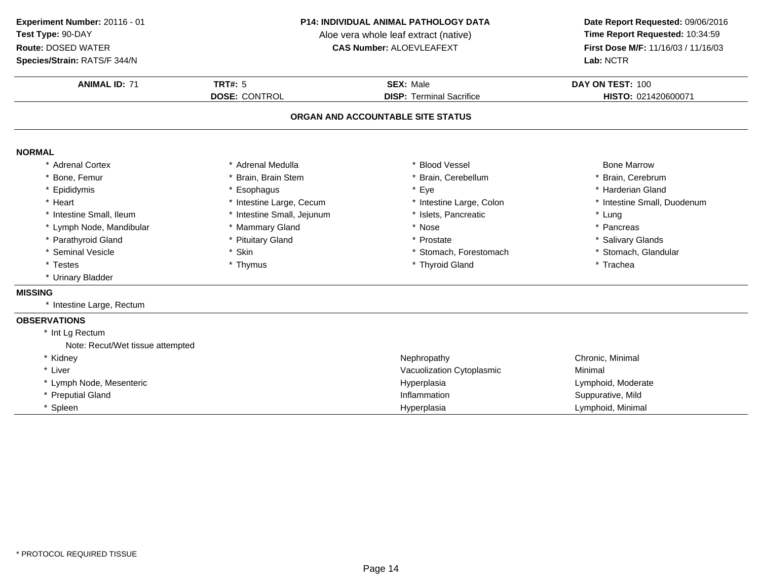**Experiment Number:** 20116 - 01
**Test Type:** 90-DAY
**Route:** DOSED WATER
**Species/Strain:** RATS/F 344/N

**P14: INDIVIDUAL ANIMAL PATHOLOGY DATA**
Aloe vera whole leaf extract (native)
**CAS Number:** ALOEVLEAFEXT

**Date Report Requested:** 09/06/2016
**Time Report Requested:** 10:34:59
**First Dose M/F:** 11/16/03 / 11/16/03
**Lab:** NCTR

| **ANIMAL ID:** 71 | **TRT#:** 5 | **SEX:** Male | **DAY ON TEST:** 100 |
|---|---|---|---|
| | **DOSE:** CONTROL | **DISP:** Terminal Sacrifice | **HISTO:** 021420600071 |

## ORGAN AND ACCOUNTABLE SITE STATUS

**NORMAL**

| | | | |
|---|---|---|---|
| * Adrenal Cortex | * Adrenal Medulla | * Blood Vessel | Bone Marrow |
| * Bone, Femur | * Brain, Brain Stem | * Brain, Cerebellum | * Brain, Cerebrum |
| * Epididymis | * Esophagus | * Eye | * Harderian Gland |
| * Heart | * Intestine Large, Cecum | * Intestine Large, Colon | * Intestine Small, Duodenum |
| * Intestine Small, Ileum | * Intestine Small, Jejunum | * Islets, Pancreatic | * Lung |
| * Lymph Node, Mandibular | * Mammary Gland | * Nose | * Pancreas |
| * Parathyroid Gland | * Pituitary Gland | * Prostate | * Salivary Glands |
| * Seminal Vesicle | * Skin | * Stomach, Forestomach | * Stomach, Glandular |
| * Testes | * Thymus | * Thyroid Gland | * Trachea |
| * Urinary Bladder | | | |

**MISSING**

* Intestine Large, Rectum

**OBSERVATIONS**

| | | |
|---|---|---|
| * Int Lg Rectum | | |
| Note: Recut/Wet tissue attempted | | |
| * Kidney | Nephropathy | Chronic, Minimal |
| * Liver | Vacuolization Cytoplasmic | Minimal |
| * Lymph Node, Mesenteric | Hyperplasia | Lymphoid, Moderate |
| * Preputial Gland | Inflammation | Suppurative, Mild |
| * Spleen | Hyperplasia | Lymphoid, Minimal |

* PROTOCOL REQUIRED TISSUE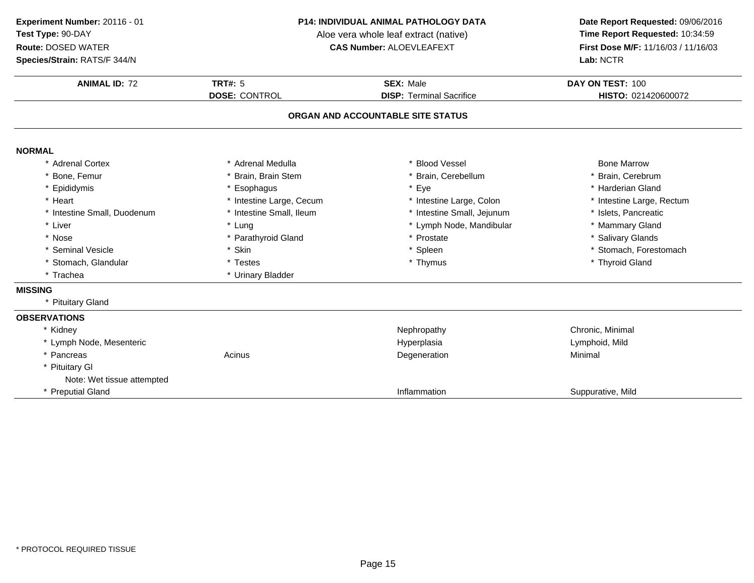**Experiment Number:** 20116 - 01
**Test Type:** 90-DAY
**Route:** DOSED WATER
**Species/Strain:** RATS/F 344/N

**P14: INDIVIDUAL ANIMAL PATHOLOGY DATA**
Aloe vera whole leaf extract (native)
**CAS Number:** ALOEVLEAFEXT

**Date Report Requested:** 09/06/2016
**Time Report Requested:** 10:34:59
**First Dose M/F:** 11/16/03 / 11/16/03
**Lab:** NCTR

| **ANIMAL ID:** 72 | **TRT#:** 5 | **SEX:** Male | **DAY ON TEST:** 100 |
|---|---|---|---|
| | **DOSE:** CONTROL | **DISP:** Terminal Sacrifice | **HISTO:** 021420600072 |

## ORGAN AND ACCOUNTABLE SITE STATUS

### NORMAL

| | | | |
|---|---|---|---|
| * Adrenal Cortex | * Adrenal Medulla | * Blood Vessel | Bone Marrow |
| * Bone, Femur | * Brain, Brain Stem | * Brain, Cerebellum | * Brain, Cerebrum |
| * Epididymis | * Esophagus | * Eye | * Harderian Gland |
| * Heart | * Intestine Large, Cecum | * Intestine Large, Colon | * Intestine Large, Rectum |
| * Intestine Small, Duodenum | * Intestine Small, Ileum | * Intestine Small, Jejunum | * Islets, Pancreatic |
| * Liver | * Lung | * Lymph Node, Mandibular | * Mammary Gland |
| * Nose | * Parathyroid Gland | * Prostate | * Salivary Glands |
| * Seminal Vesicle | * Skin | * Spleen | * Stomach, Forestomach |
| * Stomach, Glandular | * Testes | * Thymus | * Thyroid Gland |
| * Trachea | * Urinary Bladder | | |

### MISSING

* Pituitary Gland

### OBSERVATIONS

| | | | |
|---|---|---|---|
| * Kidney | | Nephropathy | Chronic, Minimal |
| * Lymph Node, Mesenteric | | Hyperplasia | Lymphoid, Mild |
| * Pancreas | Acinus | Degeneration | Minimal |
| * Pituitary Gl | | | |
| Note: Wet tissue attempted | | | |
| * Preputial Gland | | Inflammation | Suppurative, Mild |

* PROTOCOL REQUIRED TISSUE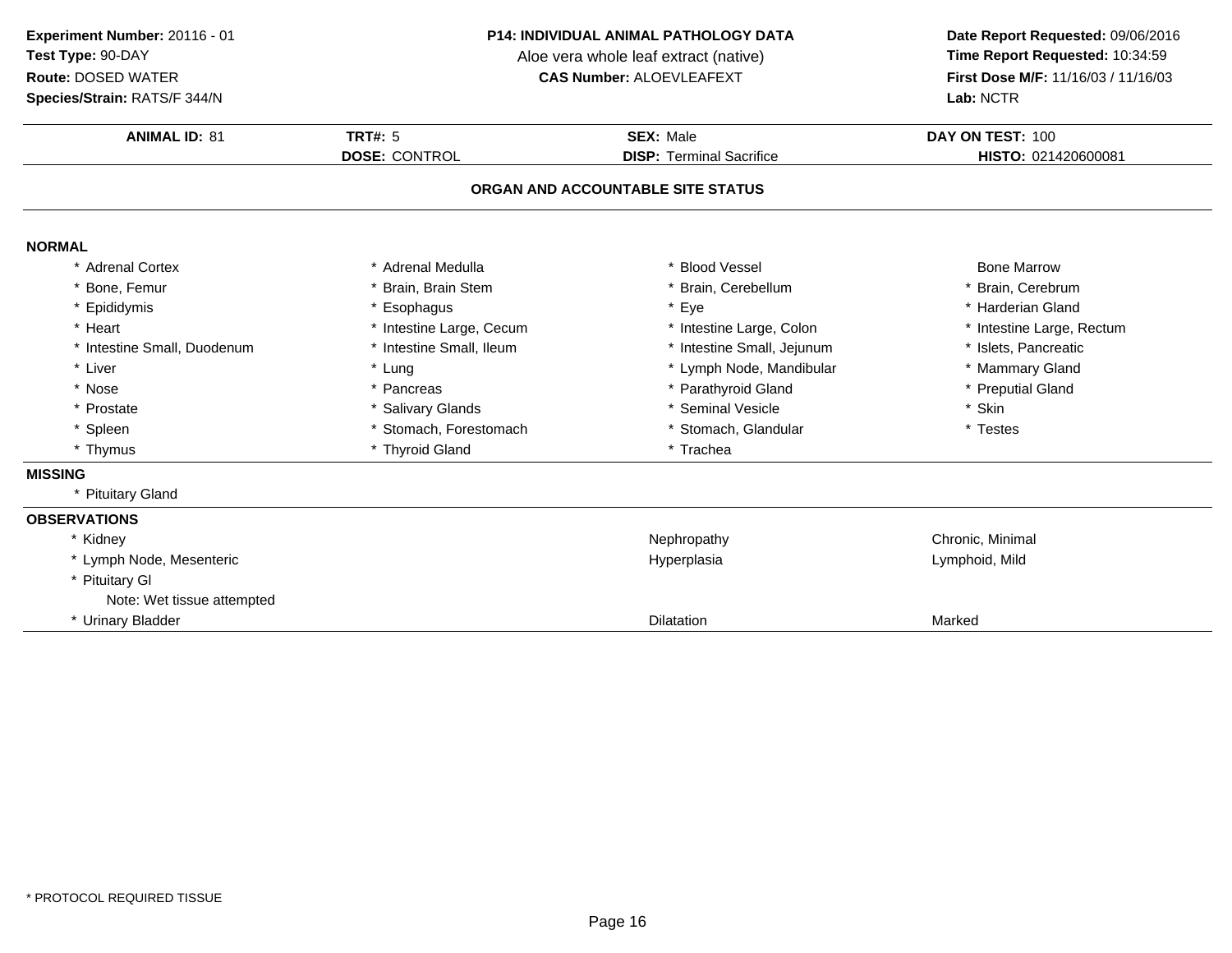**Experiment Number:** 20116 - 01
**Test Type:** 90-DAY
**Route:** DOSED WATER
**Species/Strain:** RATS/F 344/N

**P14: INDIVIDUAL ANIMAL PATHOLOGY DATA**
Aloe vera whole leaf extract (native)
**CAS Number:** ALOEVLEAFEXT

**Date Report Requested:** 09/06/2016
**Time Report Requested:** 10:34:59
**First Dose M/F:** 11/16/03 / 11/16/03
**Lab:** NCTR

| **ANIMAL ID:** 81 | **TRT#:** 5 | **SEX:** Male | **DAY ON TEST:** 100 |
|---|---|---|---|
| | **DOSE:** CONTROL | **DISP:** Terminal Sacrifice | **HISTO:** 021420600081 |

## ORGAN AND ACCOUNTABLE SITE STATUS

**NORMAL**

| | | | |
|---|---|---|---|
| * Adrenal Cortex | * Adrenal Medulla | * Blood Vessel | Bone Marrow |
| * Bone, Femur | * Brain, Brain Stem | * Brain, Cerebellum | * Brain, Cerebrum |
| * Epididymis | * Esophagus | * Eye | * Harderian Gland |
| * Heart | * Intestine Large, Cecum | * Intestine Large, Colon | * Intestine Large, Rectum |
| * Intestine Small, Duodenum | * Intestine Small, Ileum | * Intestine Small, Jejunum | * Islets, Pancreatic |
| * Liver | * Lung | * Lymph Node, Mandibular | * Mammary Gland |
| * Nose | * Pancreas | * Parathyroid Gland | * Preputial Gland |
| * Prostate | * Salivary Glands | * Seminal Vesicle | * Skin |
| * Spleen | * Stomach, Forestomach | * Stomach, Glandular | * Testes |
| * Thymus | * Thyroid Gland | * Trachea | |

**MISSING**

* Pituitary Gland

**OBSERVATIONS**

| | | |
|---|---|---|
| * Kidney | Nephropathy | Chronic, Minimal |
| * Lymph Node, Mesenteric | Hyperplasia | Lymphoid, Mild |
| * Pituitary Gl | | |
| Note: Wet tissue attempted | | |
| * Urinary Bladder | Dilatation | Marked |

* PROTOCOL REQUIRED TISSUE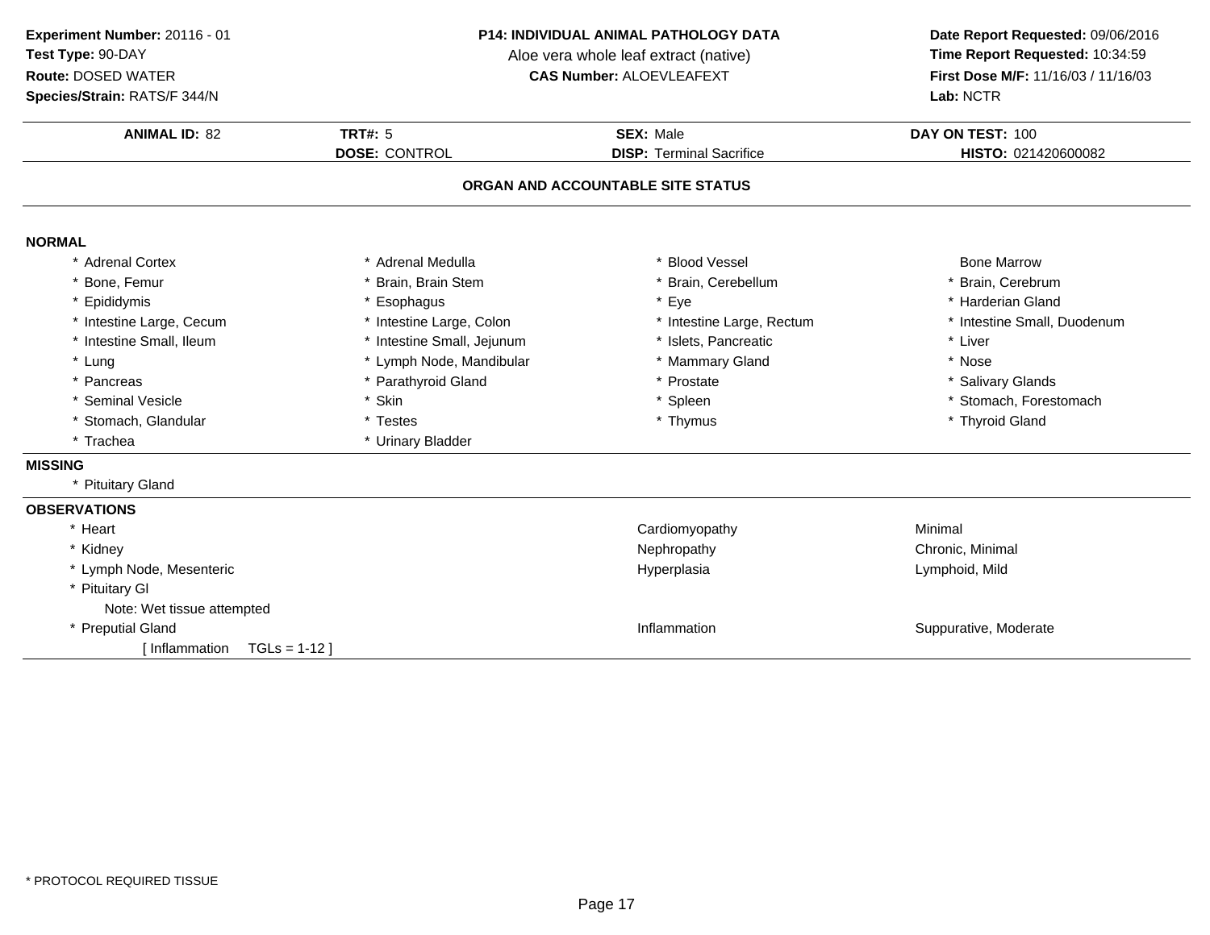**Experiment Number:** 20116 - 01
**Test Type:** 90-DAY
**Route:** DOSED WATER
**Species/Strain:** RATS/F 344/N

**P14: INDIVIDUAL ANIMAL PATHOLOGY DATA**
Aloe vera whole leaf extract (native)
**CAS Number:** ALOEVLEAFEXT

**Date Report Requested:** 09/06/2016
**Time Report Requested:** 10:34:59
**First Dose M/F:** 11/16/03 / 11/16/03
**Lab:** NCTR

| **ANIMAL ID:** 82 | **TRT#:** 5 | **SEX:** Male | **DAY ON TEST:** 100 |
|---|---|---|---|
| | **DOSE:** CONTROL | **DISP:** Terminal Sacrifice | **HISTO:** 021420600082 |

## ORGAN AND ACCOUNTABLE SITE STATUS

### NORMAL

| | | | |
|---|---|---|---|
| * Adrenal Cortex | * Adrenal Medulla | * Blood Vessel | Bone Marrow |
| * Bone, Femur | * Brain, Brain Stem | * Brain, Cerebellum | * Brain, Cerebrum |
| * Epididymis | * Esophagus | * Eye | * Harderian Gland |
| * Intestine Large, Cecum | * Intestine Large, Colon | * Intestine Large, Rectum | * Intestine Small, Duodenum |
| * Intestine Small, Ileum | * Intestine Small, Jejunum | * Islets, Pancreatic | * Liver |
| * Lung | * Lymph Node, Mandibular | * Mammary Gland | * Nose |
| * Pancreas | * Parathyroid Gland | * Prostate | * Salivary Glands |
| * Seminal Vesicle | * Skin | * Spleen | * Stomach, Forestomach |
| * Stomach, Glandular | * Testes | * Thymus | * Thyroid Gland |
| * Trachea | * Urinary Bladder | | |

### MISSING

* Pituitary Gland

### OBSERVATIONS

| | | |
|---|---|---|
| * Heart | Cardiomyopathy | Minimal |
| * Kidney | Nephropathy | Chronic, Minimal |
| * Lymph Node, Mesenteric | Hyperplasia | Lymphoid, Mild |
| * Pituitary Gl | | |
| Note: Wet tissue attempted | | |
| * Preputial Gland | Inflammation | Suppurative, Moderate |
| [ Inflammation TGLs = 1-12 ] | | |

* PROTOCOL REQUIRED TISSUE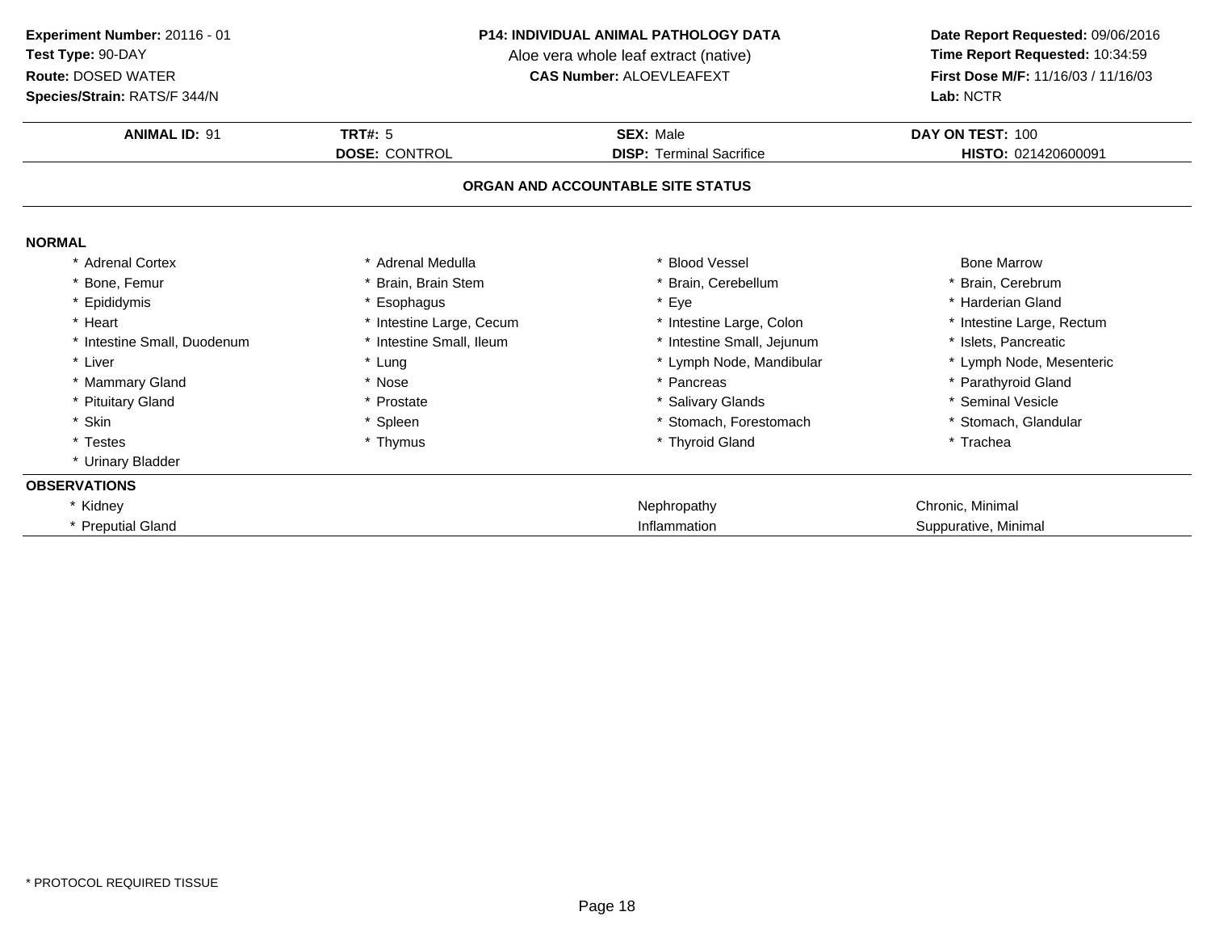**Experiment Number:** 20116 - 01
**Test Type:** 90-DAY
**Route:** DOSED WATER
**Species/Strain:** RATS/F 344/N

**P14: INDIVIDUAL ANIMAL PATHOLOGY DATA**
Aloe vera whole leaf extract (native)
**CAS Number:** ALOEVLEAFEXT

**Date Report Requested:** 09/06/2016
**Time Report Requested:** 10:34:59
**First Dose M/F:** 11/16/03 / 11/16/03
**Lab:** NCTR

| **ANIMAL ID:** 91 | **TRT#:** 5 | **SEX:** Male | **DAY ON TEST:** 100 |
|---|---|---|---|
| | **DOSE:** CONTROL | **DISP:** Terminal Sacrifice | **HISTO:** 021420600091 |

## ORGAN AND ACCOUNTABLE SITE STATUS

### NORMAL

| | | | |
|---|---|---|---|
| * Adrenal Cortex | * Adrenal Medulla | * Blood Vessel | Bone Marrow |
| * Bone, Femur | * Brain, Brain Stem | * Brain, Cerebellum | * Brain, Cerebrum |
| * Epididymis | * Esophagus | * Eye | * Harderian Gland |
| * Heart | * Intestine Large, Cecum | * Intestine Large, Colon | * Intestine Large, Rectum |
| * Intestine Small, Duodenum | * Intestine Small, Ileum | * Intestine Small, Jejunum | * Islets, Pancreatic |
| * Liver | * Lung | * Lymph Node, Mandibular | * Lymph Node, Mesenteric |
| * Mammary Gland | * Nose | * Pancreas | * Parathyroid Gland |
| * Pituitary Gland | * Prostate | * Salivary Glands | * Seminal Vesicle |
| * Skin | * Spleen | * Stomach, Forestomach | * Stomach, Glandular |
| * Testes | * Thymus | * Thyroid Gland | * Trachea |
| * Urinary Bladder | | | |

### OBSERVATIONS

| | | |
|---|---|---|
| * Kidney | Nephropathy | Chronic, Minimal |
| * Preputial Gland | Inflammation | Suppurative, Minimal |

* PROTOCOL REQUIRED TISSUE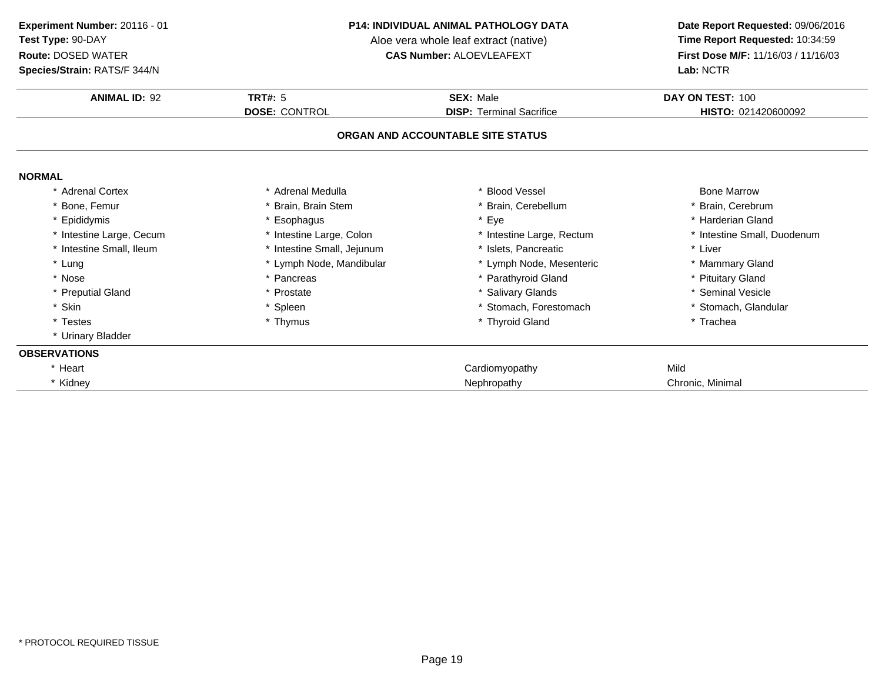**Experiment Number:** 20116 - 01
**Test Type:** 90-DAY
**Route:** DOSED WATER
**Species/Strain:** RATS/F 344/N

**P14: INDIVIDUAL ANIMAL PATHOLOGY DATA**
Aloe vera whole leaf extract (native)
**CAS Number:** ALOEVLEAFEXT

**Date Report Requested:** 09/06/2016
**Time Report Requested:** 10:34:59
**First Dose M/F:** 11/16/03 / 11/16/03
**Lab:** NCTR

| **ANIMAL ID:** 92 | **TRT#:** 5 | **SEX:** Male | **DAY ON TEST:** 100 |
|---|---|---|---|
| | **DOSE:** CONTROL | **DISP:** Terminal Sacrifice | **HISTO:** 021420600092 |

## ORGAN AND ACCOUNTABLE SITE STATUS

**NORMAL**

| | | | |
|---|---|---|---|
| * Adrenal Cortex | * Adrenal Medulla | * Blood Vessel | Bone Marrow |
| * Bone, Femur | * Brain, Brain Stem | * Brain, Cerebellum | * Brain, Cerebrum |
| * Epididymis | * Esophagus | * Eye | * Harderian Gland |
| * Intestine Large, Cecum | * Intestine Large, Colon | * Intestine Large, Rectum | * Intestine Small, Duodenum |
| * Intestine Small, Ileum | * Intestine Small, Jejunum | * Islets, Pancreatic | * Liver |
| * Lung | * Lymph Node, Mandibular | * Lymph Node, Mesenteric | * Mammary Gland |
| * Nose | * Pancreas | * Parathyroid Gland | * Pituitary Gland |
| * Preputial Gland | * Prostate | * Salivary Glands | * Seminal Vesicle |
| * Skin | * Spleen | * Stomach, Forestomach | * Stomach, Glandular |
| * Testes | * Thymus | * Thyroid Gland | * Trachea |
| * Urinary Bladder | | | |

**OBSERVATIONS**

| | | |
|---|---|---|
| * Heart | Cardiomyopathy | Mild |
| * Kidney | Nephropathy | Chronic, Minimal |

* PROTOCOL REQUIRED TISSUE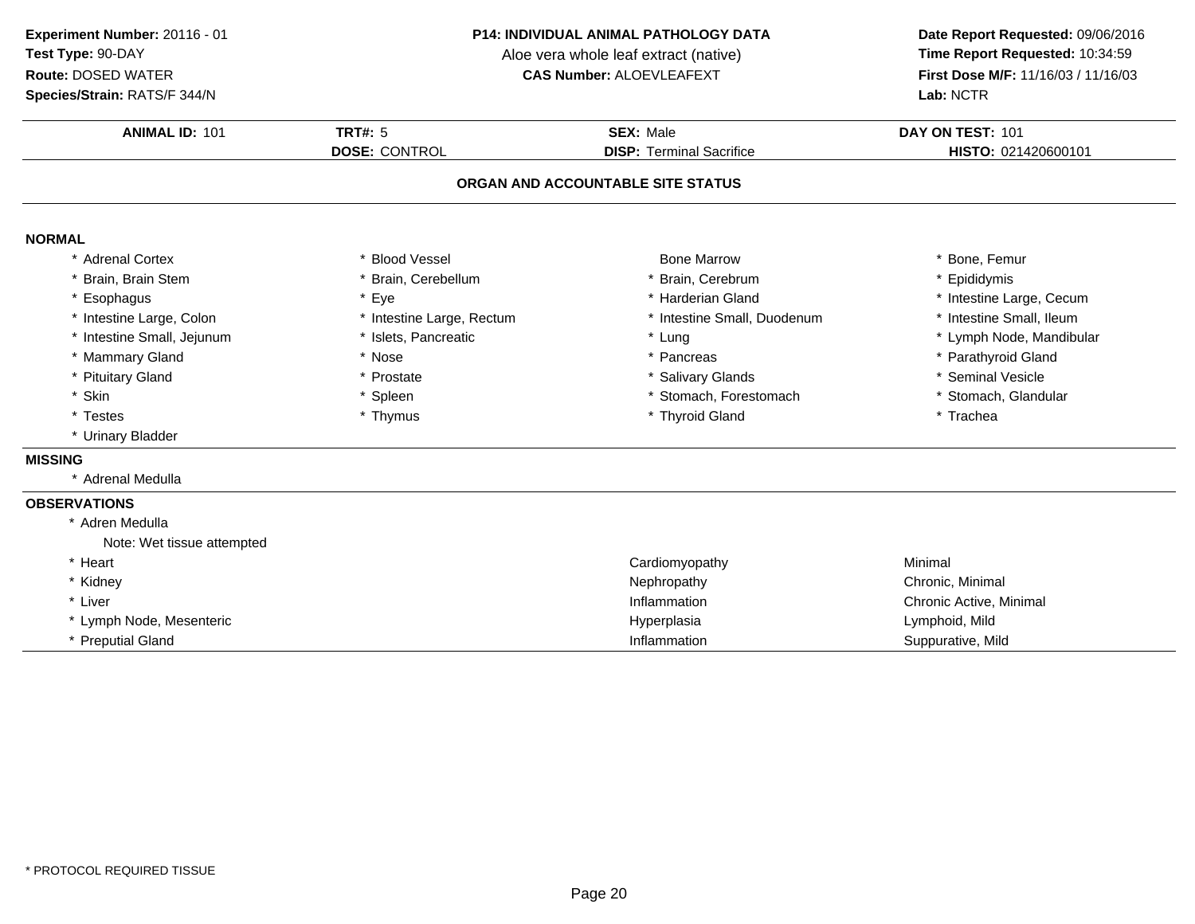**Experiment Number:** 20116 - 01
**Test Type:** 90-DAY
**Route:** DOSED WATER
**Species/Strain:** RATS/F 344/N

**P14: INDIVIDUAL ANIMAL PATHOLOGY DATA**
Aloe vera whole leaf extract (native)
**CAS Number:** ALOEVLEAFEXT

**Date Report Requested:** 09/06/2016
**Time Report Requested:** 10:34:59
**First Dose M/F:** 11/16/03 / 11/16/03
**Lab:** NCTR

| **ANIMAL ID:** 101 | **TRT#:** 5 | **SEX:** Male | **DAY ON TEST:** 101 |
|---|---|---|---|
| | **DOSE:** CONTROL | **DISP:** Terminal Sacrifice | **HISTO:** 021420600101 |

## ORGAN AND ACCOUNTABLE SITE STATUS

### NORMAL

| | | | |
|---|---|---|---|
| * Adrenal Cortex | * Blood Vessel | Bone Marrow | * Bone, Femur |
| * Brain, Brain Stem | * Brain, Cerebellum | * Brain, Cerebrum | * Epididymis |
| * Esophagus | * Eye | * Harderian Gland | * Intestine Large, Cecum |
| * Intestine Large, Colon | * Intestine Large, Rectum | * Intestine Small, Duodenum | * Intestine Small, Ileum |
| * Intestine Small, Jejunum | * Islets, Pancreatic | * Lung | * Lymph Node, Mandibular |
| * Mammary Gland | * Nose | * Pancreas | * Parathyroid Gland |
| * Pituitary Gland | * Prostate | * Salivary Glands | * Seminal Vesicle |
| * Skin | * Spleen | * Stomach, Forestomach | * Stomach, Glandular |
| * Testes | * Thymus | * Thyroid Gland | * Trachea |
| * Urinary Bladder | | | |

### MISSING

* Adrenal Medulla

### OBSERVATIONS

| | | |
|---|---|---|
| * Adren Medulla | | |
| Note: Wet tissue attempted | | |
| * Heart | Cardiomyopathy | Minimal |
| * Kidney | Nephropathy | Chronic, Minimal |
| * Liver | Inflammation | Chronic Active, Minimal |
| * Lymph Node, Mesenteric | Hyperplasia | Lymphoid, Mild |
| * Preputial Gland | Inflammation | Suppurative, Mild |

\* PROTOCOL REQUIRED TISSUE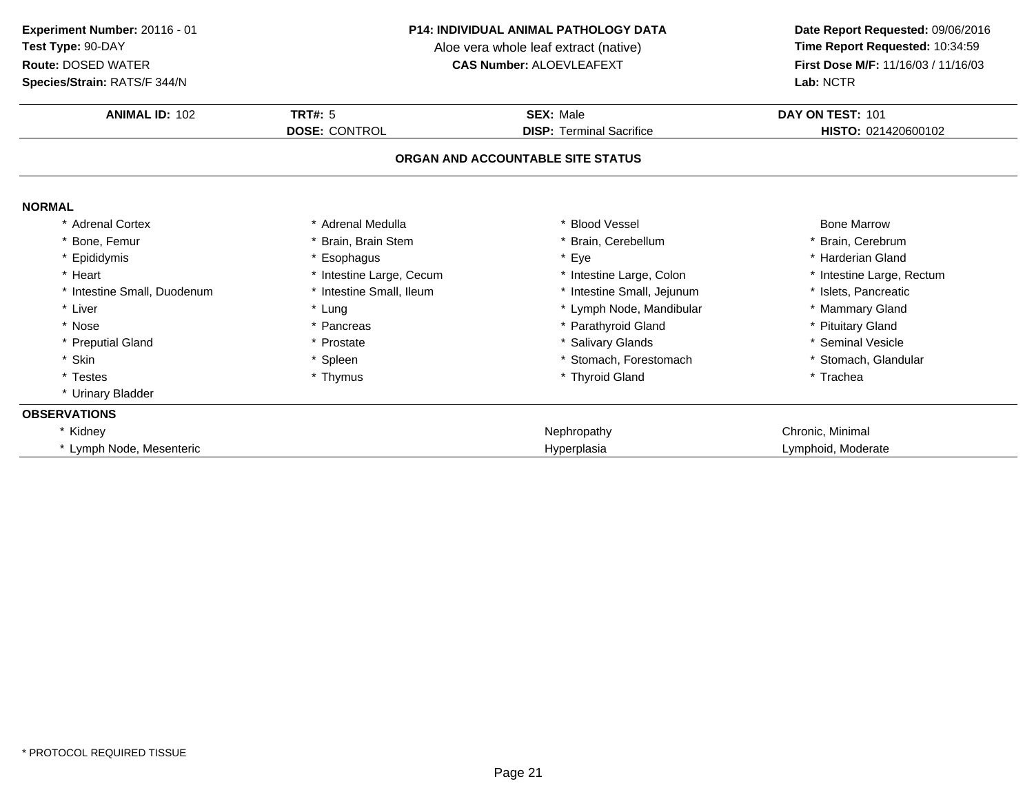**Experiment Number:** 20116 - 01
**Test Type:** 90-DAY
**Route:** DOSED WATER
**Species/Strain:** RATS/F 344/N

**P14: INDIVIDUAL ANIMAL PATHOLOGY DATA**
Aloe vera whole leaf extract (native)
**CAS Number:** ALOEVLEAFEXT

**Date Report Requested:** 09/06/2016
**Time Report Requested:** 10:34:59
**First Dose M/F:** 11/16/03 / 11/16/03
**Lab:** NCTR

| **ANIMAL ID:** 102 | **TRT#:** 5 | **SEX:** Male | **DAY ON TEST:** 101 |
|---|---|---|---|
| | **DOSE:** CONTROL | **DISP:** Terminal Sacrifice | **HISTO:** 021420600102 |

## ORGAN AND ACCOUNTABLE SITE STATUS

### NORMAL

| | | | |
|---|---|---|---|
| * Adrenal Cortex | * Adrenal Medulla | * Blood Vessel | Bone Marrow |
| * Bone, Femur | * Brain, Brain Stem | * Brain, Cerebellum | * Brain, Cerebrum |
| * Epididymis | * Esophagus | * Eye | * Harderian Gland |
| * Heart | * Intestine Large, Cecum | * Intestine Large, Colon | * Intestine Large, Rectum |
| * Intestine Small, Duodenum | * Intestine Small, Ileum | * Intestine Small, Jejunum | * Islets, Pancreatic |
| * Liver | * Lung | * Lymph Node, Mandibular | * Mammary Gland |
| * Nose | * Pancreas | * Parathyroid Gland | * Pituitary Gland |
| * Preputial Gland | * Prostate | * Salivary Glands | * Seminal Vesicle |
| * Skin | * Spleen | * Stomach, Forestomach | * Stomach, Glandular |
| * Testes | * Thymus | * Thyroid Gland | * Trachea |
| * Urinary Bladder | | | |

### OBSERVATIONS

| | | |
|---|---|---|
| * Kidney | Nephropathy | Chronic, Minimal |
| * Lymph Node, Mesenteric | Hyperplasia | Lymphoid, Moderate |

* PROTOCOL REQUIRED TISSUE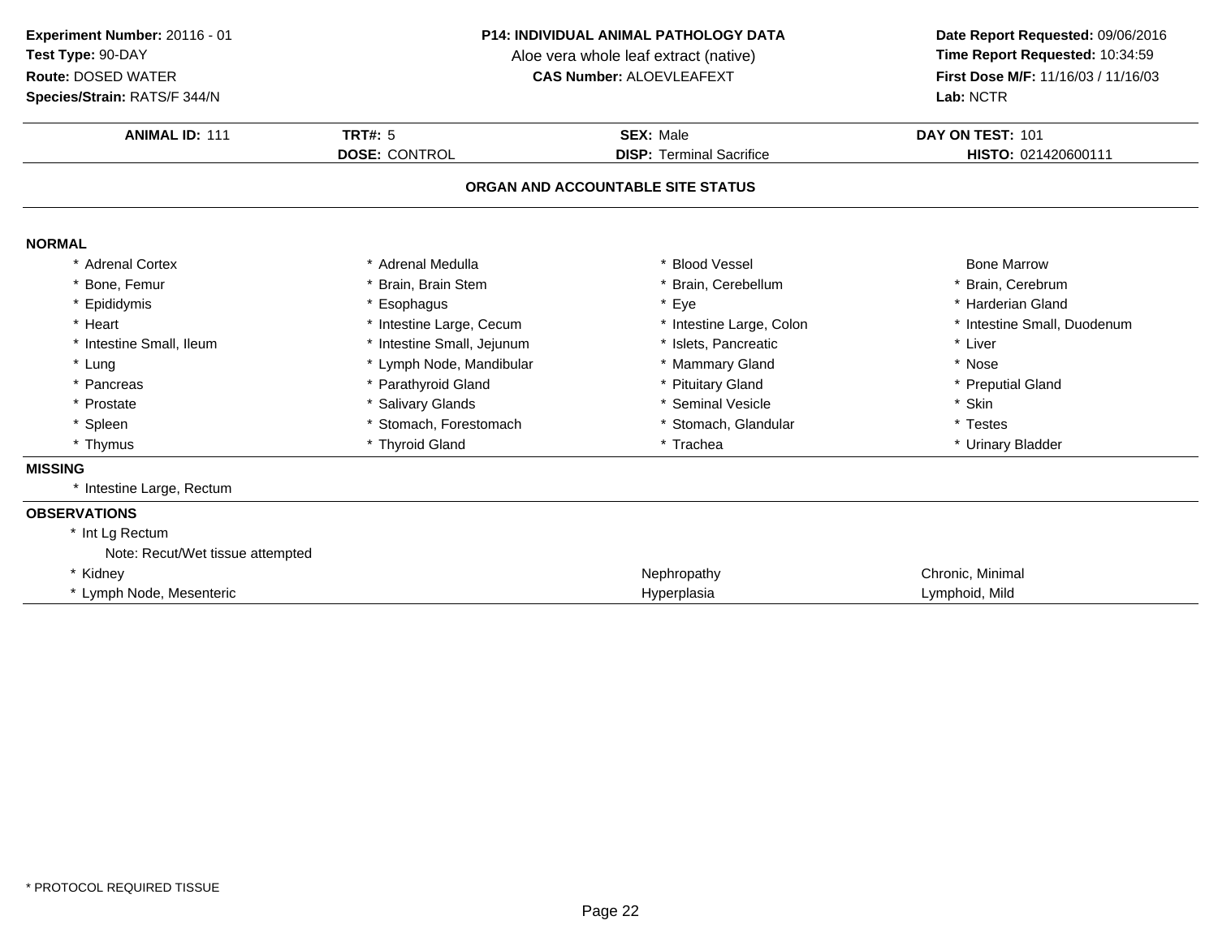**Experiment Number:** 20116 - 01
**Test Type:** 90-DAY
**Route:** DOSED WATER
**Species/Strain:** RATS/F 344/N

**P14: INDIVIDUAL ANIMAL PATHOLOGY DATA**
Aloe vera whole leaf extract (native)
**CAS Number:** ALOEVLEAFEXT

**Date Report Requested:** 09/06/2016
**Time Report Requested:** 10:34:59
**First Dose M/F:** 11/16/03 / 11/16/03
**Lab:** NCTR

| **ANIMAL ID:** 111 | **TRT#:** 5 | **SEX:** Male | **DAY ON TEST:** 101 |
|---|---|---|---|
| | **DOSE:** CONTROL | **DISP:** Terminal Sacrifice | **HISTO:** 021420600111 |

## ORGAN AND ACCOUNTABLE SITE STATUS

### NORMAL

| | | | |
|---|---|---|---|
| * Adrenal Cortex | * Adrenal Medulla | * Blood Vessel | Bone Marrow |
| * Bone, Femur | * Brain, Brain Stem | * Brain, Cerebellum | * Brain, Cerebrum |
| * Epididymis | * Esophagus | * Eye | * Harderian Gland |
| * Heart | * Intestine Large, Cecum | * Intestine Large, Colon | * Intestine Small, Duodenum |
| * Intestine Small, Ileum | * Intestine Small, Jejunum | * Islets, Pancreatic | * Liver |
| * Lung | * Lymph Node, Mandibular | * Mammary Gland | * Nose |
| * Pancreas | * Parathyroid Gland | * Pituitary Gland | * Preputial Gland |
| * Prostate | * Salivary Glands | * Seminal Vesicle | * Skin |
| * Spleen | * Stomach, Forestomach | * Stomach, Glandular | * Testes |
| * Thymus | * Thyroid Gland | * Trachea | * Urinary Bladder |

### MISSING

* Intestine Large, Rectum

### OBSERVATIONS

| | | |
|---|---|---|
| * Int Lg Rectum | | |
| Note: Recut/Wet tissue attempted | | |
| * Kidney | Nephropathy | Chronic, Minimal |
| * Lymph Node, Mesenteric | Hyperplasia | Lymphoid, Mild |

* PROTOCOL REQUIRED TISSUE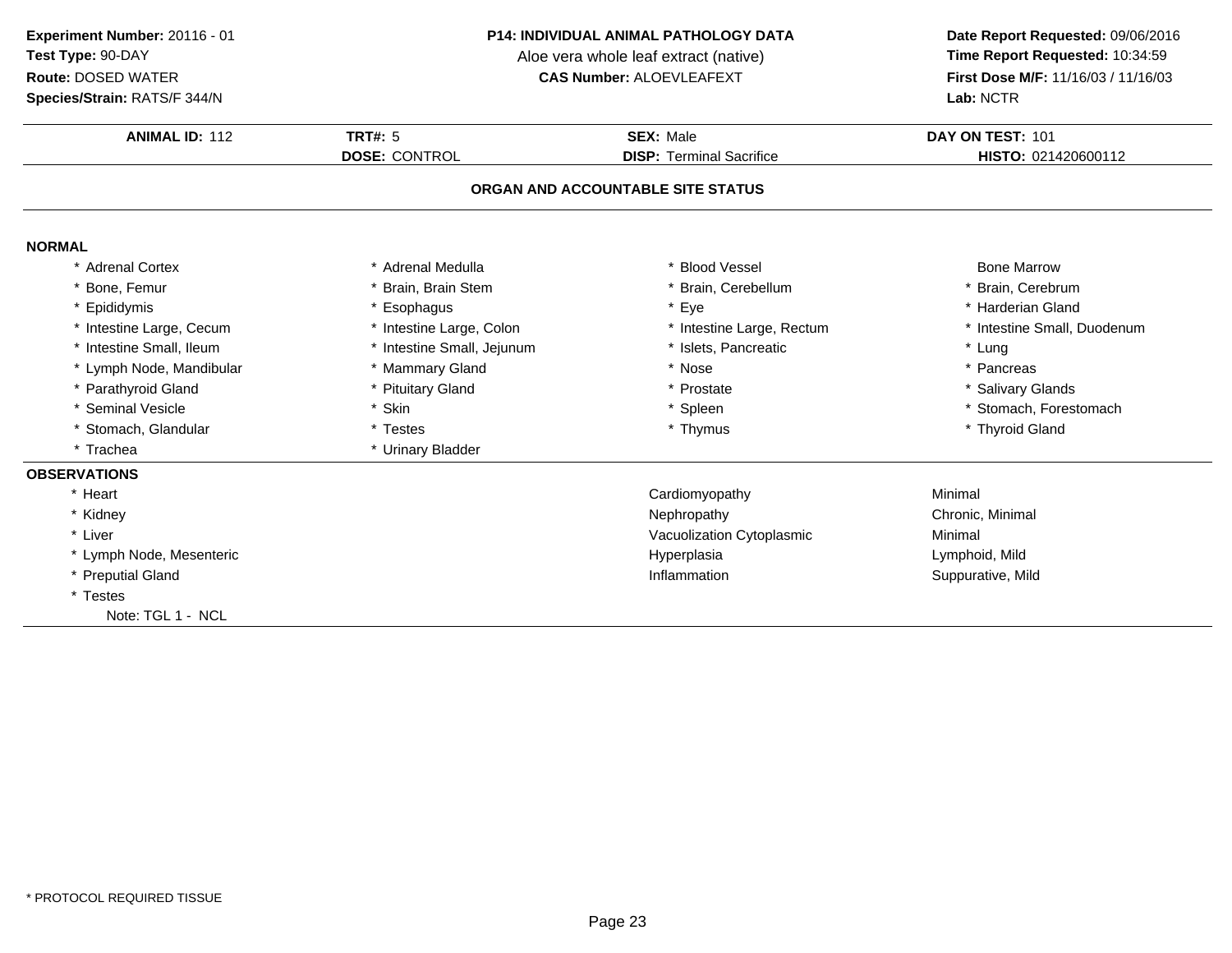**Experiment Number:** 20116 - 01
**Test Type:** 90-DAY
**Route:** DOSED WATER
**Species/Strain:** RATS/F 344/N

**P14: INDIVIDUAL ANIMAL PATHOLOGY DATA**
Aloe vera whole leaf extract (native)
**CAS Number:** ALOEVLEAFEXT

**Date Report Requested:** 09/06/2016
**Time Report Requested:** 10:34:59
**First Dose M/F:** 11/16/03 / 11/16/03
**Lab:** NCTR

| **ANIMAL ID:** 112 | **TRT#:** 5 | **SEX:** Male | **DAY ON TEST:** 101 |
|---|---|---|---|
| | **DOSE:** CONTROL | **DISP:** Terminal Sacrifice | **HISTO:** 021420600112 |

## ORGAN AND ACCOUNTABLE SITE STATUS

### NORMAL

| | | | |
|---|---|---|---|
| * Adrenal Cortex | * Adrenal Medulla | * Blood Vessel | Bone Marrow |
| * Bone, Femur | * Brain, Brain Stem | * Brain, Cerebellum | * Brain, Cerebrum |
| * Epididymis | * Esophagus | * Eye | * Harderian Gland |
| * Intestine Large, Cecum | * Intestine Large, Colon | * Intestine Large, Rectum | * Intestine Small, Duodenum |
| * Intestine Small, Ileum | * Intestine Small, Jejunum | * Islets, Pancreatic | * Lung |
| * Lymph Node, Mandibular | * Mammary Gland | * Nose | * Pancreas |
| * Parathyroid Gland | * Pituitary Gland | * Prostate | * Salivary Glands |
| * Seminal Vesicle | * Skin | * Spleen | * Stomach, Forestomach |
| * Stomach, Glandular | * Testes | * Thymus | * Thyroid Gland |
| * Trachea | * Urinary Bladder | | |

### OBSERVATIONS

| | | |
|---|---|---|
| * Heart | Cardiomyopathy | Minimal |
| * Kidney | Nephropathy | Chronic, Minimal |
| * Liver | Vacuolization Cytoplasmic | Minimal |
| * Lymph Node, Mesenteric | Hyperplasia | Lymphoid, Mild |
| * Preputial Gland | Inflammation | Suppurative, Mild |
| * Testes | | |
| Note: TGL 1 - NCL | | |

* PROTOCOL REQUIRED TISSUE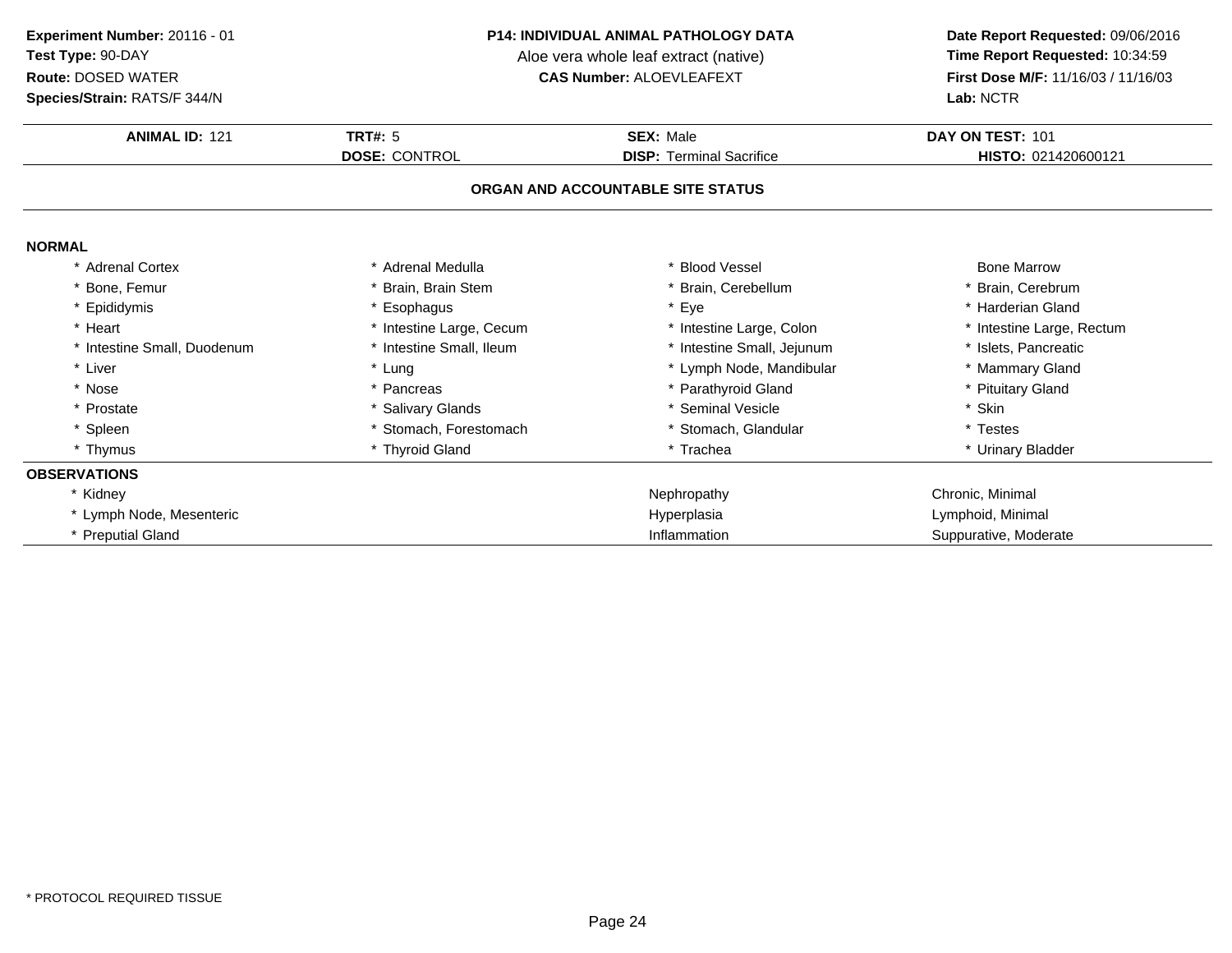**Experiment Number:** 20116 - 01
**Test Type:** 90-DAY
**Route:** DOSED WATER
**Species/Strain:** RATS/F 344/N

**P14: INDIVIDUAL ANIMAL PATHOLOGY DATA**
Aloe vera whole leaf extract (native)
**CAS Number:** ALOEVLEAFEXT

**Date Report Requested:** 09/06/2016
**Time Report Requested:** 10:34:59
**First Dose M/F:** 11/16/03 / 11/16/03
**Lab:** NCTR

| **ANIMAL ID:** 121 | **TRT#:** 5 | **SEX:** Male | **DAY ON TEST:** 101 |
|---|---|---|---|
| | **DOSE:** CONTROL | **DISP:** Terminal Sacrifice | **HISTO:** 021420600121 |

## ORGAN AND ACCOUNTABLE SITE STATUS

**NORMAL**

| | | | |
|---|---|---|---|
| * Adrenal Cortex | * Adrenal Medulla | * Blood Vessel | Bone Marrow |
| * Bone, Femur | * Brain, Brain Stem | * Brain, Cerebellum | * Brain, Cerebrum |
| * Epididymis | * Esophagus | * Eye | * Harderian Gland |
| * Heart | * Intestine Large, Cecum | * Intestine Large, Colon | * Intestine Large, Rectum |
| * Intestine Small, Duodenum | * Intestine Small, Ileum | * Intestine Small, Jejunum | * Islets, Pancreatic |
| * Liver | * Lung | * Lymph Node, Mandibular | * Mammary Gland |
| * Nose | * Pancreas | * Parathyroid Gland | * Pituitary Gland |
| * Prostate | * Salivary Glands | * Seminal Vesicle | * Skin |
| * Spleen | * Stomach, Forestomach | * Stomach, Glandular | * Testes |
| * Thymus | * Thyroid Gland | * Trachea | * Urinary Bladder |

**OBSERVATIONS**

| | | |
|---|---|---|
| * Kidney | Nephropathy | Chronic, Minimal |
| * Lymph Node, Mesenteric | Hyperplasia | Lymphoid, Minimal |
| * Preputial Gland | Inflammation | Suppurative, Moderate |

\* PROTOCOL REQUIRED TISSUE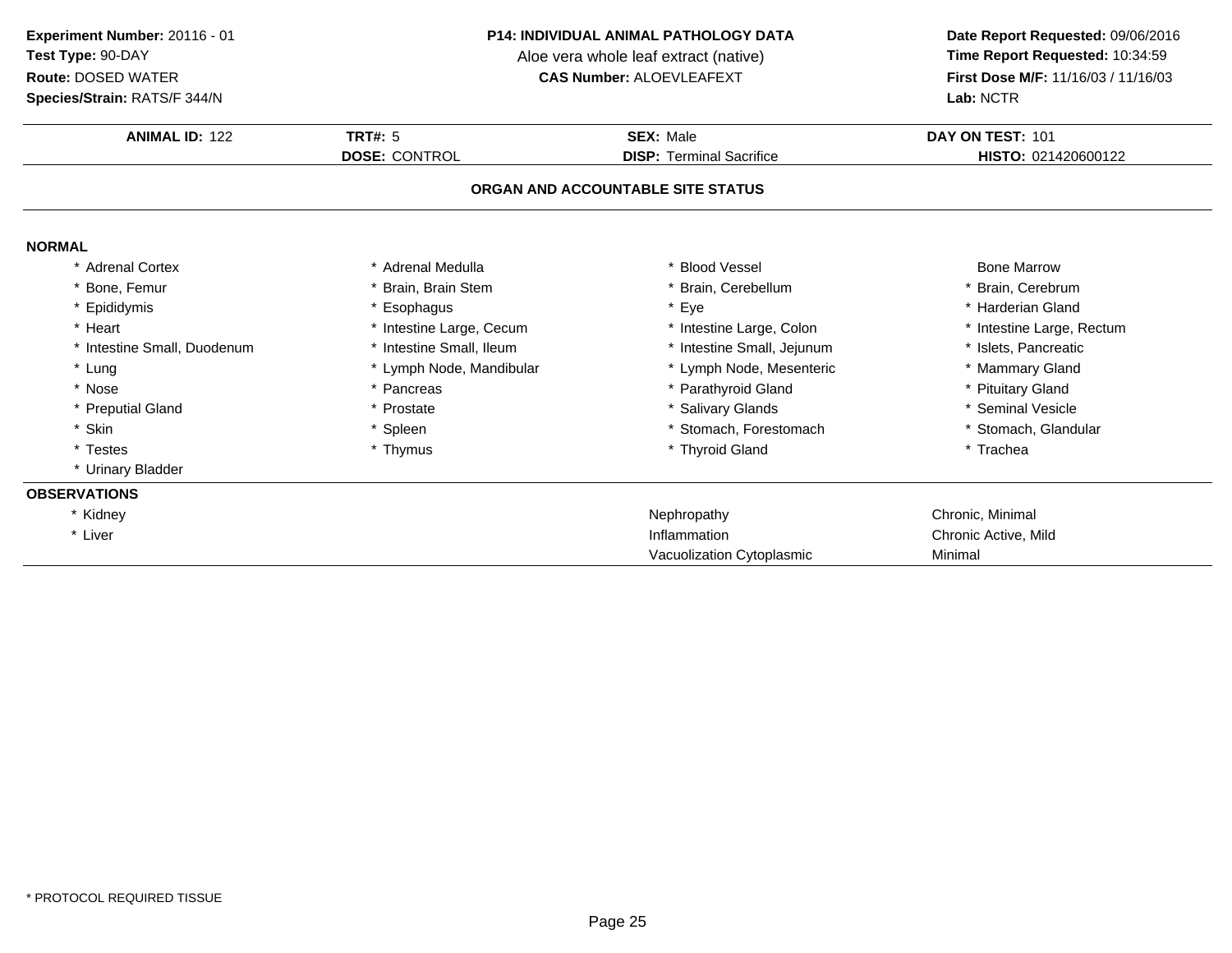**Experiment Number:** 20116 - 01
**Test Type:** 90-DAY
**Route:** DOSED WATER
**Species/Strain:** RATS/F 344/N

**P14: INDIVIDUAL ANIMAL PATHOLOGY DATA**
Aloe vera whole leaf extract (native)
**CAS Number:** ALOEVLEAFEXT

**Date Report Requested:** 09/06/2016
**Time Report Requested:** 10:34:59
**First Dose M/F:** 11/16/03 / 11/16/03
**Lab:** NCTR

| **ANIMAL ID:** 122 | **TRT#:** 5 | **SEX:** Male | **DAY ON TEST:** 101 |
|---|---|---|---|
| | **DOSE:** CONTROL | **DISP:** Terminal Sacrifice | **HISTO:** 021420600122 |

## ORGAN AND ACCOUNTABLE SITE STATUS

### NORMAL

| | | | |
|---|---|---|---|
| * Adrenal Cortex | * Adrenal Medulla | * Blood Vessel | Bone Marrow |
| * Bone, Femur | * Brain, Brain Stem | * Brain, Cerebellum | * Brain, Cerebrum |
| * Epididymis | * Esophagus | * Eye | * Harderian Gland |
| * Heart | * Intestine Large, Cecum | * Intestine Large, Colon | * Intestine Large, Rectum |
| * Intestine Small, Duodenum | * Intestine Small, Ileum | * Intestine Small, Jejunum | * Islets, Pancreatic |
| * Lung | * Lymph Node, Mandibular | * Lymph Node, Mesenteric | * Mammary Gland |
| * Nose | * Pancreas | * Parathyroid Gland | * Pituitary Gland |
| * Preputial Gland | * Prostate | * Salivary Glands | * Seminal Vesicle |
| * Skin | * Spleen | * Stomach, Forestomach | * Stomach, Glandular |
| * Testes | * Thymus | * Thyroid Gland | * Trachea |
| * Urinary Bladder | | | |

### OBSERVATIONS

| | | |
|---|---|---|
| * Kidney | Nephropathy | Chronic, Minimal |
| * Liver | Inflammation | Chronic Active, Mild |
| | Vacuolization Cytoplasmic | Minimal |

* PROTOCOL REQUIRED TISSUE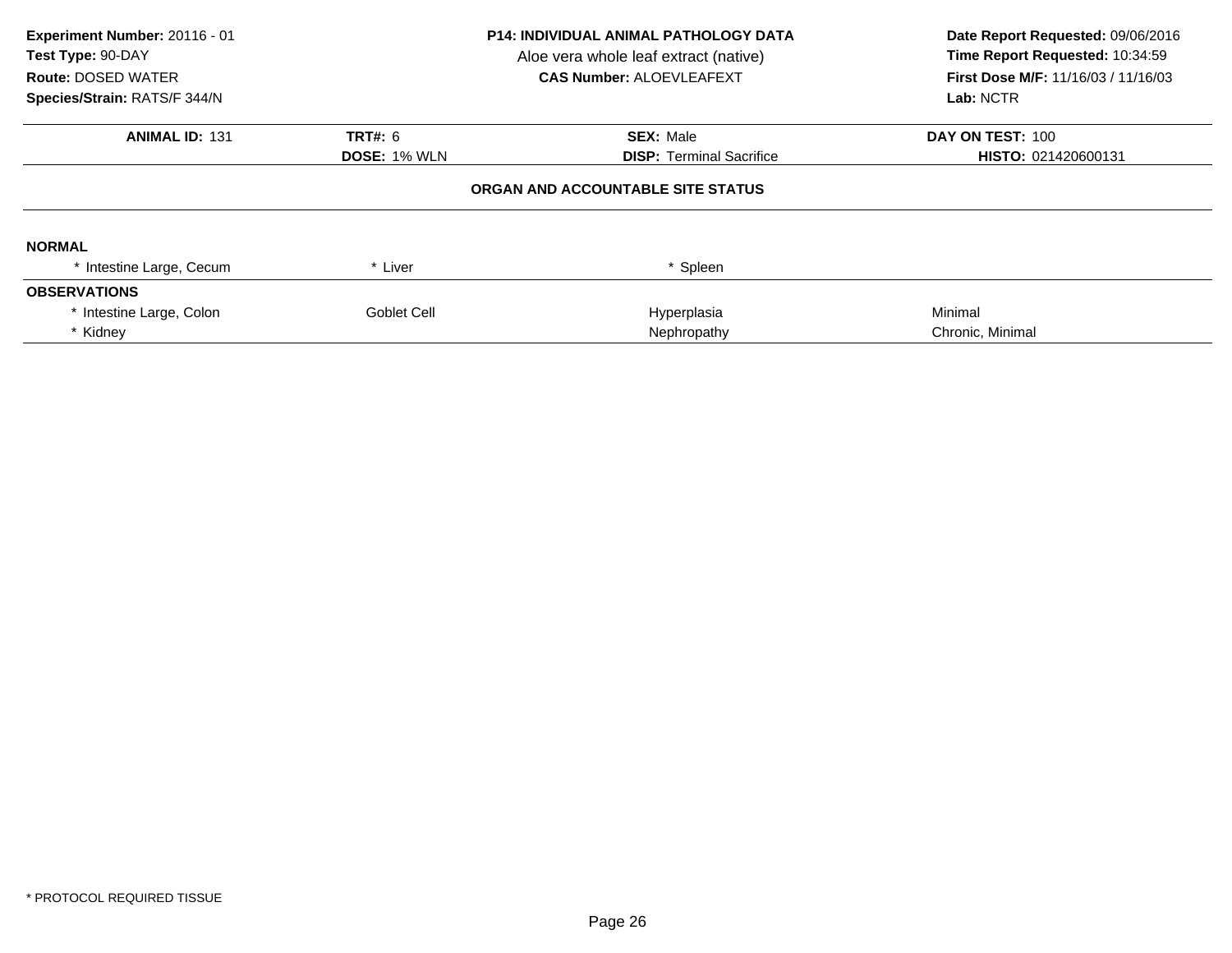**Experiment Number:** 20116 - 01
**Test Type:** 90-DAY
**Route:** DOSED WATER
**Species/Strain:** RATS/F 344/N

**P14: INDIVIDUAL ANIMAL PATHOLOGY DATA**
Aloe vera whole leaf extract (native)
**CAS Number:** ALOEVLEAFEXT

**Date Report Requested:** 09/06/2016
**Time Report Requested:** 10:34:59
**First Dose M/F:** 11/16/03 / 11/16/03
**Lab:** NCTR

| **ANIMAL ID:** 131 | **TRT#:** 6 | **SEX:** Male | **DAY ON TEST:** 100 |
|---|---|---|---|
| | **DOSE:** 1% WLN | **DISP:** Terminal Sacrifice | **HISTO:** 021420600131 |

**ORGAN AND ACCOUNTABLE SITE STATUS**

**NORMAL**

| | | | |
|---|---|---|---|
| * Intestine Large, Cecum | * Liver | * Spleen | |

**OBSERVATIONS**

| | | | |
|---|---|---|---|
| * Intestine Large, Colon | Goblet Cell | Hyperplasia | Minimal |
| * Kidney | | Nephropathy | Chronic, Minimal |

* PROTOCOL REQUIRED TISSUE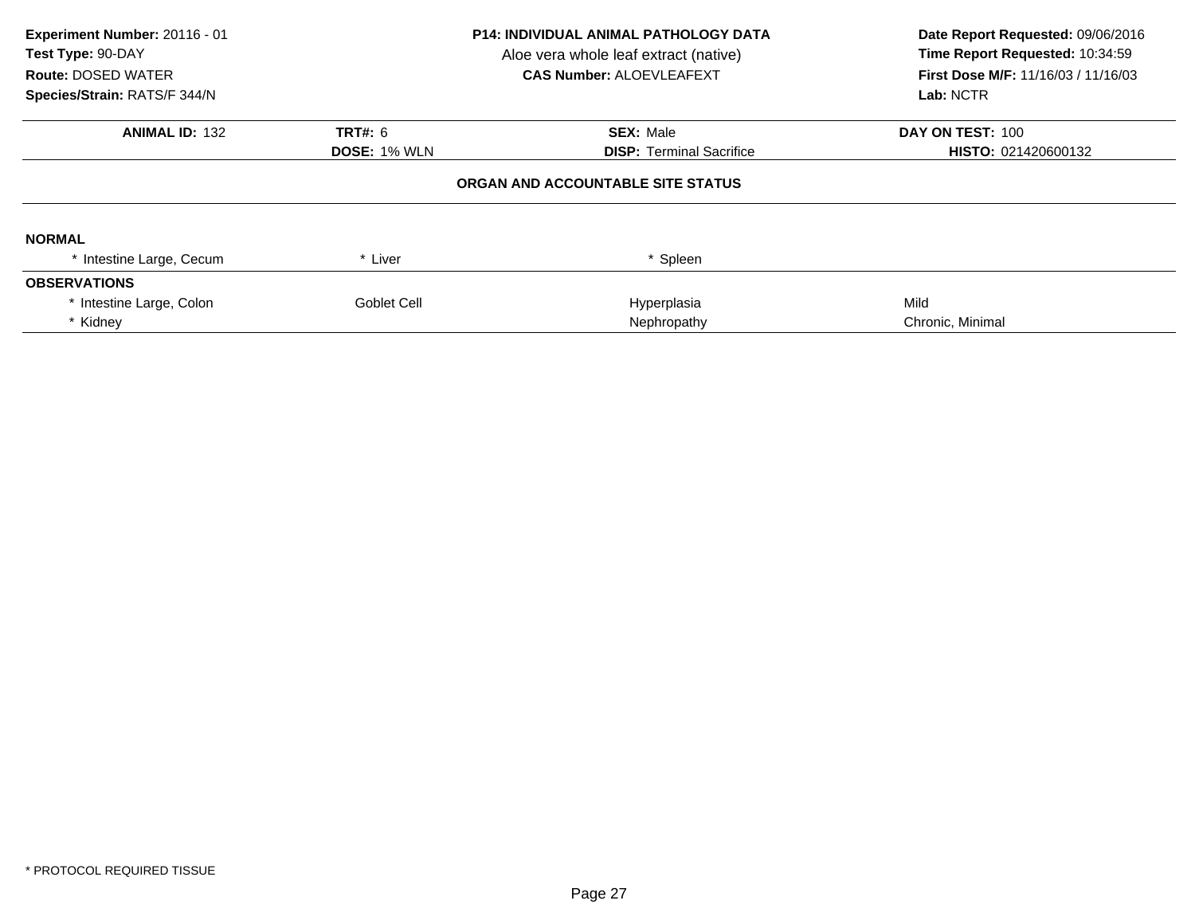**Experiment Number:** 20116 - 01
**Test Type:** 90-DAY
**Route:** DOSED WATER
**Species/Strain:** RATS/F 344/N

**P14: INDIVIDUAL ANIMAL PATHOLOGY DATA**
Aloe vera whole leaf extract (native)
**CAS Number:** ALOEVLEAFEXT

**Date Report Requested:** 09/06/2016
**Time Report Requested:** 10:34:59
**First Dose M/F:** 11/16/03 / 11/16/03
**Lab:** NCTR

| **ANIMAL ID:** 132 | **TRT#:** 6 | **SEX:** Male | **DAY ON TEST:** 100 |
|---|---|---|---|
| | **DOSE:** 1% WLN | **DISP:** Terminal Sacrifice | **HISTO:** 021420600132 |

**ORGAN AND ACCOUNTABLE SITE STATUS**

**NORMAL**

| | | | |
|---|---|---|---|
| * Intestine Large, Cecum | * Liver | * Spleen | |

**OBSERVATIONS**

| | | | |
|---|---|---|---|
| * Intestine Large, Colon | Goblet Cell | Hyperplasia | Mild |
| * Kidney | | Nephropathy | Chronic, Minimal |

* PROTOCOL REQUIRED TISSUE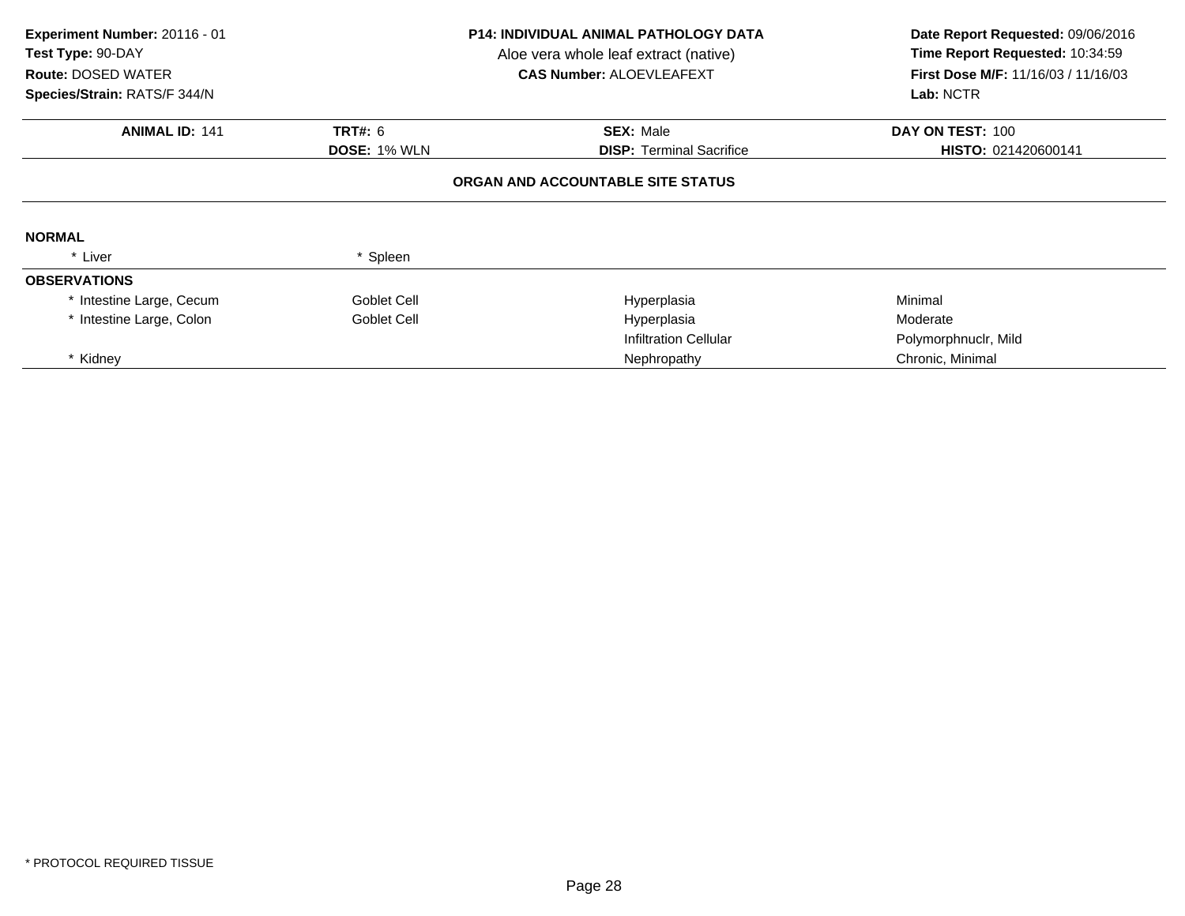**Experiment Number:** 20116 - 01
**Test Type:** 90-DAY
**Route:** DOSED WATER
**Species/Strain:** RATS/F 344/N

**P14: INDIVIDUAL ANIMAL PATHOLOGY DATA**
Aloe vera whole leaf extract (native)
**CAS Number:** ALOEVLEAFEXT

**Date Report Requested:** 09/06/2016
**Time Report Requested:** 10:34:59
**First Dose M/F:** 11/16/03 / 11/16/03
**Lab:** NCTR

| **ANIMAL ID:** 141 | **TRT#:** 6 | **SEX:** Male | **DAY ON TEST:** 100 |
|---|---|---|---|
| | **DOSE:** 1% WLN | **DISP:** Terminal Sacrifice | **HISTO:** 021420600141 |

### ORGAN AND ACCOUNTABLE SITE STATUS

**NORMAL**

| * Liver | * Spleen | | |
|---|---|---|---|

**OBSERVATIONS**

| | | | |
|---|---|---|---|
| * Intestine Large, Cecum | Goblet Cell | Hyperplasia | Minimal |
| * Intestine Large, Colon | Goblet Cell | Hyperplasia | Moderate |
| | | Infiltration Cellular | Polymorphnuclr, Mild |
| * Kidney | | Nephropathy | Chronic, Minimal |

* PROTOCOL REQUIRED TISSUE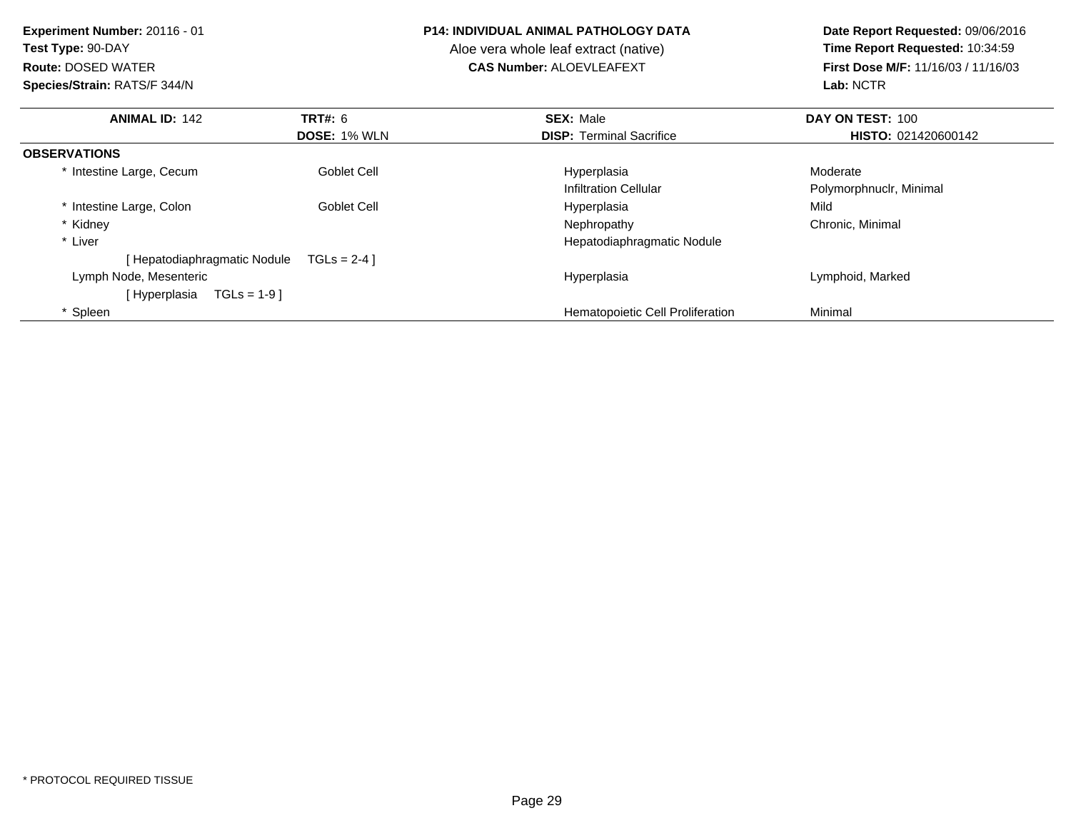**Experiment Number:** 20116 - 01
**Test Type:** 90-DAY
**Route:** DOSED WATER
**Species/Strain:** RATS/F 344/N

**P14: INDIVIDUAL ANIMAL PATHOLOGY DATA**
Aloe vera whole leaf extract (native)
**CAS Number:** ALOEVLEAFEXT

**Date Report Requested:** 09/06/2016
**Time Report Requested:** 10:34:59
**First Dose M/F:** 11/16/03 / 11/16/03
**Lab:** NCTR

| **ANIMAL ID:** 142 | **TRT#:** 6 | **SEX:** Male | **DAY ON TEST:** 100 |
|---|---|---|---|
| | **DOSE:** 1% WLN | **DISP:** Terminal Sacrifice | **HISTO:** 021420600142 |
| **OBSERVATIONS** | | | |
| * Intestine Large, Cecum | Goblet Cell | Hyperplasia | Moderate |
| | | Infiltration Cellular | Polymorphnuclr, Minimal |
| * Intestine Large, Colon | Goblet Cell | Hyperplasia | Mild |
| * Kidney | | Nephropathy | Chronic, Minimal |
| * Liver | | Hepatodiaphragmatic Nodule | |
| [ Hepatodiaphragmatic Nodule | TGLs = 2-4 ] | | |
| Lymph Node, Mesenteric | | Hyperplasia | Lymphoid, Marked |
| [ Hyperplasia TGLs = 1-9 ] | | | |
| * Spleen | | Hematopoietic Cell Proliferation | Minimal |

* PROTOCOL REQUIRED TISSUE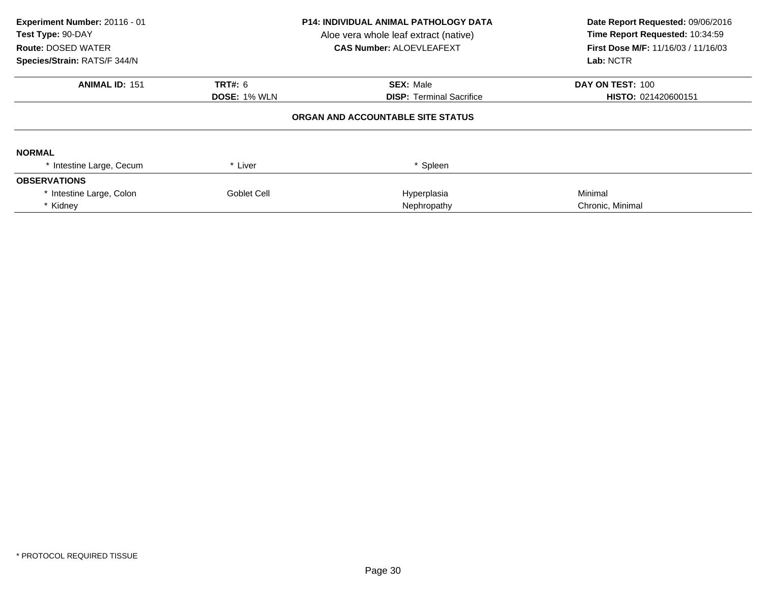**Experiment Number:** 20116 - 01
**Test Type:** 90-DAY
**Route:** DOSED WATER
**Species/Strain:** RATS/F 344/N

**P14: INDIVIDUAL ANIMAL PATHOLOGY DATA**
Aloe vera whole leaf extract (native)
**CAS Number:** ALOEVLEAFEXT

**Date Report Requested:** 09/06/2016
**Time Report Requested:** 10:34:59
**First Dose M/F:** 11/16/03 / 11/16/03
**Lab:** NCTR

| **ANIMAL ID:** 151 | **TRT#:** 6 | **SEX:** Male | **DAY ON TEST:** 100 |
|---|---|---|---|
| | **DOSE:** 1% WLN | **DISP:** Terminal Sacrifice | **HISTO:** 021420600151 |

## ORGAN AND ACCOUNTABLE SITE STATUS

**NORMAL**

| | | | |
|---|---|---|---|
| * Intestine Large, Cecum | * Liver | * Spleen | |

**OBSERVATIONS**

| | | | |
|---|---|---|---|
| * Intestine Large, Colon | Goblet Cell | Hyperplasia | Minimal |
| * Kidney | | Nephropathy | Chronic, Minimal |

* PROTOCOL REQUIRED TISSUE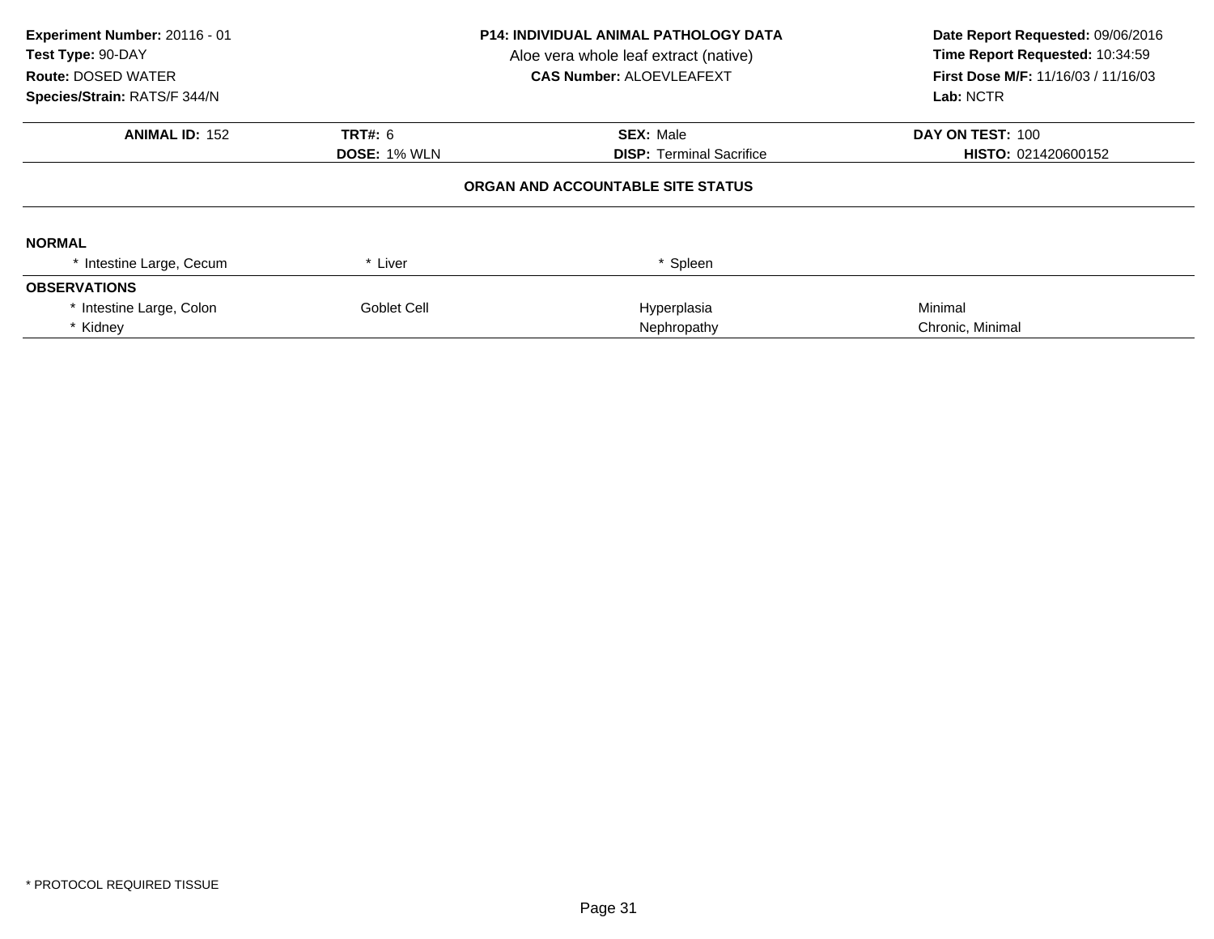**Experiment Number:** 20116 - 01
**Test Type:** 90-DAY
**Route:** DOSED WATER
**Species/Strain:** RATS/F 344/N

**P14: INDIVIDUAL ANIMAL PATHOLOGY DATA**
Aloe vera whole leaf extract (native)
**CAS Number:** ALOEVLEAFEXT

**Date Report Requested:** 09/06/2016
**Time Report Requested:** 10:34:59
**First Dose M/F:** 11/16/03 / 11/16/03
**Lab:** NCTR

| **ANIMAL ID:** 152 | **TRT#:** 6 | **SEX:** Male | **DAY ON TEST:** 100 |
|---|---|---|---|
| | **DOSE:** 1% WLN | **DISP:** Terminal Sacrifice | **HISTO:** 021420600152 |

**ORGAN AND ACCOUNTABLE SITE STATUS**

**NORMAL**

| | | | |
|---|---|---|---|
| * Intestine Large, Cecum | * Liver | * Spleen | |

**OBSERVATIONS**

| | | | |
|---|---|---|---|
| * Intestine Large, Colon | Goblet Cell | Hyperplasia | Minimal |
| * Kidney | | Nephropathy | Chronic, Minimal |

\* PROTOCOL REQUIRED TISSUE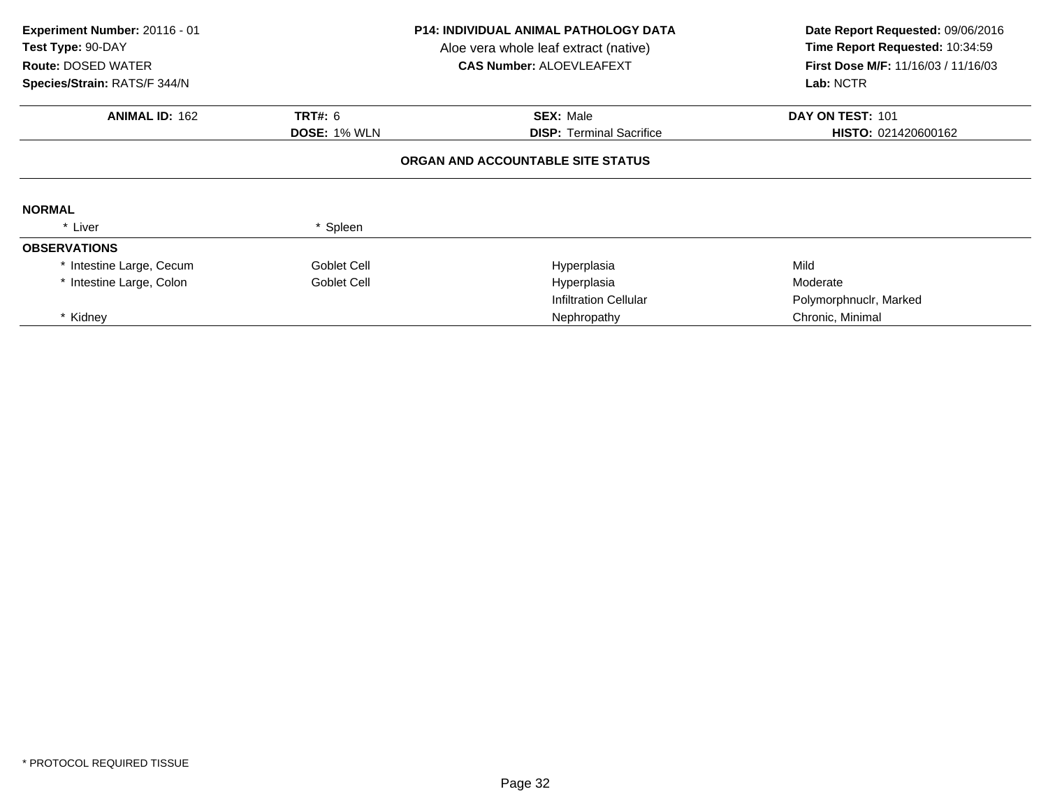**Experiment Number:** 20116 - 01
**Test Type:** 90-DAY
**Route:** DOSED WATER
**Species/Strain:** RATS/F 344/N

**P14: INDIVIDUAL ANIMAL PATHOLOGY DATA**
Aloe vera whole leaf extract (native)
**CAS Number:** ALOEVLEAFEXT

**Date Report Requested:** 09/06/2016
**Time Report Requested:** 10:34:59
**First Dose M/F:** 11/16/03 / 11/16/03
**Lab:** NCTR

| **ANIMAL ID:** 162 | **TRT#:** 6 | **SEX:** Male | **DAY ON TEST:** 101 |
|---|---|---|---|
| | **DOSE:** 1% WLN | **DISP:** Terminal Sacrifice | **HISTO:** 021420600162 |

**ORGAN AND ACCOUNTABLE SITE STATUS**

**NORMAL**

| | |
|---|---|
| * Liver | * Spleen |

**OBSERVATIONS**

| | | | |
|---|---|---|---|
| * Intestine Large, Cecum | Goblet Cell | Hyperplasia | Mild |
| * Intestine Large, Colon | Goblet Cell | Hyperplasia | Moderate |
| | | Infiltration Cellular | Polymorphnuclr, Marked |
| * Kidney | | Nephropathy | Chronic, Minimal |

\* PROTOCOL REQUIRED TISSUE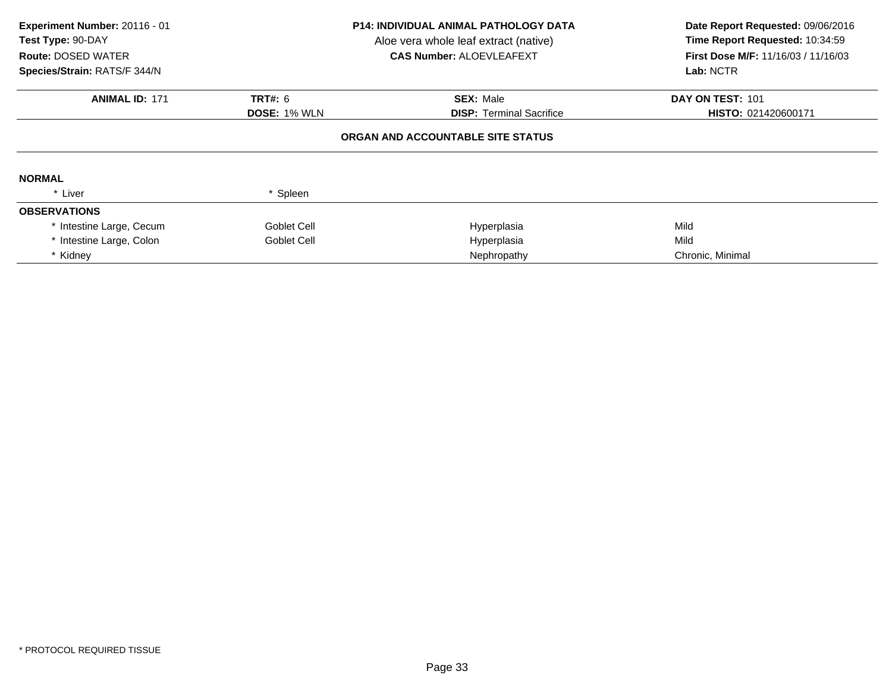**Experiment Number:** 20116 - 01
**Test Type:** 90-DAY
**Route:** DOSED WATER
**Species/Strain:** RATS/F 344/N

**P14: INDIVIDUAL ANIMAL PATHOLOGY DATA**
Aloe vera whole leaf extract (native)
**CAS Number:** ALOEVLEAFEXT

**Date Report Requested:** 09/06/2016
**Time Report Requested:** 10:34:59
**First Dose M/F:** 11/16/03 / 11/16/03
**Lab:** NCTR

| **ANIMAL ID:** 171 | **TRT#:** 6 | **SEX:** Male | **DAY ON TEST:** 101 |
|---|---|---|---|
| | **DOSE:** 1% WLN | **DISP:** Terminal Sacrifice | **HISTO:** 021420600171 |

**ORGAN AND ACCOUNTABLE SITE STATUS**

**NORMAL**

| | | | |
|---|---|---|---|
| * Liver | * Spleen | | |

**OBSERVATIONS**

| | | | |
|---|---|---|---|
| * Intestine Large, Cecum | Goblet Cell | Hyperplasia | Mild |
| * Intestine Large, Colon | Goblet Cell | Hyperplasia | Mild |
| * Kidney | | Nephropathy | Chronic, Minimal |

* PROTOCOL REQUIRED TISSUE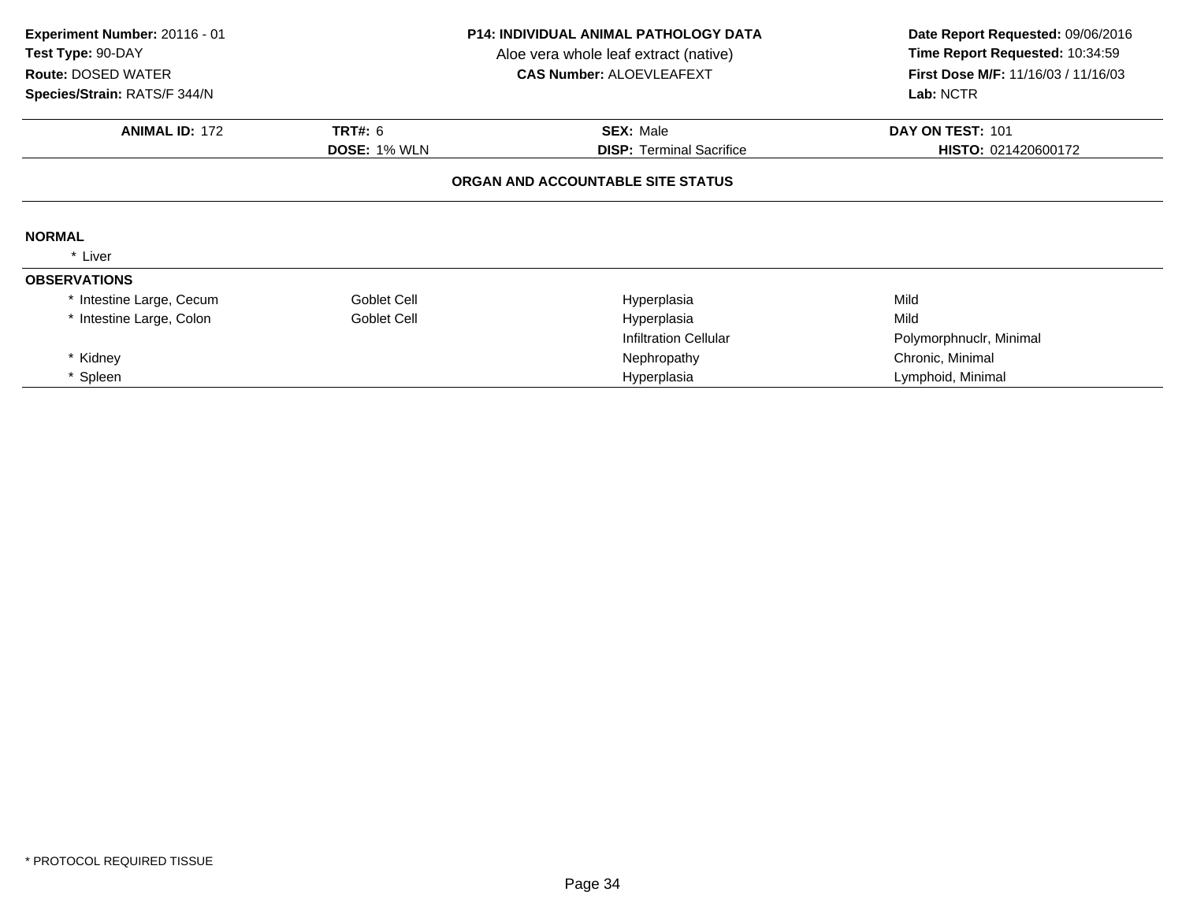**Experiment Number:** 20116 - 01
**Test Type:** 90-DAY
**Route:** DOSED WATER
**Species/Strain:** RATS/F 344/N

**P14: INDIVIDUAL ANIMAL PATHOLOGY DATA**
Aloe vera whole leaf extract (native)
**CAS Number:** ALOEVLEAFEXT

**Date Report Requested:** 09/06/2016
**Time Report Requested:** 10:34:59
**First Dose M/F:** 11/16/03 / 11/16/03
**Lab:** NCTR

| **ANIMAL ID:** 172 | **TRT#:** 6 | **SEX:** Male | **DAY ON TEST:** 101 |
|---|---|---|---|
| | **DOSE:** 1% WLN | **DISP:** Terminal Sacrifice | **HISTO:** 021420600172 |

### ORGAN AND ACCOUNTABLE SITE STATUS

**NORMAL**

* Liver

**OBSERVATIONS**

| Organ | Site | Observation | Qualifier |
|---|---|---|---|
| * Intestine Large, Cecum | Goblet Cell | Hyperplasia | Mild |
| * Intestine Large, Colon | Goblet Cell | Hyperplasia | Mild |
| | | Infiltration Cellular | Polymorphnuclr, Minimal |
| * Kidney | | Nephropathy | Chronic, Minimal |
| * Spleen | | Hyperplasia | Lymphoid, Minimal |

* PROTOCOL REQUIRED TISSUE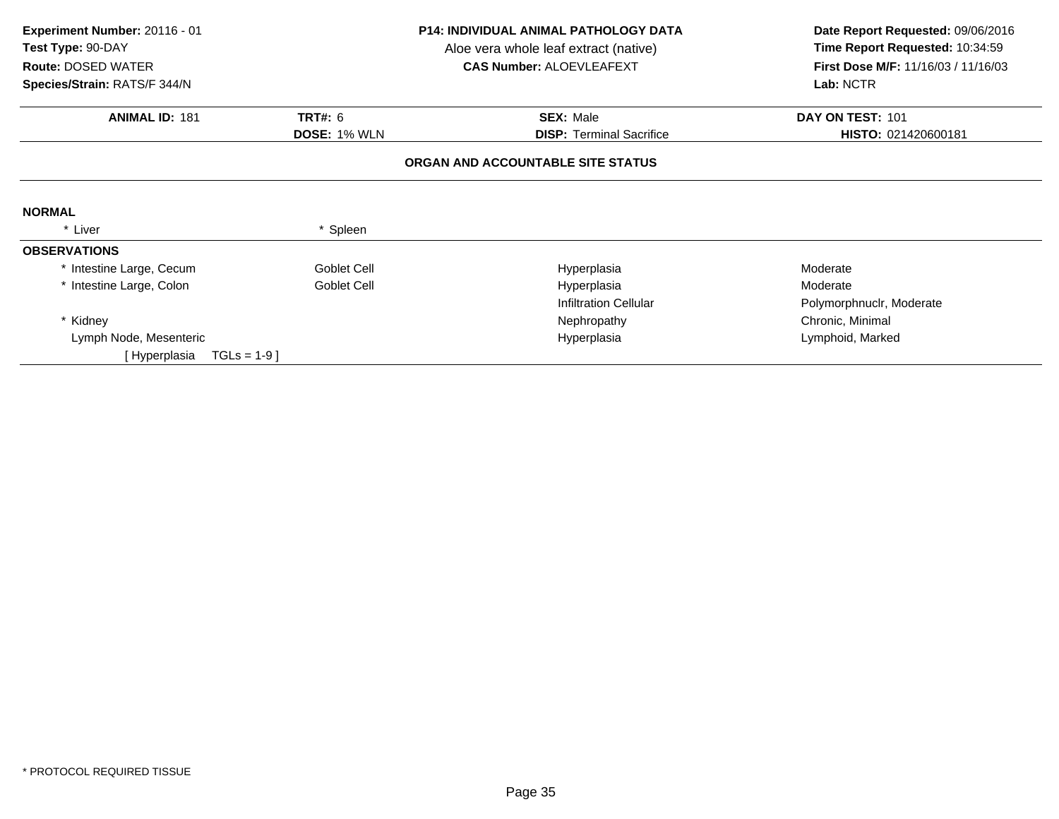**Experiment Number:** 20116 - 01
**Test Type:** 90-DAY
**Route:** DOSED WATER
**Species/Strain:** RATS/F 344/N

**P14: INDIVIDUAL ANIMAL PATHOLOGY DATA**
Aloe vera whole leaf extract (native)
**CAS Number:** ALOEVLEAFEXT

**Date Report Requested:** 09/06/2016
**Time Report Requested:** 10:34:59
**First Dose M/F:** 11/16/03 / 11/16/03
**Lab:** NCTR

| **ANIMAL ID:** 181 | **TRT#:** 6 | **SEX:** Male | **DAY ON TEST:** 101 |
|---|---|---|---|
| | **DOSE:** 1% WLN | **DISP:** Terminal Sacrifice | **HISTO:** 021420600181 |

**ORGAN AND ACCOUNTABLE SITE STATUS**

**NORMAL**

* Liver
* Spleen

**OBSERVATIONS**

| | | | |
|---|---|---|---|
| * Intestine Large, Cecum | Goblet Cell | Hyperplasia | Moderate |
| * Intestine Large, Colon | Goblet Cell | Hyperplasia | Moderate |
| | | Infiltration Cellular | Polymorphnuclr, Moderate |
| * Kidney | | Nephropathy | Chronic, Minimal |
| Lymph Node, Mesenteric | | Hyperplasia | Lymphoid, Marked |
| [ Hyperplasia TGLs = 1-9 ] | | | |

* PROTOCOL REQUIRED TISSUE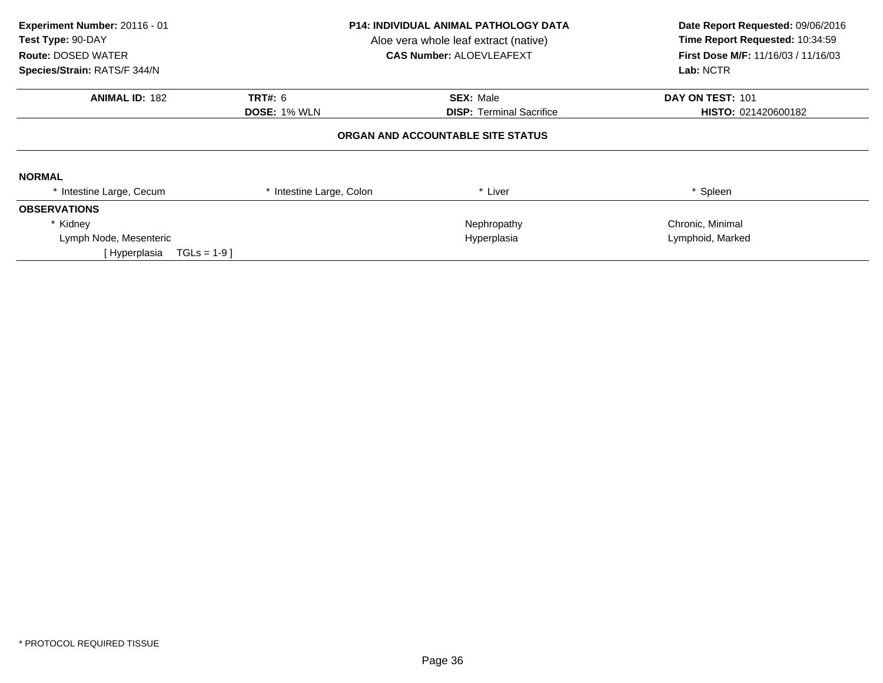**Experiment Number:** 20116 - 01
**Test Type:** 90-DAY
**Route:** DOSED WATER
**Species/Strain:** RATS/F 344/N

**P14: INDIVIDUAL ANIMAL PATHOLOGY DATA**
Aloe vera whole leaf extract (native)
**CAS Number:** ALOEVLEAFEXT

**Date Report Requested:** 09/06/2016
**Time Report Requested:** 10:34:59
**First Dose M/F:** 11/16/03 / 11/16/03
**Lab:** NCTR

| **ANIMAL ID:** 182 | **TRT#:** 6 | **SEX:** Male | **DAY ON TEST:** 101 |
|---|---|---|---|
| | **DOSE:** 1% WLN | **DISP:** Terminal Sacrifice | **HISTO:** 021420600182 |

### ORGAN AND ACCOUNTABLE SITE STATUS

**NORMAL**

| * Intestine Large, Cecum | * Intestine Large, Colon | * Liver | * Spleen |
|---|---|---|---|

**OBSERVATIONS**

| Organ | | Observation | Description |
|---|---|---|---|
| * Kidney | | Nephropathy | Chronic, Minimal |
| Lymph Node, Mesenteric | | Hyperplasia | Lymphoid, Marked |
| [ Hyperplasia TGLs = 1-9 ] | | | |

* PROTOCOL REQUIRED TISSUE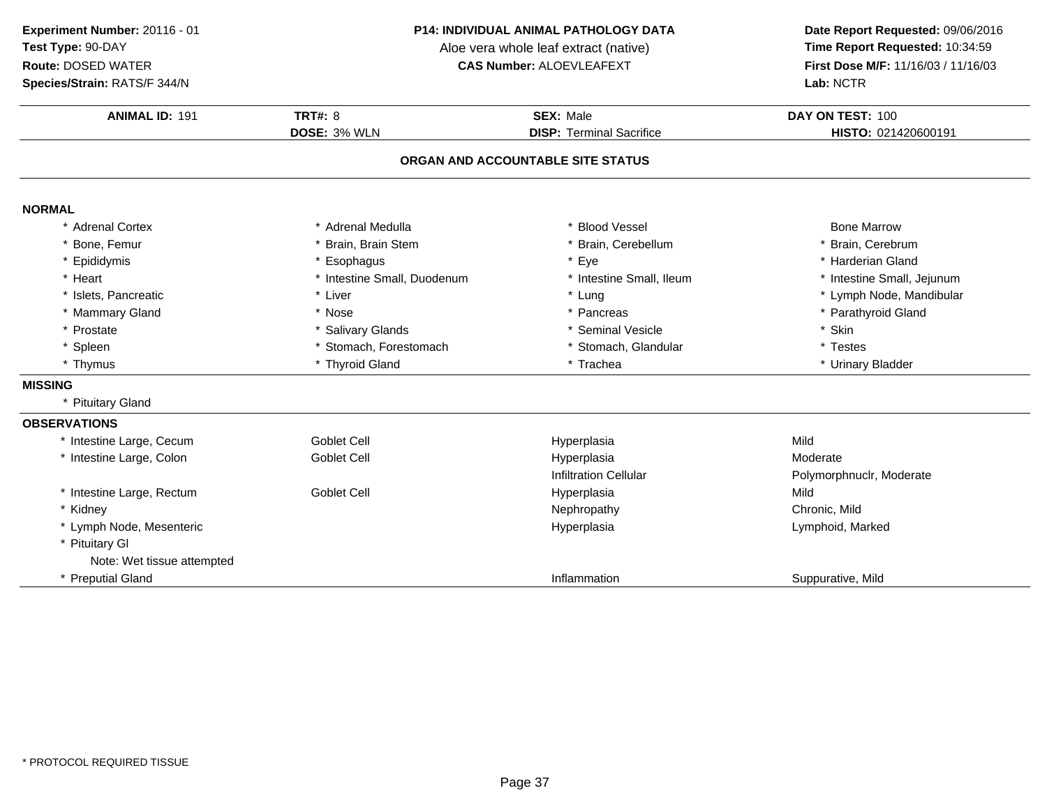**Experiment Number:** 20116 - 01
**Test Type:** 90-DAY
**Route:** DOSED WATER
**Species/Strain:** RATS/F 344/N

**P14: INDIVIDUAL ANIMAL PATHOLOGY DATA**
Aloe vera whole leaf extract (native)
**CAS Number:** ALOEVLEAFEXT

**Date Report Requested:** 09/06/2016
**Time Report Requested:** 10:34:59
**First Dose M/F:** 11/16/03 / 11/16/03
**Lab:** NCTR

| **ANIMAL ID:** 191 | **TRT#:** 8 | **SEX:** Male | **DAY ON TEST:** 100 |
|---|---|---|---|
| | **DOSE:** 3% WLN | **DISP:** Terminal Sacrifice | **HISTO:** 021420600191 |

## ORGAN AND ACCOUNTABLE SITE STATUS

### NORMAL

| | | | |
|---|---|---|---|
| * Adrenal Cortex | * Adrenal Medulla | * Blood Vessel | Bone Marrow |
| * Bone, Femur | * Brain, Brain Stem | * Brain, Cerebellum | * Brain, Cerebrum |
| * Epididymis | * Esophagus | * Eye | * Harderian Gland |
| * Heart | * Intestine Small, Duodenum | * Intestine Small, Ileum | * Intestine Small, Jejunum |
| * Islets, Pancreatic | * Liver | * Lung | * Lymph Node, Mandibular |
| * Mammary Gland | * Nose | * Pancreas | * Parathyroid Gland |
| * Prostate | * Salivary Glands | * Seminal Vesicle | * Skin |
| * Spleen | * Stomach, Forestomach | * Stomach, Glandular | * Testes |
| * Thymus | * Thyroid Gland | * Trachea | * Urinary Bladder |

### MISSING

* Pituitary Gland

### OBSERVATIONS

| | | | |
|---|---|---|---|
| * Intestine Large, Cecum | Goblet Cell | Hyperplasia | Mild |
| * Intestine Large, Colon | Goblet Cell | Hyperplasia | Moderate |
| | | Infiltration Cellular | Polymorphnuclr, Moderate |
| * Intestine Large, Rectum | Goblet Cell | Hyperplasia | Mild |
| * Kidney | | Nephropathy | Chronic, Mild |
| * Lymph Node, Mesenteric | | Hyperplasia | Lymphoid, Marked |
| * Pituitary Gl | | | |
| Note: Wet tissue attempted | | | |
| * Preputial Gland | | Inflammation | Suppurative, Mild |

\* PROTOCOL REQUIRED TISSUE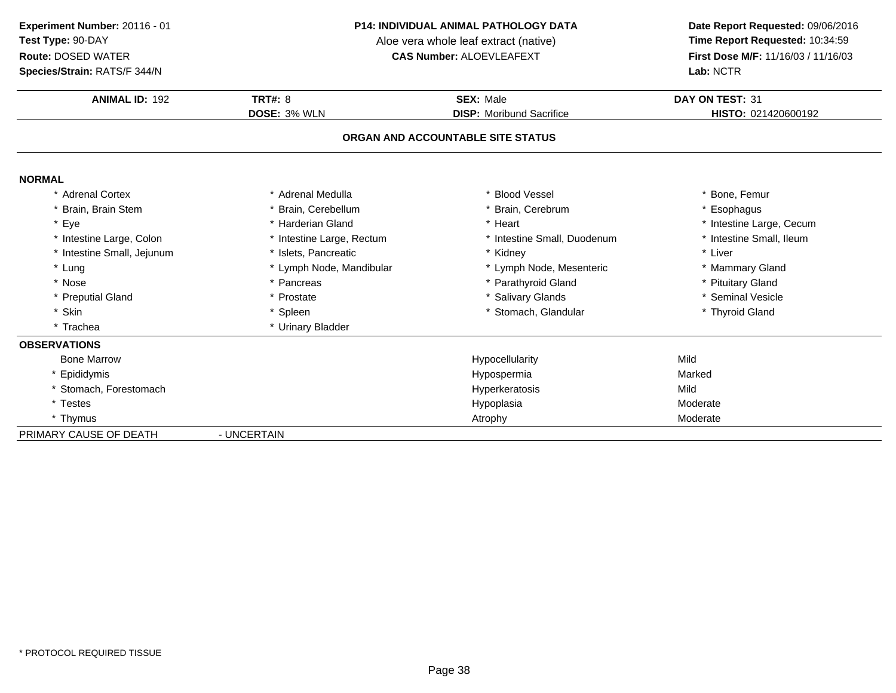**Experiment Number:** 20116 - 01
**Test Type:** 90-DAY
**Route:** DOSED WATER
**Species/Strain:** RATS/F 344/N

**P14: INDIVIDUAL ANIMAL PATHOLOGY DATA**
Aloe vera whole leaf extract (native)
**CAS Number:** ALOEVLEAFEXT

**Date Report Requested:** 09/06/2016
**Time Report Requested:** 10:34:59
**First Dose M/F:** 11/16/03 / 11/16/03
**Lab:** NCTR

| **ANIMAL ID:** 192 | **TRT#:** 8 | **SEX:** Male | **DAY ON TEST:** 31 |
|---|---|---|---|
| | **DOSE:** 3% WLN | **DISP:** Moribund Sacrifice | **HISTO:** 021420600192 |

## ORGAN AND ACCOUNTABLE SITE STATUS

### NORMAL

| | | | |
|---|---|---|---|
| * Adrenal Cortex | * Adrenal Medulla | * Blood Vessel | * Bone, Femur |
| * Brain, Brain Stem | * Brain, Cerebellum | * Brain, Cerebrum | * Esophagus |
| * Eye | * Harderian Gland | * Heart | * Intestine Large, Cecum |
| * Intestine Large, Colon | * Intestine Large, Rectum | * Intestine Small, Duodenum | * Intestine Small, Ileum |
| * Intestine Small, Jejunum | * Islets, Pancreatic | * Kidney | * Liver |
| * Lung | * Lymph Node, Mandibular | * Lymph Node, Mesenteric | * Mammary Gland |
| * Nose | * Pancreas | * Parathyroid Gland | * Pituitary Gland |
| * Preputial Gland | * Prostate | * Salivary Glands | * Seminal Vesicle |
| * Skin | * Spleen | * Stomach, Glandular | * Thyroid Gland |
| * Trachea | * Urinary Bladder | | |

### OBSERVATIONS

| | | |
|---|---|---|
| Bone Marrow | Hypocellularity | Mild |
| * Epididymis | Hypospermia | Marked |
| * Stomach, Forestomach | Hyperkeratosis | Mild |
| * Testes | Hypoplasia | Moderate |
| * Thymus | Atrophy | Moderate |

PRIMARY CAUSE OF DEATH - UNCERTAIN

* PROTOCOL REQUIRED TISSUE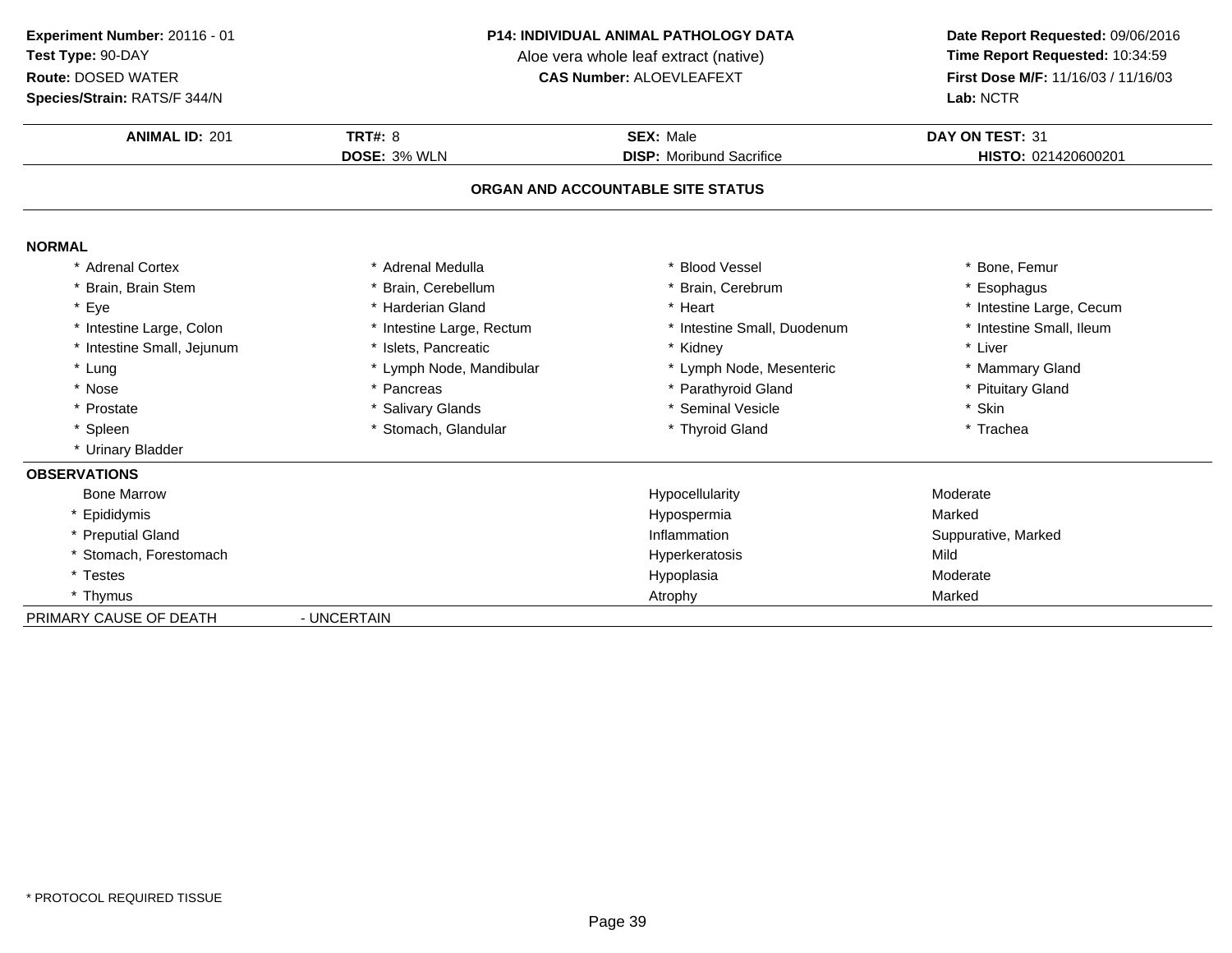**Experiment Number:** 20116 - 01
**Test Type:** 90-DAY
**Route:** DOSED WATER
**Species/Strain:** RATS/F 344/N

**P14: INDIVIDUAL ANIMAL PATHOLOGY DATA**
Aloe vera whole leaf extract (native)
**CAS Number:** ALOEVLEAFEXT

**Date Report Requested:** 09/06/2016
**Time Report Requested:** 10:34:59
**First Dose M/F:** 11/16/03 / 11/16/03
**Lab:** NCTR

| **ANIMAL ID:** 201 | **TRT#:** 8 | **SEX:** Male | **DAY ON TEST:** 31 |
|---|---|---|---|
| | **DOSE:** 3% WLN | **DISP:** Moribund Sacrifice | **HISTO:** 021420600201 |

## ORGAN AND ACCOUNTABLE SITE STATUS

**NORMAL**

| | | | |
|---|---|---|---|
| * Adrenal Cortex | * Adrenal Medulla | * Blood Vessel | * Bone, Femur |
| * Brain, Brain Stem | * Brain, Cerebellum | * Brain, Cerebrum | * Esophagus |
| * Eye | * Harderian Gland | * Heart | * Intestine Large, Cecum |
| * Intestine Large, Colon | * Intestine Large, Rectum | * Intestine Small, Duodenum | * Intestine Small, Ileum |
| * Intestine Small, Jejunum | * Islets, Pancreatic | * Kidney | * Liver |
| * Lung | * Lymph Node, Mandibular | * Lymph Node, Mesenteric | * Mammary Gland |
| * Nose | * Pancreas | * Parathyroid Gland | * Pituitary Gland |
| * Prostate | * Salivary Glands | * Seminal Vesicle | * Skin |
| * Spleen | * Stomach, Glandular | * Thyroid Gland | * Trachea |
| * Urinary Bladder | | | |

**OBSERVATIONS**

| | | |
|---|---|---|
| Bone Marrow | Hypocellularity | Moderate |
| * Epididymis | Hypospermia | Marked |
| * Preputial Gland | Inflammation | Suppurative, Marked |
| * Stomach, Forestomach | Hyperkeratosis | Mild |
| * Testes | Hypoplasia | Moderate |
| * Thymus | Atrophy | Marked |

PRIMARY CAUSE OF DEATH - UNCERTAIN

\* PROTOCOL REQUIRED TISSUE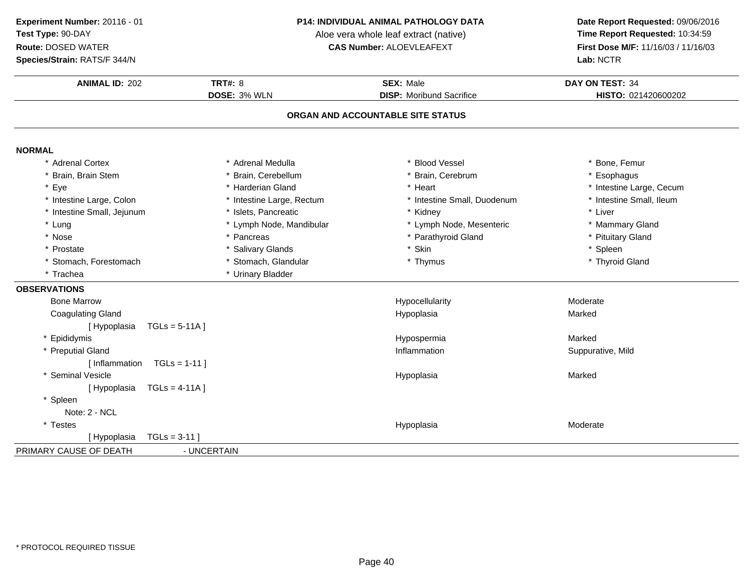**Experiment Number:** 20116 - 01
**Test Type:** 90-DAY
**Route:** DOSED WATER
**Species/Strain:** RATS/F 344/N

**P14: INDIVIDUAL ANIMAL PATHOLOGY DATA**
Aloe vera whole leaf extract (native)
**CAS Number:** ALOEVLEAFEXT

**Date Report Requested:** 09/06/2016
**Time Report Requested:** 10:34:59
**First Dose M/F:** 11/16/03 / 11/16/03
**Lab:** NCTR

| **ANIMAL ID:** 202 | **TRT#:** 8 | **SEX:** Male | **DAY ON TEST:** 34 |
|---|---|---|---|
| | **DOSE:** 3% WLN | **DISP:** Moribund Sacrifice | **HISTO:** 021420600202 |

## ORGAN AND ACCOUNTABLE SITE STATUS

### NORMAL

| | | | |
|---|---|---|---|
| * Adrenal Cortex | * Adrenal Medulla | * Blood Vessel | * Bone, Femur |
| * Brain, Brain Stem | * Brain, Cerebellum | * Brain, Cerebrum | * Esophagus |
| * Eye | * Harderian Gland | * Heart | * Intestine Large, Cecum |
| * Intestine Large, Colon | * Intestine Large, Rectum | * Intestine Small, Duodenum | * Intestine Small, Ileum |
| * Intestine Small, Jejunum | * Islets, Pancreatic | * Kidney | * Liver |
| * Lung | * Lymph Node, Mandibular | * Lymph Node, Mesenteric | * Mammary Gland |
| * Nose | * Pancreas | * Parathyroid Gland | * Pituitary Gland |
| * Prostate | * Salivary Glands | * Skin | * Spleen |
| * Stomach, Forestomach | * Stomach, Glandular | * Thymus | * Thyroid Gland |
| * Trachea | * Urinary Bladder | | |

### OBSERVATIONS

| Organ | Observation | Severity |
|---|---|---|
| Bone Marrow | Hypocellularity | Moderate |
| Coagulating Gland | Hypoplasia | Marked |
| [ Hypoplasia TGLs = 5-11A ] | | |
| * Epididymis | Hypospermia | Marked |
| * Preputial Gland | Inflammation | Suppurative, Mild |
| [ Inflammation TGLs = 1-11 ] | | |
| * Seminal Vesicle | Hypoplasia | Marked |
| [ Hypoplasia TGLs = 4-11A ] | | |
| * Spleen | | |
| Note: 2 - NCL | | |
| * Testes | Hypoplasia | Moderate |
| [ Hypoplasia TGLs = 3-11 ] | | |

PRIMARY CAUSE OF DEATH - UNCERTAIN

* PROTOCOL REQUIRED TISSUE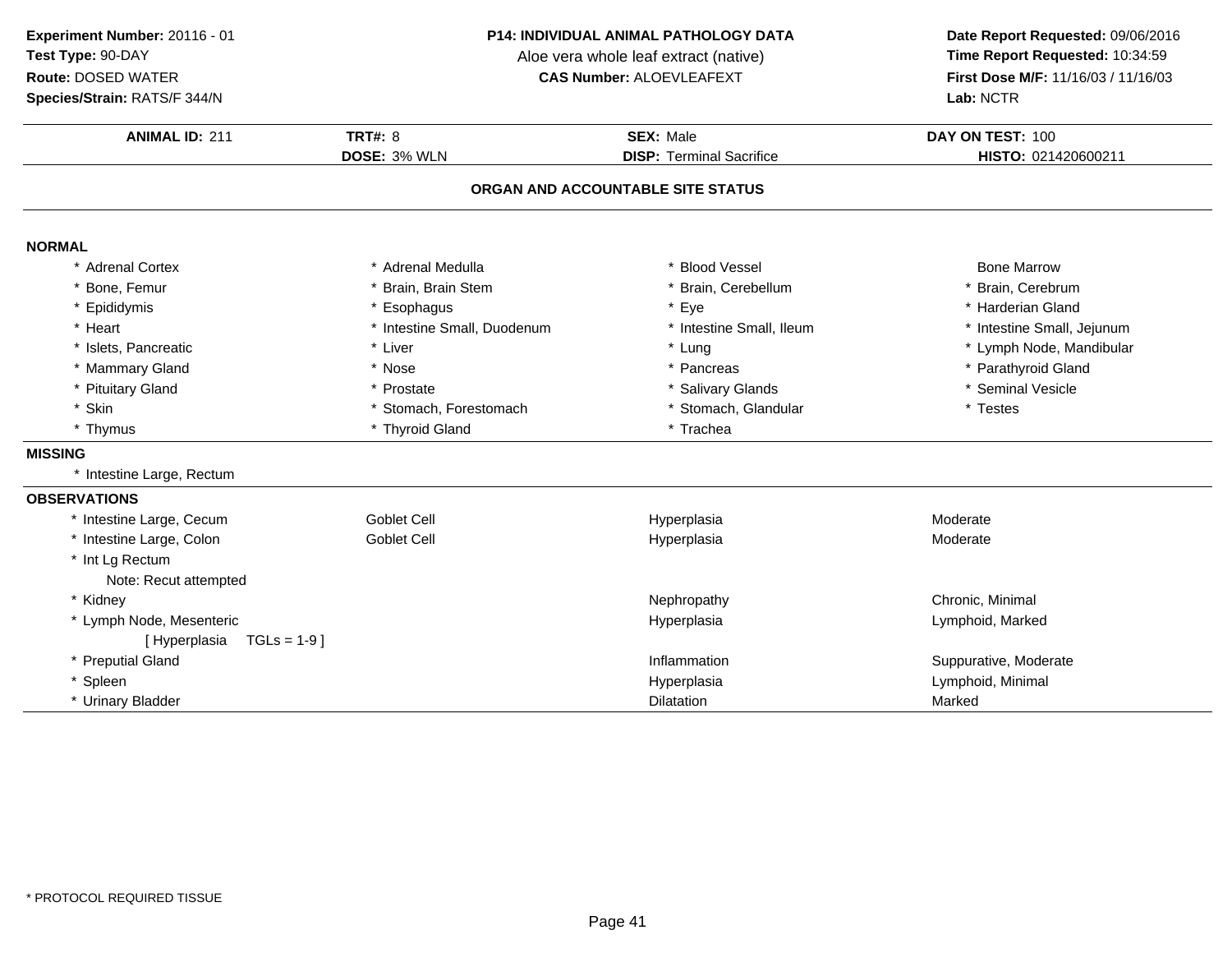**Experiment Number:** 20116 - 01
**Test Type:** 90-DAY
**Route:** DOSED WATER
**Species/Strain:** RATS/F 344/N

**P14: INDIVIDUAL ANIMAL PATHOLOGY DATA**
Aloe vera whole leaf extract (native)
**CAS Number:** ALOEVLEAFEXT

**Date Report Requested:** 09/06/2016
**Time Report Requested:** 10:34:59
**First Dose M/F:** 11/16/03 / 11/16/03
**Lab:** NCTR

| **ANIMAL ID:** 211 | **TRT#:** 8 | **SEX:** Male | **DAY ON TEST:** 100 |
|---|---|---|---|
| | **DOSE:** 3% WLN | **DISP:** Terminal Sacrifice | **HISTO:** 021420600211 |

## ORGAN AND ACCOUNTABLE SITE STATUS

### NORMAL

| | | | |
|---|---|---|---|
| * Adrenal Cortex | * Adrenal Medulla | * Blood Vessel | Bone Marrow |
| * Bone, Femur | * Brain, Brain Stem | * Brain, Cerebellum | * Brain, Cerebrum |
| * Epididymis | * Esophagus | * Eye | * Harderian Gland |
| * Heart | * Intestine Small, Duodenum | * Intestine Small, Ileum | * Intestine Small, Jejunum |
| * Islets, Pancreatic | * Liver | * Lung | * Lymph Node, Mandibular |
| * Mammary Gland | * Nose | * Pancreas | * Parathyroid Gland |
| * Pituitary Gland | * Prostate | * Salivary Glands | * Seminal Vesicle |
| * Skin | * Stomach, Forestomach | * Stomach, Glandular | * Testes |
| * Thymus | * Thyroid Gland | * Trachea | |

### MISSING

* Intestine Large, Rectum

### OBSERVATIONS

| | | | |
|---|---|---|---|
| * Intestine Large, Cecum | Goblet Cell | Hyperplasia | Moderate |
| * Intestine Large, Colon | Goblet Cell | Hyperplasia | Moderate |
| * Int Lg Rectum<br>Note: Recut attempted | | | |
| * Kidney | | Nephropathy | Chronic, Minimal |
| * Lymph Node, Mesenteric<br>[ Hyperplasia TGLs = 1-9 ] | | Hyperplasia | Lymphoid, Marked |
| * Preputial Gland | | Inflammation | Suppurative, Moderate |
| * Spleen | | Hyperplasia | Lymphoid, Minimal |
| * Urinary Bladder | | Dilatation | Marked |

* PROTOCOL REQUIRED TISSUE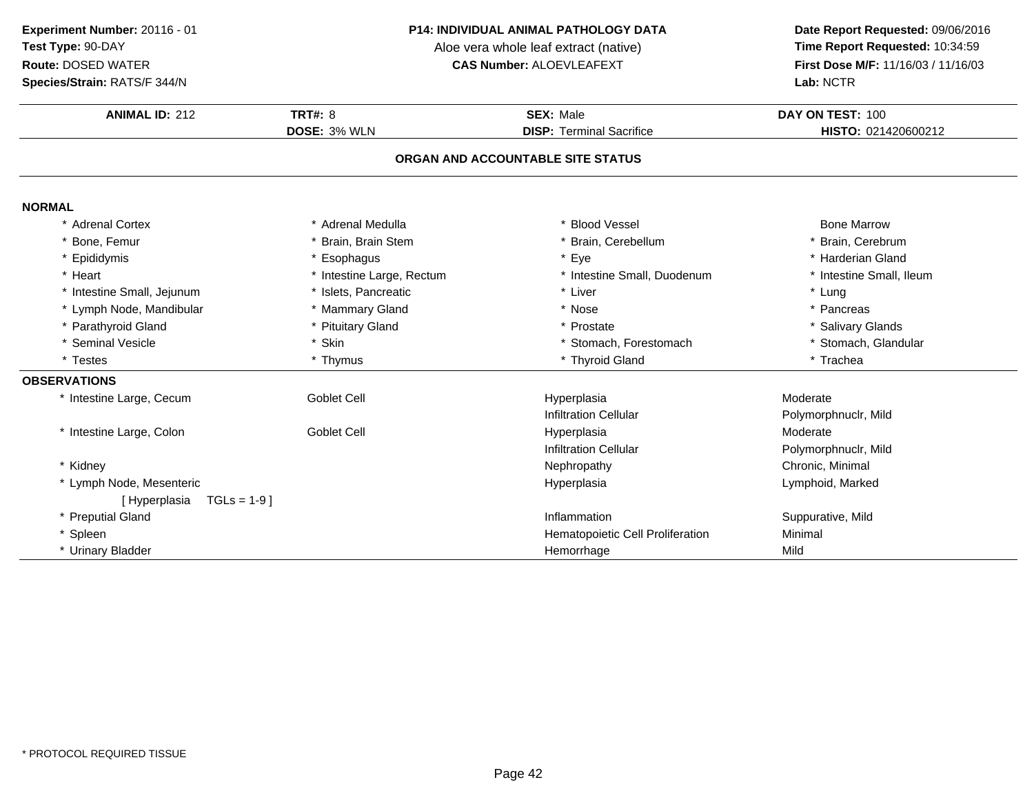**Experiment Number:** 20116 - 01
**Test Type:** 90-DAY
**Route:** DOSED WATER
**Species/Strain:** RATS/F 344/N

**P14: INDIVIDUAL ANIMAL PATHOLOGY DATA**
Aloe vera whole leaf extract (native)
**CAS Number:** ALOEVLEAFEXT

**Date Report Requested:** 09/06/2016
**Time Report Requested:** 10:34:59
**First Dose M/F:** 11/16/03 / 11/16/03
**Lab:** NCTR

| **ANIMAL ID:** 212 | **TRT#:** 8 | **SEX:** Male | **DAY ON TEST:** 100 |
|---|---|---|---|
| | **DOSE:** 3% WLN | **DISP:** Terminal Sacrifice | **HISTO:** 021420600212 |

## ORGAN AND ACCOUNTABLE SITE STATUS

### NORMAL

| | | | |
|---|---|---|---|
| * Adrenal Cortex | * Adrenal Medulla | * Blood Vessel | Bone Marrow |
| * Bone, Femur | * Brain, Brain Stem | * Brain, Cerebellum | * Brain, Cerebrum |
| * Epididymis | * Esophagus | * Eye | * Harderian Gland |
| * Heart | * Intestine Large, Rectum | * Intestine Small, Duodenum | * Intestine Small, Ileum |
| * Intestine Small, Jejunum | * Islets, Pancreatic | * Liver | * Lung |
| * Lymph Node, Mandibular | * Mammary Gland | * Nose | * Pancreas |
| * Parathyroid Gland | * Pituitary Gland | * Prostate | * Salivary Glands |
| * Seminal Vesicle | * Skin | * Stomach, Forestomach | * Stomach, Glandular |
| * Testes | * Thymus | * Thyroid Gland | * Trachea |

### OBSERVATIONS

| | | | |
|---|---|---|---|
| * Intestine Large, Cecum | Goblet Cell | Hyperplasia | Moderate |
| | | Infiltration Cellular | Polymorphnuclr, Mild |
| * Intestine Large, Colon | Goblet Cell | Hyperplasia | Moderate |
| | | Infiltration Cellular | Polymorphnuclr, Mild |
| * Kidney | | Nephropathy | Chronic, Minimal |
| * Lymph Node, Mesenteric | | Hyperplasia | Lymphoid, Marked |
| [ Hyperplasia TGLs = 1-9 ] | | | |
| * Preputial Gland | | Inflammation | Suppurative, Mild |
| * Spleen | | Hematopoietic Cell Proliferation | Minimal |
| * Urinary Bladder | | Hemorrhage | Mild |

* PROTOCOL REQUIRED TISSUE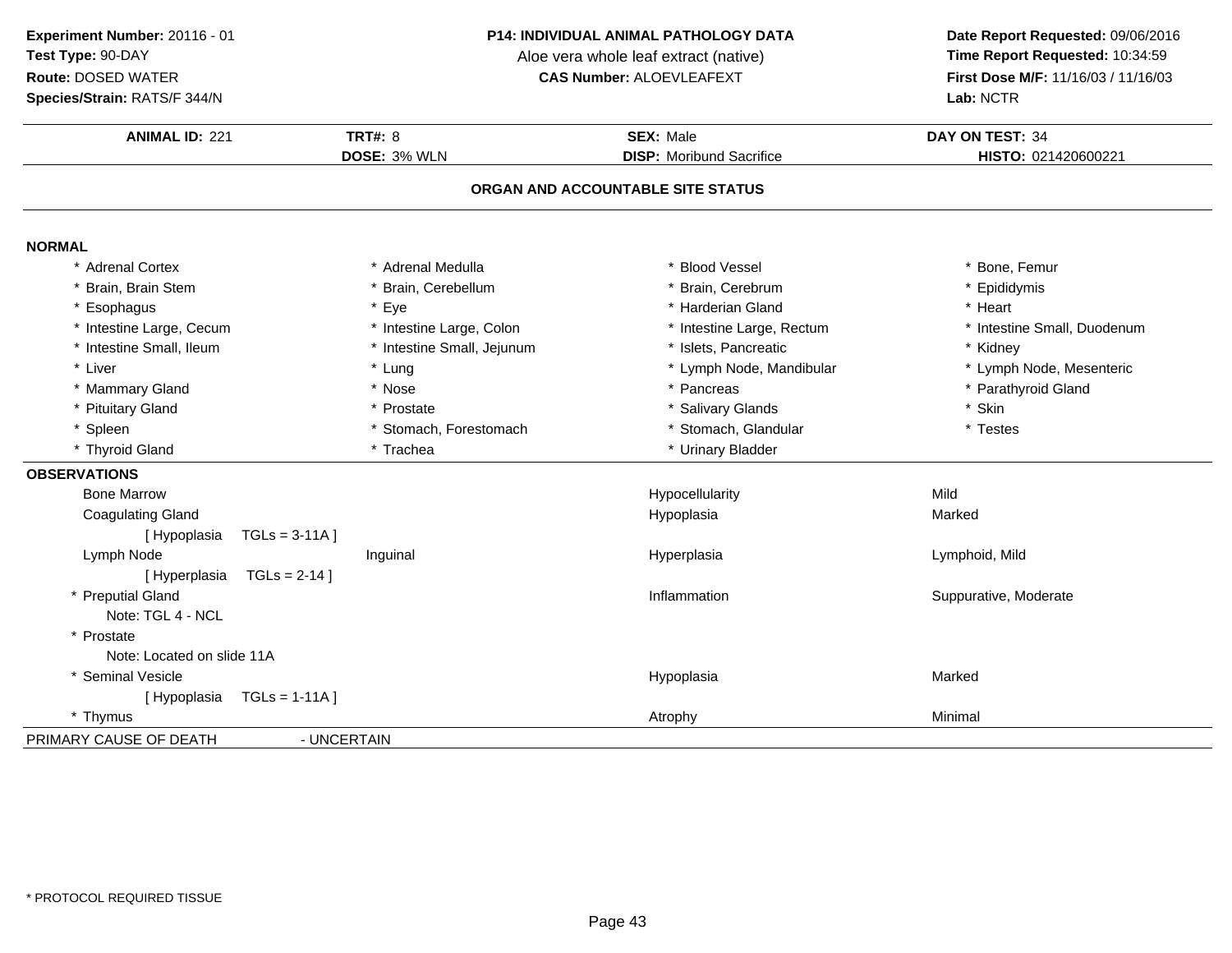**Experiment Number:** 20116 - 01
**Test Type:** 90-DAY
**Route:** DOSED WATER
**Species/Strain:** RATS/F 344/N

**P14: INDIVIDUAL ANIMAL PATHOLOGY DATA**
Aloe vera whole leaf extract (native)
**CAS Number:** ALOEVLEAFEXT

**Date Report Requested:** 09/06/2016
**Time Report Requested:** 10:34:59
**First Dose M/F:** 11/16/03 / 11/16/03
**Lab:** NCTR

| **ANIMAL ID:** 221 | **TRT#:** 8 | **SEX:** Male | **DAY ON TEST:** 34 |
|---|---|---|---|
| | **DOSE:** 3% WLN | **DISP:** Moribund Sacrifice | **HISTO:** 021420600221 |

### ORGAN AND ACCOUNTABLE SITE STATUS

**NORMAL**

| | | | |
|---|---|---|---|
| * Adrenal Cortex | * Adrenal Medulla | * Blood Vessel | * Bone, Femur |
| * Brain, Brain Stem | * Brain, Cerebellum | * Brain, Cerebrum | * Epididymis |
| * Esophagus | * Eye | * Harderian Gland | * Heart |
| * Intestine Large, Cecum | * Intestine Large, Colon | * Intestine Large, Rectum | * Intestine Small, Duodenum |
| * Intestine Small, Ileum | * Intestine Small, Jejunum | * Islets, Pancreatic | * Kidney |
| * Liver | * Lung | * Lymph Node, Mandibular | * Lymph Node, Mesenteric |
| * Mammary Gland | * Nose | * Pancreas | * Parathyroid Gland |
| * Pituitary Gland | * Prostate | * Salivary Glands | * Skin |
| * Spleen | * Stomach, Forestomach | * Stomach, Glandular | * Testes |
| * Thyroid Gland | * Trachea | * Urinary Bladder | |

**OBSERVATIONS**

| Organ | Site | Observation | Severity |
|---|---|---|---|
| Bone Marrow | | Hypocellularity | Mild |
| Coagulating Gland | | Hypoplasia | Marked |
| [ Hypoplasia TGLs = 3-11A ] | | | |
| Lymph Node | Inguinal | Hyperplasia | Lymphoid, Mild |
| [ Hyperplasia TGLs = 2-14 ] | | | |
| * Preputial Gland | | Inflammation | Suppurative, Moderate |
| Note: TGL 4 - NCL | | | |
| * Prostate | | | |
| Note: Located on slide 11A | | | |
| * Seminal Vesicle | | Hypoplasia | Marked |
| [ Hypoplasia TGLs = 1-11A ] | | | |
| * Thymus | | Atrophy | Minimal |

PRIMARY CAUSE OF DEATH - UNCERTAIN

\* PROTOCOL REQUIRED TISSUE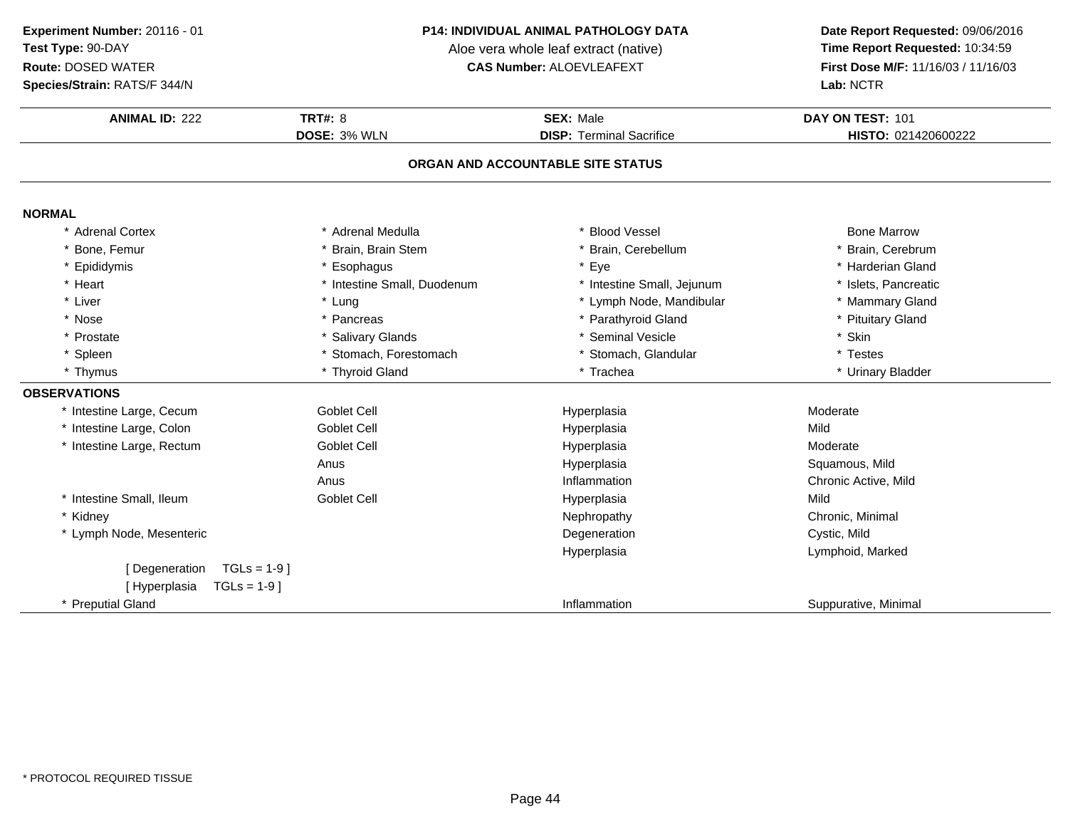**Experiment Number:** 20116 - 01
**Test Type:** 90-DAY
**Route:** DOSED WATER
**Species/Strain:** RATS/F 344/N

**P14: INDIVIDUAL ANIMAL PATHOLOGY DATA**
Aloe vera whole leaf extract (native)
**CAS Number:** ALOEVLEAFEXT

**Date Report Requested:** 09/06/2016
**Time Report Requested:** 10:34:59
**First Dose M/F:** 11/16/03 / 11/16/03
**Lab:** NCTR

| **ANIMAL ID:** 222 | **TRT#:** 8 | **SEX:** Male | **DAY ON TEST:** 101 |
|---|---|---|---|
| | **DOSE:** 3% WLN | **DISP:** Terminal Sacrifice | **HISTO:** 021420600222 |

**ORGAN AND ACCOUNTABLE SITE STATUS**

**NORMAL**

| | | | |
|---|---|---|---|
| * Adrenal Cortex | * Adrenal Medulla | * Blood Vessel | Bone Marrow |
| * Bone, Femur | * Brain, Brain Stem | * Brain, Cerebellum | * Brain, Cerebrum |
| * Epididymis | * Esophagus | * Eye | * Harderian Gland |
| * Heart | * Intestine Small, Duodenum | * Intestine Small, Jejunum | * Islets, Pancreatic |
| * Liver | * Lung | * Lymph Node, Mandibular | * Mammary Gland |
| * Nose | * Pancreas | * Parathyroid Gland | * Pituitary Gland |
| * Prostate | * Salivary Glands | * Seminal Vesicle | * Skin |
| * Spleen | * Stomach, Forestomach | * Stomach, Glandular | * Testes |
| * Thymus | * Thyroid Gland | * Trachea | * Urinary Bladder |

**OBSERVATIONS**

| | | | |
|---|---|---|---|
| * Intestine Large, Cecum | Goblet Cell | Hyperplasia | Moderate |
| * Intestine Large, Colon | Goblet Cell | Hyperplasia | Mild |
| * Intestine Large, Rectum | Goblet Cell | Hyperplasia | Moderate |
| | Anus | Hyperplasia | Squamous, Mild |
| | Anus | Inflammation | Chronic Active, Mild |
| * Intestine Small, Ileum | Goblet Cell | Hyperplasia | Mild |
| * Kidney | | Nephropathy | Chronic, Minimal |
| * Lymph Node, Mesenteric | | Degeneration | Cystic, Mild |
| | | Hyperplasia | Lymphoid, Marked |
| [ Degeneration TGLs = 1-9 ] | | | |
| [ Hyperplasia TGLs = 1-9 ] | | | |
| * Preputial Gland | | Inflammation | Suppurative, Minimal |

\* PROTOCOL REQUIRED TISSUE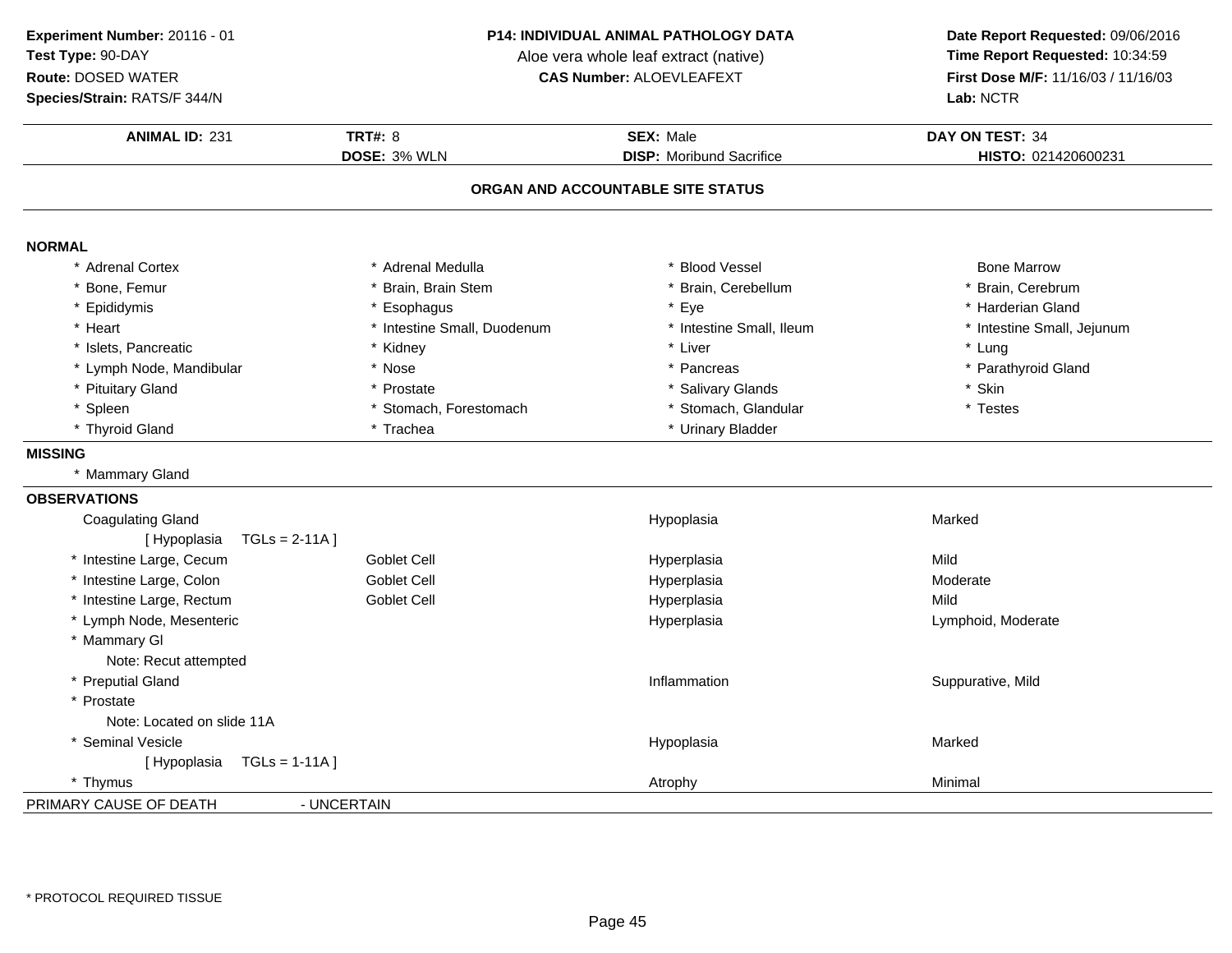**Experiment Number:** 20116 - 01
**Test Type:** 90-DAY
**Route:** DOSED WATER
**Species/Strain:** RATS/F 344/N

**P14: INDIVIDUAL ANIMAL PATHOLOGY DATA**
Aloe vera whole leaf extract (native)
**CAS Number:** ALOEVLEAFEXT

**Date Report Requested:** 09/06/2016
**Time Report Requested:** 10:34:59
**First Dose M/F:** 11/16/03 / 11/16/03
**Lab:** NCTR

| **ANIMAL ID:** 231 | **TRT#:** 8 | **SEX:** Male | **DAY ON TEST:** 34 |
|---|---|---|---|
| | **DOSE:** 3% WLN | **DISP:** Moribund Sacrifice | **HISTO:** 021420600231 |

## ORGAN AND ACCOUNTABLE SITE STATUS

**NORMAL**

| | | | |
|---|---|---|---|
| * Adrenal Cortex | * Adrenal Medulla | * Blood Vessel | Bone Marrow |
| * Bone, Femur | * Brain, Brain Stem | * Brain, Cerebellum | * Brain, Cerebrum |
| * Epididymis | * Esophagus | * Eye | * Harderian Gland |
| * Heart | * Intestine Small, Duodenum | * Intestine Small, Ileum | * Intestine Small, Jejunum |
| * Islets, Pancreatic | * Kidney | * Liver | * Lung |
| * Lymph Node, Mandibular | * Nose | * Pancreas | * Parathyroid Gland |
| * Pituitary Gland | * Prostate | * Salivary Glands | * Skin |
| * Spleen | * Stomach, Forestomach | * Stomach, Glandular | * Testes |
| * Thyroid Gland | * Trachea | * Urinary Bladder | |

**MISSING**

* Mammary Gland

**OBSERVATIONS**

| | | | |
|---|---|---|---|
| Coagulating Gland | | Hypoplasia | Marked |
| [ Hypoplasia TGLs = 2-11A ] | | | |
| * Intestine Large, Cecum | Goblet Cell | Hyperplasia | Mild |
| * Intestine Large, Colon | Goblet Cell | Hyperplasia | Moderate |
| * Intestine Large, Rectum | Goblet Cell | Hyperplasia | Mild |
| * Lymph Node, Mesenteric | | Hyperplasia | Lymphoid, Moderate |
| * Mammary Gl | | | |
| Note: Recut attempted | | | |
| * Preputial Gland | | Inflammation | Suppurative, Mild |
| * Prostate | | | |
| Note: Located on slide 11A | | | |
| * Seminal Vesicle | | Hypoplasia | Marked |
| [ Hypoplasia TGLs = 1-11A ] | | | |
| * Thymus | | Atrophy | Minimal |

PRIMARY CAUSE OF DEATH - UNCERTAIN

* PROTOCOL REQUIRED TISSUE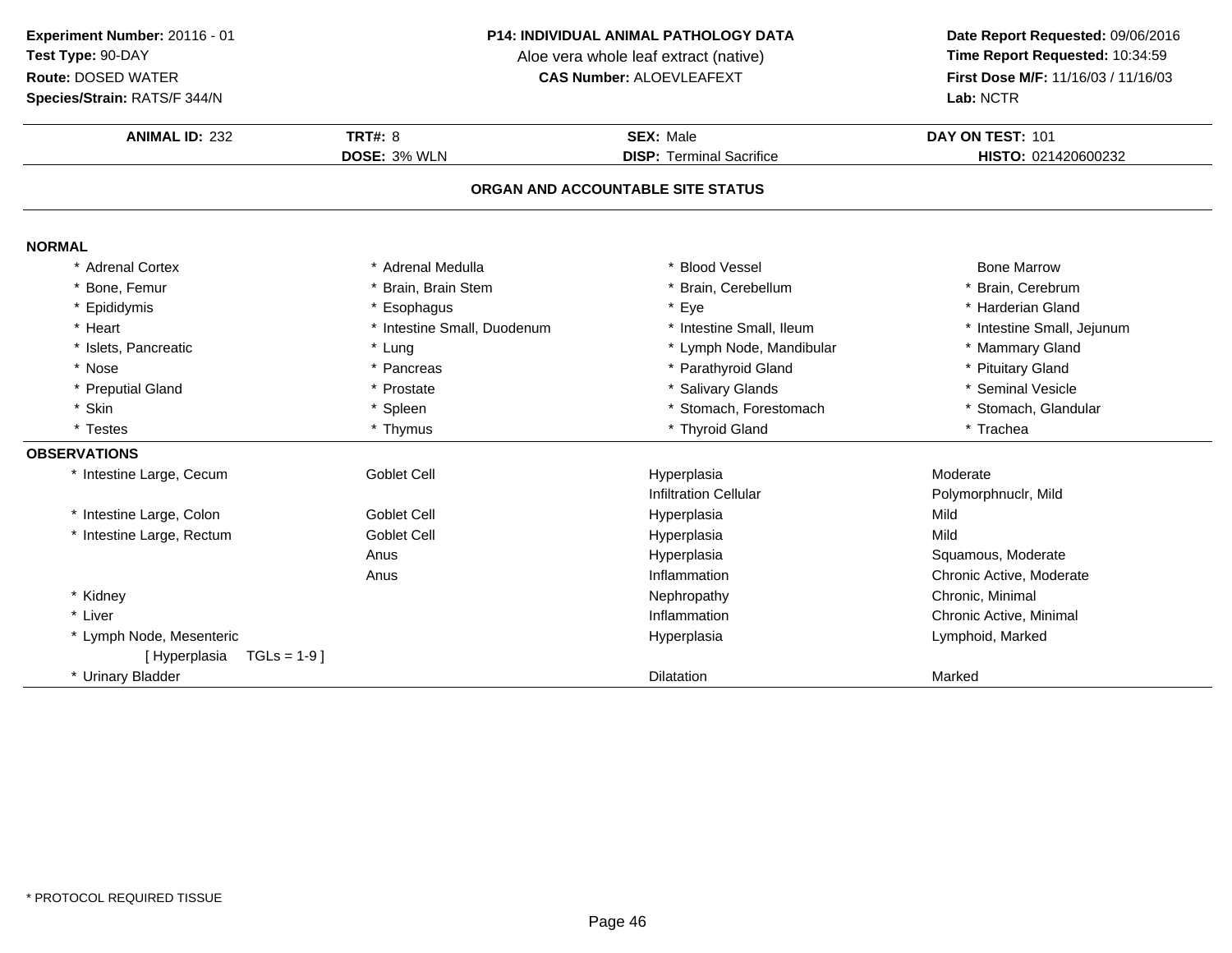**Experiment Number:** 20116 - 01
**Test Type:** 90-DAY
**Route:** DOSED WATER
**Species/Strain:** RATS/F 344/N

**P14: INDIVIDUAL ANIMAL PATHOLOGY DATA**
Aloe vera whole leaf extract (native)
**CAS Number:** ALOEVLEAFEXT

**Date Report Requested:** 09/06/2016
**Time Report Requested:** 10:34:59
**First Dose M/F:** 11/16/03 / 11/16/03
**Lab:** NCTR

| **ANIMAL ID:** 232 | **TRT#:** 8 | **SEX:** Male | **DAY ON TEST:** 101 |
|---|---|---|---|
| | **DOSE:** 3% WLN | **DISP:** Terminal Sacrifice | **HISTO:** 021420600232 |

## ORGAN AND ACCOUNTABLE SITE STATUS

### NORMAL

| | | | |
|---|---|---|---|
| * Adrenal Cortex | * Adrenal Medulla | * Blood Vessel | Bone Marrow |
| * Bone, Femur | * Brain, Brain Stem | * Brain, Cerebellum | * Brain, Cerebrum |
| * Epididymis | * Esophagus | * Eye | * Harderian Gland |
| * Heart | * Intestine Small, Duodenum | * Intestine Small, Ileum | * Intestine Small, Jejunum |
| * Islets, Pancreatic | * Lung | * Lymph Node, Mandibular | * Mammary Gland |
| * Nose | * Pancreas | * Parathyroid Gland | * Pituitary Gland |
| * Preputial Gland | * Prostate | * Salivary Glands | * Seminal Vesicle |
| * Skin | * Spleen | * Stomach, Forestomach | * Stomach, Glandular |
| * Testes | * Thymus | * Thyroid Gland | * Trachea |

### OBSERVATIONS

| | | | |
|---|---|---|---|
| * Intestine Large, Cecum | Goblet Cell | Hyperplasia | Moderate |
| | | Infiltration Cellular | Polymorphnuclr, Mild |
| * Intestine Large, Colon | Goblet Cell | Hyperplasia | Mild |
| * Intestine Large, Rectum | Goblet Cell | Hyperplasia | Mild |
| | Anus | Hyperplasia | Squamous, Moderate |
| | Anus | Inflammation | Chronic Active, Moderate |
| * Kidney | | Nephropathy | Chronic, Minimal |
| * Liver | | Inflammation | Chronic Active, Minimal |
| * Lymph Node, Mesenteric | | Hyperplasia | Lymphoid, Marked |
| [ Hyperplasia TGLs = 1-9 ] | | | |
| * Urinary Bladder | | Dilatation | Marked |

* PROTOCOL REQUIRED TISSUE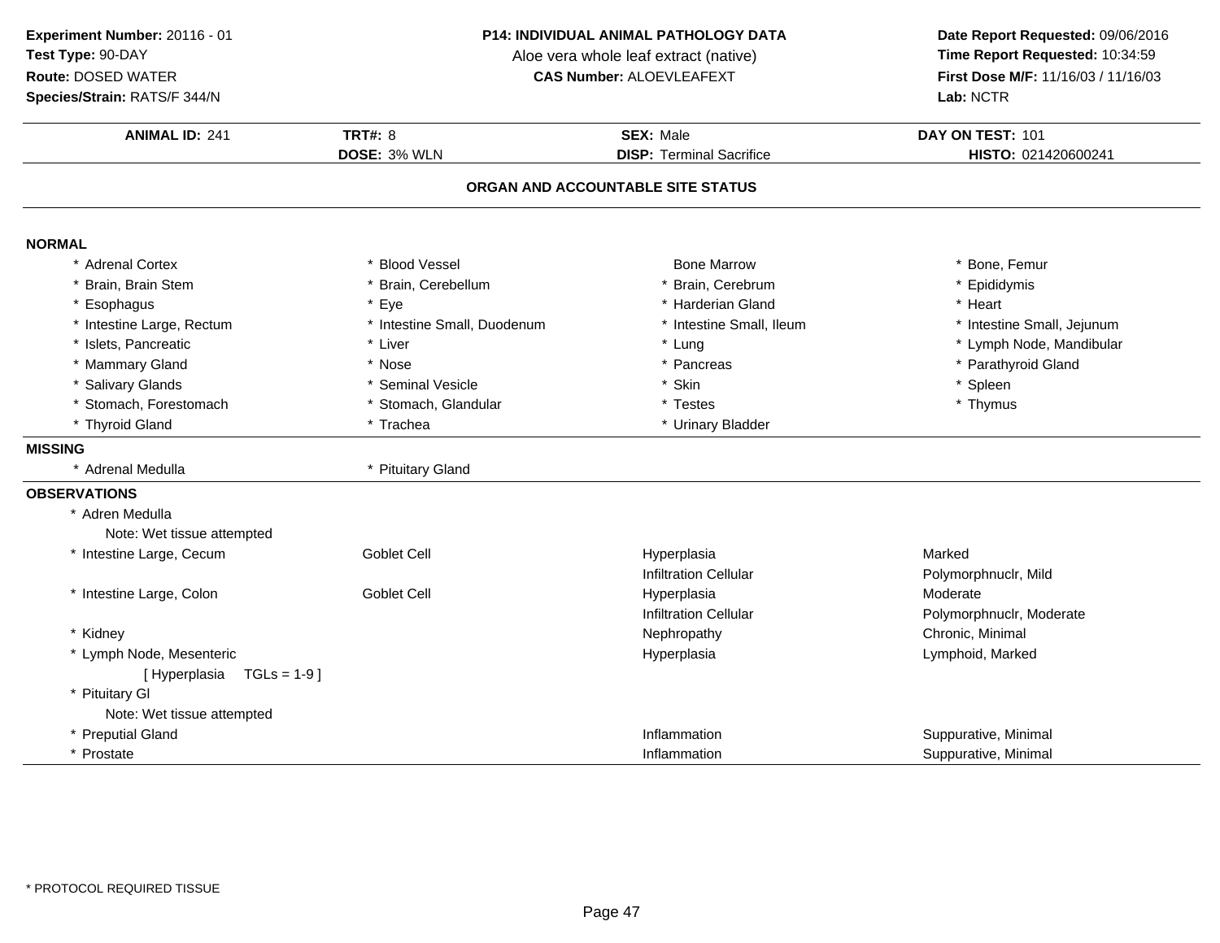**Experiment Number:** 20116 - 01
**Test Type:** 90-DAY
**Route:** DOSED WATER
**Species/Strain:** RATS/F 344/N

**P14: INDIVIDUAL ANIMAL PATHOLOGY DATA**
Aloe vera whole leaf extract (native)
**CAS Number:** ALOEVLEAFEXT

**Date Report Requested:** 09/06/2016
**Time Report Requested:** 10:34:59
**First Dose M/F:** 11/16/03 / 11/16/03
**Lab:** NCTR

| **ANIMAL ID:** 241 | **TRT#:** 8 | **SEX:** Male | **DAY ON TEST:** 101 |
|---|---|---|---|
| | **DOSE:** 3% WLN | **DISP:** Terminal Sacrifice | **HISTO:** 021420600241 |

## ORGAN AND ACCOUNTABLE SITE STATUS

**NORMAL**

| | | | |
|---|---|---|---|
| * Adrenal Cortex | * Blood Vessel | Bone Marrow | * Bone, Femur |
| * Brain, Brain Stem | * Brain, Cerebellum | * Brain, Cerebrum | * Epididymis |
| * Esophagus | * Eye | * Harderian Gland | * Heart |
| * Intestine Large, Rectum | * Intestine Small, Duodenum | * Intestine Small, Ileum | * Intestine Small, Jejunum |
| * Islets, Pancreatic | * Liver | * Lung | * Lymph Node, Mandibular |
| * Mammary Gland | * Nose | * Pancreas | * Parathyroid Gland |
| * Salivary Glands | * Seminal Vesicle | * Skin | * Spleen |
| * Stomach, Forestomach | * Stomach, Glandular | * Testes | * Thymus |
| * Thyroid Gland | * Trachea | * Urinary Bladder | |

**MISSING**

| | |
|---|---|
| * Adrenal Medulla | * Pituitary Gland |

**OBSERVATIONS**

| | | | |
|---|---|---|---|
| * Adren Medulla | | | |
| Note: Wet tissue attempted | | | |
| * Intestine Large, Cecum | Goblet Cell | Hyperplasia | Marked |
| | | Infiltration Cellular | Polymorphnuclr, Mild |
| * Intestine Large, Colon | Goblet Cell | Hyperplasia | Moderate |
| | | Infiltration Cellular | Polymorphnuclr, Moderate |
| * Kidney | | Nephropathy | Chronic, Minimal |
| * Lymph Node, Mesenteric | | Hyperplasia | Lymphoid, Marked |
| [ Hyperplasia TGLs = 1-9 ] | | | |
| * Pituitary Gl | | | |
| Note: Wet tissue attempted | | | |
| * Preputial Gland | | Inflammation | Suppurative, Minimal |
| * Prostate | | Inflammation | Suppurative, Minimal |

* PROTOCOL REQUIRED TISSUE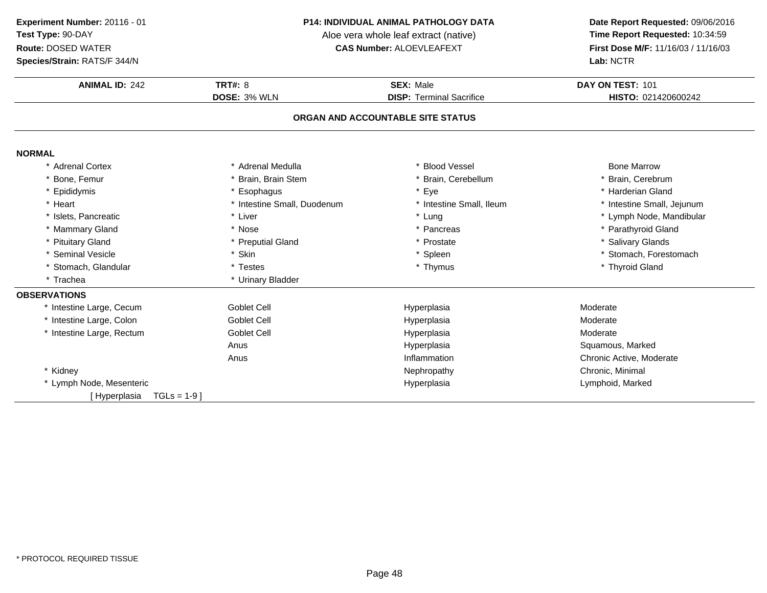**Experiment Number:** 20116 - 01
**Test Type:** 90-DAY
**Route:** DOSED WATER
**Species/Strain:** RATS/F 344/N

**P14: INDIVIDUAL ANIMAL PATHOLOGY DATA**
Aloe vera whole leaf extract (native)
**CAS Number:** ALOEVLEAFEXT

**Date Report Requested:** 09/06/2016
**Time Report Requested:** 10:34:59
**First Dose M/F:** 11/16/03 / 11/16/03
**Lab:** NCTR

| **ANIMAL ID:** 242 | **TRT#:** 8 | **SEX:** Male | **DAY ON TEST:** 101 |
|---|---|---|---|
| | **DOSE:** 3% WLN | **DISP:** Terminal Sacrifice | **HISTO:** 021420600242 |

## ORGAN AND ACCOUNTABLE SITE STATUS

### NORMAL

| | | | |
|---|---|---|---|
| * Adrenal Cortex | * Adrenal Medulla | * Blood Vessel | Bone Marrow |
| * Bone, Femur | * Brain, Brain Stem | * Brain, Cerebellum | * Brain, Cerebrum |
| * Epididymis | * Esophagus | * Eye | * Harderian Gland |
| * Heart | * Intestine Small, Duodenum | * Intestine Small, Ileum | * Intestine Small, Jejunum |
| * Islets, Pancreatic | * Liver | * Lung | * Lymph Node, Mandibular |
| * Mammary Gland | * Nose | * Pancreas | * Parathyroid Gland |
| * Pituitary Gland | * Preputial Gland | * Prostate | * Salivary Glands |
| * Seminal Vesicle | * Skin | * Spleen | * Stomach, Forestomach |
| * Stomach, Glandular | * Testes | * Thymus | * Thyroid Gland |
| * Trachea | * Urinary Bladder | | |

### OBSERVATIONS

| | | | |
|---|---|---|---|
| * Intestine Large, Cecum | Goblet Cell | Hyperplasia | Moderate |
| * Intestine Large, Colon | Goblet Cell | Hyperplasia | Moderate |
| * Intestine Large, Rectum | Goblet Cell | Hyperplasia | Moderate |
| | Anus | Hyperplasia | Squamous, Marked |
| | Anus | Inflammation | Chronic Active, Moderate |
| * Kidney | | Nephropathy | Chronic, Minimal |
| * Lymph Node, Mesenteric | | Hyperplasia | Lymphoid, Marked |
| [ Hyperplasia TGLs = 1-9 ] | | | |

* PROTOCOL REQUIRED TISSUE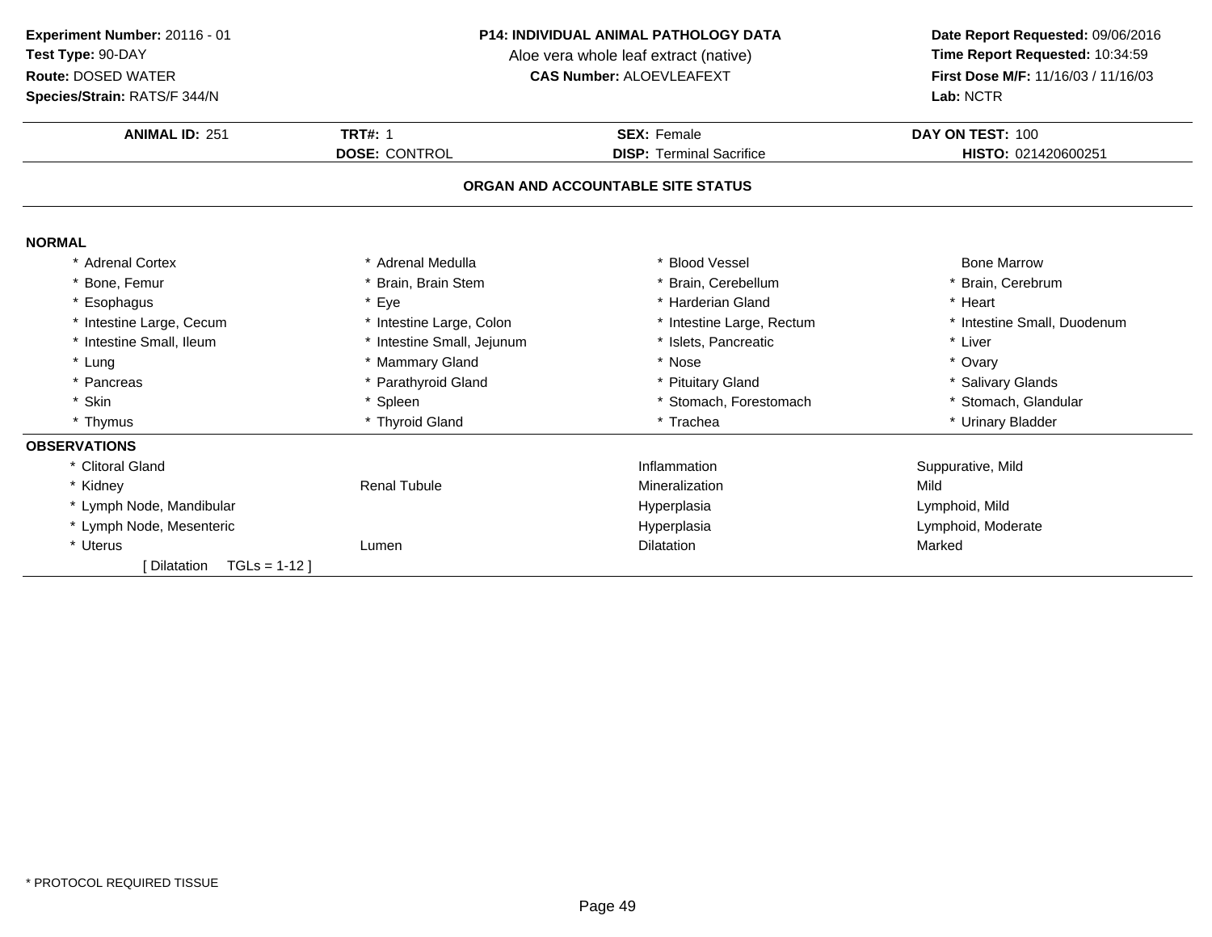**Experiment Number:** 20116 - 01
**Test Type:** 90-DAY
**Route:** DOSED WATER
**Species/Strain:** RATS/F 344/N

**P14: INDIVIDUAL ANIMAL PATHOLOGY DATA**
Aloe vera whole leaf extract (native)
**CAS Number:** ALOEVLEAFEXT

**Date Report Requested:** 09/06/2016
**Time Report Requested:** 10:34:59
**First Dose M/F:** 11/16/03 / 11/16/03
**Lab:** NCTR

| **ANIMAL ID:** 251 | **TRT#:** 1 | **SEX:** Female | **DAY ON TEST:** 100 |
|---|---|---|---|
| | **DOSE:** CONTROL | **DISP:** Terminal Sacrifice | **HISTO:** 021420600251 |

## ORGAN AND ACCOUNTABLE SITE STATUS

### NORMAL

| | | | |
|---|---|---|---|
| * Adrenal Cortex | * Adrenal Medulla | * Blood Vessel | Bone Marrow |
| * Bone, Femur | * Brain, Brain Stem | * Brain, Cerebellum | * Brain, Cerebrum |
| * Esophagus | * Eye | * Harderian Gland | * Heart |
| * Intestine Large, Cecum | * Intestine Large, Colon | * Intestine Large, Rectum | * Intestine Small, Duodenum |
| * Intestine Small, Ileum | * Intestine Small, Jejunum | * Islets, Pancreatic | * Liver |
| * Lung | * Mammary Gland | * Nose | * Ovary |
| * Pancreas | * Parathyroid Gland | * Pituitary Gland | * Salivary Glands |
| * Skin | * Spleen | * Stomach, Forestomach | * Stomach, Glandular |
| * Thymus | * Thyroid Gland | * Trachea | * Urinary Bladder |

### OBSERVATIONS

| | | | |
|---|---|---|---|
| * Clitoral Gland | | Inflammation | Suppurative, Mild |
| * Kidney | Renal Tubule | Mineralization | Mild |
| * Lymph Node, Mandibular | | Hyperplasia | Lymphoid, Mild |
| * Lymph Node, Mesenteric | | Hyperplasia | Lymphoid, Moderate |
| * Uterus | Lumen | Dilatation | Marked |
| [ Dilatation TGLs = 1-12 ] | | | |

* PROTOCOL REQUIRED TISSUE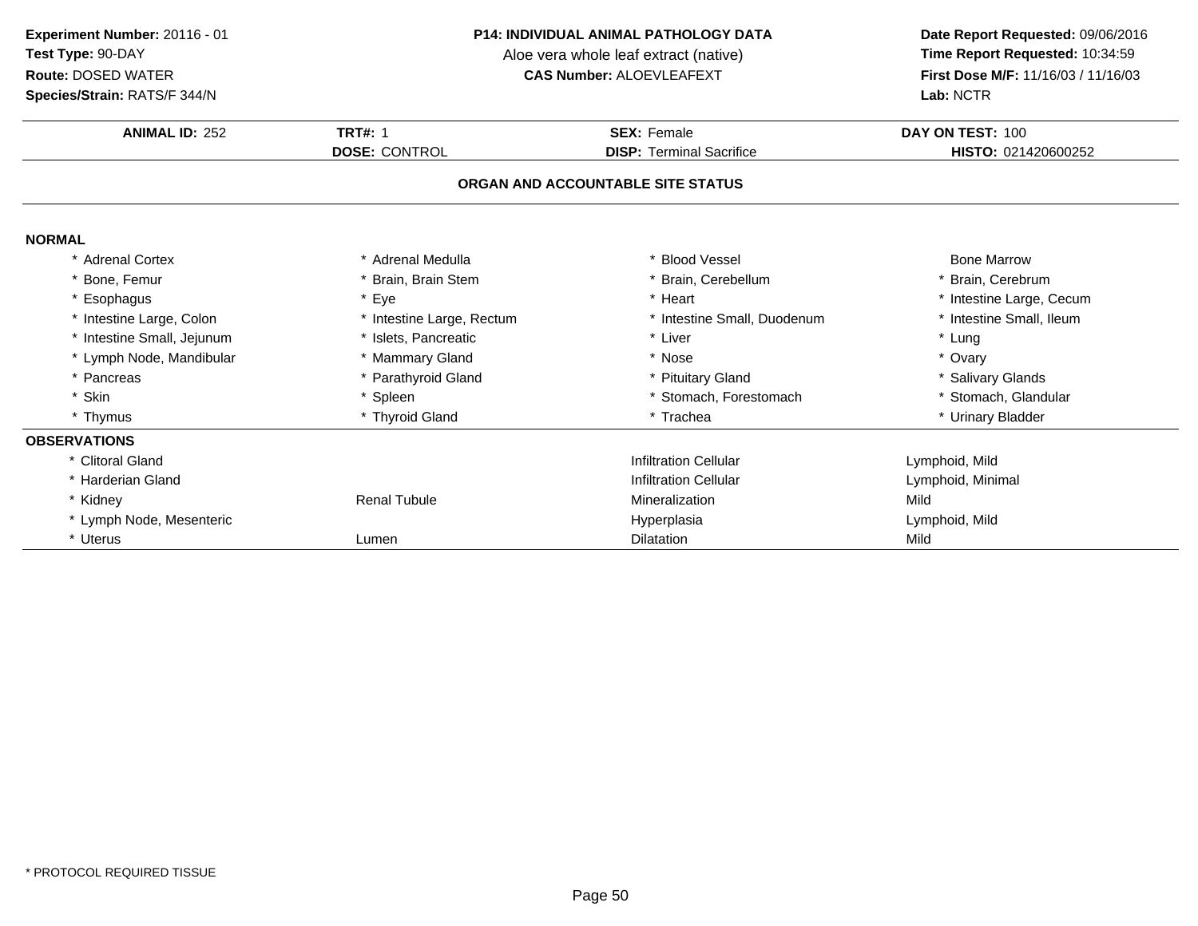**Experiment Number:** 20116 - 01
**Test Type:** 90-DAY
**Route:** DOSED WATER
**Species/Strain:** RATS/F 344/N

**P14: INDIVIDUAL ANIMAL PATHOLOGY DATA**
Aloe vera whole leaf extract (native)
**CAS Number:** ALOEVLEAFEXT

**Date Report Requested:** 09/06/2016
**Time Report Requested:** 10:34:59
**First Dose M/F:** 11/16/03 / 11/16/03
**Lab:** NCTR

| **ANIMAL ID:** 252 | **TRT#:** 1 | **SEX:** Female | **DAY ON TEST:** 100 |
|---|---|---|---|
| | **DOSE:** CONTROL | **DISP:** Terminal Sacrifice | **HISTO:** 021420600252 |

## ORGAN AND ACCOUNTABLE SITE STATUS

### NORMAL

| | | | |
|---|---|---|---|
| * Adrenal Cortex | * Adrenal Medulla | * Blood Vessel | Bone Marrow |
| * Bone, Femur | * Brain, Brain Stem | * Brain, Cerebellum | * Brain, Cerebrum |
| * Esophagus | * Eye | * Heart | * Intestine Large, Cecum |
| * Intestine Large, Colon | * Intestine Large, Rectum | * Intestine Small, Duodenum | * Intestine Small, Ileum |
| * Intestine Small, Jejunum | * Islets, Pancreatic | * Liver | * Lung |
| * Lymph Node, Mandibular | * Mammary Gland | * Nose | * Ovary |
| * Pancreas | * Parathyroid Gland | * Pituitary Gland | * Salivary Glands |
| * Skin | * Spleen | * Stomach, Forestomach | * Stomach, Glandular |
| * Thymus | * Thyroid Gland | * Trachea | * Urinary Bladder |

### OBSERVATIONS

| | | | |
|---|---|---|---|
| * Clitoral Gland | | Infiltration Cellular | Lymphoid, Mild |
| * Harderian Gland | | Infiltration Cellular | Lymphoid, Minimal |
| * Kidney | Renal Tubule | Mineralization | Mild |
| * Lymph Node, Mesenteric | | Hyperplasia | Lymphoid, Mild |
| * Uterus | Lumen | Dilatation | Mild |

* PROTOCOL REQUIRED TISSUE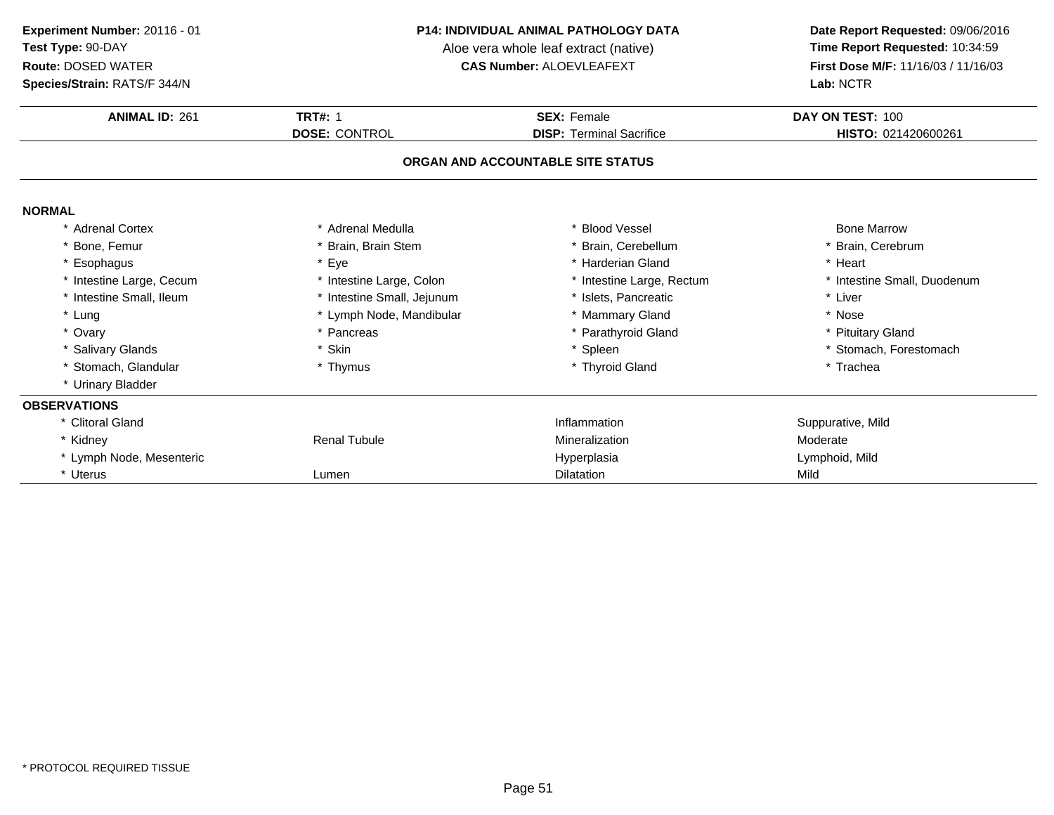**Experiment Number:** 20116 - 01
**Test Type:** 90-DAY
**Route:** DOSED WATER
**Species/Strain:** RATS/F 344/N

**P14: INDIVIDUAL ANIMAL PATHOLOGY DATA**
Aloe vera whole leaf extract (native)
**CAS Number:** ALOEVLEAFEXT

**Date Report Requested:** 09/06/2016
**Time Report Requested:** 10:34:59
**First Dose M/F:** 11/16/03 / 11/16/03
**Lab:** NCTR

| **ANIMAL ID:** 261 | **TRT#:** 1 | **SEX:** Female | **DAY ON TEST:** 100 |
|---|---|---|---|
| | **DOSE:** CONTROL | **DISP:** Terminal Sacrifice | **HISTO:** 021420600261 |

## ORGAN AND ACCOUNTABLE SITE STATUS

**NORMAL**

| | | | |
|---|---|---|---|
| * Adrenal Cortex | * Adrenal Medulla | * Blood Vessel | Bone Marrow |
| * Bone, Femur | * Brain, Brain Stem | * Brain, Cerebellum | * Brain, Cerebrum |
| * Esophagus | * Eye | * Harderian Gland | * Heart |
| * Intestine Large, Cecum | * Intestine Large, Colon | * Intestine Large, Rectum | * Intestine Small, Duodenum |
| * Intestine Small, Ileum | * Intestine Small, Jejunum | * Islets, Pancreatic | * Liver |
| * Lung | * Lymph Node, Mandibular | * Mammary Gland | * Nose |
| * Ovary | * Pancreas | * Parathyroid Gland | * Pituitary Gland |
| * Salivary Glands | * Skin | * Spleen | * Stomach, Forestomach |
| * Stomach, Glandular | * Thymus | * Thyroid Gland | * Trachea |
| * Urinary Bladder | | | |

**OBSERVATIONS**

| | | | |
|---|---|---|---|
| * Clitoral Gland | | Inflammation | Suppurative, Mild |
| * Kidney | Renal Tubule | Mineralization | Moderate |
| * Lymph Node, Mesenteric | | Hyperplasia | Lymphoid, Mild |
| * Uterus | Lumen | Dilatation | Mild |

* PROTOCOL REQUIRED TISSUE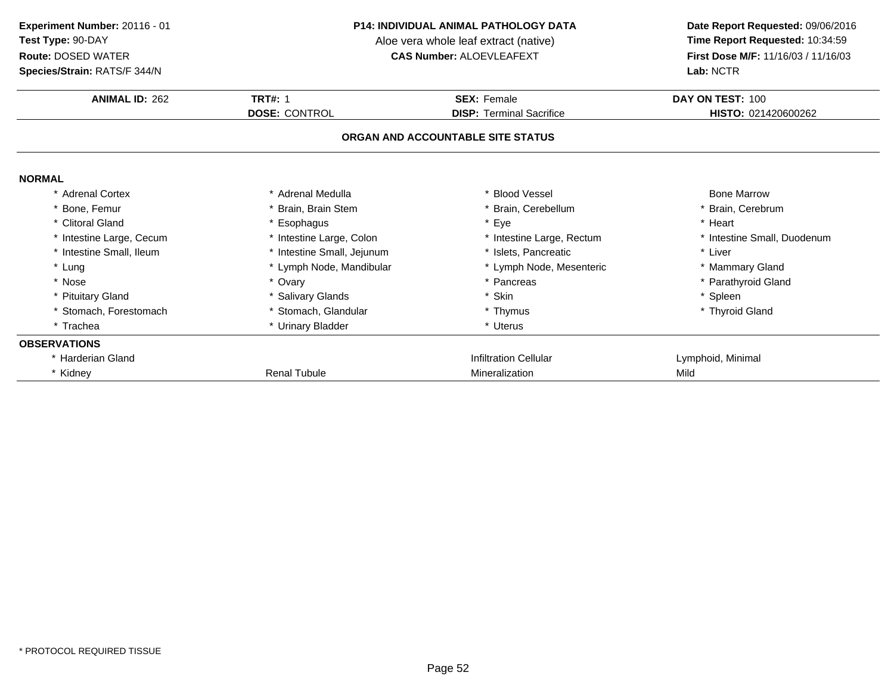**Experiment Number:** 20116 - 01
**Test Type:** 90-DAY
**Route:** DOSED WATER
**Species/Strain:** RATS/F 344/N

**P14: INDIVIDUAL ANIMAL PATHOLOGY DATA**
Aloe vera whole leaf extract (native)
**CAS Number:** ALOEVLEAFEXT

**Date Report Requested:** 09/06/2016
**Time Report Requested:** 10:34:59
**First Dose M/F:** 11/16/03 / 11/16/03
**Lab:** NCTR

| **ANIMAL ID:** 262 | **TRT#:** 1 | **SEX:** Female | **DAY ON TEST:** 100 |
|---|---|---|---|
| | **DOSE:** CONTROL | **DISP:** Terminal Sacrifice | **HISTO:** 021420600262 |

### ORGAN AND ACCOUNTABLE SITE STATUS

**NORMAL**

| | | | |
|---|---|---|---|
| * Adrenal Cortex | * Adrenal Medulla | * Blood Vessel | Bone Marrow |
| * Bone, Femur | * Brain, Brain Stem | * Brain, Cerebellum | * Brain, Cerebrum |
| * Clitoral Gland | * Esophagus | * Eye | * Heart |
| * Intestine Large, Cecum | * Intestine Large, Colon | * Intestine Large, Rectum | * Intestine Small, Duodenum |
| * Intestine Small, Ileum | * Intestine Small, Jejunum | * Islets, Pancreatic | * Liver |
| * Lung | * Lymph Node, Mandibular | * Lymph Node, Mesenteric | * Mammary Gland |
| * Nose | * Ovary | * Pancreas | * Parathyroid Gland |
| * Pituitary Gland | * Salivary Glands | * Skin | * Spleen |
| * Stomach, Forestomach | * Stomach, Glandular | * Thymus | * Thyroid Gland |
| * Trachea | * Urinary Bladder | * Uterus | |

**OBSERVATIONS**

| | | | |
|---|---|---|---|
| * Harderian Gland | | Infiltration Cellular | Lymphoid, Minimal |
| * Kidney | Renal Tubule | Mineralization | Mild |

* PROTOCOL REQUIRED TISSUE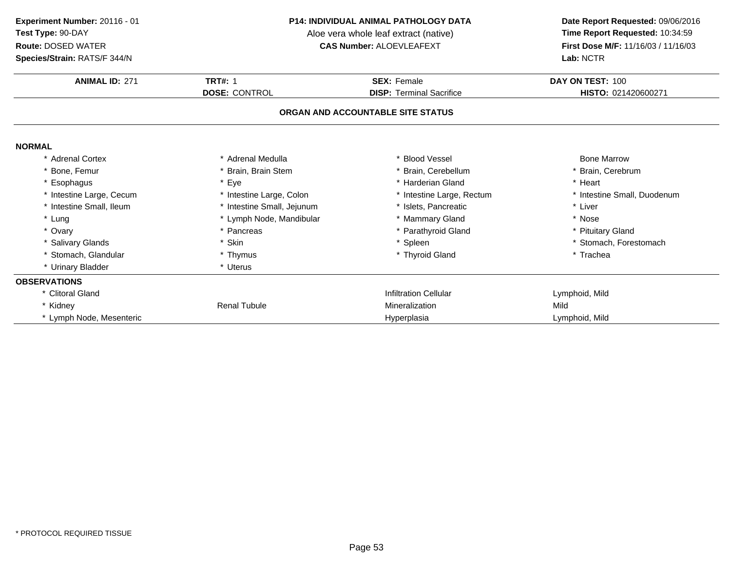**Experiment Number:** 20116 - 01
**Test Type:** 90-DAY
**Route:** DOSED WATER
**Species/Strain:** RATS/F 344/N

**P14: INDIVIDUAL ANIMAL PATHOLOGY DATA**
Aloe vera whole leaf extract (native)
**CAS Number:** ALOEVLEAFEXT

**Date Report Requested:** 09/06/2016
**Time Report Requested:** 10:34:59
**First Dose M/F:** 11/16/03 / 11/16/03
**Lab:** NCTR

| **ANIMAL ID:** 271 | **TRT#:** 1 | **SEX:** Female | **DAY ON TEST:** 100 |
|---|---|---|---|
| | **DOSE:** CONTROL | **DISP:** Terminal Sacrifice | **HISTO:** 021420600271 |

## ORGAN AND ACCOUNTABLE SITE STATUS

### NORMAL

| | | | |
|---|---|---|---|
| * Adrenal Cortex | * Adrenal Medulla | * Blood Vessel | Bone Marrow |
| * Bone, Femur | * Brain, Brain Stem | * Brain, Cerebellum | * Brain, Cerebrum |
| * Esophagus | * Eye | * Harderian Gland | * Heart |
| * Intestine Large, Cecum | * Intestine Large, Colon | * Intestine Large, Rectum | * Intestine Small, Duodenum |
| * Intestine Small, Ileum | * Intestine Small, Jejunum | * Islets, Pancreatic | * Liver |
| * Lung | * Lymph Node, Mandibular | * Mammary Gland | * Nose |
| * Ovary | * Pancreas | * Parathyroid Gland | * Pituitary Gland |
| * Salivary Glands | * Skin | * Spleen | * Stomach, Forestomach |
| * Stomach, Glandular | * Thymus | * Thyroid Gland | * Trachea |
| * Urinary Bladder | * Uterus | | |

### OBSERVATIONS

| | | | |
|---|---|---|---|
| * Clitoral Gland | | Infiltration Cellular | Lymphoid, Mild |
| * Kidney | Renal Tubule | Mineralization | Mild |
| * Lymph Node, Mesenteric | | Hyperplasia | Lymphoid, Mild |

* PROTOCOL REQUIRED TISSUE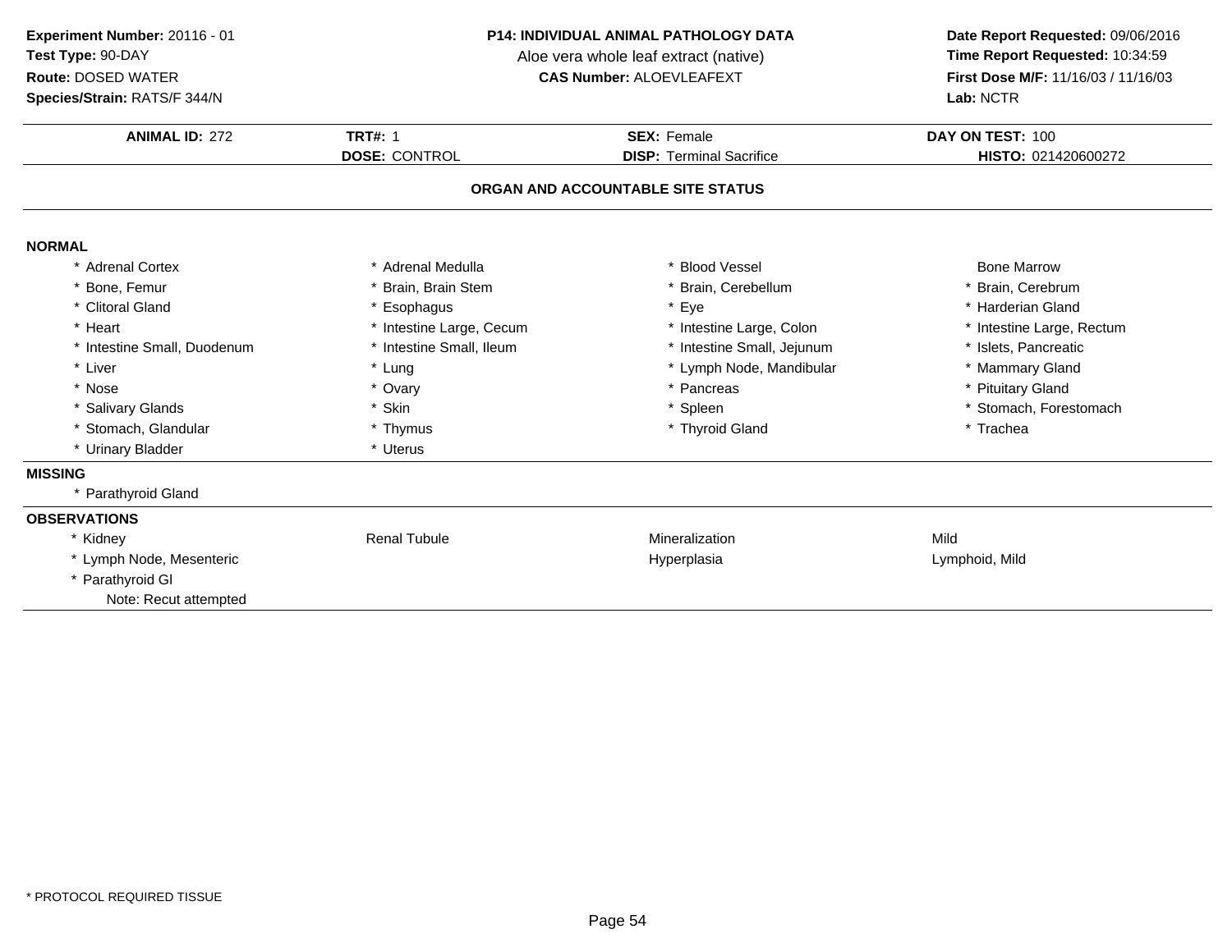**Experiment Number:** 20116 - 01
**Test Type:** 90-DAY
**Route:** DOSED WATER
**Species/Strain:** RATS/F 344/N

**P14: INDIVIDUAL ANIMAL PATHOLOGY DATA**
Aloe vera whole leaf extract (native)
**CAS Number:** ALOEVLEAFEXT

**Date Report Requested:** 09/06/2016
**Time Report Requested:** 10:34:59
**First Dose M/F:** 11/16/03 / 11/16/03
**Lab:** NCTR

| **ANIMAL ID:** 272 | **TRT#:** 1 | **SEX:** Female | **DAY ON TEST:** 100 |
|---|---|---|---|
| | **DOSE:** CONTROL | **DISP:** Terminal Sacrifice | **HISTO:** 021420600272 |

## ORGAN AND ACCOUNTABLE SITE STATUS

**NORMAL**

| | | | |
|---|---|---|---|
| * Adrenal Cortex | * Adrenal Medulla | * Blood Vessel | Bone Marrow |
| * Bone, Femur | * Brain, Brain Stem | * Brain, Cerebellum | * Brain, Cerebrum |
| * Clitoral Gland | * Esophagus | * Eye | * Harderian Gland |
| * Heart | * Intestine Large, Cecum | * Intestine Large, Colon | * Intestine Large, Rectum |
| * Intestine Small, Duodenum | * Intestine Small, Ileum | * Intestine Small, Jejunum | * Islets, Pancreatic |
| * Liver | * Lung | * Lymph Node, Mandibular | * Mammary Gland |
| * Nose | * Ovary | * Pancreas | * Pituitary Gland |
| * Salivary Glands | * Skin | * Spleen | * Stomach, Forestomach |
| * Stomach, Glandular | * Thymus | * Thyroid Gland | * Trachea |
| * Urinary Bladder | * Uterus | | |

**MISSING**

* Parathyroid Gland

**OBSERVATIONS**

| | | | |
|---|---|---|---|
| * Kidney | Renal Tubule | Mineralization | Mild |
| * Lymph Node, Mesenteric | | Hyperplasia | Lymphoid, Mild |
| * Parathyroid Gl | | | |
| Note: Recut attempted | | | |

* PROTOCOL REQUIRED TISSUE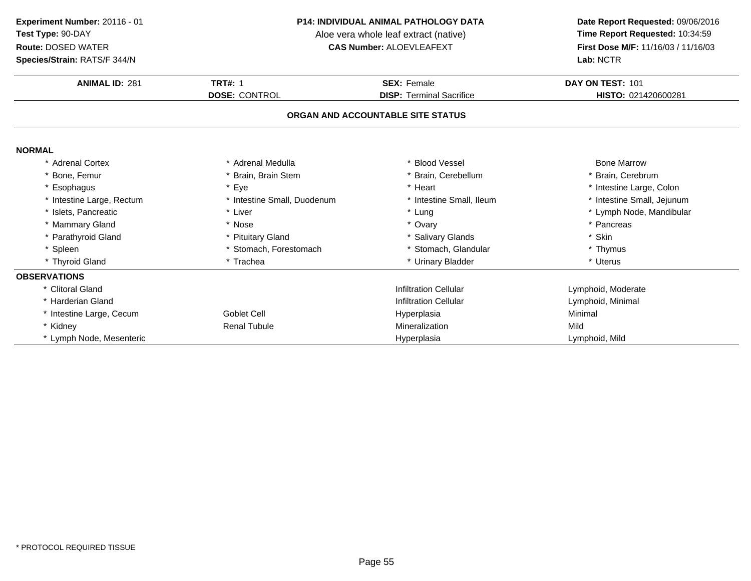**Experiment Number:** 20116 - 01
**Test Type:** 90-DAY
**Route:** DOSED WATER
**Species/Strain:** RATS/F 344/N

**P14: INDIVIDUAL ANIMAL PATHOLOGY DATA**
Aloe vera whole leaf extract (native)
**CAS Number:** ALOEVLEAFEXT

**Date Report Requested:** 09/06/2016
**Time Report Requested:** 10:34:59
**First Dose M/F:** 11/16/03 / 11/16/03
**Lab:** NCTR

| **ANIMAL ID:** 281 | **TRT#:** 1 | **SEX:** Female | **DAY ON TEST:** 101 |
|---|---|---|---|
| | **DOSE:** CONTROL | **DISP:** Terminal Sacrifice | **HISTO:** 021420600281 |

## ORGAN AND ACCOUNTABLE SITE STATUS

### NORMAL

| | | | |
|---|---|---|---|
| * Adrenal Cortex | * Adrenal Medulla | * Blood Vessel | Bone Marrow |
| * Bone, Femur | * Brain, Brain Stem | * Brain, Cerebellum | * Brain, Cerebrum |
| * Esophagus | * Eye | * Heart | * Intestine Large, Colon |
| * Intestine Large, Rectum | * Intestine Small, Duodenum | * Intestine Small, Ileum | * Intestine Small, Jejunum |
| * Islets, Pancreatic | * Liver | * Lung | * Lymph Node, Mandibular |
| * Mammary Gland | * Nose | * Ovary | * Pancreas |
| * Parathyroid Gland | * Pituitary Gland | * Salivary Glands | * Skin |
| * Spleen | * Stomach, Forestomach | * Stomach, Glandular | * Thymus |
| * Thyroid Gland | * Trachea | * Urinary Bladder | * Uterus |

### OBSERVATIONS

| | | | |
|---|---|---|---|
| * Clitoral Gland | | Infiltration Cellular | Lymphoid, Moderate |
| * Harderian Gland | | Infiltration Cellular | Lymphoid, Minimal |
| * Intestine Large, Cecum | Goblet Cell | Hyperplasia | Minimal |
| * Kidney | Renal Tubule | Mineralization | Mild |
| * Lymph Node, Mesenteric | | Hyperplasia | Lymphoid, Mild |

* PROTOCOL REQUIRED TISSUE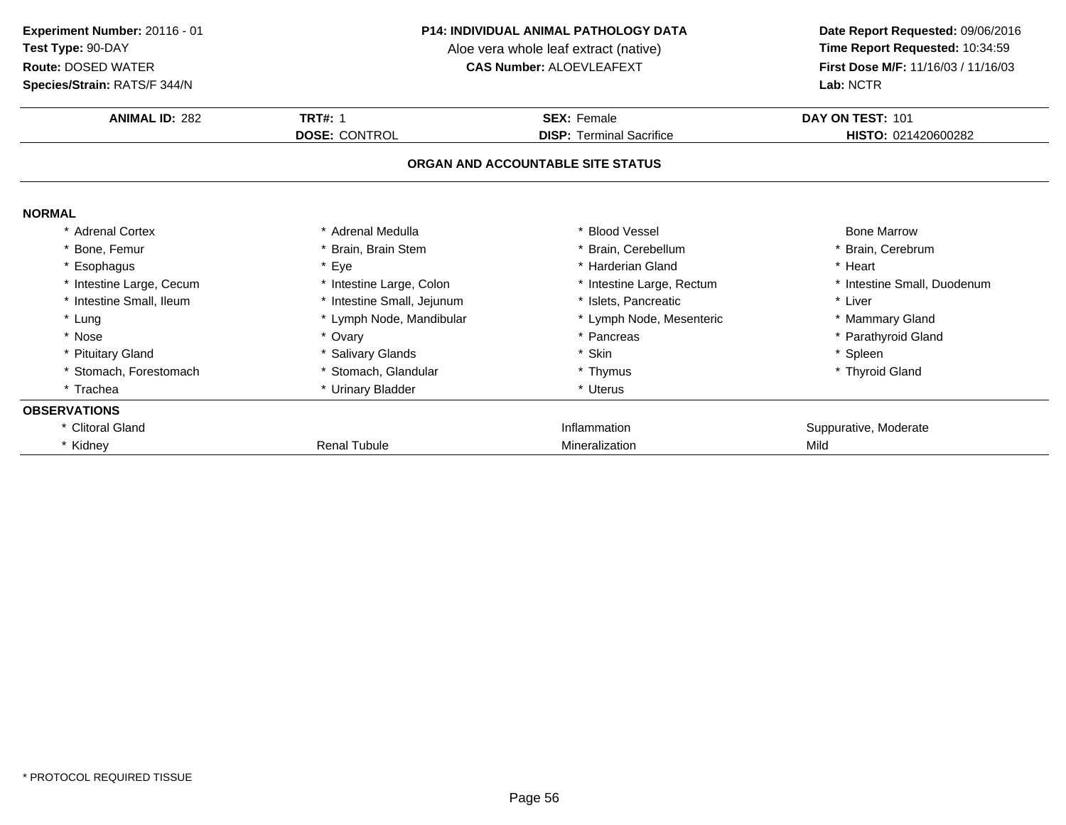**Experiment Number:** 20116 - 01
**Test Type:** 90-DAY
**Route:** DOSED WATER
**Species/Strain:** RATS/F 344/N

**P14: INDIVIDUAL ANIMAL PATHOLOGY DATA**
Aloe vera whole leaf extract (native)
**CAS Number:** ALOEVLEAFEXT

**Date Report Requested:** 09/06/2016
**Time Report Requested:** 10:34:59
**First Dose M/F:** 11/16/03 / 11/16/03
**Lab:** NCTR

| **ANIMAL ID:** 282 | **TRT#:** 1 | **SEX:** Female | **DAY ON TEST:** 101 |
|---|---|---|---|
| | **DOSE:** CONTROL | **DISP:** Terminal Sacrifice | **HISTO:** 021420600282 |

**ORGAN AND ACCOUNTABLE SITE STATUS**

**NORMAL**

| | | | |
|---|---|---|---|
| * Adrenal Cortex | * Adrenal Medulla | * Blood Vessel | Bone Marrow |
| * Bone, Femur | * Brain, Brain Stem | * Brain, Cerebellum | * Brain, Cerebrum |
| * Esophagus | * Eye | * Harderian Gland | * Heart |
| * Intestine Large, Cecum | * Intestine Large, Colon | * Intestine Large, Rectum | * Intestine Small, Duodenum |
| * Intestine Small, Ileum | * Intestine Small, Jejunum | * Islets, Pancreatic | * Liver |
| * Lung | * Lymph Node, Mandibular | * Lymph Node, Mesenteric | * Mammary Gland |
| * Nose | * Ovary | * Pancreas | * Parathyroid Gland |
| * Pituitary Gland | * Salivary Glands | * Skin | * Spleen |
| * Stomach, Forestomach | * Stomach, Glandular | * Thymus | * Thyroid Gland |
| * Trachea | * Urinary Bladder | * Uterus | |

**OBSERVATIONS**

| | | | |
|---|---|---|---|
| * Clitoral Gland | | Inflammation | Suppurative, Moderate |
| * Kidney | Renal Tubule | Mineralization | Mild |

* PROTOCOL REQUIRED TISSUE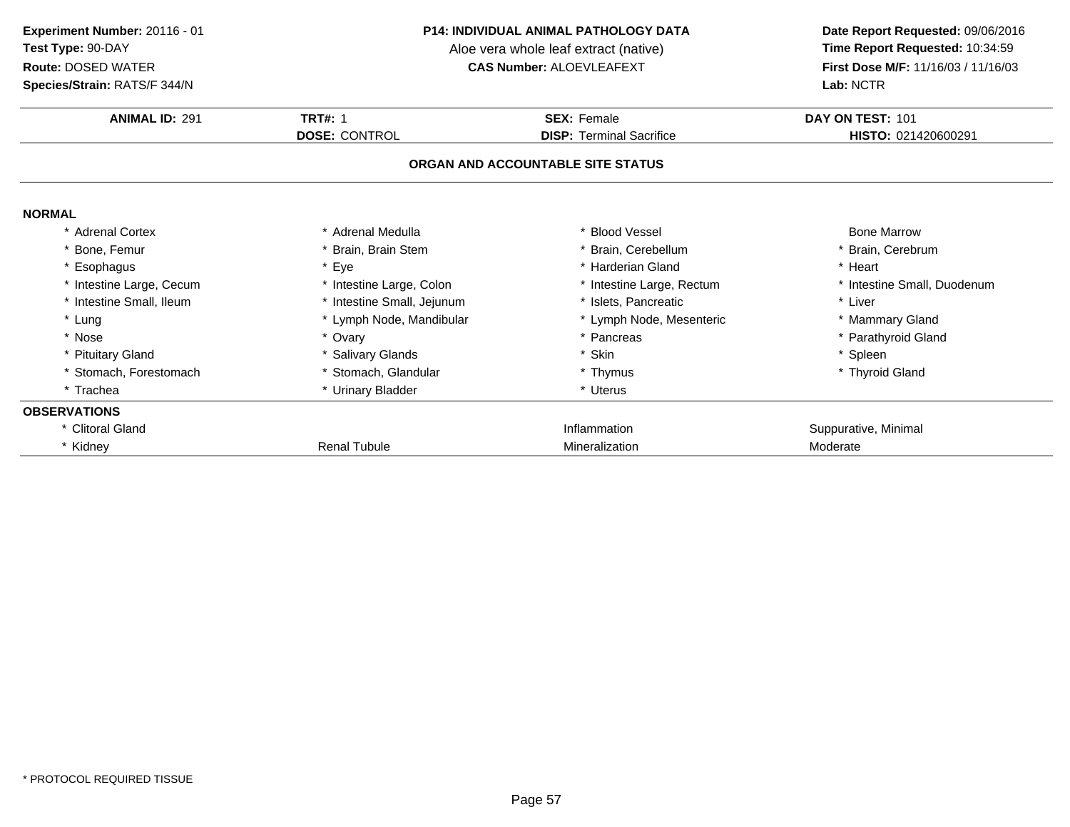**Experiment Number:** 20116 - 01
**Test Type:** 90-DAY
**Route:** DOSED WATER
**Species/Strain:** RATS/F 344/N

**P14: INDIVIDUAL ANIMAL PATHOLOGY DATA**
Aloe vera whole leaf extract (native)
**CAS Number:** ALOEVLEAFEXT

**Date Report Requested:** 09/06/2016
**Time Report Requested:** 10:34:59
**First Dose M/F:** 11/16/03 / 11/16/03
**Lab:** NCTR

| **ANIMAL ID:** 291 | **TRT#:** 1 | **SEX:** Female | **DAY ON TEST:** 101 |
|---|---|---|---|
| | **DOSE:** CONTROL | **DISP:** Terminal Sacrifice | **HISTO:** 021420600291 |

**ORGAN AND ACCOUNTABLE SITE STATUS**

**NORMAL**

| | | | |
|---|---|---|---|
| * Adrenal Cortex | * Adrenal Medulla | * Blood Vessel | Bone Marrow |
| * Bone, Femur | * Brain, Brain Stem | * Brain, Cerebellum | * Brain, Cerebrum |
| * Esophagus | * Eye | * Harderian Gland | * Heart |
| * Intestine Large, Cecum | * Intestine Large, Colon | * Intestine Large, Rectum | * Intestine Small, Duodenum |
| * Intestine Small, Ileum | * Intestine Small, Jejunum | * Islets, Pancreatic | * Liver |
| * Lung | * Lymph Node, Mandibular | * Lymph Node, Mesenteric | * Mammary Gland |
| * Nose | * Ovary | * Pancreas | * Parathyroid Gland |
| * Pituitary Gland | * Salivary Glands | * Skin | * Spleen |
| * Stomach, Forestomach | * Stomach, Glandular | * Thymus | * Thyroid Gland |
| * Trachea | * Urinary Bladder | * Uterus | |

**OBSERVATIONS**

| | | | |
|---|---|---|---|
| * Clitoral Gland | | Inflammation | Suppurative, Minimal |
| * Kidney | Renal Tubule | Mineralization | Moderate |

* PROTOCOL REQUIRED TISSUE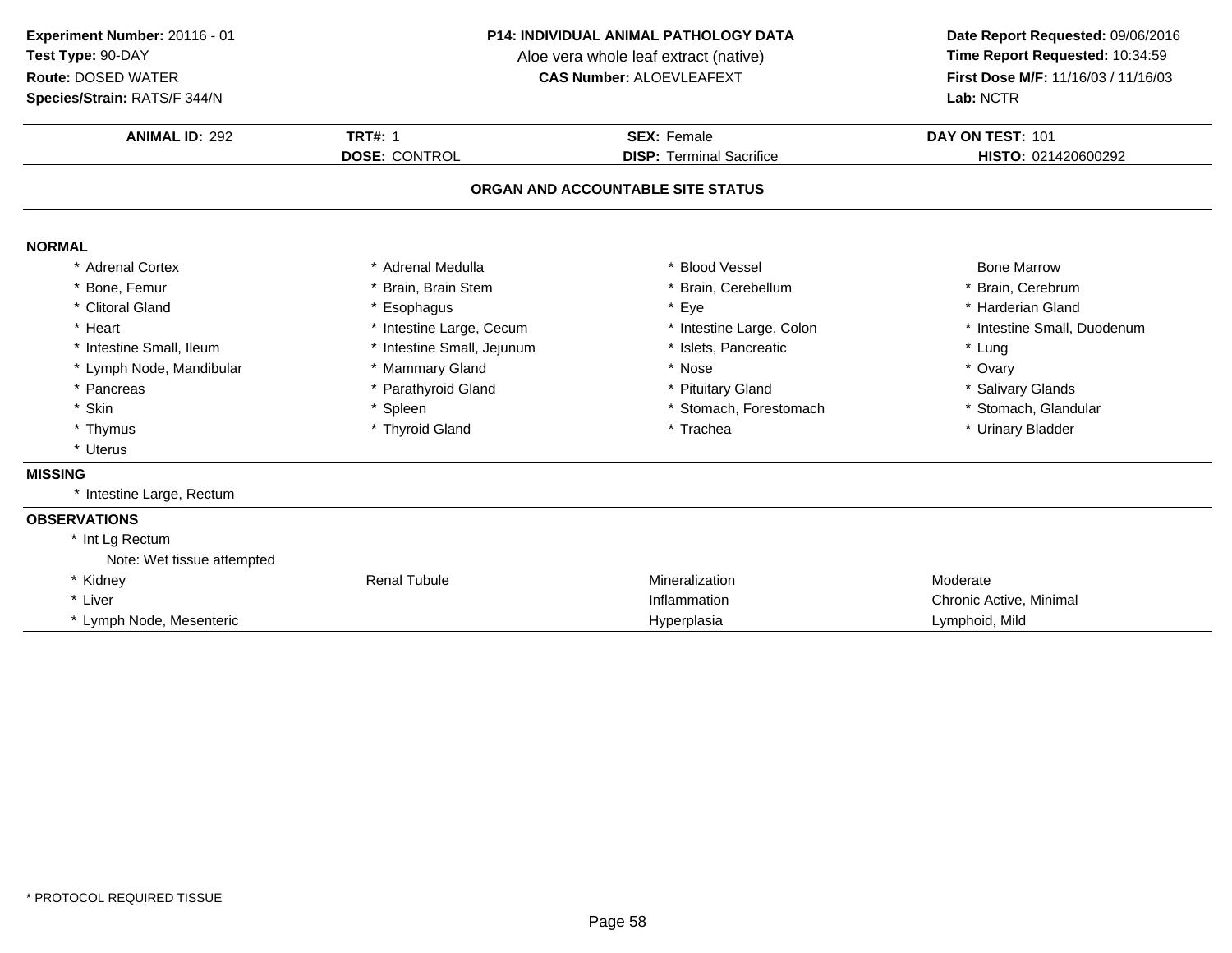**Experiment Number:** 20116 - 01
**Test Type:** 90-DAY
**Route:** DOSED WATER
**Species/Strain:** RATS/F 344/N

**P14: INDIVIDUAL ANIMAL PATHOLOGY DATA**
Aloe vera whole leaf extract (native)
**CAS Number:** ALOEVLEAFEXT

**Date Report Requested:** 09/06/2016
**Time Report Requested:** 10:34:59
**First Dose M/F:** 11/16/03 / 11/16/03
**Lab:** NCTR

| **ANIMAL ID:** 292 | **TRT#:** 1 | **SEX:** Female | **DAY ON TEST:** 101 |
|---|---|---|---|
| | **DOSE:** CONTROL | **DISP:** Terminal Sacrifice | **HISTO:** 021420600292 |

## ORGAN AND ACCOUNTABLE SITE STATUS

**NORMAL**

| | | | |
|---|---|---|---|
| * Adrenal Cortex | * Adrenal Medulla | * Blood Vessel | Bone Marrow |
| * Bone, Femur | * Brain, Brain Stem | * Brain, Cerebellum | * Brain, Cerebrum |
| * Clitoral Gland | * Esophagus | * Eye | * Harderian Gland |
| * Heart | * Intestine Large, Cecum | * Intestine Large, Colon | * Intestine Small, Duodenum |
| * Intestine Small, Ileum | * Intestine Small, Jejunum | * Islets, Pancreatic | * Lung |
| * Lymph Node, Mandibular | * Mammary Gland | * Nose | * Ovary |
| * Pancreas | * Parathyroid Gland | * Pituitary Gland | * Salivary Glands |
| * Skin | * Spleen | * Stomach, Forestomach | * Stomach, Glandular |
| * Thymus | * Thyroid Gland | * Trachea | * Urinary Bladder |
| * Uterus | | | |

**MISSING**

* Intestine Large, Rectum

**OBSERVATIONS**

| | | | |
|---|---|---|---|
| * Int Lg Rectum | | | |
| Note: Wet tissue attempted | | | |
| * Kidney | Renal Tubule | Mineralization | Moderate |
| * Liver | | Inflammation | Chronic Active, Minimal |
| * Lymph Node, Mesenteric | | Hyperplasia | Lymphoid, Mild |

* PROTOCOL REQUIRED TISSUE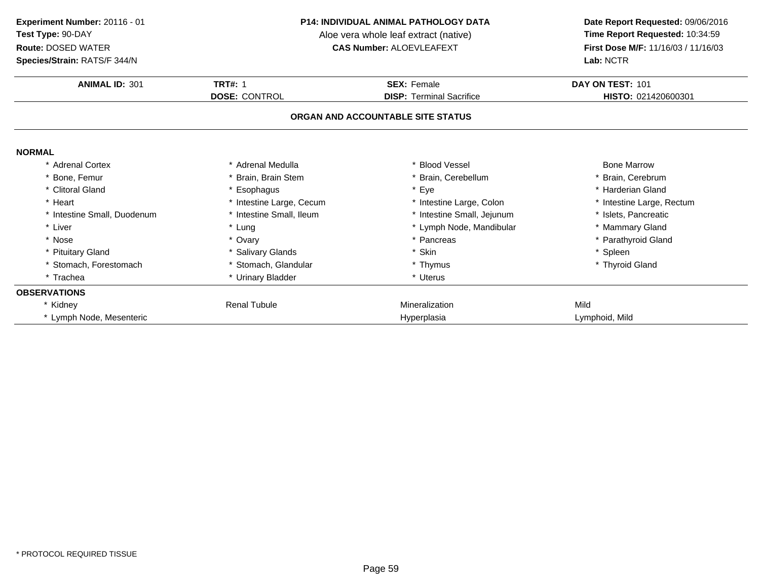**Experiment Number:** 20116 - 01
**Test Type:** 90-DAY
**Route:** DOSED WATER
**Species/Strain:** RATS/F 344/N

**P14: INDIVIDUAL ANIMAL PATHOLOGY DATA**
Aloe vera whole leaf extract (native)
**CAS Number:** ALOEVLEAFEXT

**Date Report Requested:** 09/06/2016
**Time Report Requested:** 10:34:59
**First Dose M/F:** 11/16/03 / 11/16/03
**Lab:** NCTR

| **ANIMAL ID:** 301 | **TRT#:** 1 | **SEX:** Female | **DAY ON TEST:** 101 |
|---|---|---|---|
| | **DOSE:** CONTROL | **DISP:** Terminal Sacrifice | **HISTO:** 021420600301 |

## ORGAN AND ACCOUNTABLE SITE STATUS

**NORMAL**

| | | | |
|---|---|---|---|
| * Adrenal Cortex | * Adrenal Medulla | * Blood Vessel | Bone Marrow |
| * Bone, Femur | * Brain, Brain Stem | * Brain, Cerebellum | * Brain, Cerebrum |
| * Clitoral Gland | * Esophagus | * Eye | * Harderian Gland |
| * Heart | * Intestine Large, Cecum | * Intestine Large, Colon | * Intestine Large, Rectum |
| * Intestine Small, Duodenum | * Intestine Small, Ileum | * Intestine Small, Jejunum | * Islets, Pancreatic |
| * Liver | * Lung | * Lymph Node, Mandibular | * Mammary Gland |
| * Nose | * Ovary | * Pancreas | * Parathyroid Gland |
| * Pituitary Gland | * Salivary Glands | * Skin | * Spleen |
| * Stomach, Forestomach | * Stomach, Glandular | * Thymus | * Thyroid Gland |
| * Trachea | * Urinary Bladder | * Uterus | |

**OBSERVATIONS**

| | | | |
|---|---|---|---|
| * Kidney | Renal Tubule | Mineralization | Mild |
| * Lymph Node, Mesenteric | | Hyperplasia | Lymphoid, Mild |

* PROTOCOL REQUIRED TISSUE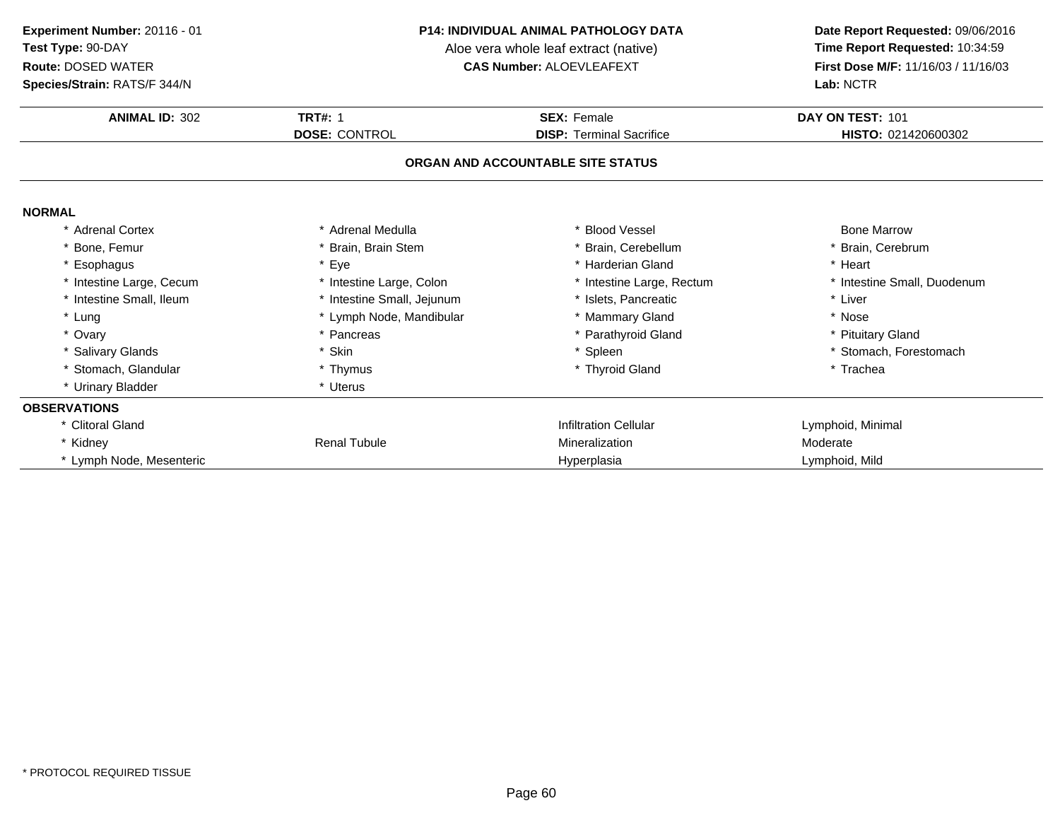**Experiment Number:** 20116 - 01
**Test Type:** 90-DAY
**Route:** DOSED WATER
**Species/Strain:** RATS/F 344/N

**P14: INDIVIDUAL ANIMAL PATHOLOGY DATA**
Aloe vera whole leaf extract (native)
**CAS Number:** ALOEVLEAFEXT

**Date Report Requested:** 09/06/2016
**Time Report Requested:** 10:34:59
**First Dose M/F:** 11/16/03 / 11/16/03
**Lab:** NCTR

| **ANIMAL ID:** 302 | **TRT#:** 1 | **SEX:** Female | **DAY ON TEST:** 101 |
|---|---|---|---|
| | **DOSE:** CONTROL | **DISP:** Terminal Sacrifice | **HISTO:** 021420600302 |

## ORGAN AND ACCOUNTABLE SITE STATUS

### NORMAL

| | | | |
|---|---|---|---|
| * Adrenal Cortex | * Adrenal Medulla | * Blood Vessel | Bone Marrow |
| * Bone, Femur | * Brain, Brain Stem | * Brain, Cerebellum | * Brain, Cerebrum |
| * Esophagus | * Eye | * Harderian Gland | * Heart |
| * Intestine Large, Cecum | * Intestine Large, Colon | * Intestine Large, Rectum | * Intestine Small, Duodenum |
| * Intestine Small, Ileum | * Intestine Small, Jejunum | * Islets, Pancreatic | * Liver |
| * Lung | * Lymph Node, Mandibular | * Mammary Gland | * Nose |
| * Ovary | * Pancreas | * Parathyroid Gland | * Pituitary Gland |
| * Salivary Glands | * Skin | * Spleen | * Stomach, Forestomach |
| * Stomach, Glandular | * Thymus | * Thyroid Gland | * Trachea |
| * Urinary Bladder | * Uterus | | |

### OBSERVATIONS

| | | | |
|---|---|---|---|
| * Clitoral Gland | | Infiltration Cellular | Lymphoid, Minimal |
| * Kidney | Renal Tubule | Mineralization | Moderate |
| * Lymph Node, Mesenteric | | Hyperplasia | Lymphoid, Mild |

* PROTOCOL REQUIRED TISSUE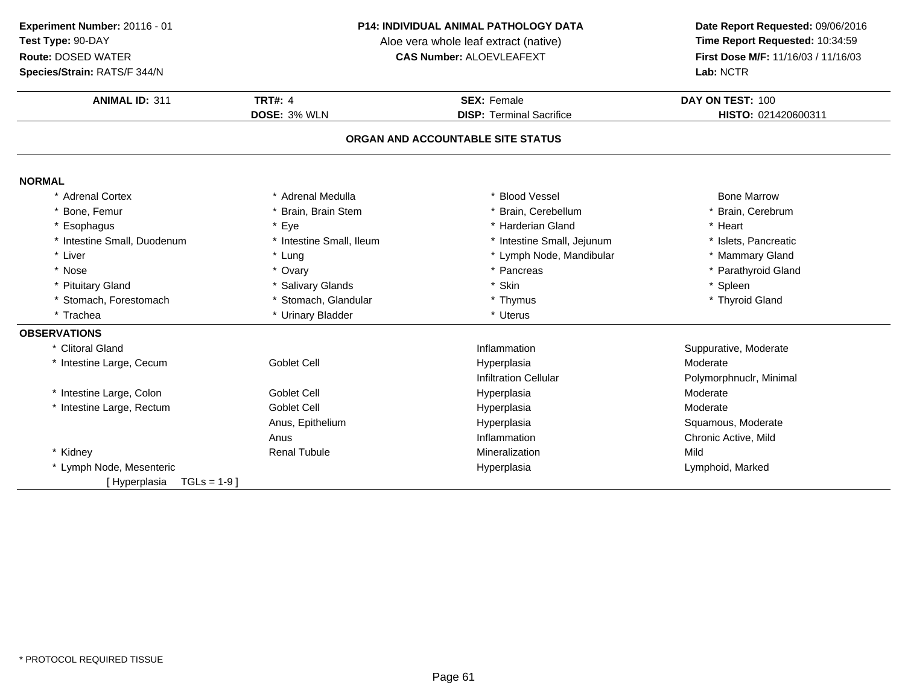**Experiment Number:** 20116 - 01
**Test Type:** 90-DAY
**Route:** DOSED WATER
**Species/Strain:** RATS/F 344/N

**P14: INDIVIDUAL ANIMAL PATHOLOGY DATA**
Aloe vera whole leaf extract (native)
**CAS Number:** ALOEVLEAFEXT

**Date Report Requested:** 09/06/2016
**Time Report Requested:** 10:34:59
**First Dose M/F:** 11/16/03 / 11/16/03
**Lab:** NCTR

| **ANIMAL ID:** 311 | **TRT#:** 4 | **SEX:** Female | **DAY ON TEST:** 100 |
|---|---|---|---|
| | **DOSE:** 3% WLN | **DISP:** Terminal Sacrifice | **HISTO:** 021420600311 |

## ORGAN AND ACCOUNTABLE SITE STATUS

### NORMAL

| | | | |
|---|---|---|---|
| * Adrenal Cortex | * Adrenal Medulla | * Blood Vessel | Bone Marrow |
| * Bone, Femur | * Brain, Brain Stem | * Brain, Cerebellum | * Brain, Cerebrum |
| * Esophagus | * Eye | * Harderian Gland | * Heart |
| * Intestine Small, Duodenum | * Intestine Small, Ileum | * Intestine Small, Jejunum | * Islets, Pancreatic |
| * Liver | * Lung | * Lymph Node, Mandibular | * Mammary Gland |
| * Nose | * Ovary | * Pancreas | * Parathyroid Gland |
| * Pituitary Gland | * Salivary Glands | * Skin | * Spleen |
| * Stomach, Forestomach | * Stomach, Glandular | * Thymus | * Thyroid Gland |
| * Trachea | * Urinary Bladder | * Uterus | |

### OBSERVATIONS

| | | | |
|---|---|---|---|
| * Clitoral Gland | | Inflammation | Suppurative, Moderate |
| * Intestine Large, Cecum | Goblet Cell | Hyperplasia | Moderate |
| | | Infiltration Cellular | Polymorphnuclr, Minimal |
| * Intestine Large, Colon | Goblet Cell | Hyperplasia | Moderate |
| * Intestine Large, Rectum | Goblet Cell | Hyperplasia | Moderate |
| | Anus, Epithelium | Hyperplasia | Squamous, Moderate |
| | Anus | Inflammation | Chronic Active, Mild |
| * Kidney | Renal Tubule | Mineralization | Mild |
| * Lymph Node, Mesenteric | | Hyperplasia | Lymphoid, Marked |
| [ Hyperplasia TGLs = 1-9 ] | | | |

* PROTOCOL REQUIRED TISSUE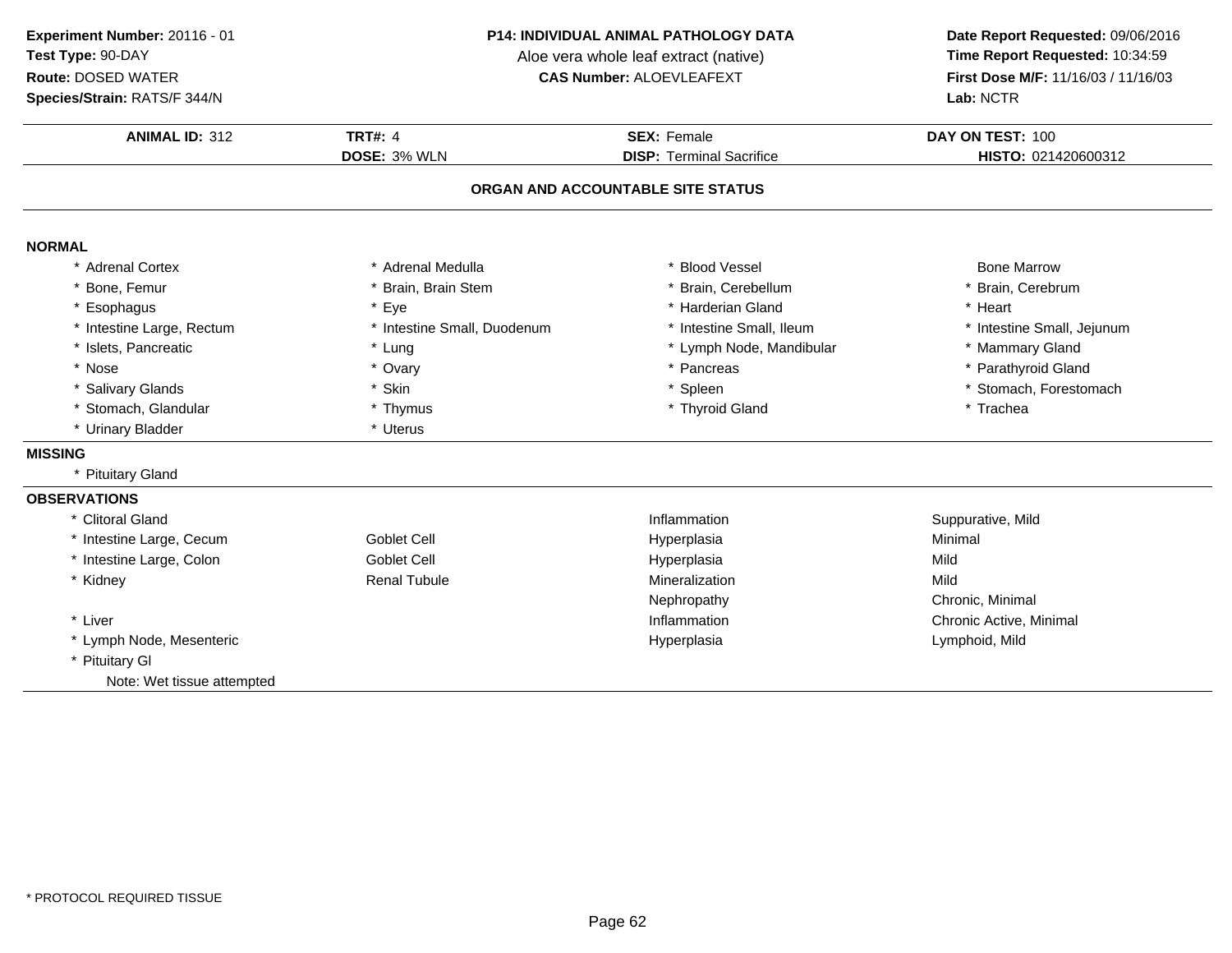**Experiment Number:** 20116 - 01
**Test Type:** 90-DAY
**Route:** DOSED WATER
**Species/Strain:** RATS/F 344/N

**P14: INDIVIDUAL ANIMAL PATHOLOGY DATA**
Aloe vera whole leaf extract (native)
**CAS Number:** ALOEVLEAFEXT

**Date Report Requested:** 09/06/2016
**Time Report Requested:** 10:34:59
**First Dose M/F:** 11/16/03 / 11/16/03
**Lab:** NCTR

| **ANIMAL ID:** 312 | **TRT#:** 4 | **SEX:** Female | **DAY ON TEST:** 100 |
|---|---|---|---|
| | **DOSE:** 3% WLN | **DISP:** Terminal Sacrifice | **HISTO:** 021420600312 |

## ORGAN AND ACCOUNTABLE SITE STATUS

### NORMAL

| | | | |
|---|---|---|---|
| * Adrenal Cortex | * Adrenal Medulla | * Blood Vessel | Bone Marrow |
| * Bone, Femur | * Brain, Brain Stem | * Brain, Cerebellum | * Brain, Cerebrum |
| * Esophagus | * Eye | * Harderian Gland | * Heart |
| * Intestine Large, Rectum | * Intestine Small, Duodenum | * Intestine Small, Ileum | * Intestine Small, Jejunum |
| * Islets, Pancreatic | * Lung | * Lymph Node, Mandibular | * Mammary Gland |
| * Nose | * Ovary | * Pancreas | * Parathyroid Gland |
| * Salivary Glands | * Skin | * Spleen | * Stomach, Forestomach |
| * Stomach, Glandular | * Thymus | * Thyroid Gland | * Trachea |
| * Urinary Bladder | * Uterus | | |

### MISSING

* Pituitary Gland

### OBSERVATIONS

| | | | |
|---|---|---|---|
| * Clitoral Gland | | Inflammation | Suppurative, Mild |
| * Intestine Large, Cecum | Goblet Cell | Hyperplasia | Minimal |
| * Intestine Large, Colon | Goblet Cell | Hyperplasia | Mild |
| * Kidney | Renal Tubule | Mineralization | Mild |
| | | Nephropathy | Chronic, Minimal |
| * Liver | | Inflammation | Chronic Active, Minimal |
| * Lymph Node, Mesenteric | | Hyperplasia | Lymphoid, Mild |
| * Pituitary Gl | | | |
| Note: Wet tissue attempted | | | |

* PROTOCOL REQUIRED TISSUE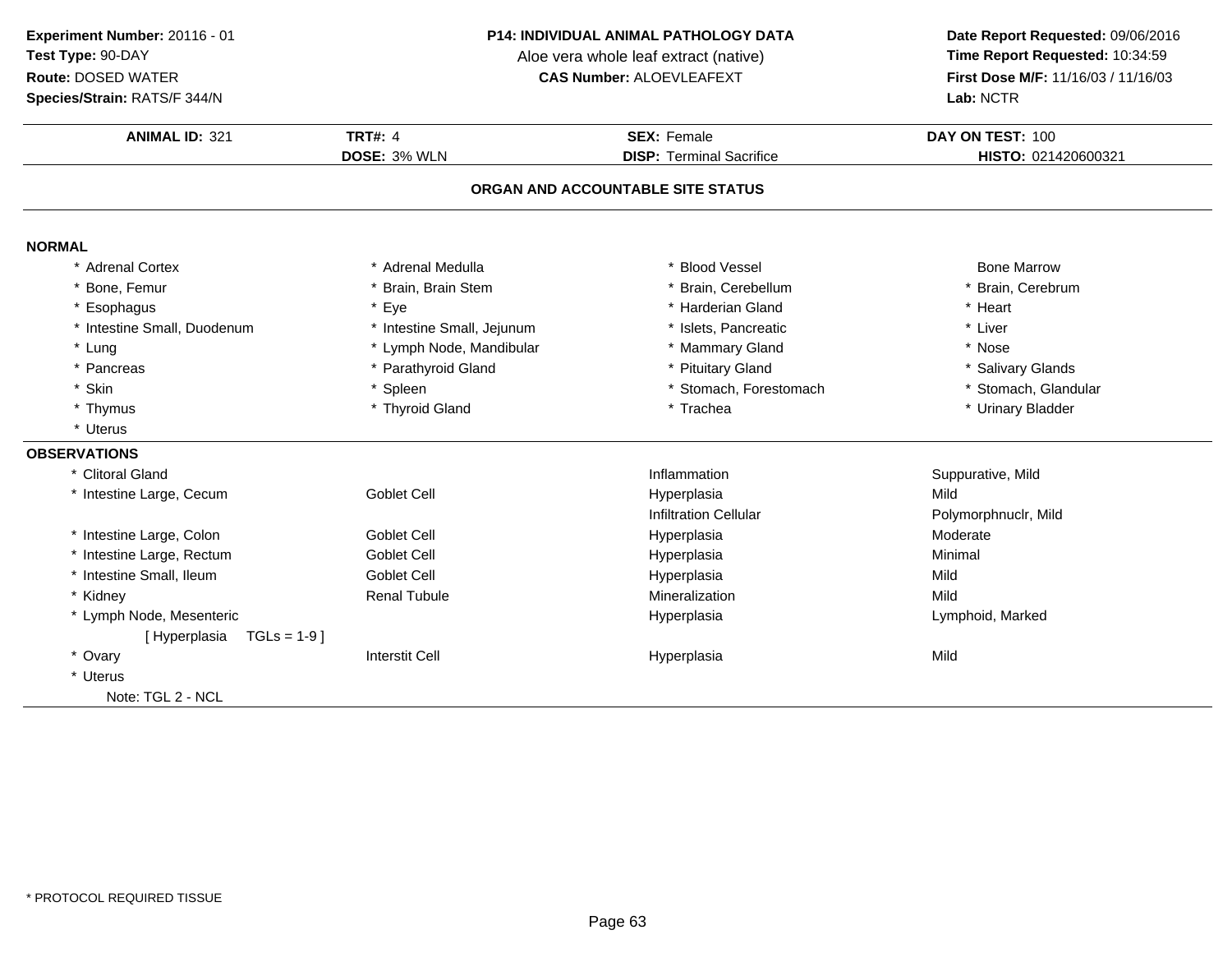**Experiment Number:** 20116 - 01
**Test Type:** 90-DAY
**Route:** DOSED WATER
**Species/Strain:** RATS/F 344/N

**P14: INDIVIDUAL ANIMAL PATHOLOGY DATA**
Aloe vera whole leaf extract (native)
**CAS Number:** ALOEVLEAFEXT

**Date Report Requested:** 09/06/2016
**Time Report Requested:** 10:34:59
**First Dose M/F:** 11/16/03 / 11/16/03
**Lab:** NCTR

| **ANIMAL ID:** 321 | **TRT#:** 4 | **SEX:** Female | **DAY ON TEST:** 100 |
|---|---|---|---|
| | **DOSE:** 3% WLN | **DISP:** Terminal Sacrifice | **HISTO:** 021420600321 |

## ORGAN AND ACCOUNTABLE SITE STATUS

### NORMAL

| | | | |
|---|---|---|---|
| * Adrenal Cortex | * Adrenal Medulla | * Blood Vessel | Bone Marrow |
| * Bone, Femur | * Brain, Brain Stem | * Brain, Cerebellum | * Brain, Cerebrum |
| * Esophagus | * Eye | * Harderian Gland | * Heart |
| * Intestine Small, Duodenum | * Intestine Small, Jejunum | * Islets, Pancreatic | * Liver |
| * Lung | * Lymph Node, Mandibular | * Mammary Gland | * Nose |
| * Pancreas | * Parathyroid Gland | * Pituitary Gland | * Salivary Glands |
| * Skin | * Spleen | * Stomach, Forestomach | * Stomach, Glandular |
| * Thymus | * Thyroid Gland | * Trachea | * Urinary Bladder |
| * Uterus | | | |

### OBSERVATIONS

| | | | |
|---|---|---|---|
| * Clitoral Gland | | Inflammation | Suppurative, Mild |
| * Intestine Large, Cecum | Goblet Cell | Hyperplasia | Mild |
| | | Infiltration Cellular | Polymorphnuclr, Mild |
| * Intestine Large, Colon | Goblet Cell | Hyperplasia | Moderate |
| * Intestine Large, Rectum | Goblet Cell | Hyperplasia | Minimal |
| * Intestine Small, Ileum | Goblet Cell | Hyperplasia | Mild |
| * Kidney | Renal Tubule | Mineralization | Mild |
| * Lymph Node, Mesenteric | | Hyperplasia | Lymphoid, Marked |
| [ Hyperplasia TGLs = 1-9 ] | | | |
| * Ovary | Interstit Cell | Hyperplasia | Mild |
| * Uterus | | | |
| Note: TGL 2 - NCL | | | |

* PROTOCOL REQUIRED TISSUE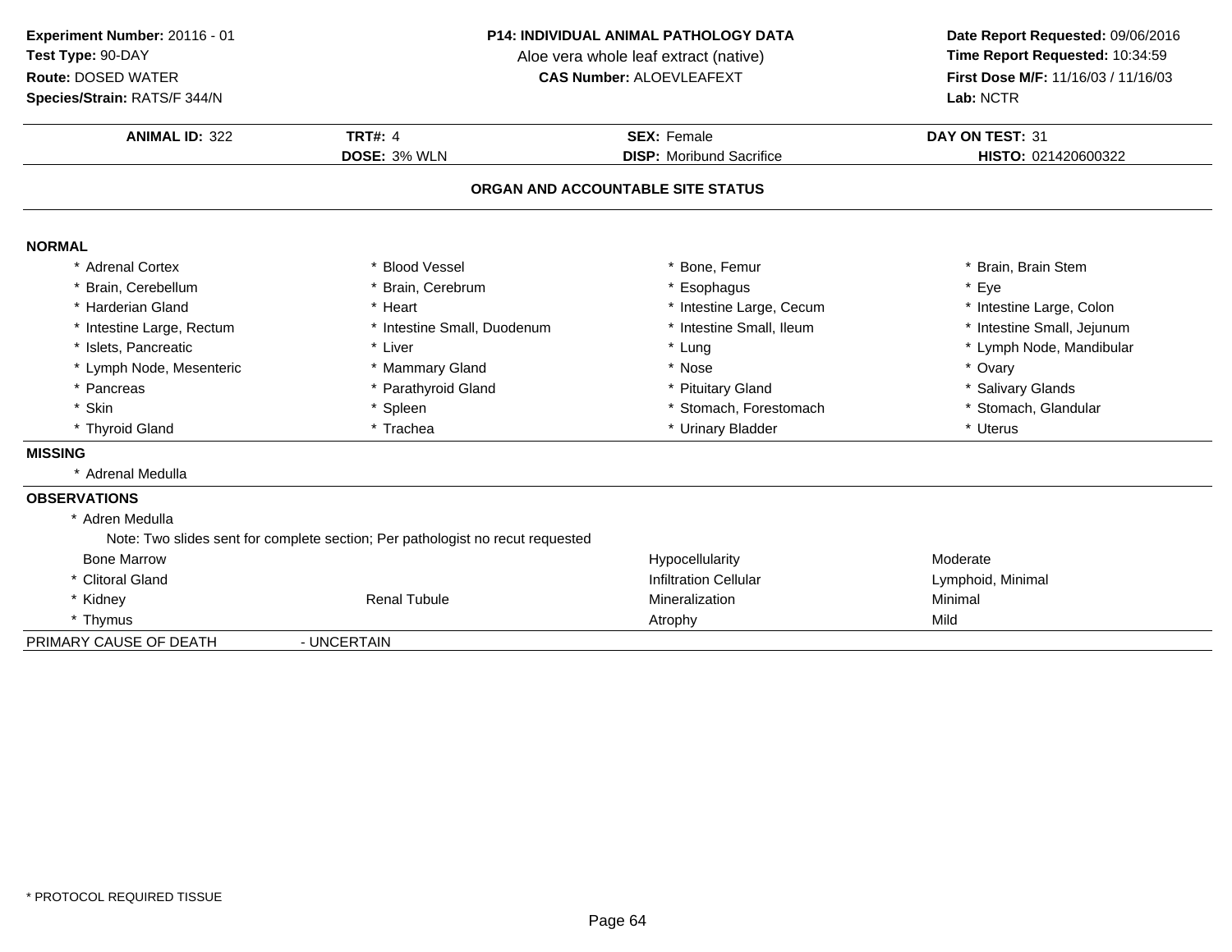**Experiment Number:** 20116 - 01
**Test Type:** 90-DAY
**Route:** DOSED WATER
**Species/Strain:** RATS/F 344/N

**P14: INDIVIDUAL ANIMAL PATHOLOGY DATA**
Aloe vera whole leaf extract (native)
**CAS Number:** ALOEVLEAFEXT

**Date Report Requested:** 09/06/2016
**Time Report Requested:** 10:34:59
**First Dose M/F:** 11/16/03 / 11/16/03
**Lab:** NCTR

| **ANIMAL ID:** 322 | **TRT#:** 4 | **SEX:** Female | **DAY ON TEST:** 31 |
|---|---|---|---|
| | **DOSE:** 3% WLN | **DISP:** Moribund Sacrifice | **HISTO:** 021420600322 |

## ORGAN AND ACCOUNTABLE SITE STATUS

### NORMAL

| | | | |
|---|---|---|---|
| * Adrenal Cortex | * Blood Vessel | * Bone, Femur | * Brain, Brain Stem |
| * Brain, Cerebellum | * Brain, Cerebrum | * Esophagus | * Eye |
| * Harderian Gland | * Heart | * Intestine Large, Cecum | * Intestine Large, Colon |
| * Intestine Large, Rectum | * Intestine Small, Duodenum | * Intestine Small, Ileum | * Intestine Small, Jejunum |
| * Islets, Pancreatic | * Liver | * Lung | * Lymph Node, Mandibular |
| * Lymph Node, Mesenteric | * Mammary Gland | * Nose | * Ovary |
| * Pancreas | * Parathyroid Gland | * Pituitary Gland | * Salivary Glands |
| * Skin | * Spleen | * Stomach, Forestomach | * Stomach, Glandular |
| * Thyroid Gland | * Trachea | * Urinary Bladder | * Uterus |

### MISSING

* Adrenal Medulla

### OBSERVATIONS

* Adren Medulla
  Note: Two slides sent for complete section; Per pathologist no recut requested

| | | | |
|---|---|---|---|
| Bone Marrow | | Hypocellularity | Moderate |
| * Clitoral Gland | | Infiltration Cellular | Lymphoid, Minimal |
| * Kidney | Renal Tubule | Mineralization | Minimal |
| * Thymus | | Atrophy | Mild |

PRIMARY CAUSE OF DEATH - UNCERTAIN

* PROTOCOL REQUIRED TISSUE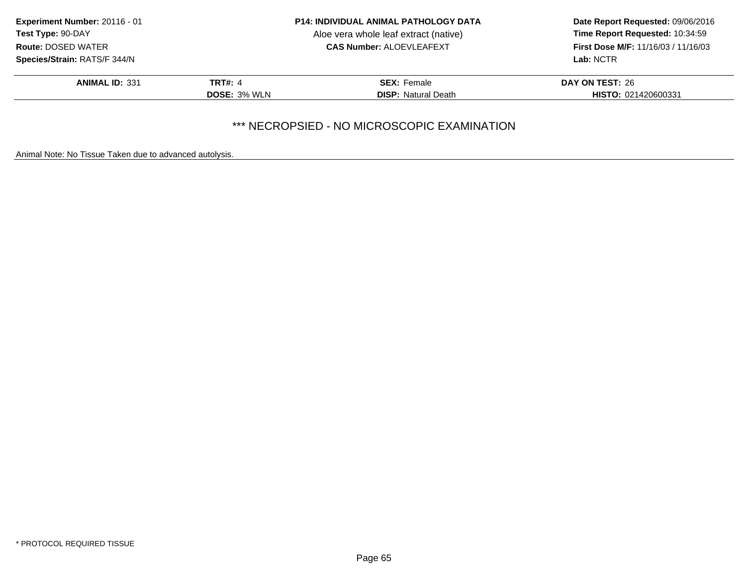**Experiment Number:** 20116 - 01
**Test Type:** 90-DAY
**Route:** DOSED WATER
**Species/Strain:** RATS/F 344/N

**P14: INDIVIDUAL ANIMAL PATHOLOGY DATA**
Aloe vera whole leaf extract (native)
**CAS Number:** ALOEVLEAFEXT

**Date Report Requested:** 09/06/2016
**Time Report Requested:** 10:34:59
**First Dose M/F:** 11/16/03 / 11/16/03
**Lab:** NCTR

| **ANIMAL ID:** 331 | **TRT#:** 4 | **SEX:** Female | **DAY ON TEST:** 26 |
|---|---|---|---|
| | **DOSE:** 3% WLN | **DISP:** Natural Death | **HISTO:** 021420600331 |

*** NECROPSIED - NO MICROSCOPIC EXAMINATION

Animal Note: No Tissue Taken due to advanced autolysis.

* PROTOCOL REQUIRED TISSUE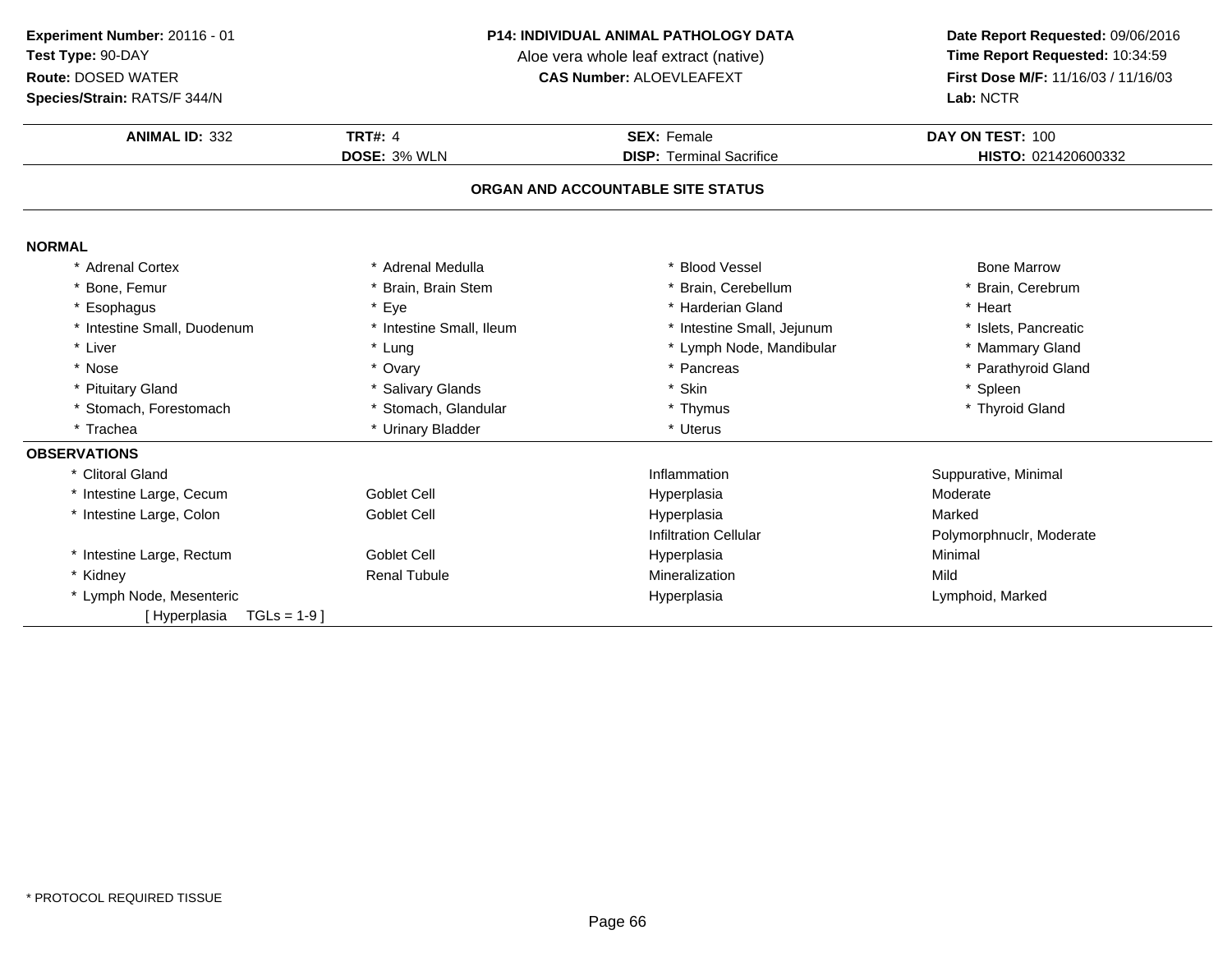**Experiment Number:** 20116 - 01
**Test Type:** 90-DAY
**Route:** DOSED WATER
**Species/Strain:** RATS/F 344/N

**P14: INDIVIDUAL ANIMAL PATHOLOGY DATA**
Aloe vera whole leaf extract (native)
**CAS Number:** ALOEVLEAFEXT

**Date Report Requested:** 09/06/2016
**Time Report Requested:** 10:34:59
**First Dose M/F:** 11/16/03 / 11/16/03
**Lab:** NCTR

| **ANIMAL ID:** 332 | **TRT#:** 4 | **SEX:** Female | **DAY ON TEST:** 100 |
|---|---|---|---|
| | **DOSE:** 3% WLN | **DISP:** Terminal Sacrifice | **HISTO:** 021420600332 |

## ORGAN AND ACCOUNTABLE SITE STATUS

### NORMAL

| | | | |
|---|---|---|---|
| * Adrenal Cortex | * Adrenal Medulla | * Blood Vessel | Bone Marrow |
| * Bone, Femur | * Brain, Brain Stem | * Brain, Cerebellum | * Brain, Cerebrum |
| * Esophagus | * Eye | * Harderian Gland | * Heart |
| * Intestine Small, Duodenum | * Intestine Small, Ileum | * Intestine Small, Jejunum | * Islets, Pancreatic |
| * Liver | * Lung | * Lymph Node, Mandibular | * Mammary Gland |
| * Nose | * Ovary | * Pancreas | * Parathyroid Gland |
| * Pituitary Gland | * Salivary Glands | * Skin | * Spleen |
| * Stomach, Forestomach | * Stomach, Glandular | * Thymus | * Thyroid Gland |
| * Trachea | * Urinary Bladder | * Uterus | |

### OBSERVATIONS

| | | | |
|---|---|---|---|
| * Clitoral Gland | | Inflammation | Suppurative, Minimal |
| * Intestine Large, Cecum | Goblet Cell | Hyperplasia | Moderate |
| * Intestine Large, Colon | Goblet Cell | Hyperplasia | Marked |
| | | Infiltration Cellular | Polymorphnuclr, Moderate |
| * Intestine Large, Rectum | Goblet Cell | Hyperplasia | Minimal |
| * Kidney | Renal Tubule | Mineralization | Mild |
| * Lymph Node, Mesenteric | | Hyperplasia | Lymphoid, Marked |
| [ Hyperplasia TGLs = 1-9 ] | | | |

* PROTOCOL REQUIRED TISSUE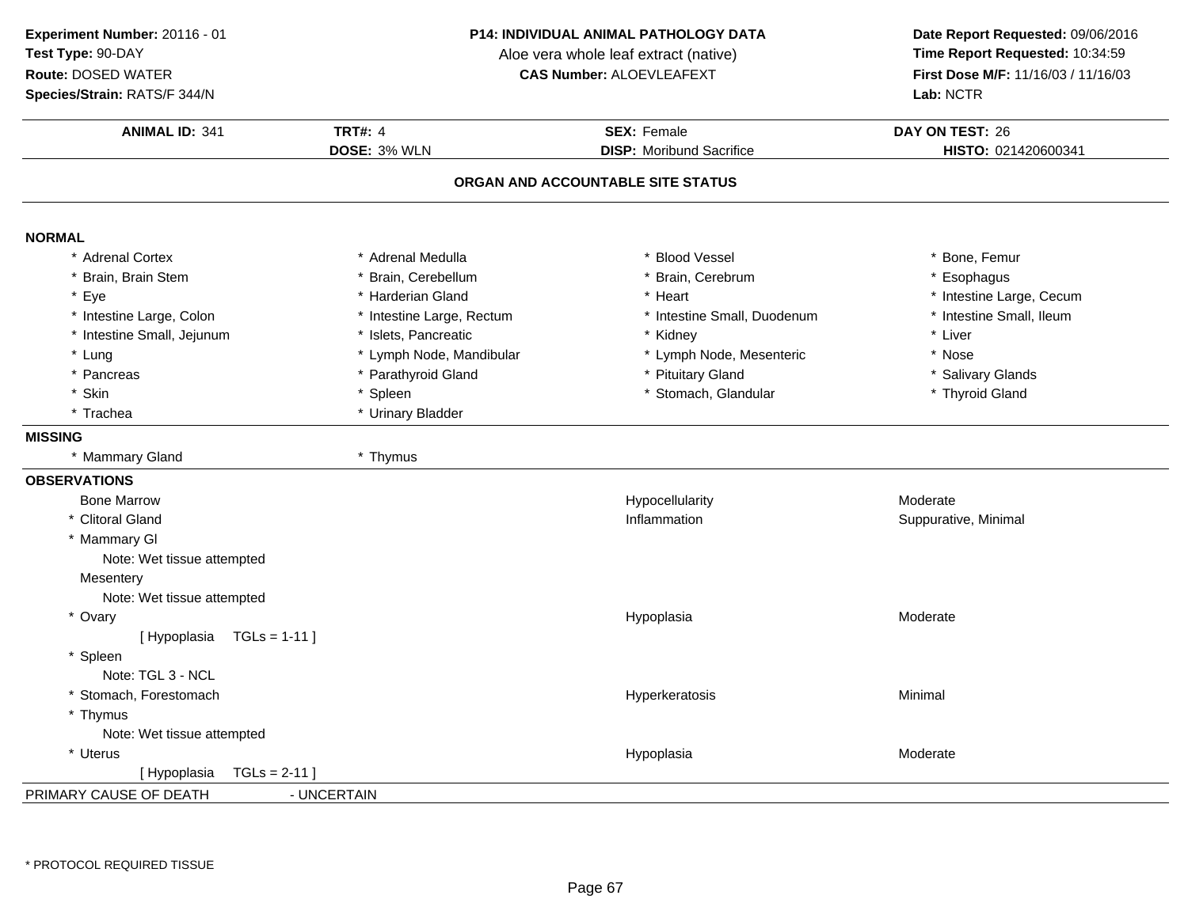**Experiment Number:** 20116 - 01
**Test Type:** 90-DAY
**Route:** DOSED WATER
**Species/Strain:** RATS/F 344/N

**P14: INDIVIDUAL ANIMAL PATHOLOGY DATA**
Aloe vera whole leaf extract (native)
**CAS Number:** ALOEVLEAFEXT

**Date Report Requested:** 09/06/2016
**Time Report Requested:** 10:34:59
**First Dose M/F:** 11/16/03 / 11/16/03
**Lab:** NCTR

| **ANIMAL ID:** 341 | **TRT#:** 4 | **SEX:** Female | **DAY ON TEST:** 26 |
|---|---|---|---|
| | **DOSE:** 3% WLN | **DISP:** Moribund Sacrifice | **HISTO:** 021420600341 |

## ORGAN AND ACCOUNTABLE SITE STATUS

**NORMAL**

| | | | |
|---|---|---|---|
| * Adrenal Cortex | * Adrenal Medulla | * Blood Vessel | * Bone, Femur |
| * Brain, Brain Stem | * Brain, Cerebellum | * Brain, Cerebrum | * Esophagus |
| * Eye | * Harderian Gland | * Heart | * Intestine Large, Cecum |
| * Intestine Large, Colon | * Intestine Large, Rectum | * Intestine Small, Duodenum | * Intestine Small, Ileum |
| * Intestine Small, Jejunum | * Islets, Pancreatic | * Kidney | * Liver |
| * Lung | * Lymph Node, Mandibular | * Lymph Node, Mesenteric | * Nose |
| * Pancreas | * Parathyroid Gland | * Pituitary Gland | * Salivary Glands |
| * Skin | * Spleen | * Stomach, Glandular | * Thyroid Gland |
| * Trachea | * Urinary Bladder | | |

**MISSING**

| | |
|---|---|
| * Mammary Gland | * Thymus |

**OBSERVATIONS**

| | | |
|---|---|---|
| Bone Marrow | Hypocellularity | Moderate |
| * Clitoral Gland | Inflammation | Suppurative, Minimal |
| * Mammary Gl | | |
| Note: Wet tissue attempted | | |
| Mesentery | | |
| Note: Wet tissue attempted | | |
| * Ovary | Hypoplasia | Moderate |
| [ Hypoplasia TGLs = 1-11 ] | | |
| * Spleen | | |
| Note: TGL 3 - NCL | | |
| * Stomach, Forestomach | Hyperkeratosis | Minimal |
| * Thymus | | |
| Note: Wet tissue attempted | | |
| * Uterus | Hypoplasia | Moderate |
| [ Hypoplasia TGLs = 2-11 ] | | |

PRIMARY CAUSE OF DEATH - UNCERTAIN

* PROTOCOL REQUIRED TISSUE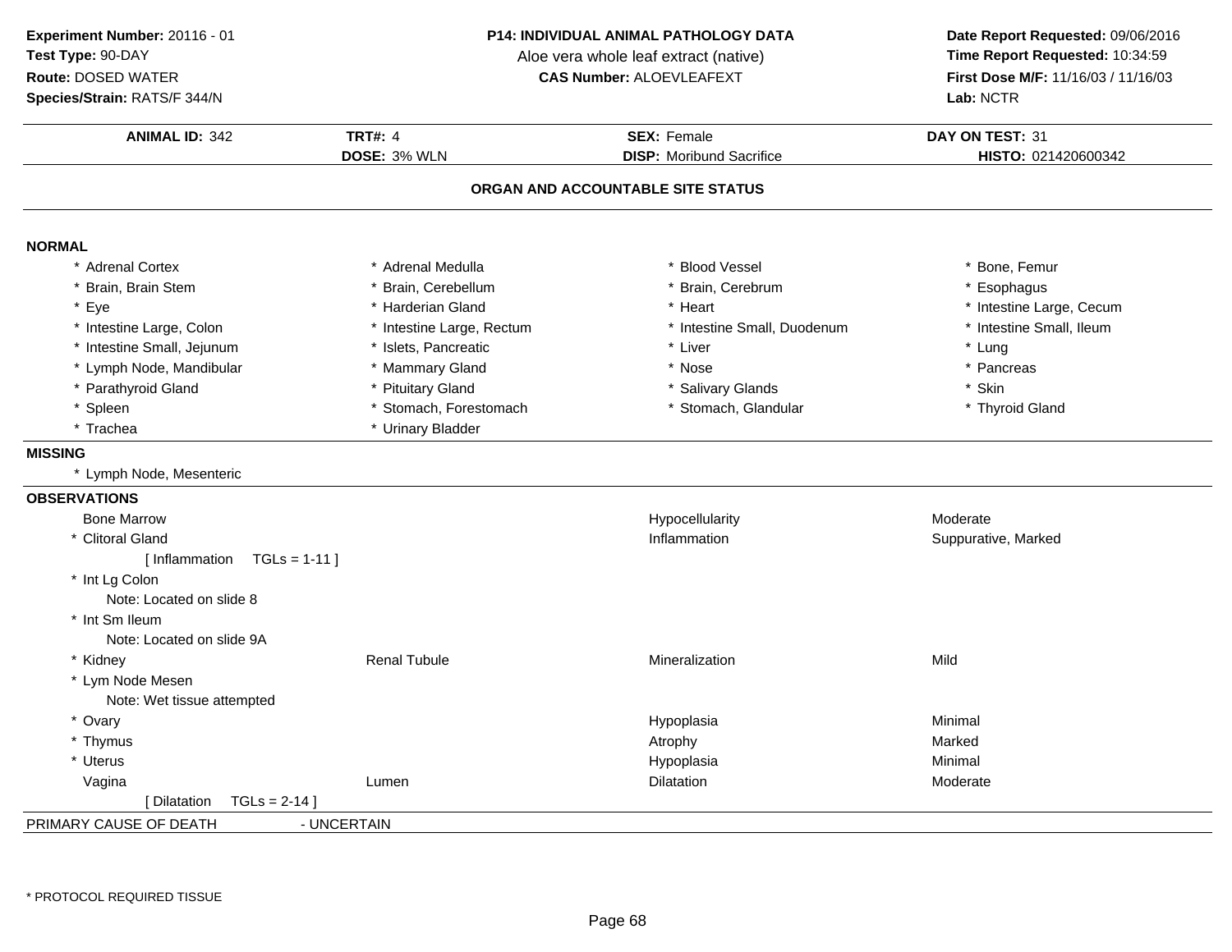**Experiment Number:** 20116 - 01
**Test Type:** 90-DAY
**Route:** DOSED WATER
**Species/Strain:** RATS/F 344/N

**P14: INDIVIDUAL ANIMAL PATHOLOGY DATA**
Aloe vera whole leaf extract (native)
**CAS Number:** ALOEVLEAFEXT

**Date Report Requested:** 09/06/2016
**Time Report Requested:** 10:34:59
**First Dose M/F:** 11/16/03 / 11/16/03
**Lab:** NCTR

| **ANIMAL ID:** 342 | **TRT#:** 4 | **SEX:** Female | **DAY ON TEST:** 31 |
|---|---|---|---|
| | **DOSE:** 3% WLN | **DISP:** Moribund Sacrifice | **HISTO:** 021420600342 |

## ORGAN AND ACCOUNTABLE SITE STATUS

### NORMAL

| | | | |
|---|---|---|---|
| * Adrenal Cortex | * Adrenal Medulla | * Blood Vessel | * Bone, Femur |
| * Brain, Brain Stem | * Brain, Cerebellum | * Brain, Cerebrum | * Esophagus |
| * Eye | * Harderian Gland | * Heart | * Intestine Large, Cecum |
| * Intestine Large, Colon | * Intestine Large, Rectum | * Intestine Small, Duodenum | * Intestine Small, Ileum |
| * Intestine Small, Jejunum | * Islets, Pancreatic | * Liver | * Lung |
| * Lymph Node, Mandibular | * Mammary Gland | * Nose | * Pancreas |
| * Parathyroid Gland | * Pituitary Gland | * Salivary Glands | * Skin |
| * Spleen | * Stomach, Forestomach | * Stomach, Glandular | * Thyroid Gland |
| * Trachea | * Urinary Bladder | | |

### MISSING

* Lymph Node, Mesenteric

### OBSERVATIONS

| | | | |
|---|---|---|---|
| Bone Marrow | | Hypocellularity | Moderate |
| * Clitoral Gland | | Inflammation | Suppurative, Marked |
| [ Inflammation TGLs = 1-11 ] | | | |
| * Int Lg Colon | | | |
| Note: Located on slide 8 | | | |
| * Int Sm Ileum | | | |
| Note: Located on slide 9A | | | |
| * Kidney | Renal Tubule | Mineralization | Mild |
| * Lym Node Mesen | | | |
| Note: Wet tissue attempted | | | |
| * Ovary | | Hypoplasia | Minimal |
| * Thymus | | Atrophy | Marked |
| * Uterus | | Hypoplasia | Minimal |
| Vagina | Lumen | Dilatation | Moderate |
| [ Dilatation TGLs = 2-14 ] | | | |

PRIMARY CAUSE OF DEATH - UNCERTAIN

* PROTOCOL REQUIRED TISSUE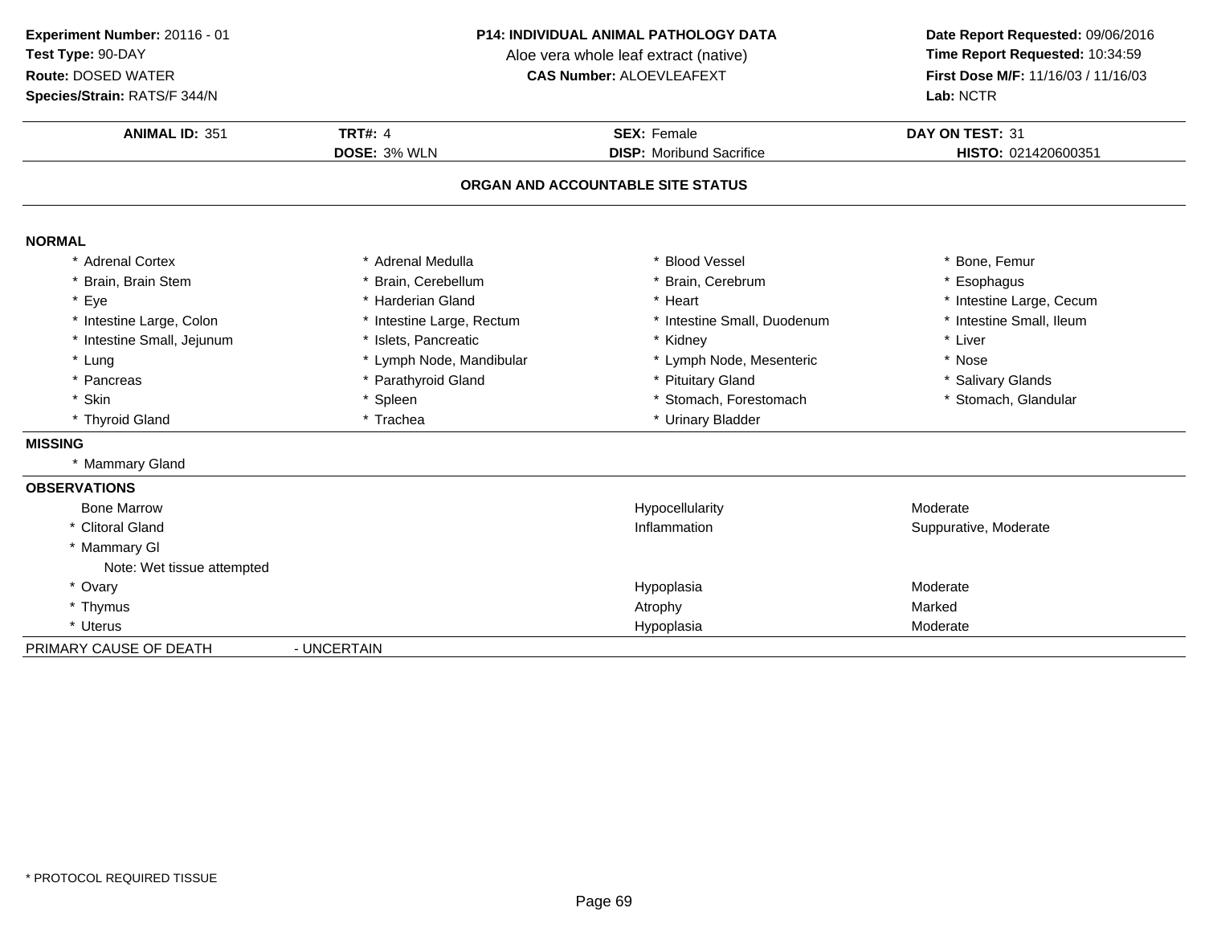**Experiment Number:** 20116 - 01
**Test Type:** 90-DAY
**Route:** DOSED WATER
**Species/Strain:** RATS/F 344/N

**P14: INDIVIDUAL ANIMAL PATHOLOGY DATA**
Aloe vera whole leaf extract (native)
**CAS Number:** ALOEVLEAFEXT

**Date Report Requested:** 09/06/2016
**Time Report Requested:** 10:34:59
**First Dose M/F:** 11/16/03 / 11/16/03
**Lab:** NCTR

| **ANIMAL ID:** 351 | **TRT#:** 4 | **SEX:** Female | **DAY ON TEST:** 31 |
|---|---|---|---|
| | **DOSE:** 3% WLN | **DISP:** Moribund Sacrifice | **HISTO:** 021420600351 |

## ORGAN AND ACCOUNTABLE SITE STATUS

### NORMAL

| | | | |
|---|---|---|---|
| * Adrenal Cortex | * Adrenal Medulla | * Blood Vessel | * Bone, Femur |
| * Brain, Brain Stem | * Brain, Cerebellum | * Brain, Cerebrum | * Esophagus |
| * Eye | * Harderian Gland | * Heart | * Intestine Large, Cecum |
| * Intestine Large, Colon | * Intestine Large, Rectum | * Intestine Small, Duodenum | * Intestine Small, Ileum |
| * Intestine Small, Jejunum | * Islets, Pancreatic | * Kidney | * Liver |
| * Lung | * Lymph Node, Mandibular | * Lymph Node, Mesenteric | * Nose |
| * Pancreas | * Parathyroid Gland | * Pituitary Gland | * Salivary Glands |
| * Skin | * Spleen | * Stomach, Forestomach | * Stomach, Glandular |
| * Thyroid Gland | * Trachea | * Urinary Bladder | |

### MISSING

* Mammary Gland

### OBSERVATIONS

| | | |
|---|---|---|
| Bone Marrow | Hypocellularity | Moderate |
| * Clitoral Gland | Inflammation | Suppurative, Moderate |
| * Mammary Gl | | |
| Note: Wet tissue attempted | | |
| * Ovary | Hypoplasia | Moderate |
| * Thymus | Atrophy | Marked |
| * Uterus | Hypoplasia | Moderate |

PRIMARY CAUSE OF DEATH - UNCERTAIN

\* PROTOCOL REQUIRED TISSUE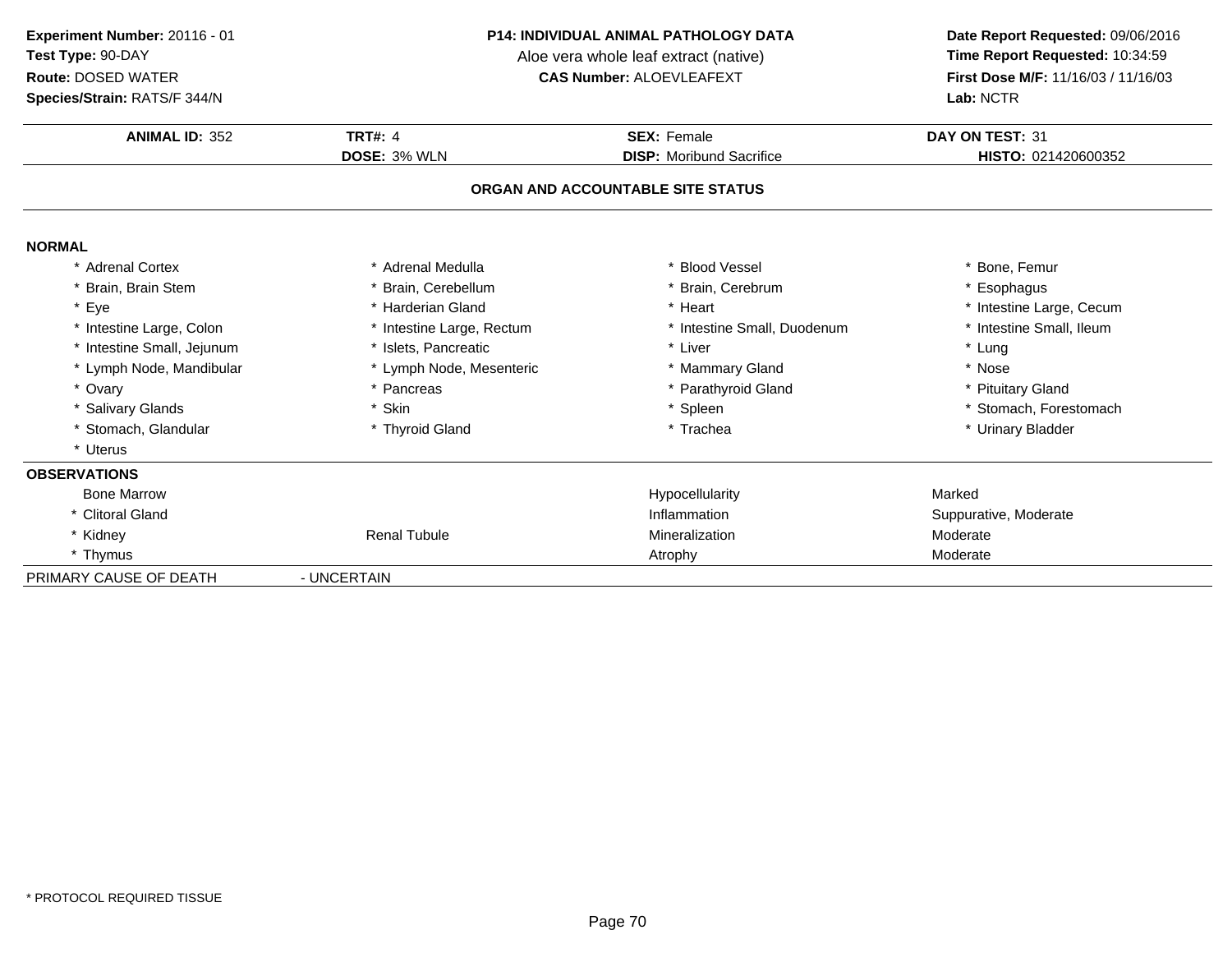**Experiment Number:** 20116 - 01
**Test Type:** 90-DAY
**Route:** DOSED WATER
**Species/Strain:** RATS/F 344/N

**P14: INDIVIDUAL ANIMAL PATHOLOGY DATA**
Aloe vera whole leaf extract (native)
**CAS Number:** ALOEVLEAFEXT

**Date Report Requested:** 09/06/2016
**Time Report Requested:** 10:34:59
**First Dose M/F:** 11/16/03 / 11/16/03
**Lab:** NCTR

| **ANIMAL ID:** 352 | **TRT#:** 4 | **SEX:** Female | **DAY ON TEST:** 31 |
|---|---|---|---|
| | **DOSE:** 3% WLN | **DISP:** Moribund Sacrifice | **HISTO:** 021420600352 |

## ORGAN AND ACCOUNTABLE SITE STATUS

**NORMAL**

| | | | |
|---|---|---|---|
| * Adrenal Cortex | * Adrenal Medulla | * Blood Vessel | * Bone, Femur |
| * Brain, Brain Stem | * Brain, Cerebellum | * Brain, Cerebrum | * Esophagus |
| * Eye | * Harderian Gland | * Heart | * Intestine Large, Cecum |
| * Intestine Large, Colon | * Intestine Large, Rectum | * Intestine Small, Duodenum | * Intestine Small, Ileum |
| * Intestine Small, Jejunum | * Islets, Pancreatic | * Liver | * Lung |
| * Lymph Node, Mandibular | * Lymph Node, Mesenteric | * Mammary Gland | * Nose |
| * Ovary | * Pancreas | * Parathyroid Gland | * Pituitary Gland |
| * Salivary Glands | * Skin | * Spleen | * Stomach, Forestomach |
| * Stomach, Glandular | * Thyroid Gland | * Trachea | * Urinary Bladder |
| * Uterus | | | |

**OBSERVATIONS**

| | | | |
|---|---|---|---|
| Bone Marrow | | Hypocellularity | Marked |
| * Clitoral Gland | | Inflammation | Suppurative, Moderate |
| * Kidney | Renal Tubule | Mineralization | Moderate |
| * Thymus | | Atrophy | Moderate |

PRIMARY CAUSE OF DEATH - UNCERTAIN

\* PROTOCOL REQUIRED TISSUE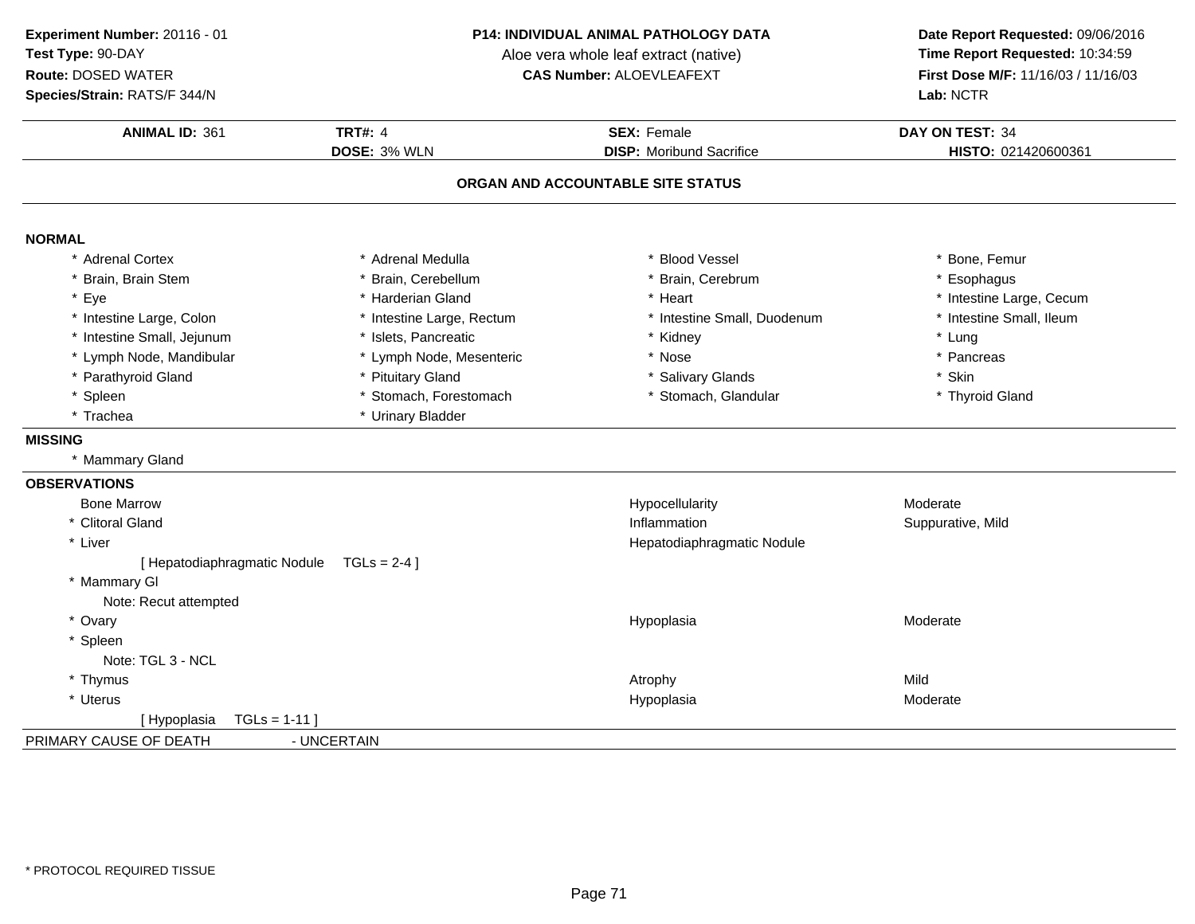**Experiment Number:** 20116 - 01
**Test Type:** 90-DAY
**Route:** DOSED WATER
**Species/Strain:** RATS/F 344/N

**P14: INDIVIDUAL ANIMAL PATHOLOGY DATA**
Aloe vera whole leaf extract (native)
**CAS Number:** ALOEVLEAFEXT

**Date Report Requested:** 09/06/2016
**Time Report Requested:** 10:34:59
**First Dose M/F:** 11/16/03 / 11/16/03
**Lab:** NCTR

| **ANIMAL ID:** 361 | **TRT#:** 4 | **SEX:** Female | **DAY ON TEST:** 34 |
|---|---|---|---|
| | **DOSE:** 3% WLN | **DISP:** Moribund Sacrifice | **HISTO:** 021420600361 |

## ORGAN AND ACCOUNTABLE SITE STATUS

### NORMAL

| | | | |
|---|---|---|---|
| * Adrenal Cortex | * Adrenal Medulla | * Blood Vessel | * Bone, Femur |
| * Brain, Brain Stem | * Brain, Cerebellum | * Brain, Cerebrum | * Esophagus |
| * Eye | * Harderian Gland | * Heart | * Intestine Large, Cecum |
| * Intestine Large, Colon | * Intestine Large, Rectum | * Intestine Small, Duodenum | * Intestine Small, Ileum |
| * Intestine Small, Jejunum | * Islets, Pancreatic | * Kidney | * Lung |
| * Lymph Node, Mandibular | * Lymph Node, Mesenteric | * Nose | * Pancreas |
| * Parathyroid Gland | * Pituitary Gland | * Salivary Glands | * Skin |
| * Spleen | * Stomach, Forestomach | * Stomach, Glandular | * Thyroid Gland |
| * Trachea | * Urinary Bladder | | |

### MISSING

* Mammary Gland

### OBSERVATIONS

| Organ | Observation | Severity |
|---|---|---|
| Bone Marrow | Hypocellularity | Moderate |
| * Clitoral Gland | Inflammation | Suppurative, Mild |
| * Liver | Hepatodiaphragmatic Nodule | |
| [ Hepatodiaphragmatic Nodule TGLs = 2-4 ] | | |
| * Mammary Gl | | |
| Note: Recut attempted | | |
| * Ovary | Hypoplasia | Moderate |
| * Spleen | | |
| Note: TGL 3 - NCL | | |
| * Thymus | Atrophy | Mild |
| * Uterus | Hypoplasia | Moderate |
| [ Hypoplasia TGLs = 1-11 ] | | |

PRIMARY CAUSE OF DEATH - UNCERTAIN

* PROTOCOL REQUIRED TISSUE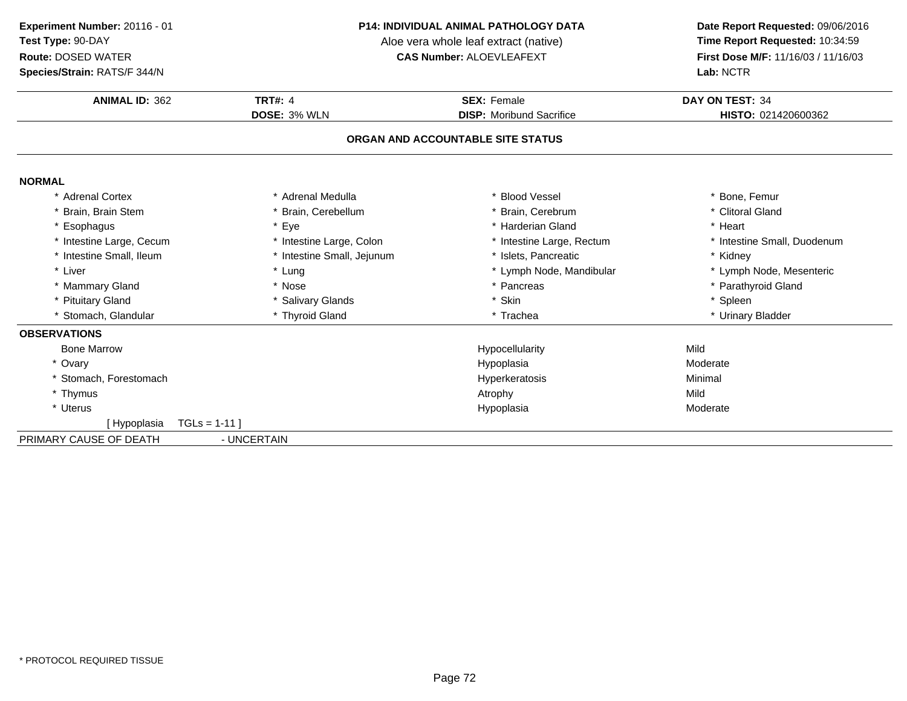**Experiment Number:** 20116 - 01
**Test Type:** 90-DAY
**Route:** DOSED WATER
**Species/Strain:** RATS/F 344/N

**P14: INDIVIDUAL ANIMAL PATHOLOGY DATA**
Aloe vera whole leaf extract (native)
**CAS Number:** ALOEVLEAFEXT

**Date Report Requested:** 09/06/2016
**Time Report Requested:** 10:34:59
**First Dose M/F:** 11/16/03 / 11/16/03
**Lab:** NCTR

| **ANIMAL ID:** 362 | **TRT#:** 4 | **SEX:** Female | **DAY ON TEST:** 34 |
|---|---|---|---|
| | **DOSE:** 3% WLN | **DISP:** Moribund Sacrifice | **HISTO:** 021420600362 |

## ORGAN AND ACCOUNTABLE SITE STATUS

### NORMAL

| | | | |
|---|---|---|---|
| * Adrenal Cortex | * Adrenal Medulla | * Blood Vessel | * Bone, Femur |
| * Brain, Brain Stem | * Brain, Cerebellum | * Brain, Cerebrum | * Clitoral Gland |
| * Esophagus | * Eye | * Harderian Gland | * Heart |
| * Intestine Large, Cecum | * Intestine Large, Colon | * Intestine Large, Rectum | * Intestine Small, Duodenum |
| * Intestine Small, Ileum | * Intestine Small, Jejunum | * Islets, Pancreatic | * Kidney |
| * Liver | * Lung | * Lymph Node, Mandibular | * Lymph Node, Mesenteric |
| * Mammary Gland | * Nose | * Pancreas | * Parathyroid Gland |
| * Pituitary Gland | * Salivary Glands | * Skin | * Spleen |
| * Stomach, Glandular | * Thyroid Gland | * Trachea | * Urinary Bladder |

### OBSERVATIONS

| | | |
|---|---|---|
| Bone Marrow | Hypocellularity | Mild |
| * Ovary | Hypoplasia | Moderate |
| * Stomach, Forestomach | Hyperkeratosis | Minimal |
| * Thymus | Atrophy | Mild |
| * Uterus | Hypoplasia | Moderate |

[ Hypoplasia TGLs = 1-11 ]

PRIMARY CAUSE OF DEATH - UNCERTAIN

\* PROTOCOL REQUIRED TISSUE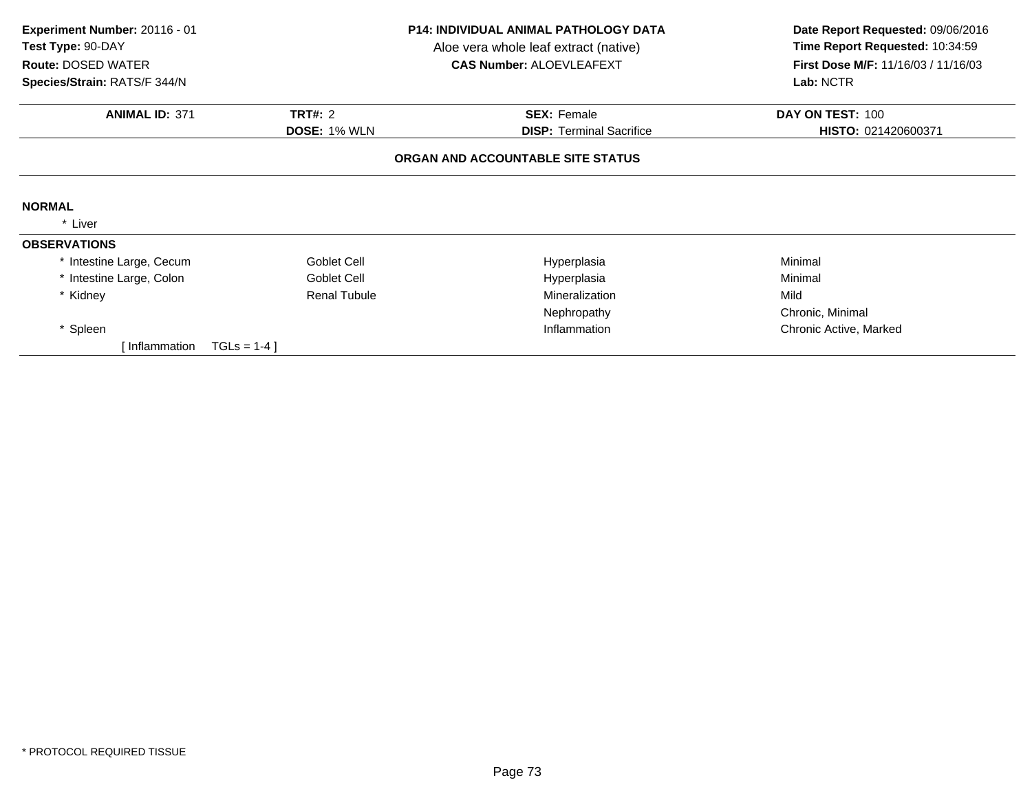**Experiment Number:** 20116 - 01
**Test Type:** 90-DAY
**Route:** DOSED WATER
**Species/Strain:** RATS/F 344/N

**P14: INDIVIDUAL ANIMAL PATHOLOGY DATA**
Aloe vera whole leaf extract (native)
**CAS Number:** ALOEVLEAFEXT

**Date Report Requested:** 09/06/2016
**Time Report Requested:** 10:34:59
**First Dose M/F:** 11/16/03 / 11/16/03
**Lab:** NCTR

| **ANIMAL ID:** 371 | **TRT#:** 2 | **SEX:** Female | **DAY ON TEST:** 100 |
|---|---|---|---|
| | **DOSE:** 1% WLN | **DISP:** Terminal Sacrifice | **HISTO:** 021420600371 |

## ORGAN AND ACCOUNTABLE SITE STATUS

**NORMAL**

* Liver

**OBSERVATIONS**

| | | | |
|---|---|---|---|
| * Intestine Large, Cecum | Goblet Cell | Hyperplasia | Minimal |
| * Intestine Large, Colon | Goblet Cell | Hyperplasia | Minimal |
| * Kidney | Renal Tubule | Mineralization | Mild |
| | | Nephropathy | Chronic, Minimal |
| * Spleen | | Inflammation | Chronic Active, Marked |
| [ Inflammation TGLs = 1-4 ] | | | |

* PROTOCOL REQUIRED TISSUE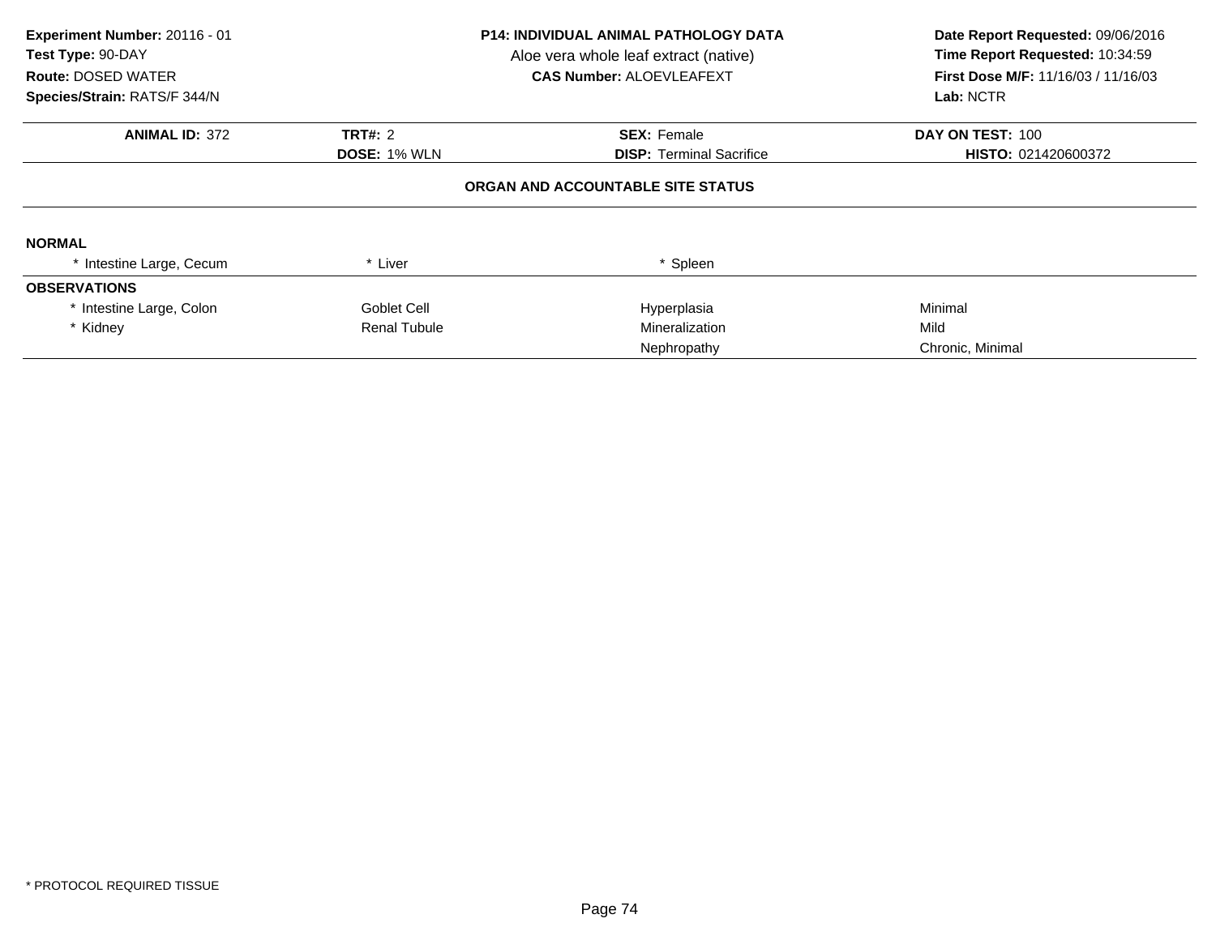**Experiment Number:** 20116 - 01
**Test Type:** 90-DAY
**Route:** DOSED WATER
**Species/Strain:** RATS/F 344/N

**P14: INDIVIDUAL ANIMAL PATHOLOGY DATA**
Aloe vera whole leaf extract (native)
**CAS Number:** ALOEVLEAFEXT

**Date Report Requested:** 09/06/2016
**Time Report Requested:** 10:34:59
**First Dose M/F:** 11/16/03 / 11/16/03
**Lab:** NCTR

| **ANIMAL ID:** 372 | **TRT#:** 2 | **SEX:** Female | **DAY ON TEST:** 100 |
|---|---|---|---|
| | **DOSE:** 1% WLN | **DISP:** Terminal Sacrifice | **HISTO:** 021420600372 |

**ORGAN AND ACCOUNTABLE SITE STATUS**

**NORMAL**

| | | | |
|---|---|---|---|
| * Intestine Large, Cecum | * Liver | * Spleen | |

**OBSERVATIONS**

| | | | |
|---|---|---|---|
| * Intestine Large, Colon | Goblet Cell | Hyperplasia | Minimal |
| * Kidney | Renal Tubule | Mineralization | Mild |
| | | Nephropathy | Chronic, Minimal |

* PROTOCOL REQUIRED TISSUE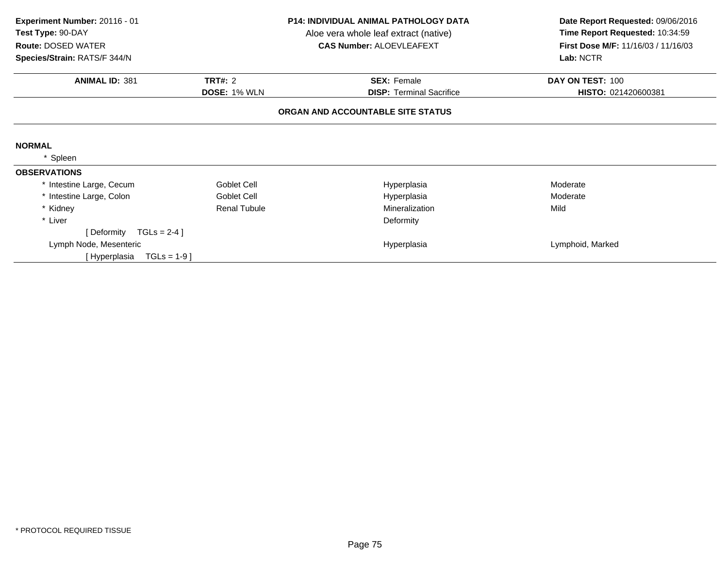**Experiment Number:** 20116 - 01
**Test Type:** 90-DAY
**Route:** DOSED WATER
**Species/Strain:** RATS/F 344/N

**P14: INDIVIDUAL ANIMAL PATHOLOGY DATA**
Aloe vera whole leaf extract (native)
**CAS Number:** ALOEVLEAFEXT

**Date Report Requested:** 09/06/2016
**Time Report Requested:** 10:34:59
**First Dose M/F:** 11/16/03 / 11/16/03
**Lab:** NCTR

| **ANIMAL ID:** 381 | **TRT#:** 2 | **SEX:** Female | **DAY ON TEST:** 100 |
|---|---|---|---|
| | **DOSE:** 1% WLN | **DISP:** Terminal Sacrifice | **HISTO:** 021420600381 |

**ORGAN AND ACCOUNTABLE SITE STATUS**

**NORMAL**

* Spleen

**OBSERVATIONS**

| | | | |
|---|---|---|---|
| * Intestine Large, Cecum | Goblet Cell | Hyperplasia | Moderate |
| * Intestine Large, Colon | Goblet Cell | Hyperplasia | Moderate |
| * Kidney | Renal Tubule | Mineralization | Mild |
| * Liver | | Deformity | |
| [ Deformity TGLs = 2-4 ] | | | |
| Lymph Node, Mesenteric | | Hyperplasia | Lymphoid, Marked |
| [ Hyperplasia TGLs = 1-9 ] | | | |

* PROTOCOL REQUIRED TISSUE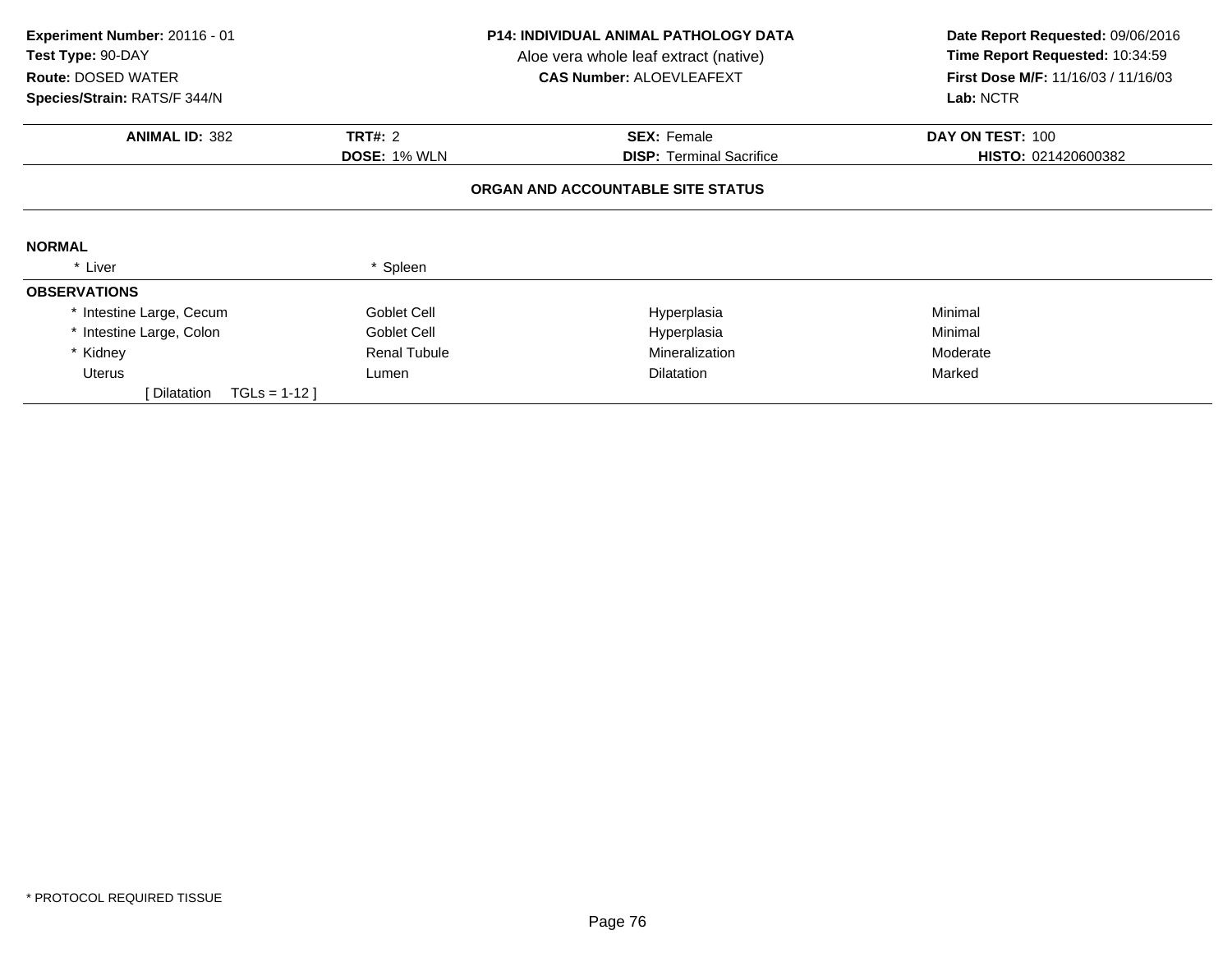**Experiment Number:** 20116 - 01
**Test Type:** 90-DAY
**Route:** DOSED WATER
**Species/Strain:** RATS/F 344/N

**P14: INDIVIDUAL ANIMAL PATHOLOGY DATA**
Aloe vera whole leaf extract (native)
**CAS Number:** ALOEVLEAFEXT

**Date Report Requested:** 09/06/2016
**Time Report Requested:** 10:34:59
**First Dose M/F:** 11/16/03 / 11/16/03
**Lab:** NCTR

| **ANIMAL ID:** 382 | **TRT#:** 2 | **SEX:** Female | **DAY ON TEST:** 100 |
|---|---|---|---|
| | **DOSE:** 1% WLN | **DISP:** Terminal Sacrifice | **HISTO:** 021420600382 |

## ORGAN AND ACCOUNTABLE SITE STATUS

**NORMAL**

| * Liver | * Spleen |
|---|---|

**OBSERVATIONS**

| Organ | Site | Finding | Severity |
|---|---|---|---|
| * Intestine Large, Cecum | Goblet Cell | Hyperplasia | Minimal |
| * Intestine Large, Colon | Goblet Cell | Hyperplasia | Minimal |
| * Kidney | Renal Tubule | Mineralization | Moderate |
| Uterus | Lumen | Dilatation | Marked |
| [ Dilatation TGLs = 1-12 ] | | | |

* PROTOCOL REQUIRED TISSUE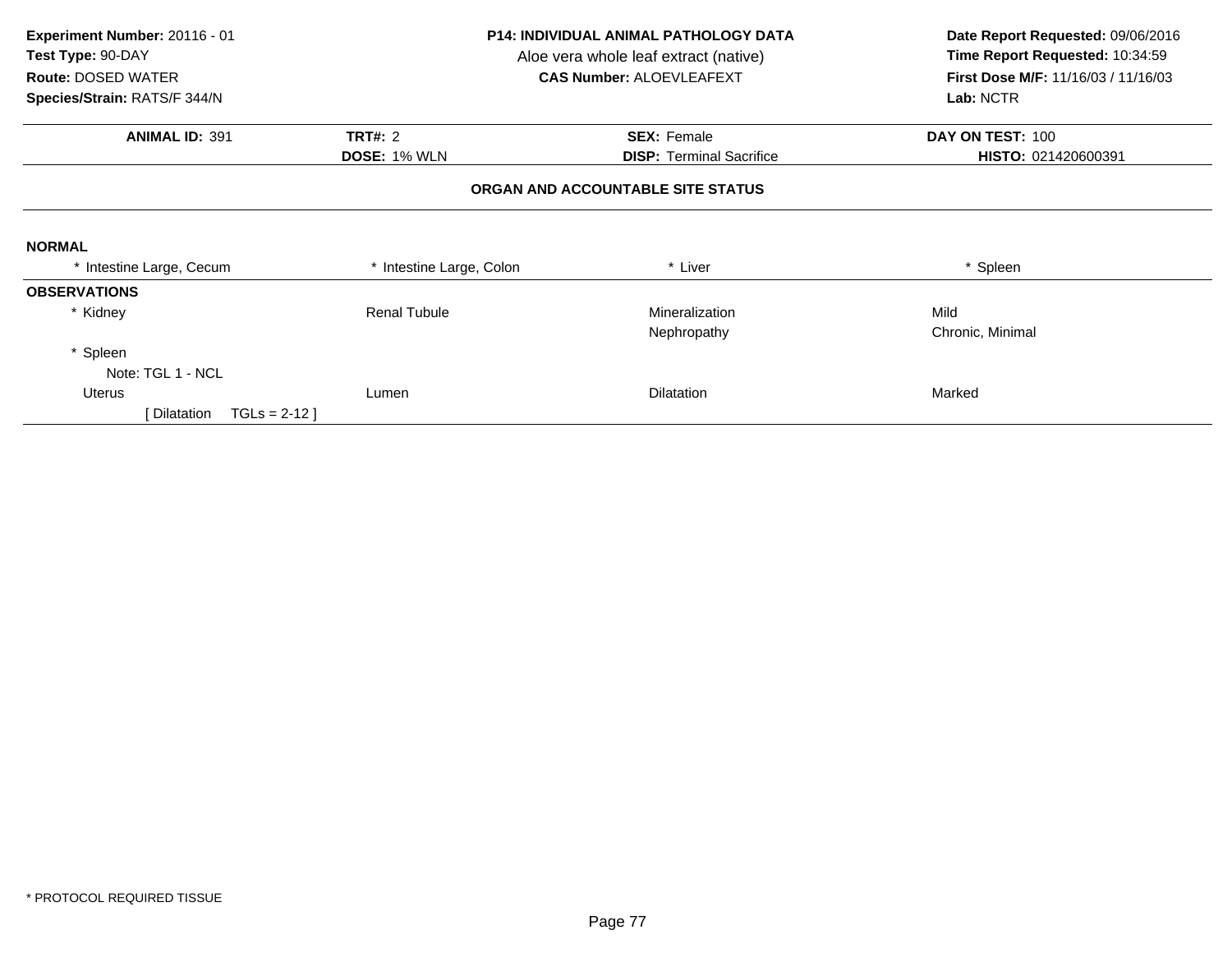**Experiment Number:** 20116 - 01
**Test Type:** 90-DAY
**Route:** DOSED WATER
**Species/Strain:** RATS/F 344/N

**P14: INDIVIDUAL ANIMAL PATHOLOGY DATA**
Aloe vera whole leaf extract (native)
**CAS Number:** ALOEVLEAFEXT

**Date Report Requested:** 09/06/2016
**Time Report Requested:** 10:34:59
**First Dose M/F:** 11/16/03 / 11/16/03
**Lab:** NCTR

| **ANIMAL ID:** 391 | **TRT#:** 2 | **SEX:** Female | **DAY ON TEST:** 100 |
|---|---|---|---|
| | **DOSE:** 1% WLN | **DISP:** Terminal Sacrifice | **HISTO:** 021420600391 |

**ORGAN AND ACCOUNTABLE SITE STATUS**

**NORMAL**

| * Intestine Large, Cecum | * Intestine Large, Colon | * Liver | * Spleen |
|---|---|---|---|

**OBSERVATIONS**

| | | | |
|---|---|---|---|
| * Kidney | Renal Tubule | Mineralization | Mild |
| | | Nephropathy | Chronic, Minimal |
| * Spleen | | | |
| Note: TGL 1 - NCL | | | |
| Uterus | Lumen | Dilatation | Marked |
| [ Dilatation TGLs = 2-12 ] | | | |

* PROTOCOL REQUIRED TISSUE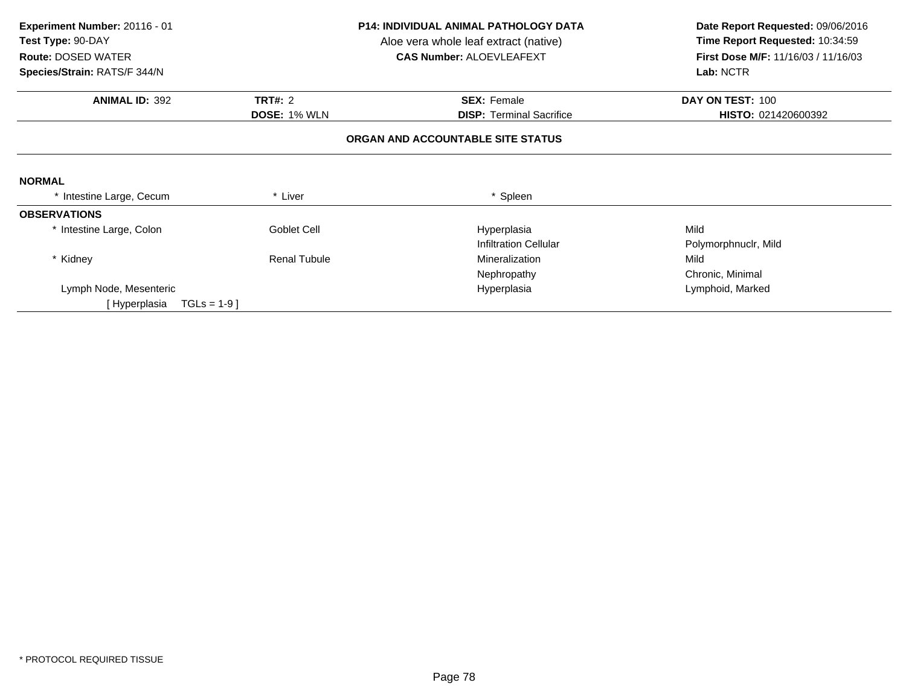**Experiment Number:** 20116 - 01
**Test Type:** 90-DAY
**Route:** DOSED WATER
**Species/Strain:** RATS/F 344/N

**P14: INDIVIDUAL ANIMAL PATHOLOGY DATA**
Aloe vera whole leaf extract (native)
**CAS Number:** ALOEVLEAFEXT

**Date Report Requested:** 09/06/2016
**Time Report Requested:** 10:34:59
**First Dose M/F:** 11/16/03 / 11/16/03
**Lab:** NCTR

| **ANIMAL ID:** 392 | **TRT#:** 2 | **SEX:** Female | **DAY ON TEST:** 100 |
|---|---|---|---|
| | **DOSE:** 1% WLN | **DISP:** Terminal Sacrifice | **HISTO:** 021420600392 |

### ORGAN AND ACCOUNTABLE SITE STATUS

**NORMAL**

| | | |
|---|---|---|
| * Intestine Large, Cecum | * Liver | * Spleen |

**OBSERVATIONS**

| Organ | Site | Observation | Qualifier |
|---|---|---|---|
| * Intestine Large, Colon | Goblet Cell | Hyperplasia | Mild |
| | | Infiltration Cellular | Polymorphnuclr, Mild |
| * Kidney | Renal Tubule | Mineralization | Mild |
| | | Nephropathy | Chronic, Minimal |
| Lymph Node, Mesenteric | | Hyperplasia | Lymphoid, Marked |
| [ Hyperplasia TGLs = 1-9 ] | | | |

* PROTOCOL REQUIRED TISSUE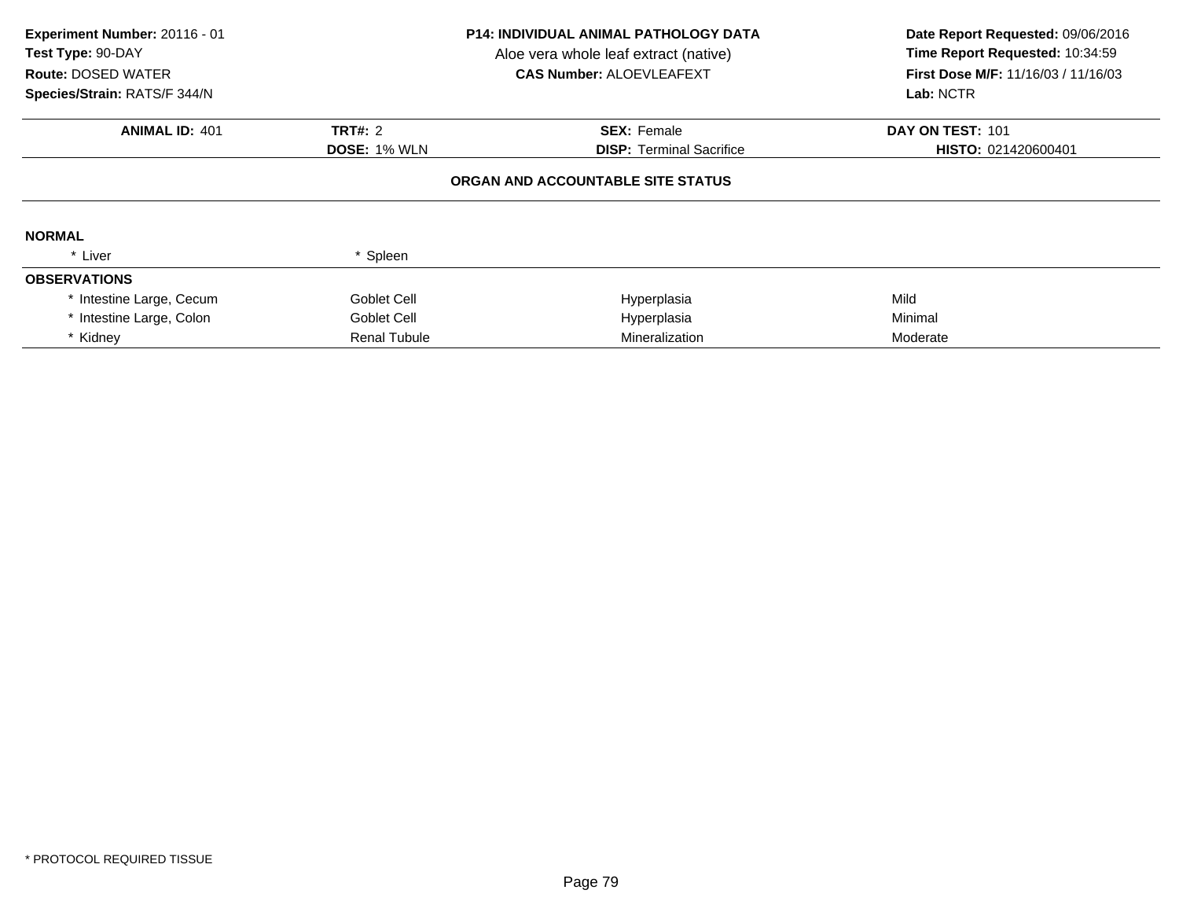**Experiment Number:** 20116 - 01
**Test Type:** 90-DAY
**Route:** DOSED WATER
**Species/Strain:** RATS/F 344/N

**P14: INDIVIDUAL ANIMAL PATHOLOGY DATA**
Aloe vera whole leaf extract (native)
**CAS Number:** ALOEVLEAFEXT

**Date Report Requested:** 09/06/2016
**Time Report Requested:** 10:34:59
**First Dose M/F:** 11/16/03 / 11/16/03
**Lab:** NCTR

| **ANIMAL ID:** 401 | **TRT#:** 2 | **SEX:** Female | **DAY ON TEST:** 101 |
|---|---|---|---|
| | **DOSE:** 1% WLN | **DISP:** Terminal Sacrifice | **HISTO:** 021420600401 |

## ORGAN AND ACCOUNTABLE SITE STATUS

**NORMAL**

| | | | |
|---|---|---|---|
| * Liver | * Spleen | | |

**OBSERVATIONS**

| | | | |
|---|---|---|---|
| * Intestine Large, Cecum | Goblet Cell | Hyperplasia | Mild |
| * Intestine Large, Colon | Goblet Cell | Hyperplasia | Minimal |
| * Kidney | Renal Tubule | Mineralization | Moderate |

* PROTOCOL REQUIRED TISSUE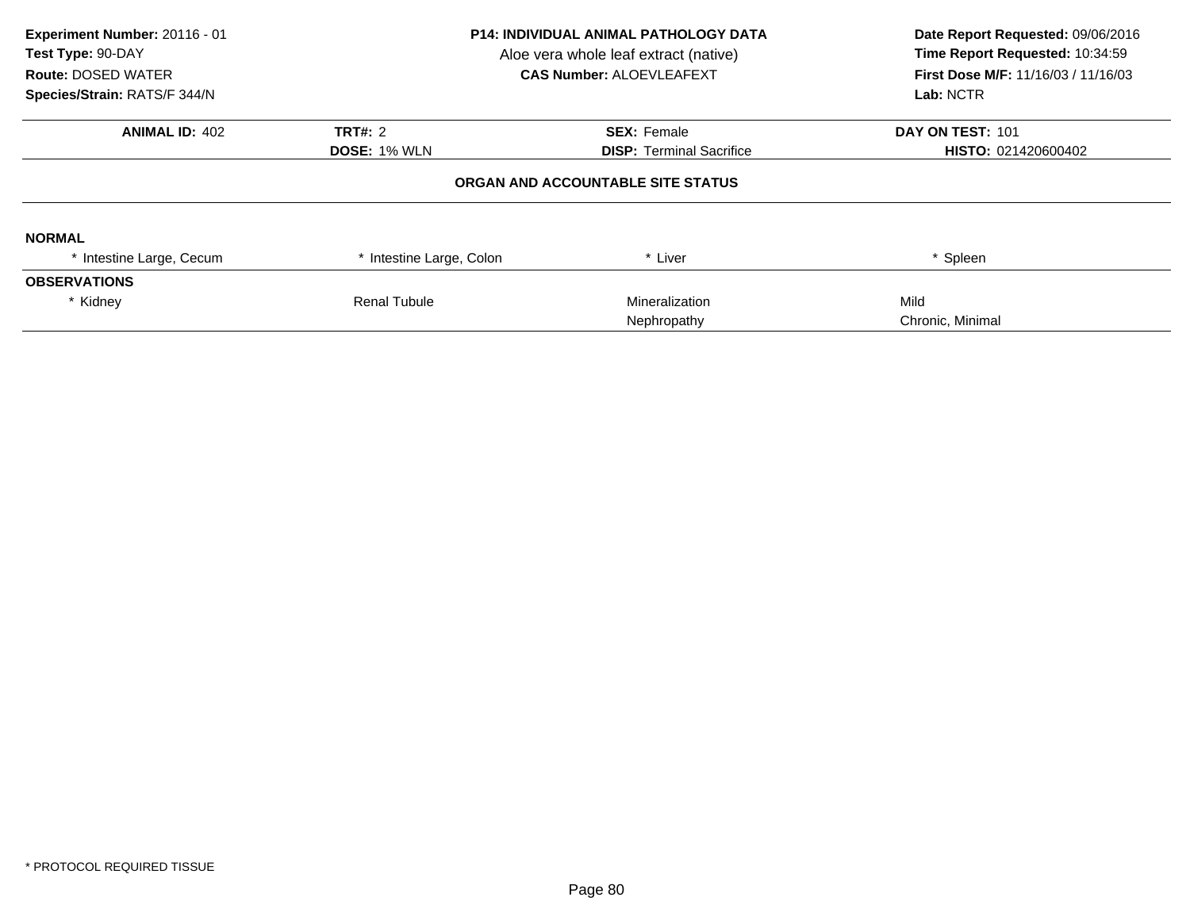**Experiment Number:** 20116 - 01
**Test Type:** 90-DAY
**Route:** DOSED WATER
**Species/Strain:** RATS/F 344/N

**P14: INDIVIDUAL ANIMAL PATHOLOGY DATA**
Aloe vera whole leaf extract (native)
**CAS Number:** ALOEVLEAFEXT

**Date Report Requested:** 09/06/2016
**Time Report Requested:** 10:34:59
**First Dose M/F:** 11/16/03 / 11/16/03
**Lab:** NCTR

| **ANIMAL ID:** 402 | **TRT#:** 2 | **SEX:** Female | **DAY ON TEST:** 101 |
|---|---|---|---|
| | **DOSE:** 1% WLN | **DISP:** Terminal Sacrifice | **HISTO:** 021420600402 |

### ORGAN AND ACCOUNTABLE SITE STATUS

**NORMAL**

| * Intestine Large, Cecum | * Intestine Large, Colon | * Liver | * Spleen |
|---|---|---|---|

**OBSERVATIONS**

| | | | |
|---|---|---|---|
| * Kidney | Renal Tubule | Mineralization | Mild |
| | | Nephropathy | Chronic, Minimal |

\* PROTOCOL REQUIRED TISSUE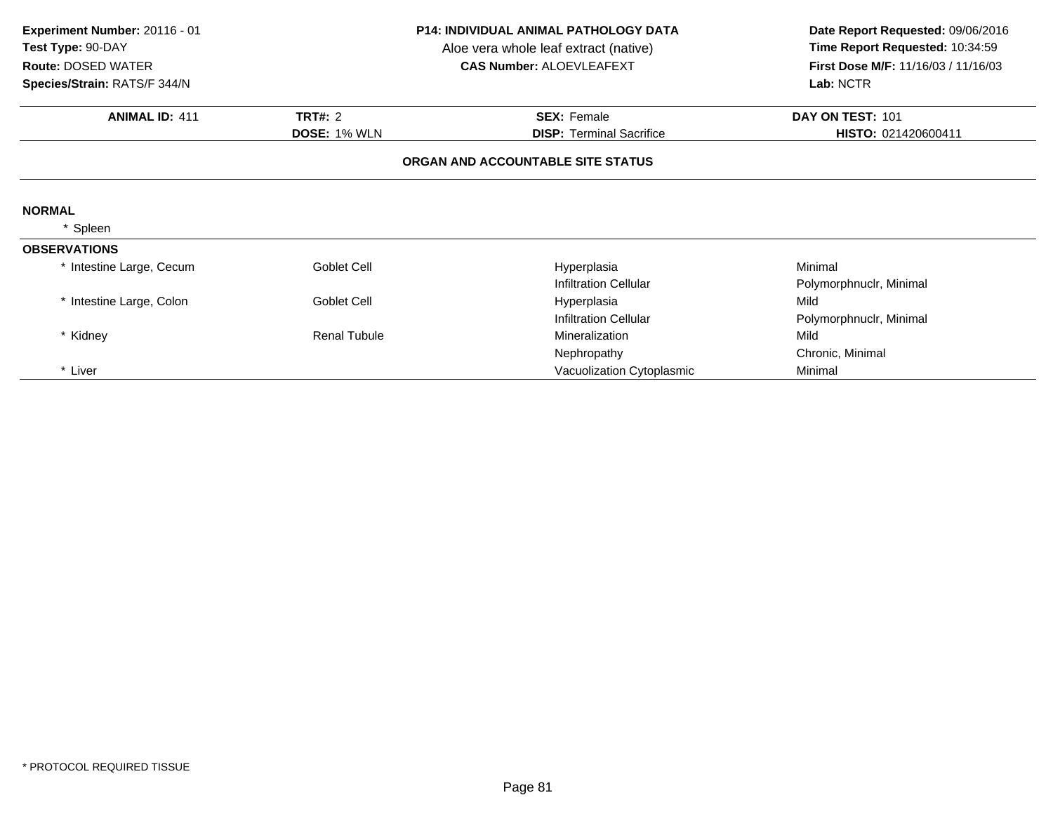**Experiment Number:** 20116 - 01
**Test Type:** 90-DAY
**Route:** DOSED WATER
**Species/Strain:** RATS/F 344/N

**P14: INDIVIDUAL ANIMAL PATHOLOGY DATA**
Aloe vera whole leaf extract (native)
**CAS Number:** ALOEVLEAFEXT

**Date Report Requested:** 09/06/2016
**Time Report Requested:** 10:34:59
**First Dose M/F:** 11/16/03 / 11/16/03
**Lab:** NCTR

| **ANIMAL ID:** 411 | **TRT#:** 2 | **SEX:** Female | **DAY ON TEST:** 101 |
|---|---|---|---|
| | **DOSE:** 1% WLN | **DISP:** Terminal Sacrifice | **HISTO:** 021420600411 |

## ORGAN AND ACCOUNTABLE SITE STATUS

**NORMAL**

* Spleen

**OBSERVATIONS**

| Organ | Site | Observation | Qualifier |
|---|---|---|---|
| * Intestine Large, Cecum | Goblet Cell | Hyperplasia | Minimal |
| | | Infiltration Cellular | Polymorphnuclr, Minimal |
| * Intestine Large, Colon | Goblet Cell | Hyperplasia | Mild |
| | | Infiltration Cellular | Polymorphnuclr, Minimal |
| * Kidney | Renal Tubule | Mineralization | Mild |
| | | Nephropathy | Chronic, Minimal |
| * Liver | | Vacuolization Cytoplasmic | Minimal |

* PROTOCOL REQUIRED TISSUE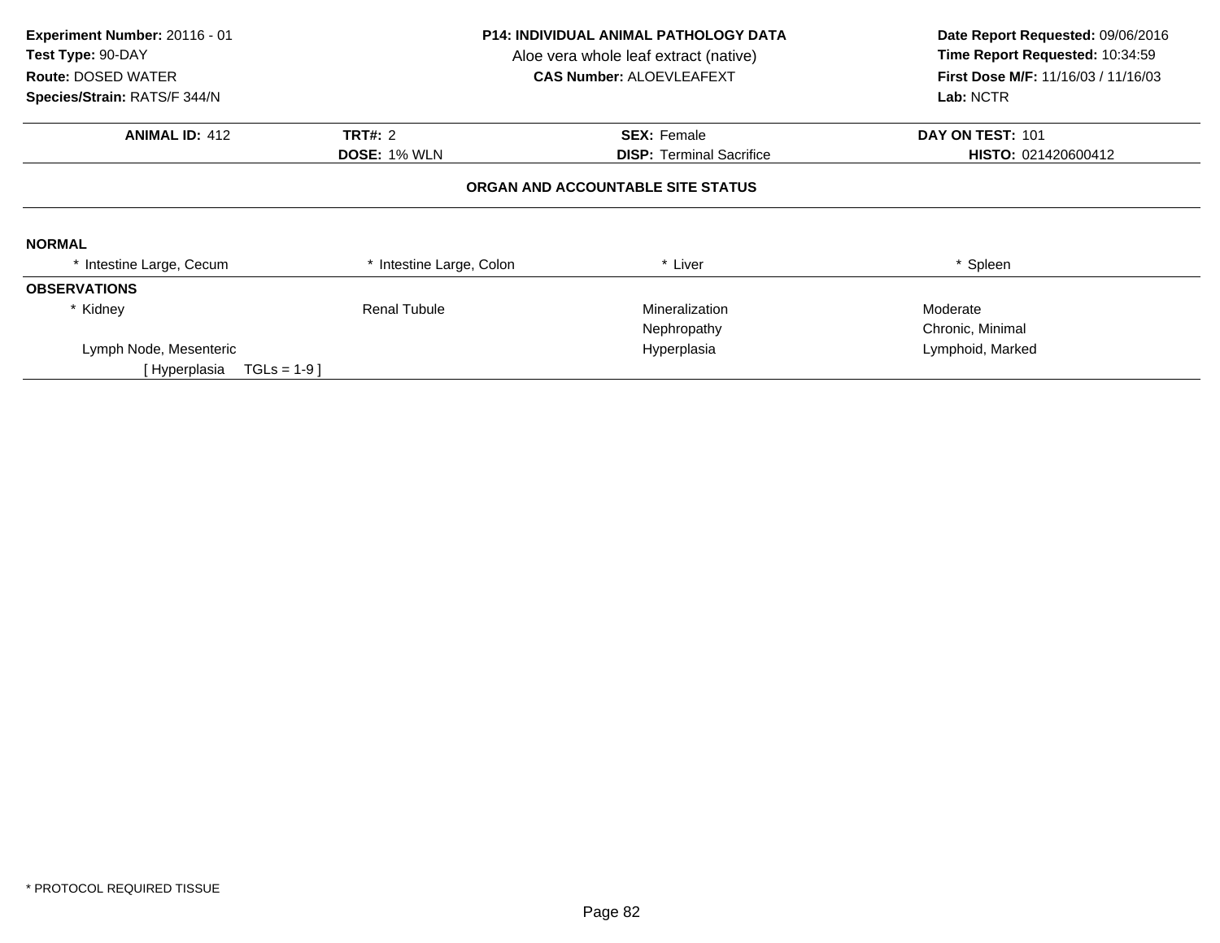**Experiment Number:** 20116 - 01
**Test Type:** 90-DAY
**Route:** DOSED WATER
**Species/Strain:** RATS/F 344/N

**P14: INDIVIDUAL ANIMAL PATHOLOGY DATA**
Aloe vera whole leaf extract (native)
**CAS Number:** ALOEVLEAFEXT

**Date Report Requested:** 09/06/2016
**Time Report Requested:** 10:34:59
**First Dose M/F:** 11/16/03 / 11/16/03
**Lab:** NCTR

| **ANIMAL ID:** 412 | **TRT#:** 2 | **SEX:** Female | **DAY ON TEST:** 101 |
|---|---|---|---|
| | **DOSE:** 1% WLN | **DISP:** Terminal Sacrifice | **HISTO:** 021420600412 |

**ORGAN AND ACCOUNTABLE SITE STATUS**

**NORMAL**

| * Intestine Large, Cecum | * Intestine Large, Colon | * Liver | * Spleen |
|---|---|---|---|

**OBSERVATIONS**

| | | | |
|---|---|---|---|
| * Kidney | Renal Tubule | Mineralization | Moderate |
| | | Nephropathy | Chronic, Minimal |
| Lymph Node, Mesenteric | | Hyperplasia | Lymphoid, Marked |
| [ Hyperplasia TGLs = 1-9 ] | | | |

* PROTOCOL REQUIRED TISSUE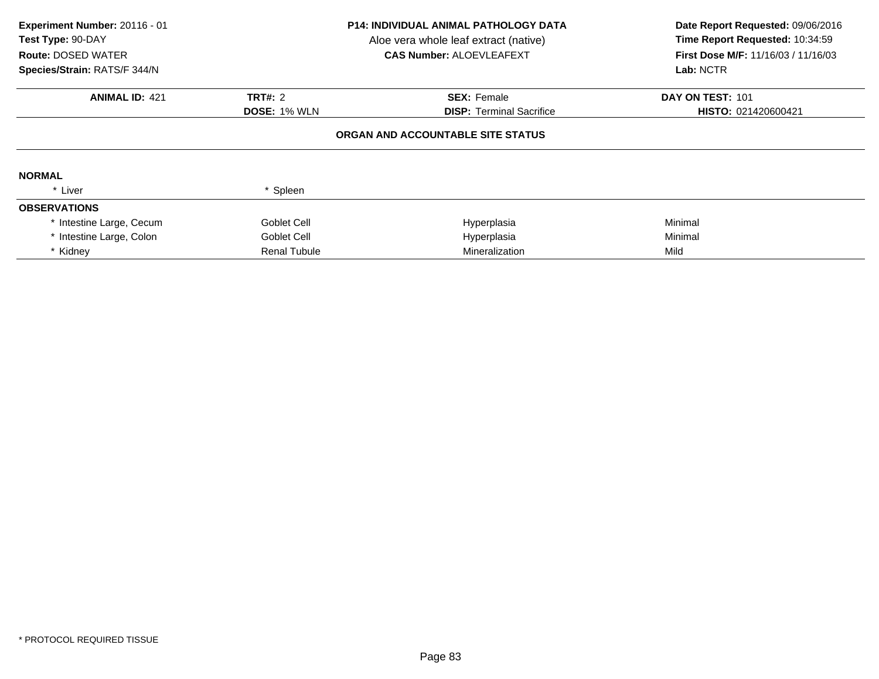**Experiment Number:** 20116 - 01
**Test Type:** 90-DAY
**Route:** DOSED WATER
**Species/Strain:** RATS/F 344/N

**P14: INDIVIDUAL ANIMAL PATHOLOGY DATA**
Aloe vera whole leaf extract (native)
**CAS Number:** ALOEVLEAFEXT

**Date Report Requested:** 09/06/2016
**Time Report Requested:** 10:34:59
**First Dose M/F:** 11/16/03 / 11/16/03
**Lab:** NCTR

| **ANIMAL ID:** 421 | **TRT#:** 2 | **SEX:** Female | **DAY ON TEST:** 101 |
|---|---|---|---|
| | **DOSE:** 1% WLN | **DISP:** Terminal Sacrifice | **HISTO:** 021420600421 |

**ORGAN AND ACCOUNTABLE SITE STATUS**

**NORMAL**

| | | | |
|---|---|---|---|
| * Liver | * Spleen | | |

**OBSERVATIONS**

| | | | |
|---|---|---|---|
| * Intestine Large, Cecum | Goblet Cell | Hyperplasia | Minimal |
| * Intestine Large, Colon | Goblet Cell | Hyperplasia | Minimal |
| * Kidney | Renal Tubule | Mineralization | Mild |

* PROTOCOL REQUIRED TISSUE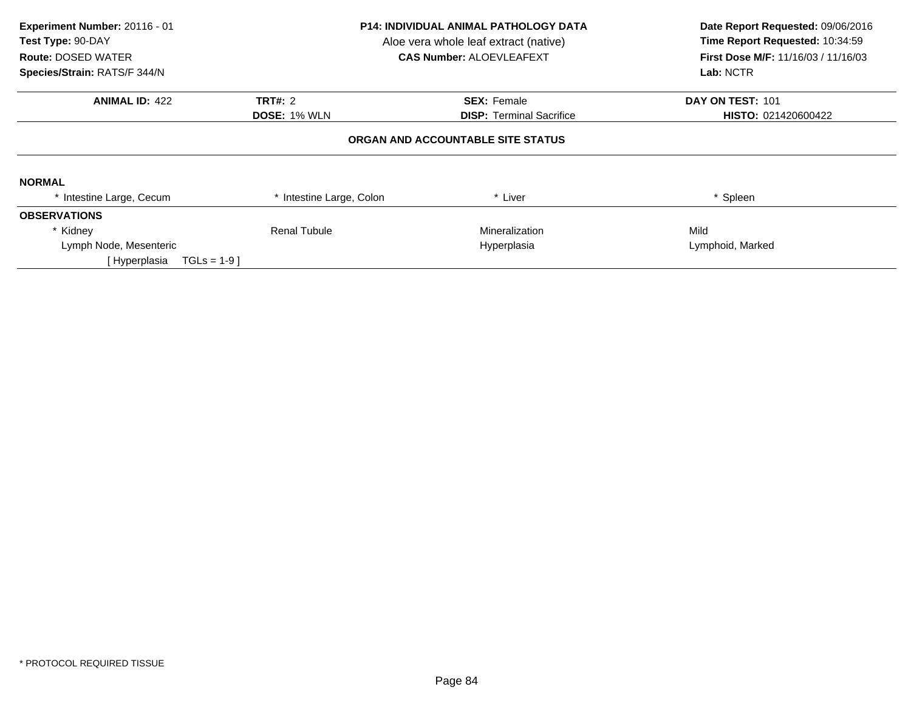**Experiment Number:** 20116 - 01
**Test Type:** 90-DAY
**Route:** DOSED WATER
**Species/Strain:** RATS/F 344/N

**P14: INDIVIDUAL ANIMAL PATHOLOGY DATA**
Aloe vera whole leaf extract (native)
**CAS Number:** ALOEVLEAFEXT

**Date Report Requested:** 09/06/2016
**Time Report Requested:** 10:34:59
**First Dose M/F:** 11/16/03 / 11/16/03
**Lab:** NCTR

| **ANIMAL ID:** 422 | **TRT#:** 2 | **SEX:** Female | **DAY ON TEST:** 101 |
|---|---|---|---|
| | **DOSE:** 1% WLN | **DISP:** Terminal Sacrifice | **HISTO:** 021420600422 |

## ORGAN AND ACCOUNTABLE SITE STATUS

**NORMAL**

| * Intestine Large, Cecum | * Intestine Large, Colon | * Liver | * Spleen |
|---|---|---|---|

**OBSERVATIONS**

| | | | |
|---|---|---|---|
| * Kidney | Renal Tubule | Mineralization | Mild |
| Lymph Node, Mesenteric | | Hyperplasia | Lymphoid, Marked |
| [ Hyperplasia TGLs = 1-9 ] | | | |

* PROTOCOL REQUIRED TISSUE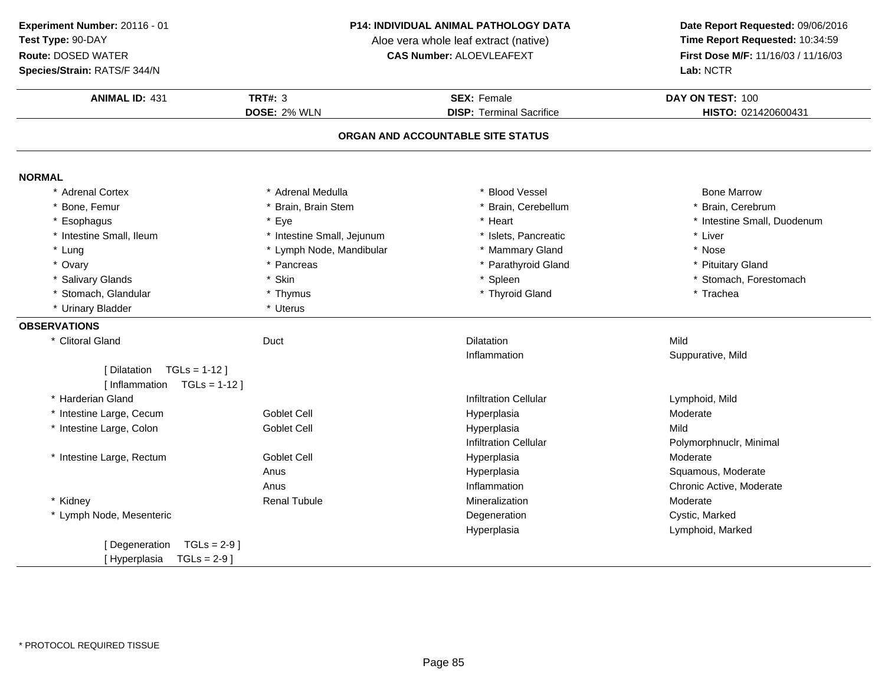**Experiment Number:** 20116 - 01
**Test Type:** 90-DAY
**Route:** DOSED WATER
**Species/Strain:** RATS/F 344/N

**P14: INDIVIDUAL ANIMAL PATHOLOGY DATA**
Aloe vera whole leaf extract (native)
**CAS Number:** ALOEVLEAFEXT

**Date Report Requested:** 09/06/2016
**Time Report Requested:** 10:34:59
**First Dose M/F:** 11/16/03 / 11/16/03
**Lab:** NCTR

| **ANIMAL ID:** 431 | **TRT#:** 3 | **SEX:** Female | **DAY ON TEST:** 100 |
|---|---|---|---|
| | **DOSE:** 2% WLN | **DISP:** Terminal Sacrifice | **HISTO:** 021420600431 |

## ORGAN AND ACCOUNTABLE SITE STATUS

### NORMAL

| | | | |
|---|---|---|---|
| * Adrenal Cortex | * Adrenal Medulla | * Blood Vessel | Bone Marrow |
| * Bone, Femur | * Brain, Brain Stem | * Brain, Cerebellum | * Brain, Cerebrum |
| * Esophagus | * Eye | * Heart | * Intestine Small, Duodenum |
| * Intestine Small, Ileum | * Intestine Small, Jejunum | * Islets, Pancreatic | * Liver |
| * Lung | * Lymph Node, Mandibular | * Mammary Gland | * Nose |
| * Ovary | * Pancreas | * Parathyroid Gland | * Pituitary Gland |
| * Salivary Glands | * Skin | * Spleen | * Stomach, Forestomach |
| * Stomach, Glandular | * Thymus | * Thyroid Gland | * Trachea |
| * Urinary Bladder | * Uterus | | |

### OBSERVATIONS

| | | | |
|---|---|---|---|
| * Clitoral Gland | Duct | Dilatation | Mild |
| | | Inflammation | Suppurative, Mild |
| [ Dilatation TGLs = 1-12 ] | | | |
| [ Inflammation TGLs = 1-12 ] | | | |
| * Harderian Gland | | Infiltration Cellular | Lymphoid, Mild |
| * Intestine Large, Cecum | Goblet Cell | Hyperplasia | Moderate |
| * Intestine Large, Colon | Goblet Cell | Hyperplasia | Mild |
| | | Infiltration Cellular | Polymorphnuclr, Minimal |
| * Intestine Large, Rectum | Goblet Cell | Hyperplasia | Moderate |
| | Anus | Hyperplasia | Squamous, Moderate |
| | Anus | Inflammation | Chronic Active, Moderate |
| * Kidney | Renal Tubule | Mineralization | Moderate |
| * Lymph Node, Mesenteric | | Degeneration | Cystic, Marked |
| | | Hyperplasia | Lymphoid, Marked |
| [ Degeneration TGLs = 2-9 ] | | | |
| [ Hyperplasia TGLs = 2-9 ] | | | |

* PROTOCOL REQUIRED TISSUE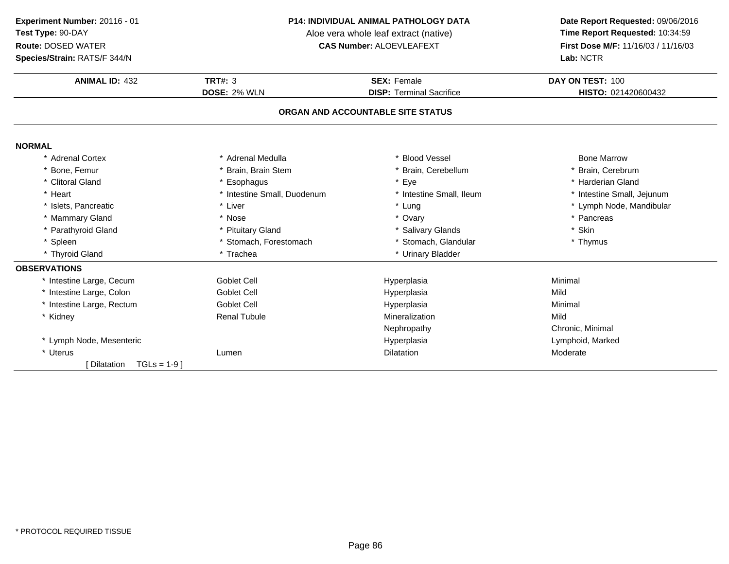**Experiment Number:** 20116 - 01
**Test Type:** 90-DAY
**Route:** DOSED WATER
**Species/Strain:** RATS/F 344/N

**P14: INDIVIDUAL ANIMAL PATHOLOGY DATA**
Aloe vera whole leaf extract (native)
**CAS Number:** ALOEVLEAFEXT

**Date Report Requested:** 09/06/2016
**Time Report Requested:** 10:34:59
**First Dose M/F:** 11/16/03 / 11/16/03
**Lab:** NCTR

| **ANIMAL ID:** 432 | **TRT#:** 3 | **SEX:** Female | **DAY ON TEST:** 100 |
|---|---|---|---|
| | **DOSE:** 2% WLN | **DISP:** Terminal Sacrifice | **HISTO:** 021420600432 |

## ORGAN AND ACCOUNTABLE SITE STATUS

### NORMAL

| | | | |
|---|---|---|---|
| * Adrenal Cortex | * Adrenal Medulla | * Blood Vessel | Bone Marrow |
| * Bone, Femur | * Brain, Brain Stem | * Brain, Cerebellum | * Brain, Cerebrum |
| * Clitoral Gland | * Esophagus | * Eye | * Harderian Gland |
| * Heart | * Intestine Small, Duodenum | * Intestine Small, Ileum | * Intestine Small, Jejunum |
| * Islets, Pancreatic | * Liver | * Lung | * Lymph Node, Mandibular |
| * Mammary Gland | * Nose | * Ovary | * Pancreas |
| * Parathyroid Gland | * Pituitary Gland | * Salivary Glands | * Skin |
| * Spleen | * Stomach, Forestomach | * Stomach, Glandular | * Thymus |
| * Thyroid Gland | * Trachea | * Urinary Bladder | |

### OBSERVATIONS

| | | | |
|---|---|---|---|
| * Intestine Large, Cecum | Goblet Cell | Hyperplasia | Minimal |
| * Intestine Large, Colon | Goblet Cell | Hyperplasia | Mild |
| * Intestine Large, Rectum | Goblet Cell | Hyperplasia | Minimal |
| * Kidney | Renal Tubule | Mineralization | Mild |
| | | Nephropathy | Chronic, Minimal |
| * Lymph Node, Mesenteric | | Hyperplasia | Lymphoid, Marked |
| * Uterus | Lumen | Dilatation | Moderate |
| [ Dilatation TGLs = 1-9 ] | | | |

* PROTOCOL REQUIRED TISSUE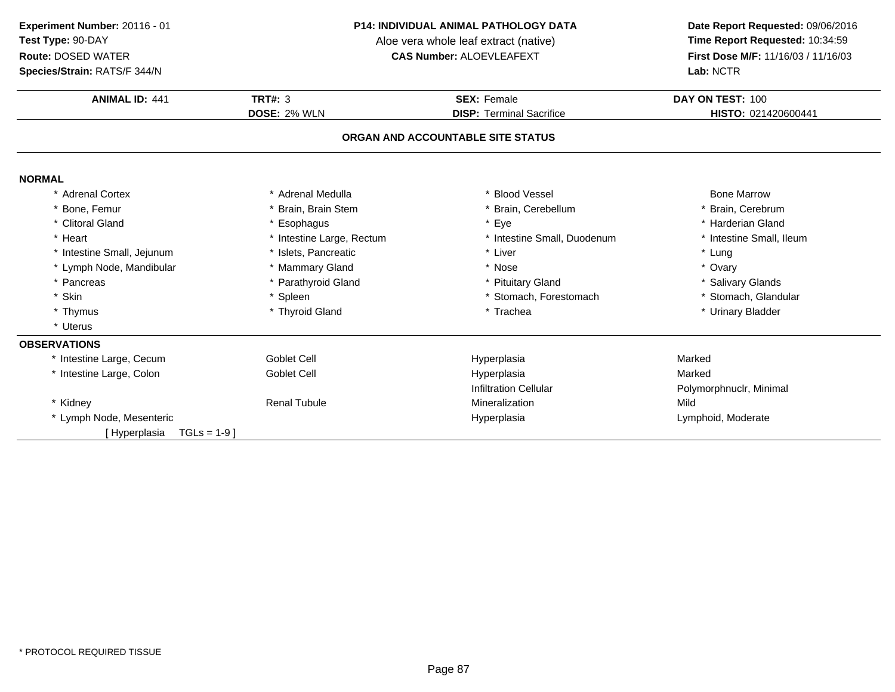**Experiment Number:** 20116 - 01
**Test Type:** 90-DAY
**Route:** DOSED WATER
**Species/Strain:** RATS/F 344/N

**P14: INDIVIDUAL ANIMAL PATHOLOGY DATA**
Aloe vera whole leaf extract (native)
**CAS Number:** ALOEVLEAFEXT

**Date Report Requested:** 09/06/2016
**Time Report Requested:** 10:34:59
**First Dose M/F:** 11/16/03 / 11/16/03
**Lab:** NCTR

| **ANIMAL ID:** 441 | **TRT#:** 3 | **SEX:** Female | **DAY ON TEST:** 100 |
|---|---|---|---|
| | **DOSE:** 2% WLN | **DISP:** Terminal Sacrifice | **HISTO:** 021420600441 |

## ORGAN AND ACCOUNTABLE SITE STATUS

### NORMAL

| | | | |
|---|---|---|---|
| * Adrenal Cortex | * Adrenal Medulla | * Blood Vessel | Bone Marrow |
| * Bone, Femur | * Brain, Brain Stem | * Brain, Cerebellum | * Brain, Cerebrum |
| * Clitoral Gland | * Esophagus | * Eye | * Harderian Gland |
| * Heart | * Intestine Large, Rectum | * Intestine Small, Duodenum | * Intestine Small, Ileum |
| * Intestine Small, Jejunum | * Islets, Pancreatic | * Liver | * Lung |
| * Lymph Node, Mandibular | * Mammary Gland | * Nose | * Ovary |
| * Pancreas | * Parathyroid Gland | * Pituitary Gland | * Salivary Glands |
| * Skin | * Spleen | * Stomach, Forestomach | * Stomach, Glandular |
| * Thymus | * Thyroid Gland | * Trachea | * Urinary Bladder |
| * Uterus | | | |

### OBSERVATIONS

| | | | |
|---|---|---|---|
| * Intestine Large, Cecum | Goblet Cell | Hyperplasia | Marked |
| * Intestine Large, Colon | Goblet Cell | Hyperplasia | Marked |
| | | Infiltration Cellular | Polymorphnuclr, Minimal |
| * Kidney | Renal Tubule | Mineralization | Mild |
| * Lymph Node, Mesenteric | | Hyperplasia | Lymphoid, Moderate |
| [ Hyperplasia TGLs = 1-9 ] | | | |

* PROTOCOL REQUIRED TISSUE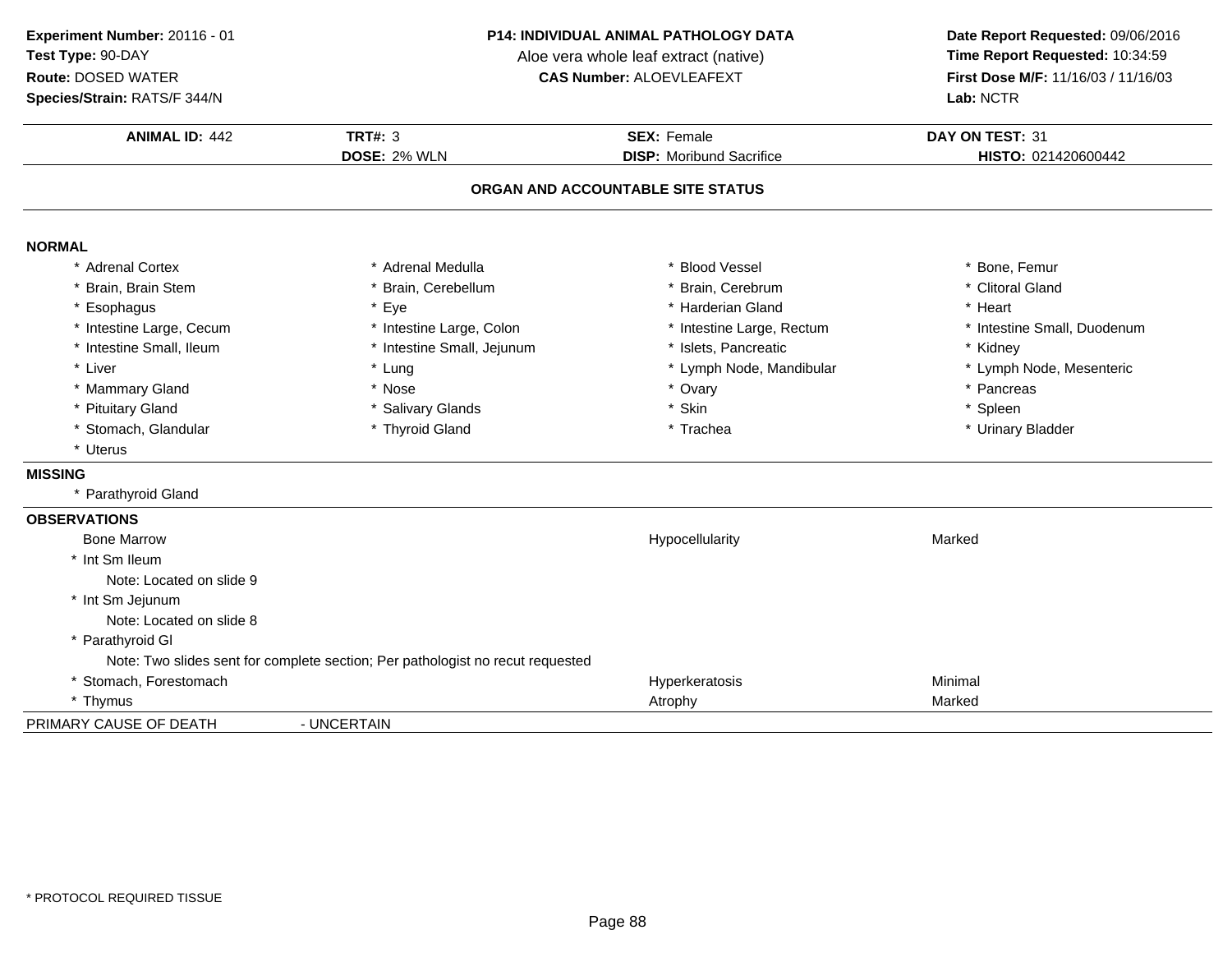**Experiment Number:** 20116 - 01
**Test Type:** 90-DAY
**Route:** DOSED WATER
**Species/Strain:** RATS/F 344/N

**P14: INDIVIDUAL ANIMAL PATHOLOGY DATA**
Aloe vera whole leaf extract (native)
**CAS Number:** ALOEVLEAFEXT

**Date Report Requested:** 09/06/2016
**Time Report Requested:** 10:34:59
**First Dose M/F:** 11/16/03 / 11/16/03
**Lab:** NCTR

| **ANIMAL ID:** 442 | **TRT#:** 3 | **SEX:** Female | **DAY ON TEST:** 31 |
|---|---|---|---|
| | **DOSE:** 2% WLN | **DISP:** Moribund Sacrifice | **HISTO:** 021420600442 |

## ORGAN AND ACCOUNTABLE SITE STATUS

### NORMAL

| | | | |
|---|---|---|---|
| * Adrenal Cortex | * Adrenal Medulla | * Blood Vessel | * Bone, Femur |
| * Brain, Brain Stem | * Brain, Cerebellum | * Brain, Cerebrum | * Clitoral Gland |
| * Esophagus | * Eye | * Harderian Gland | * Heart |
| * Intestine Large, Cecum | * Intestine Large, Colon | * Intestine Large, Rectum | * Intestine Small, Duodenum |
| * Intestine Small, Ileum | * Intestine Small, Jejunum | * Islets, Pancreatic | * Kidney |
| * Liver | * Lung | * Lymph Node, Mandibular | * Lymph Node, Mesenteric |
| * Mammary Gland | * Nose | * Ovary | * Pancreas |
| * Pituitary Gland | * Salivary Glands | * Skin | * Spleen |
| * Stomach, Glandular | * Thyroid Gland | * Trachea | * Urinary Bladder |
| * Uterus | | | |

### MISSING

* Parathyroid Gland

### OBSERVATIONS

| | | |
|---|---|---|
| Bone Marrow | Hypocellularity | Marked |
| * Int Sm Ileum | | |
| Note: Located on slide 9 | | |
| * Int Sm Jejunum | | |
| Note: Located on slide 8 | | |
| * Parathyroid Gl | | |
| Note: Two slides sent for complete section; Per pathologist no recut requested | | |
| * Stomach, Forestomach | Hyperkeratosis | Minimal |
| * Thymus | Atrophy | Marked |

PRIMARY CAUSE OF DEATH - UNCERTAIN

* PROTOCOL REQUIRED TISSUE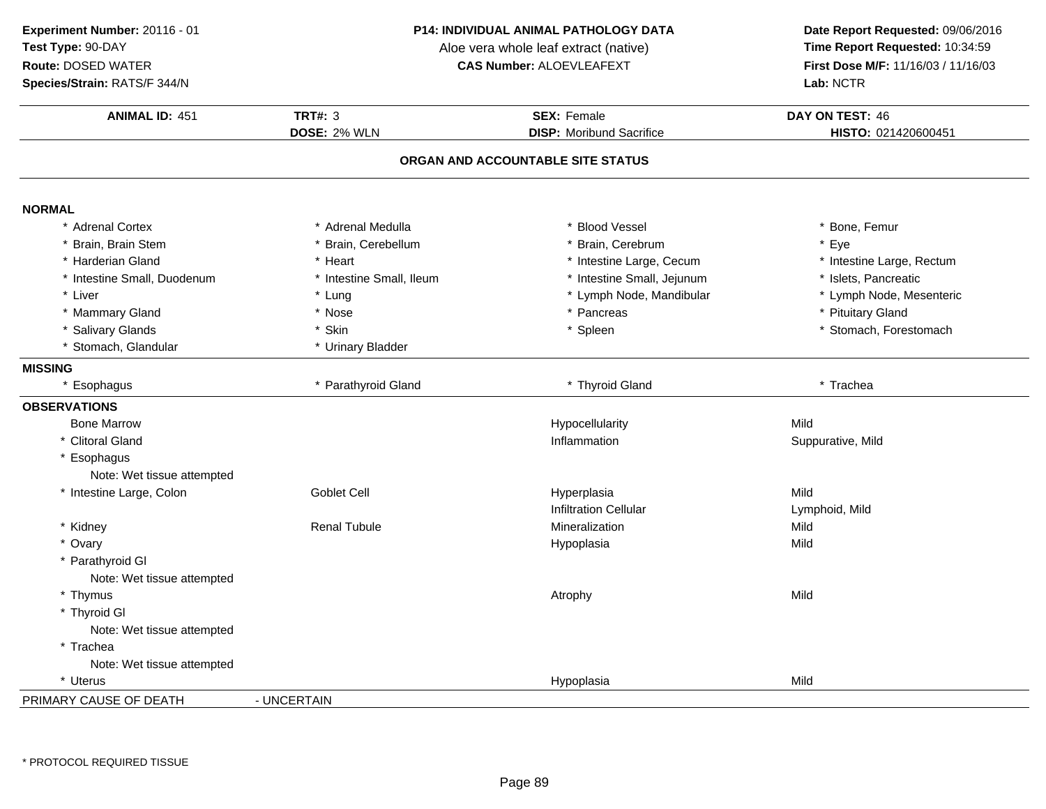**Experiment Number:** 20116 - 01
**Test Type:** 90-DAY
**Route:** DOSED WATER
**Species/Strain:** RATS/F 344/N

**P14: INDIVIDUAL ANIMAL PATHOLOGY DATA**
Aloe vera whole leaf extract (native)
**CAS Number:** ALOEVLEAFEXT

**Date Report Requested:** 09/06/2016
**Time Report Requested:** 10:34:59
**First Dose M/F:** 11/16/03 / 11/16/03
**Lab:** NCTR

| **ANIMAL ID:** 451 | **TRT#:** 3 | **SEX:** Female | **DAY ON TEST:** 46 |
|---|---|---|---|
| | **DOSE:** 2% WLN | **DISP:** Moribund Sacrifice | **HISTO:** 021420600451 |

## ORGAN AND ACCOUNTABLE SITE STATUS

**NORMAL**

| | | | |
|---|---|---|---|
| * Adrenal Cortex | * Adrenal Medulla | * Blood Vessel | * Bone, Femur |
| * Brain, Brain Stem | * Brain, Cerebellum | * Brain, Cerebrum | * Eye |
| * Harderian Gland | * Heart | * Intestine Large, Cecum | * Intestine Large, Rectum |
| * Intestine Small, Duodenum | * Intestine Small, Ileum | * Intestine Small, Jejunum | * Islets, Pancreatic |
| * Liver | * Lung | * Lymph Node, Mandibular | * Lymph Node, Mesenteric |
| * Mammary Gland | * Nose | * Pancreas | * Pituitary Gland |
| * Salivary Glands | * Skin | * Spleen | * Stomach, Forestomach |
| * Stomach, Glandular | * Urinary Bladder | | |

**MISSING**

| | | | |
|---|---|---|---|
| * Esophagus | * Parathyroid Gland | * Thyroid Gland | * Trachea |

**OBSERVATIONS**

| | | | |
|---|---|---|---|
| Bone Marrow | | Hypocellularity | Mild |
| * Clitoral Gland | | Inflammation | Suppurative, Mild |
| * Esophagus | | | |
| Note: Wet tissue attempted | | | |
| * Intestine Large, Colon | Goblet Cell | Hyperplasia | Mild |
| | | Infiltration Cellular | Lymphoid, Mild |
| * Kidney | Renal Tubule | Mineralization | Mild |
| * Ovary | | Hypoplasia | Mild |
| * Parathyroid Gl | | | |
| Note: Wet tissue attempted | | | |
| * Thymus | | Atrophy | Mild |
| * Thyroid Gl | | | |
| Note: Wet tissue attempted | | | |
| * Trachea | | | |
| Note: Wet tissue attempted | | | |
| * Uterus | | Hypoplasia | Mild |

PRIMARY CAUSE OF DEATH - UNCERTAIN

* PROTOCOL REQUIRED TISSUE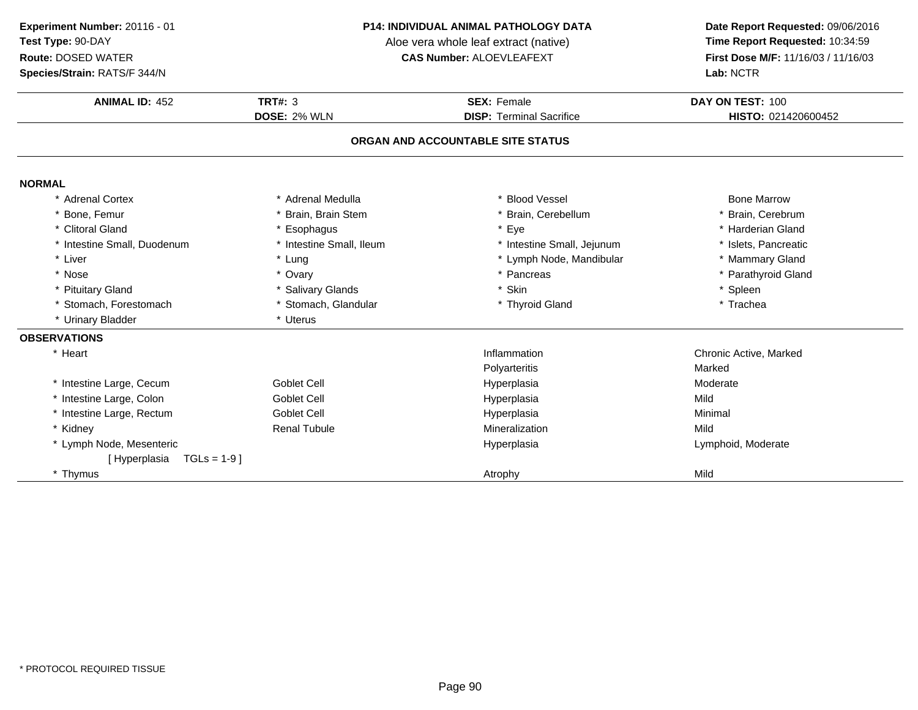**Experiment Number:** 20116 - 01
**Test Type:** 90-DAY
**Route:** DOSED WATER
**Species/Strain:** RATS/F 344/N

**P14: INDIVIDUAL ANIMAL PATHOLOGY DATA**
Aloe vera whole leaf extract (native)
**CAS Number:** ALOEVLEAFEXT

**Date Report Requested:** 09/06/2016
**Time Report Requested:** 10:34:59
**First Dose M/F:** 11/16/03 / 11/16/03
**Lab:** NCTR

| **ANIMAL ID:** 452 | **TRT#:** 3 | **SEX:** Female | **DAY ON TEST:** 100 |
|---|---|---|---|
| | **DOSE:** 2% WLN | **DISP:** Terminal Sacrifice | **HISTO:** 021420600452 |

## ORGAN AND ACCOUNTABLE SITE STATUS

### NORMAL

| | | | |
|---|---|---|---|
| * Adrenal Cortex | * Adrenal Medulla | * Blood Vessel | Bone Marrow |
| * Bone, Femur | * Brain, Brain Stem | * Brain, Cerebellum | * Brain, Cerebrum |
| * Clitoral Gland | * Esophagus | * Eye | * Harderian Gland |
| * Intestine Small, Duodenum | * Intestine Small, Ileum | * Intestine Small, Jejunum | * Islets, Pancreatic |
| * Liver | * Lung | * Lymph Node, Mandibular | * Mammary Gland |
| * Nose | * Ovary | * Pancreas | * Parathyroid Gland |
| * Pituitary Gland | * Salivary Glands | * Skin | * Spleen |
| * Stomach, Forestomach | * Stomach, Glandular | * Thyroid Gland | * Trachea |
| * Urinary Bladder | * Uterus | | |

### OBSERVATIONS

| | | | |
|---|---|---|---|
| * Heart | | Inflammation | Chronic Active, Marked |
| | | Polyarteritis | Marked |
| * Intestine Large, Cecum | Goblet Cell | Hyperplasia | Moderate |
| * Intestine Large, Colon | Goblet Cell | Hyperplasia | Mild |
| * Intestine Large, Rectum | Goblet Cell | Hyperplasia | Minimal |
| * Kidney | Renal Tubule | Mineralization | Mild |
| * Lymph Node, Mesenteric | | Hyperplasia | Lymphoid, Moderate |
| [ Hyperplasia TGLs = 1-9 ] | | | |
| * Thymus | | Atrophy | Mild |

* PROTOCOL REQUIRED TISSUE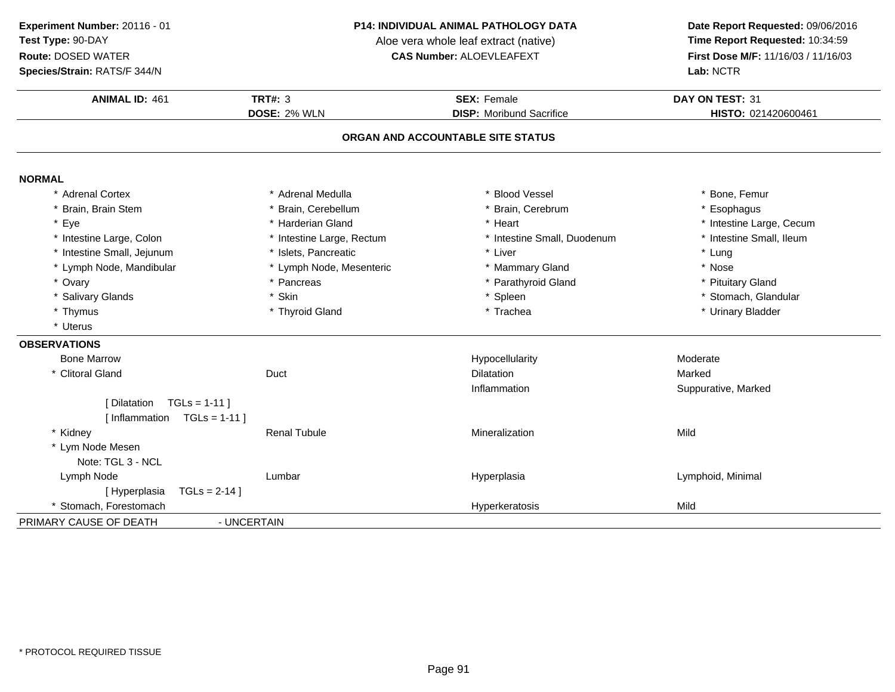**Experiment Number:** 20116 - 01
**Test Type:** 90-DAY
**Route:** DOSED WATER
**Species/Strain:** RATS/F 344/N

**P14: INDIVIDUAL ANIMAL PATHOLOGY DATA**
Aloe vera whole leaf extract (native)
**CAS Number:** ALOEVLEAFEXT

**Date Report Requested:** 09/06/2016
**Time Report Requested:** 10:34:59
**First Dose M/F:** 11/16/03 / 11/16/03
**Lab:** NCTR

| **ANIMAL ID:** 461 | **TRT#:** 3 | **SEX:** Female | **DAY ON TEST:** 31 |
|---|---|---|---|
| | **DOSE:** 2% WLN | **DISP:** Moribund Sacrifice | **HISTO:** 021420600461 |

## ORGAN AND ACCOUNTABLE SITE STATUS

### NORMAL

| | | | |
|---|---|---|---|
| * Adrenal Cortex | * Adrenal Medulla | * Blood Vessel | * Bone, Femur |
| * Brain, Brain Stem | * Brain, Cerebellum | * Brain, Cerebrum | * Esophagus |
| * Eye | * Harderian Gland | * Heart | * Intestine Large, Cecum |
| * Intestine Large, Colon | * Intestine Large, Rectum | * Intestine Small, Duodenum | * Intestine Small, Ileum |
| * Intestine Small, Jejunum | * Islets, Pancreatic | * Liver | * Lung |
| * Lymph Node, Mandibular | * Lymph Node, Mesenteric | * Mammary Gland | * Nose |
| * Ovary | * Pancreas | * Parathyroid Gland | * Pituitary Gland |
| * Salivary Glands | * Skin | * Spleen | * Stomach, Glandular |
| * Thymus | * Thyroid Gland | * Trachea | * Urinary Bladder |
| * Uterus | | | |

### OBSERVATIONS

| | | | |
|---|---|---|---|
| Bone Marrow | | Hypocellularity | Moderate |
| * Clitoral Gland | Duct | Dilatation | Marked |
| | | Inflammation | Suppurative, Marked |
| [ Dilatation TGLs = 1-11 ] | | | |
| [ Inflammation TGLs = 1-11 ] | | | |
| * Kidney | Renal Tubule | Mineralization | Mild |
| * Lym Node Mesen | | | |
| Note: TGL 3 - NCL | | | |
| Lymph Node | Lumbar | Hyperplasia | Lymphoid, Minimal |
| [ Hyperplasia TGLs = 2-14 ] | | | |
| * Stomach, Forestomach | | Hyperkeratosis | Mild |

PRIMARY CAUSE OF DEATH - UNCERTAIN

* PROTOCOL REQUIRED TISSUE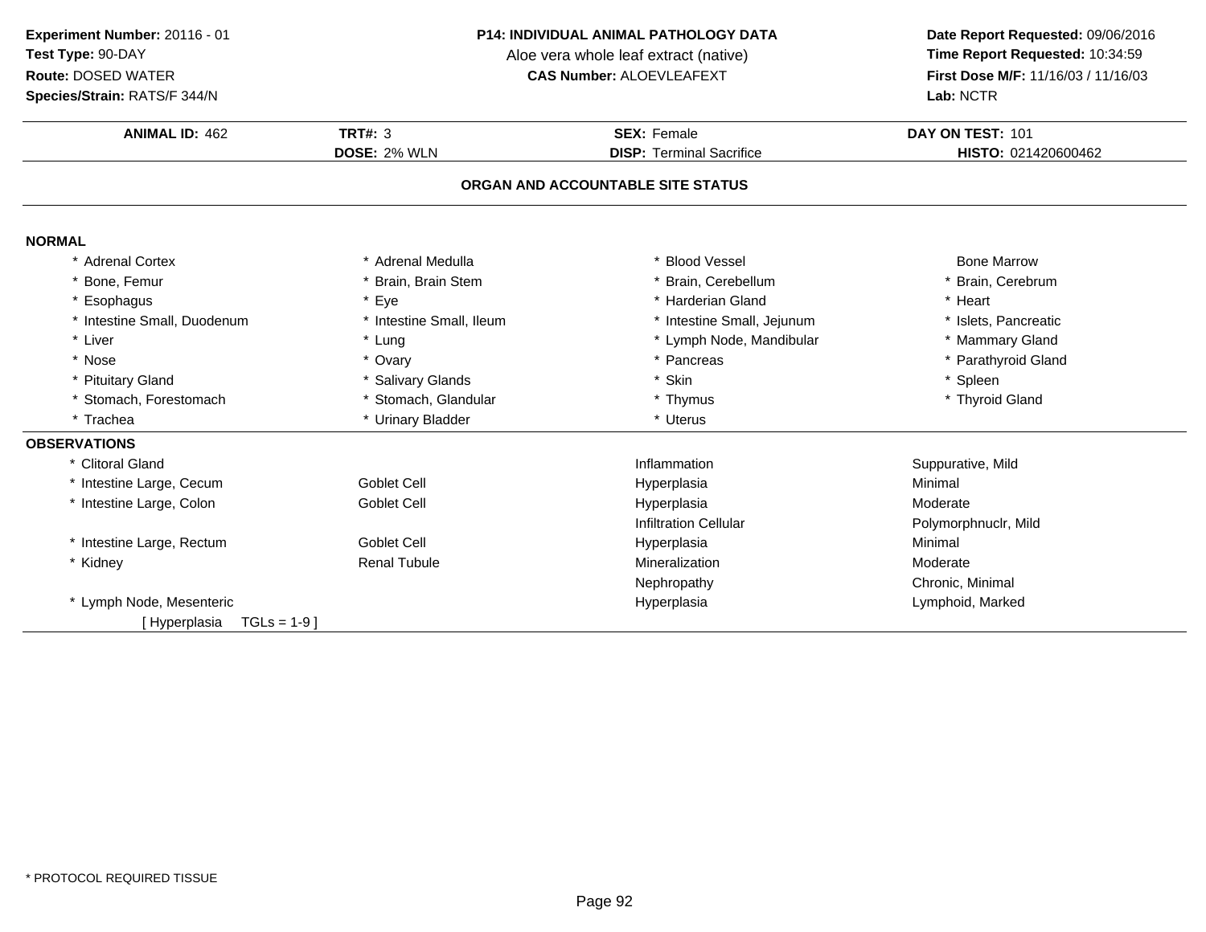**Experiment Number:** 20116 - 01
**Test Type:** 90-DAY
**Route:** DOSED WATER
**Species/Strain:** RATS/F 344/N

**P14: INDIVIDUAL ANIMAL PATHOLOGY DATA**
Aloe vera whole leaf extract (native)
**CAS Number:** ALOEVLEAFEXT

**Date Report Requested:** 09/06/2016
**Time Report Requested:** 10:34:59
**First Dose M/F:** 11/16/03 / 11/16/03
**Lab:** NCTR

| **ANIMAL ID:** 462 | **TRT#:** 3 | **SEX:** Female | **DAY ON TEST:** 101 |
|---|---|---|---|
| | **DOSE:** 2% WLN | **DISP:** Terminal Sacrifice | **HISTO:** 021420600462 |

## ORGAN AND ACCOUNTABLE SITE STATUS

### NORMAL

| | | | |
|---|---|---|---|
| * Adrenal Cortex | * Adrenal Medulla | * Blood Vessel | Bone Marrow |
| * Bone, Femur | * Brain, Brain Stem | * Brain, Cerebellum | * Brain, Cerebrum |
| * Esophagus | * Eye | * Harderian Gland | * Heart |
| * Intestine Small, Duodenum | * Intestine Small, Ileum | * Intestine Small, Jejunum | * Islets, Pancreatic |
| * Liver | * Lung | * Lymph Node, Mandibular | * Mammary Gland |
| * Nose | * Ovary | * Pancreas | * Parathyroid Gland |
| * Pituitary Gland | * Salivary Glands | * Skin | * Spleen |
| * Stomach, Forestomach | * Stomach, Glandular | * Thymus | * Thyroid Gland |
| * Trachea | * Urinary Bladder | * Uterus | |

### OBSERVATIONS

| | | | |
|---|---|---|---|
| * Clitoral Gland | | Inflammation | Suppurative, Mild |
| * Intestine Large, Cecum | Goblet Cell | Hyperplasia | Minimal |
| * Intestine Large, Colon | Goblet Cell | Hyperplasia | Moderate |
| | | Infiltration Cellular | Polymorphnuclr, Mild |
| * Intestine Large, Rectum | Goblet Cell | Hyperplasia | Minimal |
| * Kidney | Renal Tubule | Mineralization | Moderate |
| | | Nephropathy | Chronic, Minimal |
| * Lymph Node, Mesenteric | | Hyperplasia | Lymphoid, Marked |
| [ Hyperplasia TGLs = 1-9 ] | | | |

* PROTOCOL REQUIRED TISSUE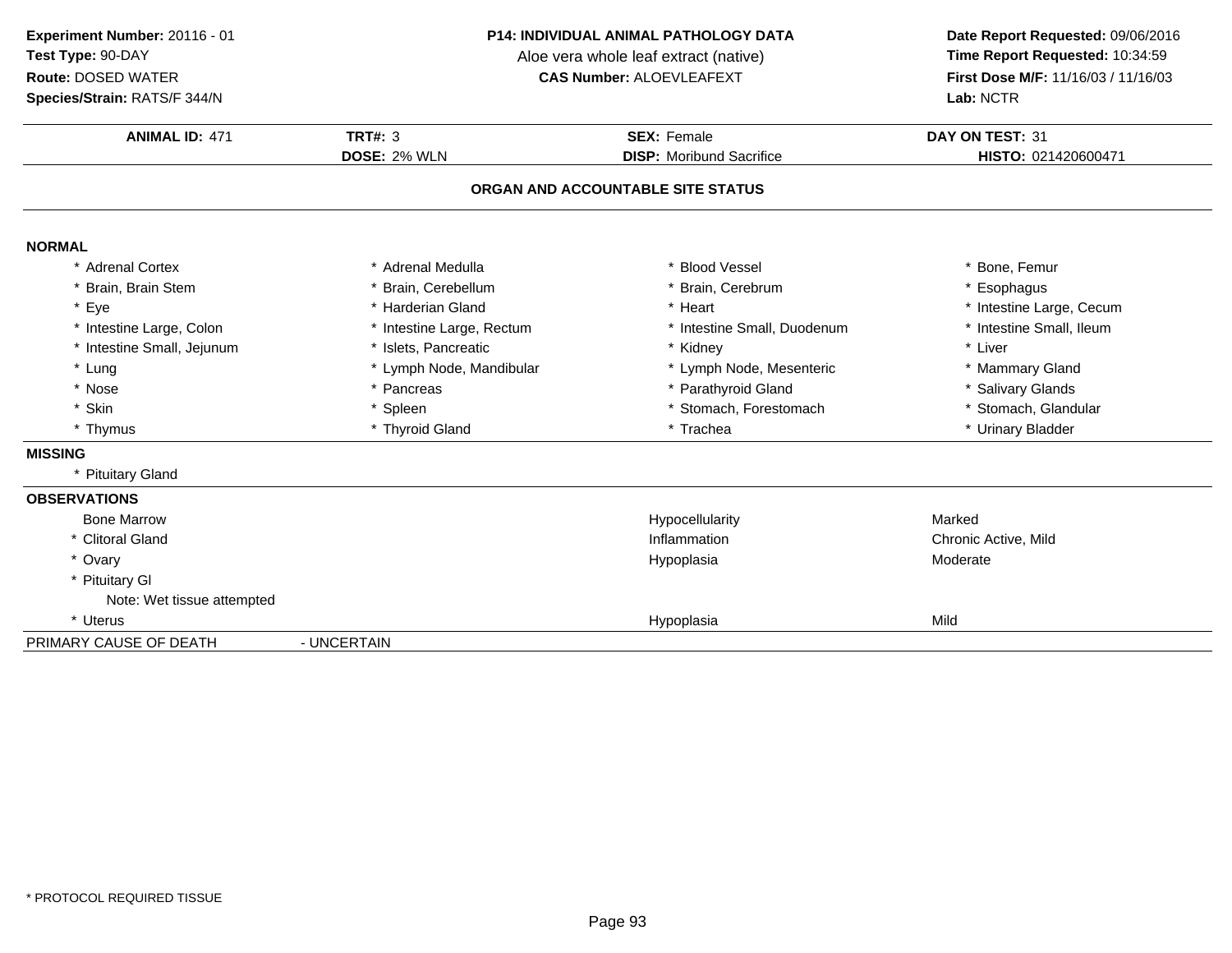**Experiment Number:** 20116 - 01
**Test Type:** 90-DAY
**Route:** DOSED WATER
**Species/Strain:** RATS/F 344/N

**P14: INDIVIDUAL ANIMAL PATHOLOGY DATA**
Aloe vera whole leaf extract (native)
**CAS Number:** ALOEVLEAFEXT

**Date Report Requested:** 09/06/2016
**Time Report Requested:** 10:34:59
**First Dose M/F:** 11/16/03 / 11/16/03
**Lab:** NCTR

| **ANIMAL ID:** 471 | **TRT#:** 3 | **SEX:** Female | **DAY ON TEST:** 31 |
|---|---|---|---|
| | **DOSE:** 2% WLN | **DISP:** Moribund Sacrifice | **HISTO:** 021420600471 |

## ORGAN AND ACCOUNTABLE SITE STATUS

**NORMAL**

| | | | |
|---|---|---|---|
| * Adrenal Cortex | * Adrenal Medulla | * Blood Vessel | * Bone, Femur |
| * Brain, Brain Stem | * Brain, Cerebellum | * Brain, Cerebrum | * Esophagus |
| * Eye | * Harderian Gland | * Heart | * Intestine Large, Cecum |
| * Intestine Large, Colon | * Intestine Large, Rectum | * Intestine Small, Duodenum | * Intestine Small, Ileum |
| * Intestine Small, Jejunum | * Islets, Pancreatic | * Kidney | * Liver |
| * Lung | * Lymph Node, Mandibular | * Lymph Node, Mesenteric | * Mammary Gland |
| * Nose | * Pancreas | * Parathyroid Gland | * Salivary Glands |
| * Skin | * Spleen | * Stomach, Forestomach | * Stomach, Glandular |
| * Thymus | * Thyroid Gland | * Trachea | * Urinary Bladder |

**MISSING**

* Pituitary Gland

**OBSERVATIONS**

| | | |
|---|---|---|
| Bone Marrow | Hypocellularity | Marked |
| * Clitoral Gland | Inflammation | Chronic Active, Mild |
| * Ovary | Hypoplasia | Moderate |
| * Pituitary Gl<br>Note: Wet tissue attempted | | |
| * Uterus | Hypoplasia | Mild |

PRIMARY CAUSE OF DEATH - UNCERTAIN

* PROTOCOL REQUIRED TISSUE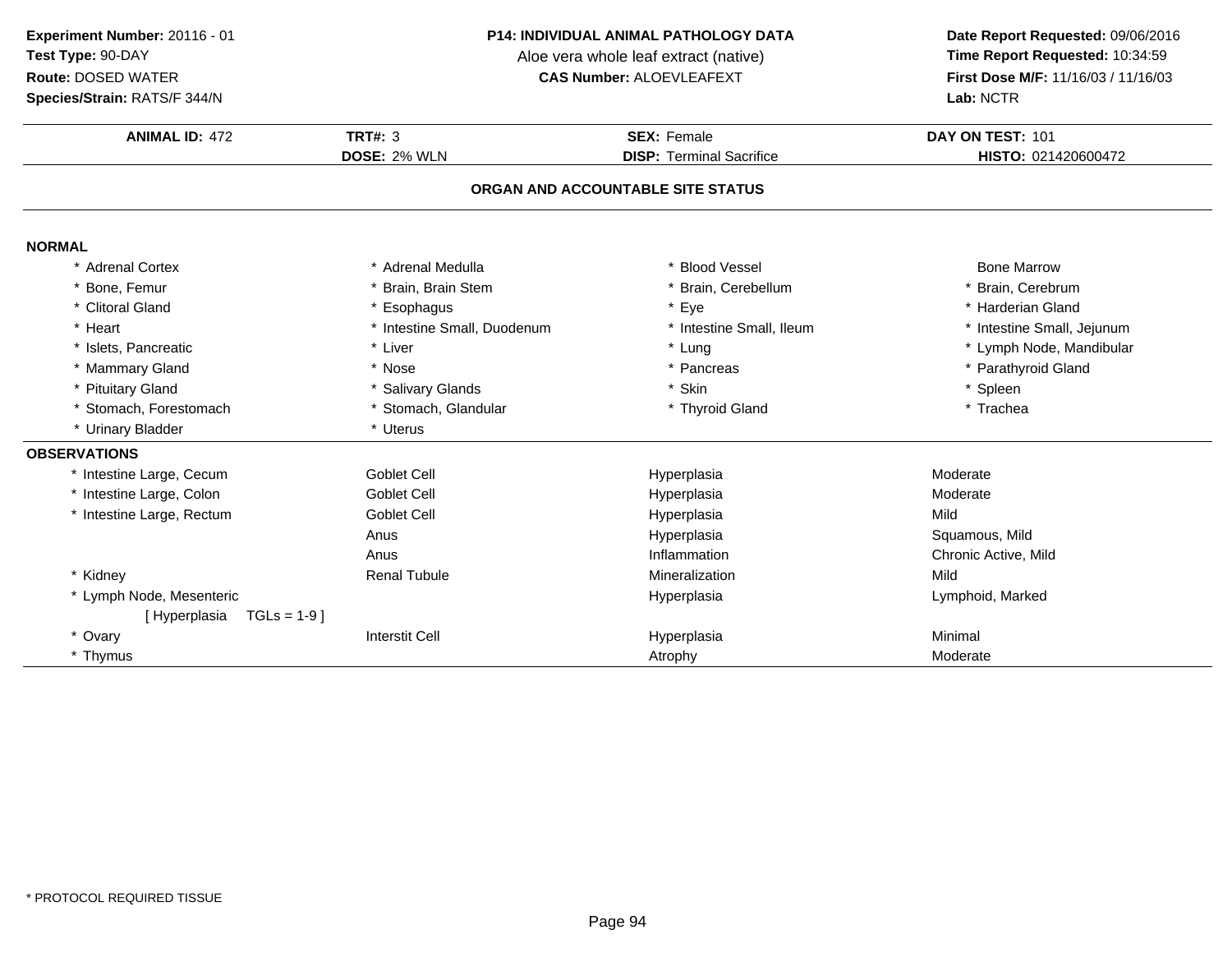**Experiment Number:** 20116 - 01
**Test Type:** 90-DAY
**Route:** DOSED WATER
**Species/Strain:** RATS/F 344/N

**P14: INDIVIDUAL ANIMAL PATHOLOGY DATA**
Aloe vera whole leaf extract (native)
**CAS Number:** ALOEVLEAFEXT

**Date Report Requested:** 09/06/2016
**Time Report Requested:** 10:34:59
**First Dose M/F:** 11/16/03 / 11/16/03
**Lab:** NCTR

| **ANIMAL ID:** 472 | **TRT#:** 3 | **SEX:** Female | **DAY ON TEST:** 101 |
|---|---|---|---|
| | **DOSE:** 2% WLN | **DISP:** Terminal Sacrifice | **HISTO:** 021420600472 |

## ORGAN AND ACCOUNTABLE SITE STATUS

### NORMAL

| | | | |
|---|---|---|---|
| * Adrenal Cortex | * Adrenal Medulla | * Blood Vessel | Bone Marrow |
| * Bone, Femur | * Brain, Brain Stem | * Brain, Cerebellum | * Brain, Cerebrum |
| * Clitoral Gland | * Esophagus | * Eye | * Harderian Gland |
| * Heart | * Intestine Small, Duodenum | * Intestine Small, Ileum | * Intestine Small, Jejunum |
| * Islets, Pancreatic | * Liver | * Lung | * Lymph Node, Mandibular |
| * Mammary Gland | * Nose | * Pancreas | * Parathyroid Gland |
| * Pituitary Gland | * Salivary Glands | * Skin | * Spleen |
| * Stomach, Forestomach | * Stomach, Glandular | * Thyroid Gland | * Trachea |
| * Urinary Bladder | * Uterus | | |

### OBSERVATIONS

| | | | |
|---|---|---|---|
| * Intestine Large, Cecum | Goblet Cell | Hyperplasia | Moderate |
| * Intestine Large, Colon | Goblet Cell | Hyperplasia | Moderate |
| * Intestine Large, Rectum | Goblet Cell | Hyperplasia | Mild |
| | Anus | Hyperplasia | Squamous, Mild |
| | Anus | Inflammation | Chronic Active, Mild |
| * Kidney | Renal Tubule | Mineralization | Mild |
| * Lymph Node, Mesenteric | | Hyperplasia | Lymphoid, Marked |
| [ Hyperplasia TGLs = 1-9 ] | | | |
| * Ovary | Interstit Cell | Hyperplasia | Minimal |
| * Thymus | | Atrophy | Moderate |

* PROTOCOL REQUIRED TISSUE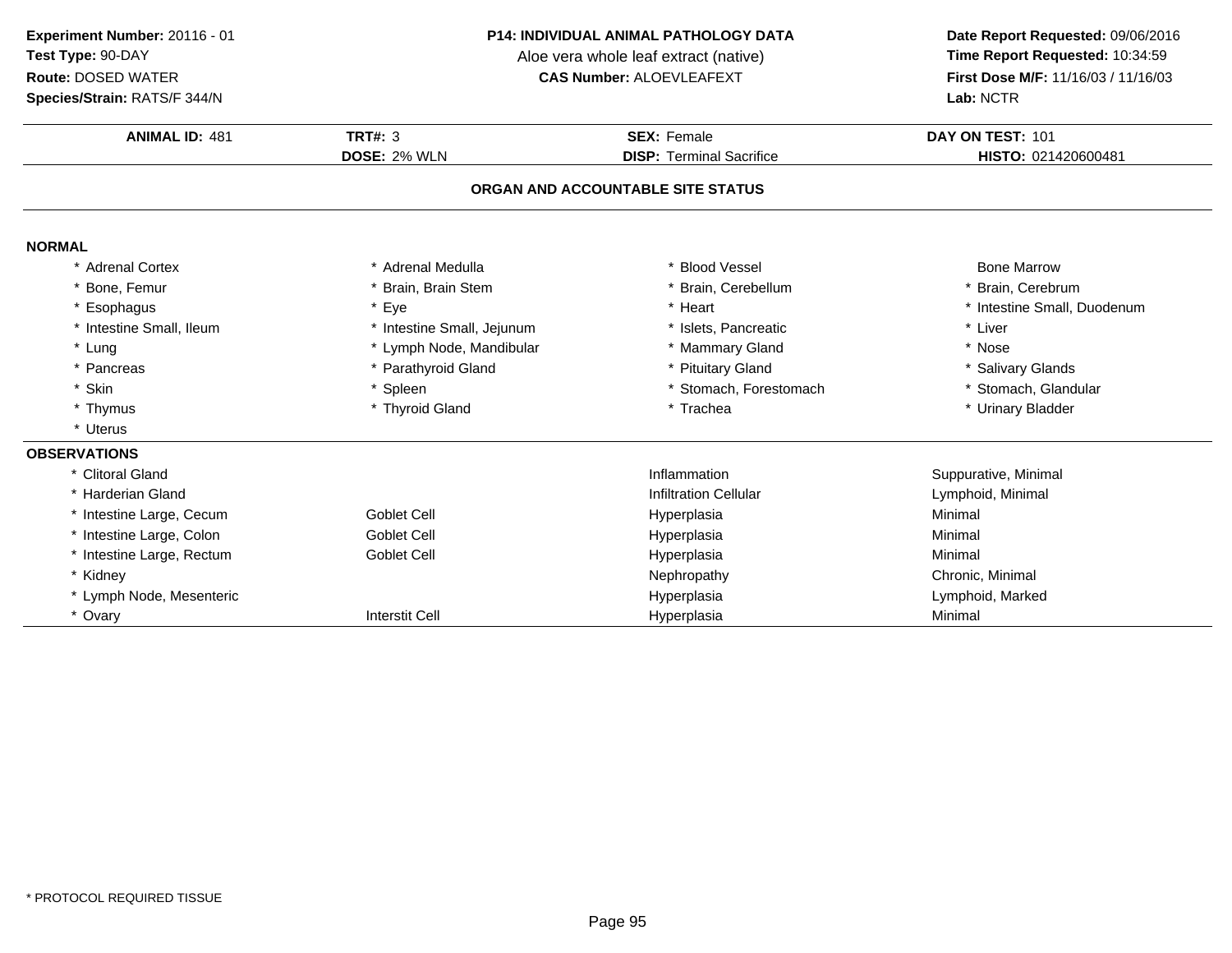**Experiment Number:** 20116 - 01
**Test Type:** 90-DAY
**Route:** DOSED WATER
**Species/Strain:** RATS/F 344/N

**P14: INDIVIDUAL ANIMAL PATHOLOGY DATA**
Aloe vera whole leaf extract (native)
**CAS Number:** ALOEVLEAFEXT

**Date Report Requested:** 09/06/2016
**Time Report Requested:** 10:34:59
**First Dose M/F:** 11/16/03 / 11/16/03
**Lab:** NCTR

| **ANIMAL ID:** 481 | **TRT#:** 3 | **SEX:** Female | **DAY ON TEST:** 101 |
|---|---|---|---|
| | **DOSE:** 2% WLN | **DISP:** Terminal Sacrifice | **HISTO:** 021420600481 |

## ORGAN AND ACCOUNTABLE SITE STATUS

### NORMAL

| | | | |
|---|---|---|---|
| * Adrenal Cortex | * Adrenal Medulla | * Blood Vessel | Bone Marrow |
| * Bone, Femur | * Brain, Brain Stem | * Brain, Cerebellum | * Brain, Cerebrum |
| * Esophagus | * Eye | * Heart | * Intestine Small, Duodenum |
| * Intestine Small, Ileum | * Intestine Small, Jejunum | * Islets, Pancreatic | * Liver |
| * Lung | * Lymph Node, Mandibular | * Mammary Gland | * Nose |
| * Pancreas | * Parathyroid Gland | * Pituitary Gland | * Salivary Glands |
| * Skin | * Spleen | * Stomach, Forestomach | * Stomach, Glandular |
| * Thymus | * Thyroid Gland | * Trachea | * Urinary Bladder |
| * Uterus | | | |

### OBSERVATIONS

| | | | |
|---|---|---|---|
| * Clitoral Gland | | Inflammation | Suppurative, Minimal |
| * Harderian Gland | | Infiltration Cellular | Lymphoid, Minimal |
| * Intestine Large, Cecum | Goblet Cell | Hyperplasia | Minimal |
| * Intestine Large, Colon | Goblet Cell | Hyperplasia | Minimal |
| * Intestine Large, Rectum | Goblet Cell | Hyperplasia | Minimal |
| * Kidney | | Nephropathy | Chronic, Minimal |
| * Lymph Node, Mesenteric | | Hyperplasia | Lymphoid, Marked |
| * Ovary | Interstit Cell | Hyperplasia | Minimal |

* PROTOCOL REQUIRED TISSUE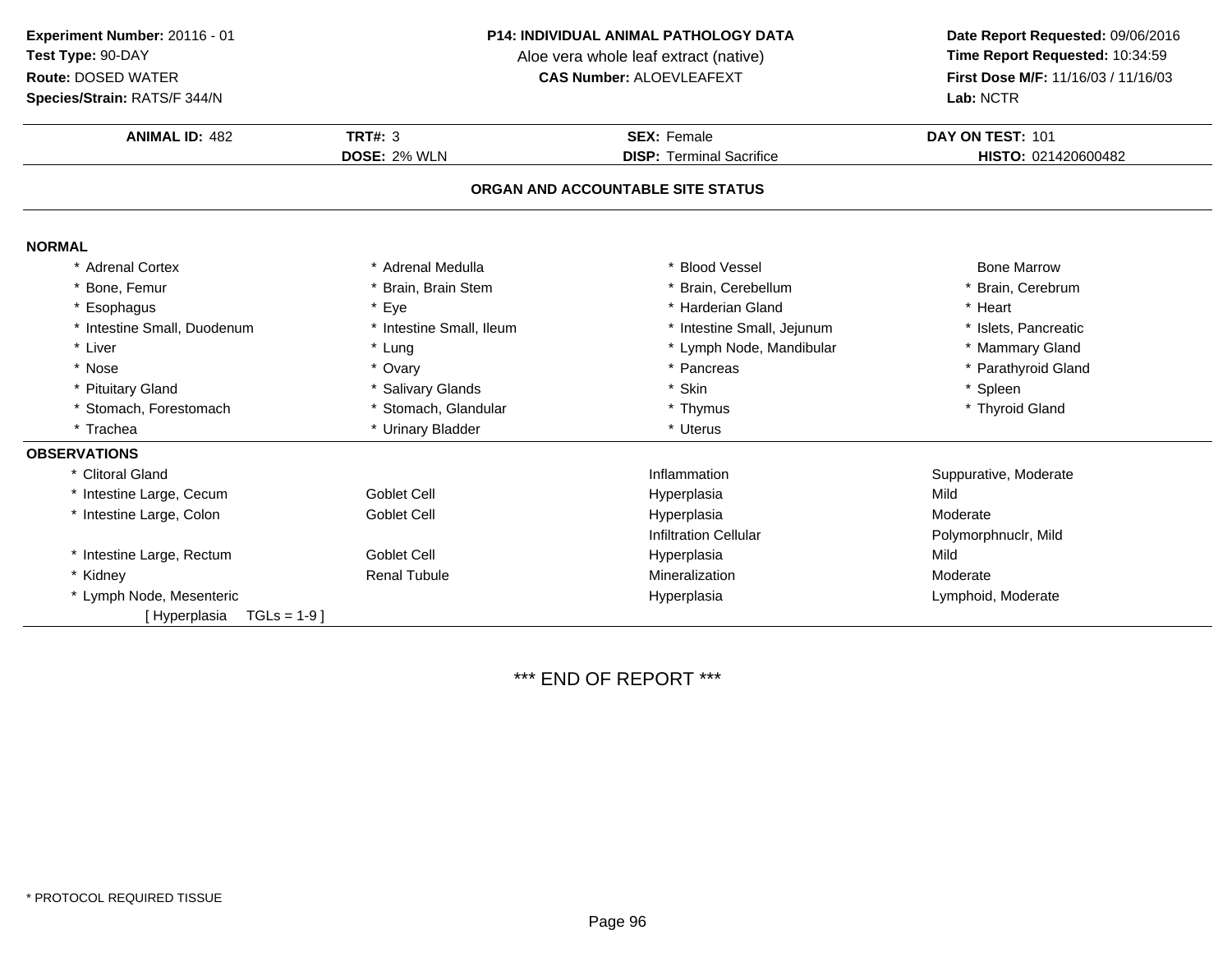**Experiment Number:** 20116 - 01
**Test Type:** 90-DAY
**Route:** DOSED WATER
**Species/Strain:** RATS/F 344/N

**P14: INDIVIDUAL ANIMAL PATHOLOGY DATA**
Aloe vera whole leaf extract (native)
**CAS Number:** ALOEVLEAFEXT

**Date Report Requested:** 09/06/2016
**Time Report Requested:** 10:34:59
**First Dose M/F:** 11/16/03 / 11/16/03
**Lab:** NCTR

| **ANIMAL ID:** 482 | **TRT#:** 3 | **SEX:** Female | **DAY ON TEST:** 101 |
|---|---|---|---|
| | **DOSE:** 2% WLN | **DISP:** Terminal Sacrifice | **HISTO:** 021420600482 |

## ORGAN AND ACCOUNTABLE SITE STATUS

### NORMAL

| | | | |
|---|---|---|---|
| * Adrenal Cortex | * Adrenal Medulla | * Blood Vessel | Bone Marrow |
| * Bone, Femur | * Brain, Brain Stem | * Brain, Cerebellum | * Brain, Cerebrum |
| * Esophagus | * Eye | * Harderian Gland | * Heart |
| * Intestine Small, Duodenum | * Intestine Small, Ileum | * Intestine Small, Jejunum | * Islets, Pancreatic |
| * Liver | * Lung | * Lymph Node, Mandibular | * Mammary Gland |
| * Nose | * Ovary | * Pancreas | * Parathyroid Gland |
| * Pituitary Gland | * Salivary Glands | * Skin | * Spleen |
| * Stomach, Forestomach | * Stomach, Glandular | * Thymus | * Thyroid Gland |
| * Trachea | * Urinary Bladder | * Uterus | |

### OBSERVATIONS

| | | | |
|---|---|---|---|
| * Clitoral Gland | | Inflammation | Suppurative, Moderate |
| * Intestine Large, Cecum | Goblet Cell | Hyperplasia | Mild |
| * Intestine Large, Colon | Goblet Cell | Hyperplasia | Moderate |
| | | Infiltration Cellular | Polymorphnuclr, Mild |
| * Intestine Large, Rectum | Goblet Cell | Hyperplasia | Mild |
| * Kidney | Renal Tubule | Mineralization | Moderate |
| * Lymph Node, Mesenteric | | Hyperplasia | Lymphoid, Moderate |
| [ Hyperplasia TGLs = 1-9 ] | | | |

*** END OF REPORT ***

* PROTOCOL REQUIRED TISSUE